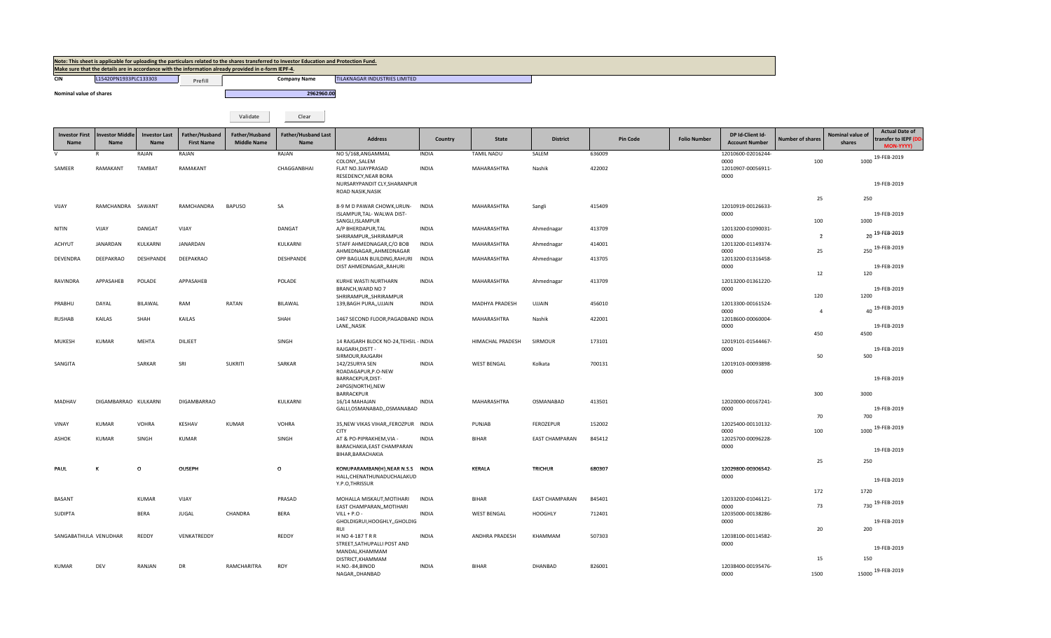**Note: This sheet is applicable for uploading the particulars related to the shares transferred to Investor Education and Protection Fund.**
**Make sure that the details are in accordance with the information already provided in e-form IEPF-4.**

| CIN | L15420PN1933PLC133303 | Prefill | Company Name | TILAKNAGAR INDUSTRIES LIMITED |
|---|---|---|---|---|

Nominal value of shares: 2962960.00

Validate | Clear

| Investor First Name | Investor Middle Name | Investor Last Name | Father/Husband First Name | Father/Husband Middle Name | Father/Husband Last Name | Address | Country | State | District | Pin Code | Folio Number | DP Id-Client Id-Account Number | Number of shares | Nominal value of shares | Actual Date of transfer to IEPF (DD-MON-YYYY) |
|---|---|---|---|---|---|---|---|---|---|---|---|---|---|---|---|
| V | R | RAJAN | RAJAN | | RAJAN | NO 5/168,ANGAMMAL COLONY,,SALEM | INDIA | TAMIL NADU | SALEM | 636009 | | 12010600-02016244-0000 | 100 | 1000 | 19-FEB-2019 |
| SAMEER | RAMAKANT | TAMBAT | RAMAKANT | | CHAGGANBHAI | FLAT NO.3JAYPRASAD RESEDENCY,NEAR BORA NURSARYPANDIT CLY,SHARANPUR ROAD NASIK,NASIK | INDIA | MAHARASHTRA | Nashik | 422002 | | 12010907-00056911-0000 | 25 | 250 | 19-FEB-2019 |
| VIJAY | RAMCHANDRA | SAWANT | RAMCHANDRA | BAPUSO | SA | 8-9 M D PAWAR CHOWK,URUN-ISLAMPUR,TAL- WALWA DIST-SANGLI,ISLAMPUR | INDIA | MAHARASHTRA | Sangli | 415409 | | 12010919-00126633-0000 | 100 | 1000 | 19-FEB-2019 |
| NITIN | VIJAY | DANGAT | VIJAY | | DANGAT | A/P BHERDAPUR,TAL SHRIRAMPUR,,SHRIRAMPUR | INDIA | MAHARASHTRA | Ahmednagar | 413709 | | 12013200-01090031-0000 | 2 | 20 | 19-FEB-2019 |
| ACHYUT | JANARDAN | KULKARNI | JANARDAN | | KULKARNI | STAFF AHMEDNAGAR,C/O BOB AHMEDNAGAR,,AHMEDNAGAR | INDIA | MAHARASHTRA | Ahmednagar | 414001 | | 12013200-01149374-0000 | 25 | 250 | 19-FEB-2019 |
| DEVENDRA | DEEPAKRAO | DESHPANDE | DEEPAKRAO | | DESHPANDE | OPP BAGUAN BUILDING,RAHURI DIST AHMEDNAGAR,,RAHURI | INDIA | MAHARASHTRA | Ahmednagar | 413705 | | 12013200-01316458-0000 | 12 | 120 | 19-FEB-2019 |
| RAVINDRA | APPASAHEB | POLADE | APPASAHEB | | POLADE | KURHE WASTI NURTHARN BRANCH,WARD NO 7 SHRIRAMPUR,,SHRIRAMPUR | INDIA | MAHARASHTRA | Ahmednagar | 413709 | | 12013200-01361220-0000 | 120 | 1200 | 19-FEB-2019 |
| PRABHU | DAYAL | BILAWAL | RAM | RATAN | BILAWAL | 139,BAGH PURA,,UJJAIN | INDIA | MADHYA PRADESH | UJJAIN | 456010 | | 12013300-00161524-0000 | 4 | 40 | 19-FEB-2019 |
| RUSHAB | KAILAS | SHAH | KAILAS | | SHAH | 1467 SECOND FLOOR,PAGADBAND LANE,,NASIK | INDIA | MAHARASHTRA | Nashik | 422001 | | 12018600-00060004-0000 | 450 | 4500 | 19-FEB-2019 |
| MUKESH | KUMAR | MEHTA | DILJEET | | SINGH | 14 RAJGARH BLOCK NO-24,TEHSIL - RAJGARH,DISTT - SIRMOUR,RAJGARH | INDIA | HIMACHAL PRADESH | SIRMOUR | 173101 | | 12019101-01544467-0000 | 50 | 500 | 19-FEB-2019 |
| SANGITA | | SARKAR | SRI | SUKRITI | SARKAR | 142/2SURYA SEN ROADAGAPUR,P.O-NEW BARRACKPUR,DIST-24PGS(NORTH),NEW BARRACKPUR | INDIA | WEST BENGAL | Kolkata | 700131 | | 12019103-00093898-0000 | 300 | 3000 | 19-FEB-2019 |
| MADHAV | DIGAMBARRAO | KULKARNI | DIGAMBARRAO | | KULKARNI | 16/14 MAHAJAN GALLI,OSMANABAD,,OSMANABAD | INDIA | MAHARASHTRA | OSMANABAD | 413501 | | 12020000-00167241-0000 | 70 | 700 | 19-FEB-2019 |
| VINAY | KUMAR | VOHRA | KESHAV | KUMAR | VOHRA | 35,NEW VIKAS VIHAR,,FEROZPUR CITY | INDIA | PUNJAB | FEROZEPUR | 152002 | | 12025400-00110132-0000 | 100 | 1000 | 19-FEB-2019 |
| ASHOK | KUMAR | SINGH | KUMAR | | SINGH | AT & PO-PIPRAKHEM,VIA - BARACHAKIA,EAST CHAMPARAN BIHAR,BARACHAKIA | INDIA | BIHAR | EAST CHAMPARAN | 845412 | | 12025700-00096228-0000 | 25 | 250 | 19-FEB-2019 |
| PAUL | K | O | OUSEPH | | O | KONUPARAMBAN(H),NEAR N.S.S HALL,CHENATHUNADUCHALAKUD Y.P.O,THRISSUR | INDIA | KERALA | TRICHUR | 680307 | | 12029800-00306542-0000 | 172 | 1720 | 19-FEB-2019 |
| BASANT | | KUMAR | VIJAY | | PRASAD | MOHALLA MISKAUT,MOTIHARI EAST CHAMPARAN,,MOTIHARI | INDIA | BIHAR | EAST CHAMPARAN | 845401 | | 12033200-01046121-0000 | 73 | 730 | 19-FEB-2019 |
| SUDIPTA | | BERA | JUGAL | CHANDRA | BERA | VILL + P.O - GHOLDIGRUI,HOOGHLY,,GHOLDIG RUI | INDIA | WEST BENGAL | HOOGHLY | 712401 | | 12035000-00138286-0000 | 20 | 200 | 19-FEB-2019 |
| SANGABATHULA | VENUDHAR | REDDY | VENKATREDDY | | REDDY | H NO 4-187 T R R STREET,SATHUPALLI POST AND MANDAL,KHAMMAM DISTRICT,KHAMMAM | INDIA | ANDHRA PRADESH | KHAMMAM | 507303 | | 12038100-00114582-0000 | 15 | 150 | 19-FEB-2019 |
| KUMAR | DEV | RANJAN | DR | RAMCHARITRA | ROY | H.NO.-84,BINOD NAGAR,,DHANBAD | INDIA | BIHAR | DHANBAD | 826001 | | 12038400-00195476-0000 | 1500 | 15000 | 19-FEB-2019 |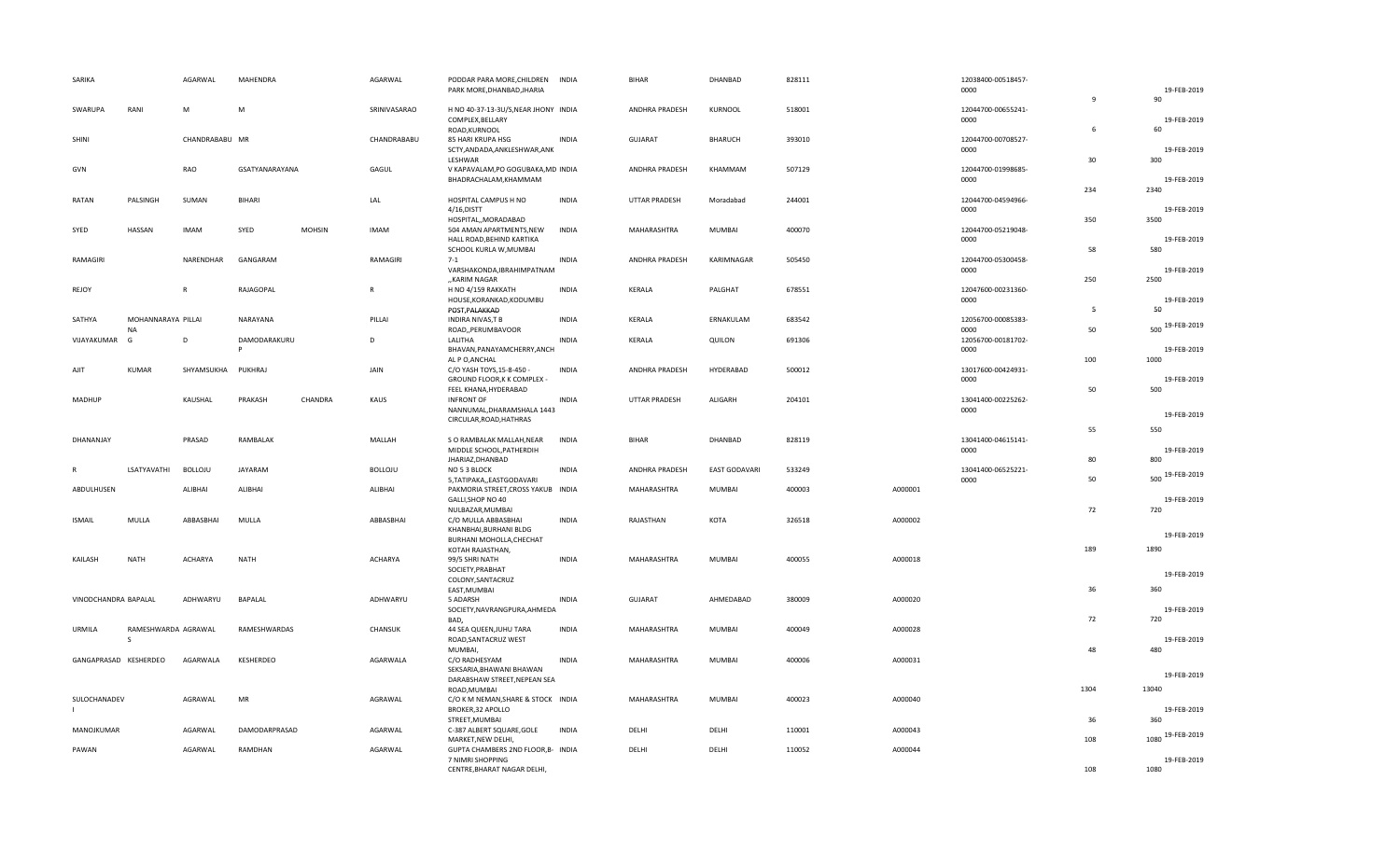| | | | | | | | | | | | | | | | | |
|---|---|---|---|---|---|---|---|---|---|---|---|---|---|---|---|---|
| SARIKA | | AGARWAL | MAHENDRA | | AGARWAL | PODDAR PARA MORE,CHILDREN PARK MORE,DHANBAD,JHARIA | INDIA | BIHAR | DHANBAD | 828111 | | 12038400-00518457-0000 | | 9 | 90 | 19-FEB-2019 |
| SWARUPA | RANI | M | M | | SRINIVASARAO | H NO 40-37-13-3U/S,NEAR JHONY COMPLEX,BELLARY ROAD,KURNOOL | INDIA | ANDHRA PRADESH | KURNOOL | 518001 | | 12044700-00655241-0000 | | 6 | 60 | 19-FEB-2019 |
| SHINI | | CHANDRABABU | MR | | CHANDRABABU | 85 HARI KRUPA HSG SCTY,ANDADA,ANKLESHWAR,ANKLESHWAR | INDIA | GUJARAT | BHARUCH | 393010 | | 12044700-00708527-0000 | | 30 | 300 | 19-FEB-2019 |
| GVN | | RAO | GSATYANARAYANA | | GAGUL | V KAPAVALAM,PO GOGUBAKA,MD BHADRACHALAM,KHAMMAM | INDIA | ANDHRA PRADESH | KHAMMAM | 507129 | | 12044700-01998685-0000 | | 234 | 2340 | 19-FEB-2019 |
| RATAN | PALSINGH | SUMAN | BIHARI | | LAL | HOSPITAL CAMPUS H NO 4/16,DISTT HOSPITAL,,MORADABAD | INDIA | UTTAR PRADESH | Moradabad | 244001 | | 12044700-04594966-0000 | | 350 | 3500 | 19-FEB-2019 |
| SYED | HASSAN | IMAM | SYED | MOHSIN | IMAM | 504 AMAN APARTMENTS,NEW HALL ROAD,BEHIND KARTIKA SCHOOL KURLA W,MUMBAI | INDIA | MAHARASHTRA | MUMBAI | 400070 | | 12044700-05219048-0000 | | 58 | 580 | 19-FEB-2019 |
| RAMAGIRI | | NARENDHAR | GANGARAM | | RAMAGIRI | 7-1 VARSHAKONDA,IBRAHIMPATNAM ,,KARIM NAGAR | INDIA | ANDHRA PRADESH | KARIMNAGAR | 505450 | | 12044700-05300458-0000 | | 250 | 2500 | 19-FEB-2019 |
| REJOY | | R | RAJAGOPAL | | R | H NO 4/159 RAKKATH HOUSE,KORANKAD,KODUMBU POST,PALAKKAD | INDIA | KERALA | PALGHAT | 678551 | | 12047600-00231360-0000 | | 5 | 50 | 19-FEB-2019 |
| SATHYA | MOHANNARAYA NA | PILLAI | NARAYANA | | PILLAI | INDIRA NIVAS,T B ROAD,,PERUMBAVOOR | INDIA | KERALA | ERNAKULAM | 683542 | | 12056700-00085383-0000 | | 50 | 500 | 19-FEB-2019 |
| VIJAYAKUMAR | G | D | DAMODARAKURU P | | D | LALITHA BHAVAN,PANAYAMCHERRY,ANCH AL P O,ANCHAL | INDIA | KERALA | QUILON | 691306 | | 12056700-00181702-0000 | | 100 | 1000 | 19-FEB-2019 |
| AJIT | KUMAR | SHYAMSUKHA | PUKHRAJ | | JAIN | C/O YASH TOYS,15-8-450 - GROUND FLOOR,K K COMPLEX - FEEL KHANA,HYDERABAD | INDIA | ANDHRA PRADESH | HYDERABAD | 500012 | | 13017600-00424931-0000 | | 50 | 500 | 19-FEB-2019 |
| MADHUP | | KAUSHAL | PRAKASH | CHANDRA | KAUS | INFRONT OF NANNUMAL,DHARAMSHALA 1443 CIRCULAR,ROAD,HATHRAS | INDIA | UTTAR PRADESH | ALIGARH | 204101 | | 13041400-00225262-0000 | | 55 | 550 | 19-FEB-2019 |
| DHANANJAY | | PRASAD | RAMBALAK | | MALLAH | S O RAMBALAK MALLAH,NEAR MIDDLE SCHOOL,PATHERDIH JHARIAZ,DHANBAD | INDIA | BIHAR | DHANBAD | 828119 | | 13041400-04615141-0000 | | 80 | 800 | 19-FEB-2019 |
| R | LSATYAVATHI | BOLLOJU | JAYARAM | | BOLLOJU | NO 5 3 BLOCK 5,TATIPAKA,,EASTGODAVARI | INDIA | ANDHRA PRADESH | EAST GODAVARI | 533249 | | 13041400-06525221-0000 | | 50 | 500 | 19-FEB-2019 |
| ABDULHUSEN | | ALIBHAI | ALIBHAI | | ALIBHAI | PAKMORIA STREET,CROSS YAKUB GALLI,SHOP NO 40 NULBAZAR,MUMBAI | INDIA | MAHARASHTRA | MUMBAI | 400003 | A000001 | | | 72 | 720 | 19-FEB-2019 |
| ISMAIL | MULLA | ABBASBHAI | MULLA | | ABBASBHAI | C/O MULLA ABBASBHAI KHANBHAI,BURHANI BLDG BURHANI MOHOLLA,CHECHAT KOTAH RAJASTHAN, | INDIA | RAJASTHAN | KOTA | 326518 | A000002 | | | 189 | 1890 | 19-FEB-2019 |
| KAILASH | NATH | ACHARYA | NATH | | ACHARYA | 99/5 SHRI NATH SOCIETY,PRABHAT COLONY,SANTACRUZ EAST,MUMBAI | INDIA | MAHARASHTRA | MUMBAI | 400055 | A000018 | | | 36 | 360 | 19-FEB-2019 |
| VINODCHANDRA | BAPALAL | ADHWARYU | BAPALAL | | ADHWARYU | 5 ADARSH SOCIETY,NAVRANGPURA,AHMEDA BAD, | INDIA | GUJARAT | AHMEDABAD | 380009 | A000020 | | | 72 | 720 | 19-FEB-2019 |
| URMILA | RAMESHWARDA S | AGRAWAL | RAMESHWARDAS | | CHANSUK | 44 SEA QUEEN,JUHU TARA ROAD,SANTACRUZ WEST MUMBAI, | INDIA | MAHARASHTRA | MUMBAI | 400049 | A000028 | | | 48 | 480 | 19-FEB-2019 |
| GANGAPRASAD | KESHERDEO | AGARWALA | KESHERDEO | | AGARWALA | C/O RADHESYAM SEKSARIA,BHAWANI BHAWAN DARABSHAW STREET,NEPEAN SEA ROAD,MUMBAI | INDIA | MAHARASHTRA | MUMBAI | 400006 | A000031 | | | 1304 | 13040 | 19-FEB-2019 |
| SULOCHANADEV I | | AGRAWAL | MR | | AGRAWAL | C/O K M NEMAN,SHARE & STOCK BROKER,32 APOLLO STREET,MUMBAI | INDIA | MAHARASHTRA | MUMBAI | 400023 | A000040 | | | 36 | 360 | 19-FEB-2019 |
| MANOJKUMAR | | AGARWAL | DAMODARPRASAD | | AGARWAL | C-387 ALBERT SQUARE,GOLE MARKET,NEW DELHI, | INDIA | DELHI | DELHI | 110001 | A000043 | | | 108 | 1080 | 19-FEB-2019 |
| PAWAN | | AGARWAL | RAMDHAN | | AGARWAL | GUPTA CHAMBERS 2ND FLOOR,B-7 NIMRI SHOPPING CENTRE,BHARAT NAGAR DELHI, | INDIA | DELHI | DELHI | 110052 | A000044 | | | 108 | 1080 | 19-FEB-2019 |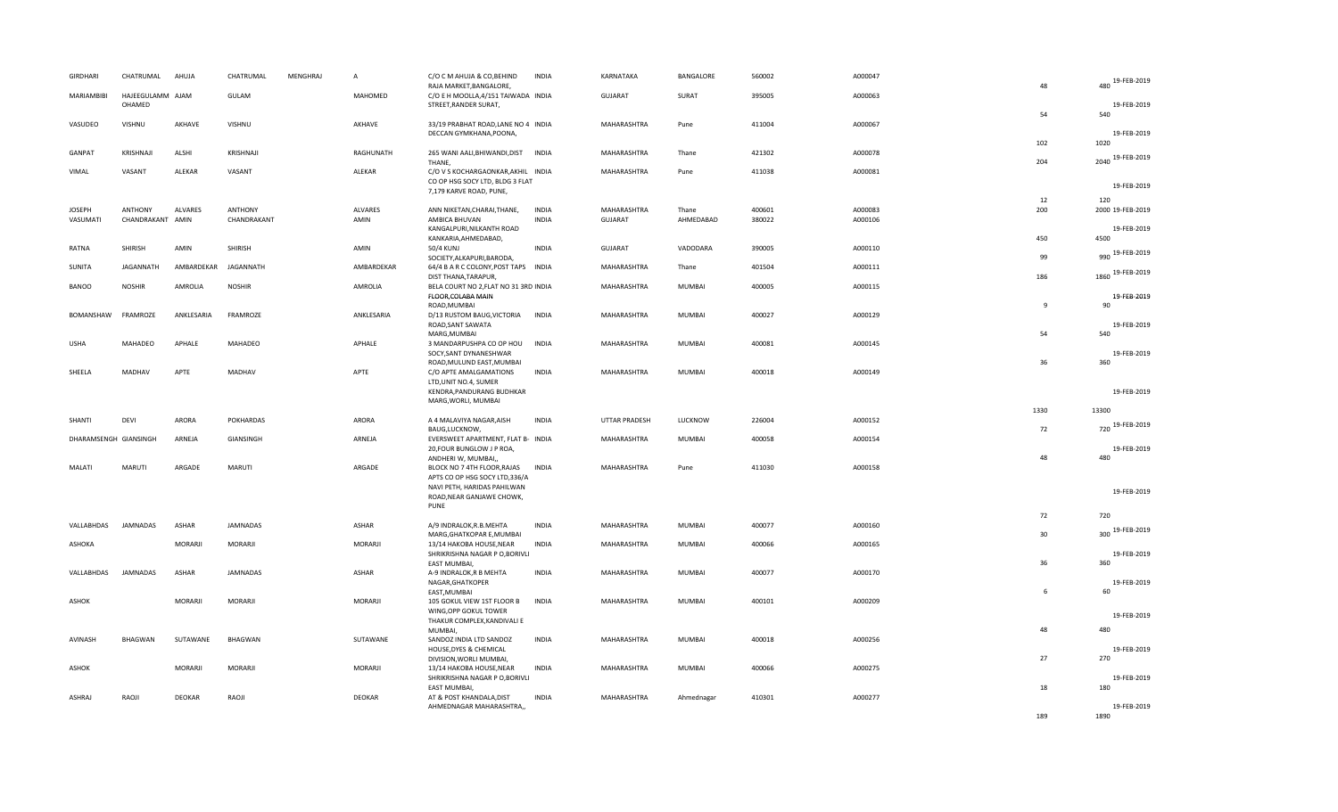| | | | | | | | | | | | | | | | |
|---|---|---|---|---|---|---|---|---|---|---|---|---|---|---|---|
| GIRDHARI | CHATRUMAL | AHUJA | CHATRUMAL | MENGHRAJ | A | C/O C M AHUJA & CO,BEHIND RAJA MARKET,BANGALORE, | INDIA | KARNATAKA | BANGALORE | 560002 | A000047 | | 48 | 480 | 19-FEB-2019 |
| MARIAMBIBI | HAJEEGULAMM OHAMED | AJAM | GULAM | | MAHOMED | C/O E H MOOLLA,4/151 TAIWADA STREET,RANDER SURAT, | INDIA | GUJARAT | SURAT | 395005 | A000063 | | 54 | 540 | 19-FEB-2019 |
| VASUDEO | VISHNU | AKHAVE | VISHNU | | AKHAVE | 33/19 PRABHAT ROAD,LANE NO 4 DECCAN GYMKHANA,POONA, | INDIA | MAHARASHTRA | Pune | 411004 | A000067 | | 102 | 1020 | 19-FEB-2019 |
| GANPAT | KRISHNAJI | ALSHI | KRISHNAJI | | RAGHUNATH | 265 WANI AALI,BHIWANDI,DIST THANE, | INDIA | MAHARASHTRA | Thane | 421302 | A000078 | | 204 | 2040 | 19-FEB-2019 |
| VIMAL | VASANT | ALEKAR | VASANT | | ALEKAR | C/O V S KOCHARGAONKAR,AKHIL CO OP HSG SOCY LTD, BLDG 3 FLAT 7,179 KARVE ROAD, PUNE, | INDIA | MAHARASHTRA | Pune | 411038 | A000081 | | 12 | 120 | 19-FEB-2019 |
| JOSEPH | ANTHONY | ALVARES | ANTHONY | | ALVARES | ANN NIKETAN,CHARAI,THANE, | INDIA | MAHARASHTRA | Thane | 400601 | A000083 | | 200 | 2000 | 19-FEB-2019 |
| VASUMATI | CHANDRAKANT | AMIN | CHANDRAKANT | | AMIN | AMBICA BHUVAN KANGALPURI,NILKANTH ROAD KANKARIA,AHMEDABAD, | INDIA | GUJARAT | AHMEDABAD | 380022 | A000106 | | 450 | 4500 | 19-FEB-2019 |
| RATNA | SHIRISH | AMIN | SHIRISH | | AMIN | 50/4 KUNJ SOCIETY,ALKAPURI,BARODA, | INDIA | GUJARAT | VADODARA | 390005 | A000110 | | 99 | 990 | 19-FEB-2019 |
| SUNITA | JAGANNATH | AMBARDEKAR | JAGANNATH | | AMBARDEKAR | 64/4 B A R C COLONY,POST TAPS DIST THANA,TARAPUR, | INDIA | MAHARASHTRA | Thane | 401504 | A000111 | | 186 | 1860 | 19-FEB-2019 |
| BANOO | NOSHIR | AMROLIA | NOSHIR | | AMROLIA | BELA COURT NO 2,FLAT NO 31 3RD FLOOR,COLABA MAIN ROAD,MUMBAI | INDIA | MAHARASHTRA | MUMBAI | 400005 | A000115 | | 9 | 90 | 19-FEB-2019 |
| BOMANSHAW | FRAMROZE | ANKLESARIA | FRAMROZE | | ANKLESARIA | D/13 RUSTOM BAUG,VICTORIA ROAD,SANT SAWATA MARG,MUMBAI | INDIA | MAHARASHTRA | MUMBAI | 400027 | A000129 | | 54 | 540 | 19-FEB-2019 |
| USHA | MAHADEO | APHALE | MAHADEO | | APHALE | 3 MANDARPUSHPA CO OP HOU SOCY,SANT DYNANESHWAR ROAD,MULUND EAST,MUMBAI | INDIA | MAHARASHTRA | MUMBAI | 400081 | A000145 | | 36 | 360 | 19-FEB-2019 |
| SHEELA | MADHAV | APTE | MADHAV | | APTE | C/O APTE AMALGAMATIONS LTD,UNIT NO.4, SUMER KENDRA,PANDURANG BUDHKAR MARG,WORLI, MUMBAI | INDIA | MAHARASHTRA | MUMBAI | 400018 | A000149 | | 1330 | 13300 | 19-FEB-2019 |
| SHANTI | DEVI | ARORA | POKHARDAS | | ARORA | A 4 MALAVIYA NAGAR,AISH BAUG,LUCKNOW, | INDIA | UTTAR PRADESH | LUCKNOW | 226004 | A000152 | | 72 | 720 | 19-FEB-2019 |
| DHARAMSENGH | GIANSINGH | ARNEJA | GIANSINGH | | ARNEJA | EVERSWEET APARTMENT, FLAT B-20,FOUR BUNGLOW J P ROA, ANDHERI W, MUMBAI,, | INDIA | MAHARASHTRA | MUMBAI | 400058 | A000154 | | 48 | 480 | 19-FEB-2019 |
| MALATI | MARUTI | ARGADE | MARUTI | | ARGADE | BLOCK NO 7 4TH FLOOR,RAJAS APTS CO OP HSG SOCY LTD,336/A NAVI PETH, HARIDAS PAHILWAN ROAD,NEAR GANJAWE CHOWK, PUNE | INDIA | MAHARASHTRA | Pune | 411030 | A000158 | | 72 | 720 | 19-FEB-2019 |
| VALLABHDAS | JAMNADAS | ASHAR | JAMNADAS | | ASHAR | A/9 INDRALOK,R.B.MEHTA MARG,GHATKOPAR E,MUMBAI | INDIA | MAHARASHTRA | MUMBAI | 400077 | A000160 | | 30 | 300 | 19-FEB-2019 |
| ASHOKA | | MORARJI | MORARJI | | MORARJI | 13/14 HAKOBA HOUSE,NEAR SHRIKRISHNA NAGAR P O,BORIVLI EAST MUMBAI, | INDIA | MAHARASHTRA | MUMBAI | 400066 | A000165 | | 36 | 360 | 19-FEB-2019 |
| VALLABHDAS | JAMNADAS | ASHAR | JAMNADAS | | ASHAR | A-9 INDRALOK,R B MEHTA NAGAR,GHATKOPER EAST,MUMBAI | INDIA | MAHARASHTRA | MUMBAI | 400077 | A000170 | | 6 | 60 | 19-FEB-2019 |
| ASHOK | | MORARJI | MORARJI | | MORARJI | 105 GOKUL VIEW 1ST FLOOR B WING,OPP GOKUL TOWER THAKUR COMPLEX,KANDIVALI E MUMBAI, | INDIA | MAHARASHTRA | MUMBAI | 400101 | A000209 | | 48 | 480 | 19-FEB-2019 |
| AVINASH | BHAGWAN | SUTAWANE | BHAGWAN | | SUTAWANE | SANDOZ INDIA LTD SANDOZ HOUSE,DYES & CHEMICAL DIVISION,WORLI MUMBAI, | INDIA | MAHARASHTRA | MUMBAI | 400018 | A000256 | | 27 | 270 | 19-FEB-2019 |
| ASHOK | | MORARJI | MORARJI | | MORARJI | 13/14 HAKOBA HOUSE,NEAR SHRIKRISHNA NAGAR P O,BORIVLI EAST MUMBAI, | INDIA | MAHARASHTRA | MUMBAI | 400066 | A000275 | | 18 | 180 | 19-FEB-2019 |
| ASHRAJ | RAOJI | DEOKAR | RAOJI | | DEOKAR | AT & POST KHANDALA,DIST AHMEDNAGAR MAHARASHTRA,, | INDIA | MAHARASHTRA | Ahmednagar | 410301 | A000277 | | 189 | 1890 | 19-FEB-2019 |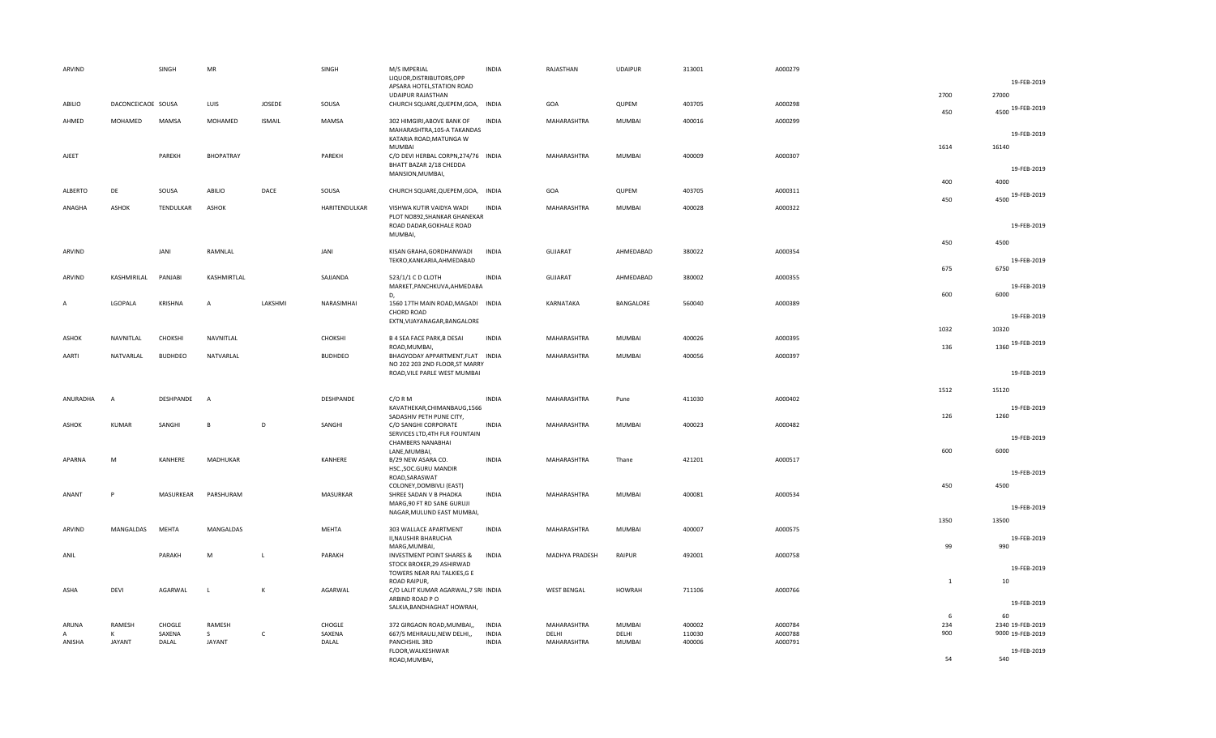| | | | | | | | | | | | | | | |
|---|---|---|---|---|---|---|---|---|---|---|---|---|---|---|
| ARVIND | | SINGH | MR | | SINGH | M/S IMPERIAL LIQUOR,DISTRIBUTORS,OPP APSARA HOTEL,STATION ROAD UDAIPUR RAJASTHAN | INDIA | RAJASTHAN | UDAIPUR | 313001 | A000279 | 2700 | 27000 | 19-FEB-2019 |
| ABILIO | DACONCEICAOE | SOUSA | LUIS | JOSEDE | SOUSA | CHURCH SQUARE,QUEPEM,GOA, | INDIA | GOA | QUPEM | 403705 | A000298 | 450 | 4500 | 19-FEB-2019 |
| AHMED | MOHAMED | MAMSA | MOHAMED | ISMAIL | MAMSA | 302 HIMGIRI,ABOVE BANK OF MAHARASHTRA,105-A TAKANDAS KATARIA ROAD,MATUNGA W MUMBAI | INDIA | MAHARASHTRA | MUMBAI | 400016 | A000299 | 1614 | 16140 | 19-FEB-2019 |
| AJEET | | PAREKH | BHOPATRAY | | PAREKH | C/O DEVI HERBAL CORPN,274/76 BHATT BAZAR 2/18 CHEDDA MANSION,MUMBAI, | INDIA | MAHARASHTRA | MUMBAI | 400009 | A000307 | 400 | 4000 | 19-FEB-2019 |
| ALBERTO | DE | SOUSA | ABILIO | DACE | SOUSA | CHURCH SQUARE,QUEPEM,GOA, | INDIA | GOA | QUPEM | 403705 | A000311 | 450 | 4500 | 19-FEB-2019 |
| ANAGHA | ASHOK | TENDULKAR | ASHOK | | HARITENDULKAR | VISHWA KUTIR VAIDYA WADI PLOT NO892,SHANKAR GHANEKAR ROAD DADAR,GOKHALE ROAD MUMBAI, | INDIA | MAHARASHTRA | MUMBAI | 400028 | A000322 | 450 | 4500 | 19-FEB-2019 |
| ARVIND | | JANI | RAMNLAL | | JANI | KISAN GRAHA,GORDHANWADI TEKRO,KANKARIA,AHMEDABAD | INDIA | GUJARAT | AHMEDABAD | 380022 | A000354 | 675 | 6750 | 19-FEB-2019 |
| ARVIND | KASHMIRILAL | PANJABI | KASHMIRTLAL | | SAJJANDA | 523/1/1 C D CLOTH MARKET,PANCHKUVA,AHMEDABAD, | INDIA | GUJARAT | AHMEDABAD | 380002 | A000355 | 600 | 6000 | 19-FEB-2019 |
| A | LGOPALA | KRISHNA | A | LAKSHMI | NARASIMHAI | 1560 17TH MAIN ROAD,MAGADI CHORD ROAD EXTN,VIJAYANAGAR,BANGALORE | INDIA | KARNATAKA | BANGALORE | 560040 | A000389 | 1032 | 10320 | 19-FEB-2019 |
| ASHOK | NAVNITLAL | CHOKSHI | NAVNITLAL | | CHOKSHI | B 4 SEA FACE PARK,B DESAI ROAD,MUMBAI, | INDIA | MAHARASHTRA | MUMBAI | 400026 | A000395 | 136 | 1360 | 19-FEB-2019 |
| AARTI | NATVARLAL | BUDHDEO | NATVARLAL | | BUDHDEO | BHAGYODAY APPARTMENT,FLAT NO 202 203 2ND FLOOR,ST MARRY ROAD,VILE PARLE WEST MUMBAI | INDIA | MAHARASHTRA | MUMBAI | 400056 | A000397 | 1512 | 15120 | 19-FEB-2019 |
| ANURADHA | A | DESHPANDE | A | | DESHPANDE | C/O R M KAVATHEKAR,CHIMANBAUG,1566 SADASHIV PETH PUNE CITY, | INDIA | MAHARASHTRA | Pune | 411030 | A000402 | 126 | 1260 | 19-FEB-2019 |
| ASHOK | KUMAR | SANGHI | B | D | SANGHI | C/O SANGHI CORPORATE SERVICES LTD,4TH FLR FOUNTAIN CHAMBERS NANABHAI LANE,MUMBAI, | INDIA | MAHARASHTRA | MUMBAI | 400023 | A000482 | 600 | 6000 | 19-FEB-2019 |
| APARNA | M | KANHERE | MADHUKAR | | KANHERE | B/29 NEW ASARA CO. HSC.,SOC.GURU MANDIR ROAD,SARASWAT COLONEY,DOMBIVLI (EAST) | INDIA | MAHARASHTRA | Thane | 421201 | A000517 | 450 | 4500 | 19-FEB-2019 |
| ANANT | P | MASURKEAR | PARSHURAM | | MASURKAR | SHREE SADAN V B PHADKA MARG,90 FT RD SANE GURUJI NAGAR,MULUND EAST MUMBAI, | INDIA | MAHARASHTRA | MUMBAI | 400081 | A000534 | 1350 | 13500 | 19-FEB-2019 |
| ARVIND | MANGALDAS | MEHTA | MANGALDAS | | MEHTA | 303 WALLACE APARTMENT II,NAUSHIR BHARUCHA MARG,MUMBAI, | INDIA | MAHARASHTRA | MUMBAI | 400007 | A000575 | 99 | 990 | 19-FEB-2019 |
| ANIL | | PARAKH | M | L | PARAKH | INVESTMENT POINT SHARES & STOCK BROKER,29 ASHIRWAD TOWERS NEAR RAJ TALKIES,G E ROAD RAIPUR, | INDIA | MADHYA PRADESH | RAIPUR | 492001 | A000758 | 1 | 10 | 19-FEB-2019 |
| ASHA | DEVI | AGARWAL | L | K | AGARWAL | C/O LALIT KUMAR AGARWAL,7 SRI ARBIND ROAD P O SALKIA,BANDHAGHAT HOWRAH, | INDIA | WEST BENGAL | HOWRAH | 711106 | A000766 | 6 | 60 | 19-FEB-2019 |
| ARUNA | RAMESH | CHOGLE | RAMESH | | CHOGLE | 372 GIRGAON ROAD,MUMBAI,, | INDIA | MAHARASHTRA | MUMBAI | 400002 | A000784 | 234 | 2340 | 19-FEB-2019 |
| A | K | SAXENA | S | C | SAXENA | 667/5 MEHRAULI,NEW DELHI,, | INDIA | DELHI | DELHI | 110030 | A000788 | 900 | 9000 | 19-FEB-2019 |
| ANISHA | JAYANT | DALAL | JAYANT | | DALAL | PANCHSHIL 3RD FLOOR,WALKESHWAR ROAD,MUMBAI, | INDIA | MAHARASHTRA | MUMBAI | 400006 | A000791 | 54 | 540 | 19-FEB-2019 |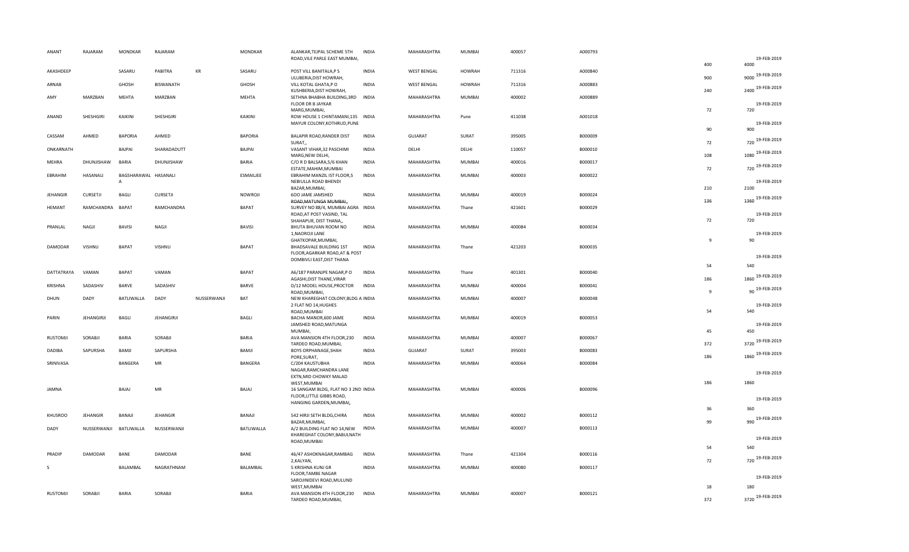| ANANT | RAJARAM | MONDKAR | RAJARAM | | MONDKAR | ALANKAR,TEJPAL SCHEME 5TH ROAD,VILE PARLE EAST MUMBAI, | INDIA | MAHARASHTRA | MUMBAI | 400057 | A000793 | 400 | 4000 | 19-FEB-2019 |
|---|---|---|---|---|---|---|---|---|---|---|---|---|---|---|
| AKASHDEEP | | SASARU | PABITRA | KR | SASARU | POST VILL BANITALA,P S ULUBERIA,DIST HOWRAH, | INDIA | WEST BENGAL | HOWRAH | 711316 | A000840 | 900 | 9000 | 19-FEB-2019 |
| ARNAB | | GHOSH | BISWANATH | | GHOSH | VILL KOTAL GHATA,P O KUSHBERIA,DIST HOWRAH, | INDIA | WEST BENGAL | HOWRAH | 711316 | A000883 | 240 | 2400 | 19-FEB-2019 |
| AMY | MARZBAN | MEHTA | MARZBAN | | MEHTA | SETHNA BHABHA BUILDING,3RD FLOOR DR B JAYKAR MARG,MUMBAI, | INDIA | MAHARASHTRA | MUMBAI | 400002 | A000889 | 72 | 720 | 19-FEB-2019 |
| ANAND | SHESHGIRI | KAIKINI | SHESHGIRI | | KAIKINI | ROW HOUSE 1 CHINTAMANI,135 MAYUR COLONY,KOTHRUD,PUNE | INDIA | MAHARASHTRA | Pune | 411038 | A001018 | 90 | 900 | 19-FEB-2019 |
| CASSAM | AHMED | BAPORIA | AHMED | | BAPORIA | BALAPIR ROAD,RANDER DIST SURAT,, | INDIA | GUJARAT | SURAT | 395005 | B000009 | 72 | 720 | 19-FEB-2019 |
| ONKARNATH | | BAJPAI | SHARADADUTT | | BAJPAI | VASANT VIHAR,32 PASCHIMI MARG,NEW DELHI, | INDIA | DELHI | DELHI | 110057 | B000010 | 108 | 1080 | 19-FEB-2019 |
| MEHRA | DHUNJISHAW | BARIA | DHUNJISHAW | | BARIA | C/O R D BALSARA,5/6 KHAN ESTATE,MAHIM,MUMBAI | INDIA | MAHARASHTRA | MUMBAI | 400016 | B000017 | 72 | 720 | 19-FEB-2019 |
| EBRAHIM | HASANALI | BAGSHARAWAL A | HASANALI | | ESMAILJEE | EBRAHIM MANZIL IST FLOOR,5 NEBIULLA ROAD BHENDI BAZAR,MUMBAI, | INDIA | MAHARASHTRA | MUMBAI | 400003 | B000022 | 210 | 2100 | 19-FEB-2019 |
| JEHANGIR | CURSETJI | BAGLI | CURSETJI | | NOWROJI | 600 JAME JAMSHED ROAD,MATUNGA MUMBAI,, | INDIA | MAHARASHTRA | MUMBAI | 400019 | B000024 | 136 | 1360 | 19-FEB-2019 |
| HEMANT | RAMCHANDRA | BAPAT | RAMCHANDRA | | BAPAT | SURVEY NO 88/4, MUMBAI AGRA ROAD,AT POST VASIND, TAL SHAHAPUR, DIST THANA,, | INDIA | MAHARASHTRA | Thane | 421601 | B000029 | 72 | 720 | 19-FEB-2019 |
| PRANLAL | NAGJI | BAVISI | NAGJI | | BAVISI | BHUTA BHUVAN ROOM NO 1,NAOROJI LANE GHATKOPAR,MUMBAI, | INDIA | MAHARASHTRA | MUMBAI | 400084 | B000034 | 9 | 90 | 19-FEB-2019 |
| DAMODAR | VISHNU | BAPAT | VISHNU | | BAPAT | BHADSAVALE BUILDING 1ST FLOOR,AGARKAR ROAD,AT & POST DOMBIVLI EAST,DIST THANA | INDIA | MAHARASHTRA | Thane | 421203 | B000035 | 54 | 540 | 19-FEB-2019 |
| DATTATRAYA | VAMAN | BAPAT | VAMAN | | BAPAT | A6/187 PARANJPE NAGAR,P O AGASHI,DIST THANE,VIRAR | INDIA | MAHARASHTRA | Thane | 401301 | B000040 | 186 | 1860 | 19-FEB-2019 |
| KRISHNA | SADASHIV | BARVE | SADASHIV | | BARVE | D/12 MODEL HOUSE,PROCTOR ROAD,MUMBAI, | INDIA | MAHARASHTRA | MUMBAI | 400004 | B000041 | 9 | 90 | 19-FEB-2019 |
| DHUN | DADY | BATLIWALLA | DADY | NUSSERWANJI | BAT | NEW KHAREGHAT COLONY,BLDG A 2 FLAT NO 14,HUGHES ROAD,MUMBAI | INDIA | MAHARASHTRA | MUMBAI | 400007 | B000048 | 54 | 540 | 19-FEB-2019 |
| PARIN | JEHANGIRJI | BAGLI | JEHANGIRJI | | BAGLI | BACHA MANOR,600 JAME JAMSHED ROAD,MATUNGA MUMBAI, | INDIA | MAHARASHTRA | MUMBAI | 400019 | B000053 | 45 | 450 | 19-FEB-2019 |
| RUSTOMJI | SORABJI | BARIA | SORABJI | | BARIA | AVA MANSION 4TH FLOOR,230 TARDEO ROAD,MUMBAI, | INDIA | MAHARASHTRA | MUMBAI | 400007 | B000067 | 372 | 3720 | 19-FEB-2019 |
| DADIBA | SAPURSHA | BAMJI | SAPURSHA | | BAMJI | BOYS ORPHANAGE,SHAH PORE,SURAT, | INDIA | GUJARAT | SURAT | 395003 | B000083 | 186 | 1860 | 19-FEB-2019 |
| SRINIVASA | | BANGERA | MR | | BANGERA | C/204 KAUSTUBHA NAGAR,RAMCHANDRA LANE EXTN,MID CHOWKY MALAD WEST,MUMBAI | INDIA | MAHARASHTRA | MUMBAI | 400064 | B000084 | 186 | 1860 | 19-FEB-2019 |
| JAMNA | | BAJAJ | MR | | BAJAJ | 16 SANGAM BLDG, FLAT NO 3 2ND FLOOR,LITTLE GIBBS ROAD, HANGING GARDEN,MUMBAI, | INDIA | MAHARASHTRA | MUMBAI | 400006 | B000096 | 36 | 360 | 19-FEB-2019 |
| KHUSROO | JEHANGIR | BANAJI | JEHANGIR | | BANAJI | 542 HIRJI SETH BLDG,CHIRA BAZAR,MUMBAI, | INDIA | MAHARASHTRA | MUMBAI | 400002 | B000112 | 99 | 990 | 19-FEB-2019 |
| DADY | NUSSERWANJI | BATLIWALLA | NUSSERWANJI | | BATLIWALLA | A/2 BUILDING FLAT NO 14,NEW KHAREGHAT COLONY,BABULNATH ROAD,MUMBAI | INDIA | MAHARASHTRA | MUMBAI | 400007 | B000113 | 54 | 540 | 19-FEB-2019 |
| PRADIP | DAMODAR | BANE | DAMODAR | | BANE | 46/47 ASHOKNAGAR,RAMBAG 2,KALYAN, | INDIA | MAHARASHTRA | Thane | 421304 | B000116 | 72 | 720 | 19-FEB-2019 |
| S | | BALAMBAL | NAGRATHNAM | | BALAMBAL | 5 KRISHNA KUNJ GR FLOOR,TAMBE NAGAR SAROJINIDEVI ROAD,MULUND WEST,MUMBAI | INDIA | MAHARASHTRA | MUMBAI | 400080 | B000117 | 18 | 180 | 19-FEB-2019 |
| RUSTOMJI | SORABJI | BARIA | SORABJI | | BARIA | AVA MANSION 4TH FLOOR,230 TARDEO ROAD,MUMBAI, | INDIA | MAHARASHTRA | MUMBAI | 400007 | B000121 | 372 | 3720 | 19-FEB-2019 |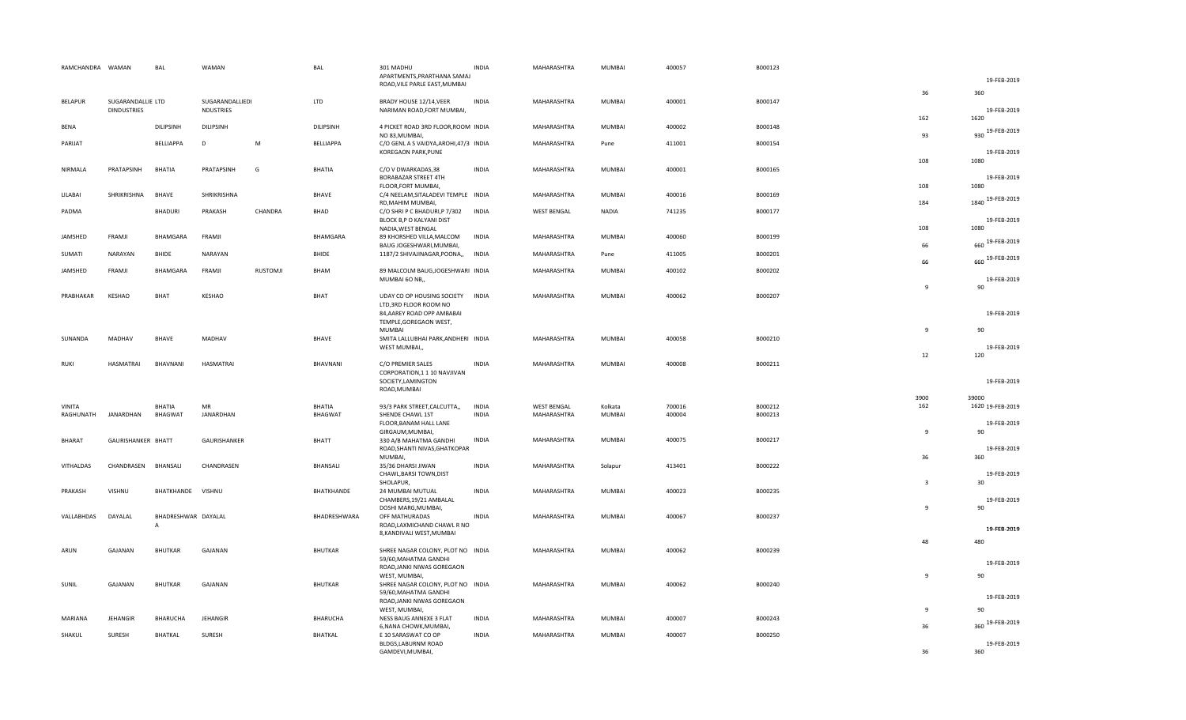| | | | | | | | | | | | | | | |
|---|---|---|---|---|---|---|---|---|---|---|---|---|---|---|
| RAMCHANDRA | WAMAN | BAL | WAMAN | | BAL | 301 MADHU APARTMENTS,PRARTHANA SAMAJ ROAD,VILE PARLE EAST,MUMBAI | INDIA | MAHARASHTRA | MUMBAI | 400057 | B000123 | 36 | 360 | 19-FEB-2019 |
| BELAPUR | SUGARANDALLIE LTD DINDUSTRIES | | SUGARANDALLIEDI NDUSTRIES | | LTD | BRADY HOUSE 12/14,VEER NARIMAN ROAD,FORT MUMBAI, | INDIA | MAHARASHTRA | MUMBAI | 400001 | B000147 | 162 | 1620 | 19-FEB-2019 |
| BENA | | DILIPSINH | DILIPSINH | | DILIPSINH | 4 PICKET ROAD 3RD FLOOR,ROOM NO 83,MUMBAI, | INDIA | MAHARASHTRA | MUMBAI | 400002 | B000148 | 93 | 930 | 19-FEB-2019 |
| PARIJAT | | BELLIAPPA | D | M | BELLIAPPA | C/O GENL A S VAIDYA,AROHI,47/3 KOREGAON PARK,PUNE | INDIA | MAHARASHTRA | Pune | 411001 | B000154 | 108 | 1080 | 19-FEB-2019 |
| NIRMALA | PRATAPSINH | BHATIA | PRATAPSINH | G | BHATIA | C/O V DWARKADAS,38 BORABAZAR STREET 4TH FLOOR,FORT MUMBAI, | INDIA | MAHARASHTRA | MUMBAI | 400001 | B000165 | 108 | 1080 | 19-FEB-2019 |
| LILABAI | SHRIKRISHNA | BHAVE | SHRIKRISHNA | | BHAVE | C/4 NEELAM,SITALADEVI TEMPLE RD,MAHIM MUMBAI, | INDIA | MAHARASHTRA | MUMBAI | 400016 | B000169 | 184 | 1840 | 19-FEB-2019 |
| PADMA | | BHADURI | PRAKASH | CHANDRA | BHAD | C/O SHRI P C BHADURI,P 7/302 BLOCK B,P O KALYANI DIST NADIA,WEST BENGAL | INDIA | WEST BENGAL | NADIA | 741235 | B000177 | 108 | 1080 | 19-FEB-2019 |
| JAMSHED | FRAMJI | BHAMGARA | FRAMJI | | BHAMGARA | 89 KHORSHED VILLA,MALCOM BAUG JOGESHWARI,MUMBAI, | INDIA | MAHARASHTRA | MUMBAI | 400060 | B000199 | 66 | 660 | 19-FEB-2019 |
| SUMATI | NARAYAN | BHIDE | NARAYAN | | BHIDE | 1187/2 SHIVAJINAGAR,POONA,, | INDIA | MAHARASHTRA | Pune | 411005 | B000201 | 66 | 660 | 19-FEB-2019 |
| JAMSHED | FRAMJI | BHAMGARA | FRAMJI | RUSTOMJI | BHAM | 89 MALCOLM BAUG,JOGESHWARI MUMBAI 60 NB,, | INDIA | MAHARASHTRA | MUMBAI | 400102 | B000202 | 9 | 90 | 19-FEB-2019 |
| PRABHAKAR | KESHAO | BHAT | KESHAO | | BHAT | UDAY CO OP HOUSING SOCIETY LTD,3RD FLOOR ROOM NO 84,AAREY ROAD OPP AMBABAI TEMPLE,GOREGAON WEST, MUMBAI | INDIA | MAHARASHTRA | MUMBAI | 400062 | B000207 | 9 | 90 | 19-FEB-2019 |
| SUNANDA | MADHAV | BHAVE | MADHAV | | BHAVE | SMITA LALLUBHAI PARK,ANDHERI WEST MUMBAI,, | INDIA | MAHARASHTRA | MUMBAI | 400058 | B000210 | 12 | 120 | 19-FEB-2019 |
| RUKI | HASMATRAI | BHAVNANI | HASMATRAI | | BHAVNANI | C/O PREMIER SALES CORPORATION,1 1 10 NAVJIVAN SOCIETY,LAMINGTON ROAD,MUMBAI | INDIA | MAHARASHTRA | MUMBAI | 400008 | B000211 | 3900 | 39000 | 19-FEB-2019 |
| VINITA | | BHATIA | MR | | BHATIA | 93/3 PARK STREET,CALCUTTA,, | INDIA | WEST BENGAL | Kolkata | 700016 | B000212 | 162 | 1620 | 19-FEB-2019 |
| RAGHUNATH | JANARDHAN | BHAGWAT | JANARDHAN | | BHAGWAT | SHENDE CHAWL 1ST FLOOR,BANAM HALL LANE GIRGAUM,MUMBAI, | INDIA | MAHARASHTRA | MUMBAI | 400004 | B000213 | 9 | 90 | 19-FEB-2019 |
| BHARAT | GAURISHANKER | BHATT | GAURISHANKER | | BHATT | 330 A/B MAHATMA GANDHI ROAD,SHANTI NIVAS,GHATKOPAR MUMBAI, | INDIA | MAHARASHTRA | MUMBAI | 400075 | B000217 | 36 | 360 | 19-FEB-2019 |
| VITHALDAS | CHANDRASEN | BHANSALI | CHANDRASEN | | BHANSALI | 35/36 DHARSI JIWAN CHAWL,BARSI TOWN,DIST SHOLAPUR, | INDIA | MAHARASHTRA | Solapur | 413401 | B000222 | 3 | 30 | 19-FEB-2019 |
| PRAKASH | VISHNU | BHATKHANDE | VISHNU | | BHATKHANDE | 24 MUMBAI MUTUAL CHAMBERS,19/21 AMBALAL DOSHI MARG,MUMBAI, | INDIA | MAHARASHTRA | MUMBAI | 400023 | B000235 | 9 | 90 | 19-FEB-2019 |
| VALLABHDAS | DAYALAL | BHADRESHWAR A | DAYALAL | | BHADRESHWARA | OFF MATHURADAS ROAD,LAXMICHAND CHAWL R NO 8,KANDIVALI WEST,MUMBAI | INDIA | MAHARASHTRA | MUMBAI | 400067 | B000237 | 48 | 480 | 19-FEB-2019 |
| ARUN | GAJANAN | BHUTKAR | GAJANAN | | BHUTKAR | SHREE NAGAR COLONY, PLOT NO 59/60,MAHATMA GANDHI ROAD,JANKI NIWAS GOREGAON WEST, MUMBAI, | INDIA | MAHARASHTRA | MUMBAI | 400062 | B000239 | 9 | 90 | 19-FEB-2019 |
| SUNIL | GAJANAN | BHUTKAR | GAJANAN | | BHUTKAR | SHREE NAGAR COLONY, PLOT NO 59/60,MAHATMA GANDHI ROAD,JANKI NIWAS GOREGAON WEST, MUMBAI, | INDIA | MAHARASHTRA | MUMBAI | 400062 | B000240 | 9 | 90 | 19-FEB-2019 |
| MARIANA | JEHANGIR | BHARUCHA | JEHANGIR | | BHARUCHA | NESS BAUG ANNEXE 3 FLAT 6,NANA CHOWK,MUMBAI, | INDIA | MAHARASHTRA | MUMBAI | 400007 | B000243 | 36 | 360 | 19-FEB-2019 |
| SHAKUL | SURESH | BHATKAL | SURESH | | BHATKAL | E 10 SARASWAT CO OP BLDGS,LABURNM ROAD GAMDEVI,MUMBAI, | INDIA | MAHARASHTRA | MUMBAI | 400007 | B000250 | 36 | 360 | 19-FEB-2019 |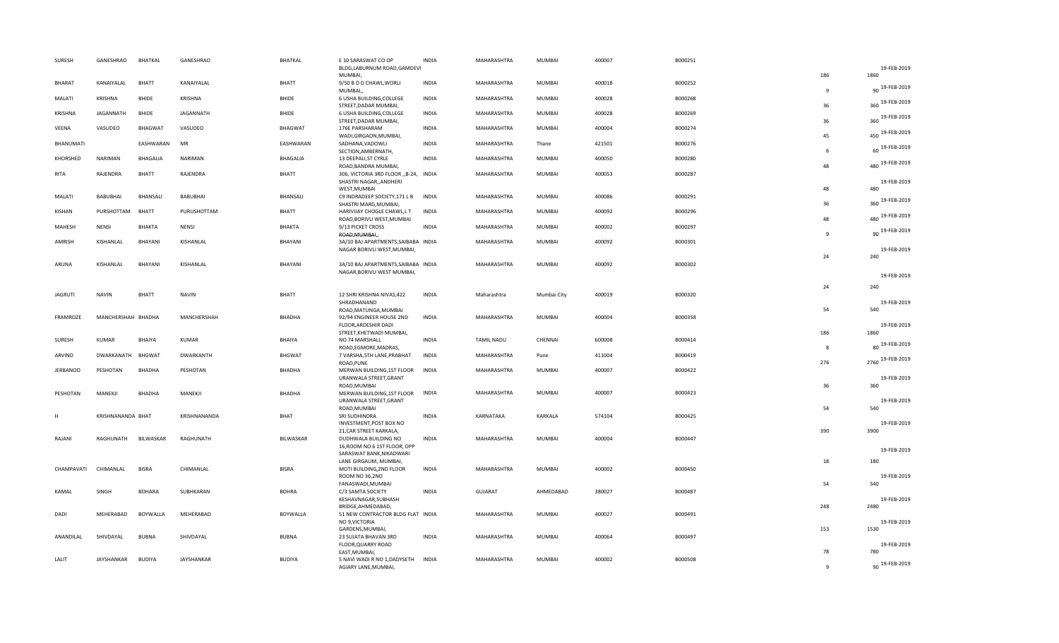| SURESH | GANESHRAO | BHATKAL | GANESHRAO | BHATKAL | E 10 SARASWAT CO OP BLDG,LABURNUM ROAD,GAMDEVI MUMBAI, | INDIA | MAHARASHTRA | MUMBAI | 400007 | B000251 | 186 | 1860 | 19-FEB-2019 |
|---|---|---|---|---|---|---|---|---|---|---|---|---|---|
| BHARAT | KANAIYALAL | BHATT | KANAIYALAL | BHATT | 9/50 B D D CHAWL,WORLI MUMBAI,, | INDIA | MAHARASHTRA | MUMBAI | 400018 | B000252 | 9 | 90 | 19-FEB-2019 |
| MALATI | KRISHNA | BHIDE | KRISHNA | BHIDE | 6 USHA BUILDING,COLLEGE STREET,DADAR MUMBAI, | INDIA | MAHARASHTRA | MUMBAI | 400028 | B000268 | 36 | 360 | 19-FEB-2019 |
| KRISHNA | JAGANNATH | BHIDE | JAGANNATH | BHIDE | 6 USHA BUILDING,COLLEGE STREET,DADAR MUMBAI, | INDIA | MAHARASHTRA | MUMBAI | 400028 | B000269 | 36 | 360 | 19-FEB-2019 |
| VEENA | VASUDEO | BHAGWAT | VASUDEO | BHAGWAT | 176E PARSHARAM WADI,GIRGAON,MUMBAI, | INDIA | MAHARASHTRA | MUMBAI | 400004 | B000274 | 45 | 450 | 19-FEB-2019 |
| BHANUMATI | | EASHWARAN | MR | EASHWARAN | SADHANA,VADOWLI SECTION,AMBERNATH, | INDIA | MAHARASHTRA | Thane | 421501 | B000276 | 6 | 60 | 19-FEB-2019 |
| KHORSHED | NARIMAN | BHAGALIA | NARIMAN | BHAGALIA | 13 DEEPALI,ST CYRLE ROAD,BANDRA MUMBAI, | INDIA | MAHARASHTRA | MUMBAI | 400050 | B000280 | 48 | 480 | 19-FEB-2019 |
| RITA | RAJENDRA | BHATT | RAJENDRA | BHATT | 306, VICTORIA 3RD FLOOR ,,B-24, SHASTRI NAGAR,,ANDHERI WEST,MUMBAI | INDIA | MAHARASHTRA | MUMBAI | 400053 | B000287 | 48 | 480 | 19-FEB-2019 |
| MALATI | BABUBHAI | BHANSALI | BABUBHAI | BHANSALI | C9 INDRADEEP SOCIETY,171 L B SHASTRI MARG,MUMBAI, | INDIA | MAHARASHTRA | MUMBAI | 400086 | B000291 | 36 | 360 | 19-FEB-2019 |
| KISHAN | PURSHOTTAM | BHATT | PURUSHOTTAM | BHATT | HARIVIJAY CHOGLE CHAWL,L T ROAD,BORIVLI WEST,MUMBAI | INDIA | MAHARASHTRA | MUMBAI | 400092 | B000296 | 48 | 480 | 19-FEB-2019 |
| MAHESH | NENSI | BHAKTA | NENSI | BHAKTA | 9/13 PICKET CROSS ROAD,MUMBAI,, | INDIA | MAHARASHTRA | MUMBAI | 400002 | B000297 | 9 | 90 | 19-FEB-2019 |
| AMRISH | KISHANLAL | BHAYANI | KISHANLAL | BHAYANI | 3A/10 BAJ APARTMENTS,SAIBABA NAGAR BORIVLI WEST,MUMBAI, | INDIA | MAHARASHTRA | MUMBAI | 400092 | B000301 | 24 | 240 | 19-FEB-2019 |
| ARUNA | KISHANLAL | BHAYANI | KISHANLAL | BHAYANI | 3A/10 BAJ APARTMENTS,SAIBABA NAGAR,BORIVLI WEST MUMBAI, | INDIA | MAHARASHTRA | MUMBAI | 400092 | B000302 | 24 | 240 | 19-FEB-2019 |
| JAGRUTI | NAVIN | BHATT | NAVIN | BHATT | 12 SHRI KRISHNA NIVAS,422 SHRADHANAND ROAD,MATUNGA,MUMBAI | INDIA | Maharashtra | Mumbai City | 400019 | B000320 | 54 | 540 | 19-FEB-2019 |
| FRAMROZE | MANCHERSHAH | BHADHA | MANCHERSHAH | BHADHA | 92/94 ENGINEER HOUSE 2ND FLOOR,ARDESHIR DADI STREET,KHETWADI MUMBAI, | INDIA | MAHARASHTRA | MUMBAI | 400004 | B000358 | 186 | 1860 | 19-FEB-2019 |
| SURESH | KUMAR | BHAIYA | KUMAR | BHAIYA | NO 74 MARSHALL ROAD,EGMORE,MADRAS, | INDIA | TAMIL NADU | CHENNAI | 600008 | B000414 | 8 | 80 | 19-FEB-2019 |
| ARVIND | DWARKANATH | BHGWAT | DWARKANTH | BHGWAT | 7 VARSHA,5TH LANE,PRABHAT ROAD,PUNE | INDIA | MAHARASHTRA | Pune | 411004 | B000419 | 276 | 2760 | 19-FEB-2019 |
| JERBANOO | PESHOTAN | BHADHA | PESHOTAN | BHADHA | MERWAN BUILDING,1ST FLOOR URANWALA STREET,GRANT ROAD,MUMBAI | INDIA | MAHARASHTRA | MUMBAI | 400007 | B000422 | 36 | 360 | 19-FEB-2019 |
| PESHOTAN | MANEKJI | BHADHA | MANEKJI | BHADHA | MERWAN BUILDING,1ST FLOOR URANWALA STREET,GRANT ROAD,MUMBAI | INDIA | MAHARASHTRA | MUMBAI | 400007 | B000423 | 54 | 540 | 19-FEB-2019 |
| H | KRISHNANANDA | BHAT | KRISHNANANDA | BHAT | SRI SUDHINDRA INVESTMENT,POST BOX NO 21,CAR STREET KARKALA, | INDIA | KARNATAKA | KARKALA | 574104 | B000425 | 390 | 3900 | 19-FEB-2019 |
| RAJANI | RAGHUNATH | BILWASKAR | RAGHUNATH | BILWASKAR | DUDHWALA BUILDING NO 16,ROOM NO 6 1ST FLOOR, OPP SARASWAT BANK,NIKADWARI LANE GIRGAUM, MUMBAI, | INDIA | MAHARASHTRA | MUMBAI | 400004 | B000447 | 18 | 180 | 19-FEB-2019 |
| CHAMPAVATI | CHIMANLAL | BISRA | CHIMANLAL | BISRA | MOTI BUILDING,2ND FLOOR ROOM NO 36,2ND FANASWADI,MUMBAI | INDIA | MAHARASHTRA | MUMBAI | 400002 | B000450 | 54 | 540 | 19-FEB-2019 |
| KAMAL | SINGH | BOHARA | SUBHKARAN | BOHRA | C/3 SAMTA SOCIETY KESHAVNAGAR,SUBHASH BRIDGE,AHMEDABAD, | INDIA | GUJARAT | AHMEDABAD | 380027 | B000487 | 248 | 2480 | 19-FEB-2019 |
| DADI | MEHERABAD | BOYWALLA | MEHERABAD | BOYWALLA | 51 NEW CONTRACTOR BLDG FLAT NO 9,VICTORIA GARDENS,MUMBAI, | INDIA | MAHARASHTRA | MUMBAI | 400027 | B000491 | 153 | 1530 | 19-FEB-2019 |
| ANANDILAL | SHIVDAYAL | BUBNA | SHIVDAYAL | BUBNA | 23 SUJATA BHAVAN 3RD FLOOR,QUARRY ROAD EAST,MUMBAI, | INDIA | MAHARASHTRA | MUMBAI | 400064 | B000497 | 78 | 780 | 19-FEB-2019 |
| LALIT | JAYSHANKAR | BUDIYA | JAYSHANKAR | BUDIYA | 5 NAVI WADI R NO 1,DADYSETH AGIARY LANE,MUMBAI, | INDIA | MAHARASHTRA | MUMBAI | 400002 | B000508 | 9 | 90 | 19-FEB-2019 |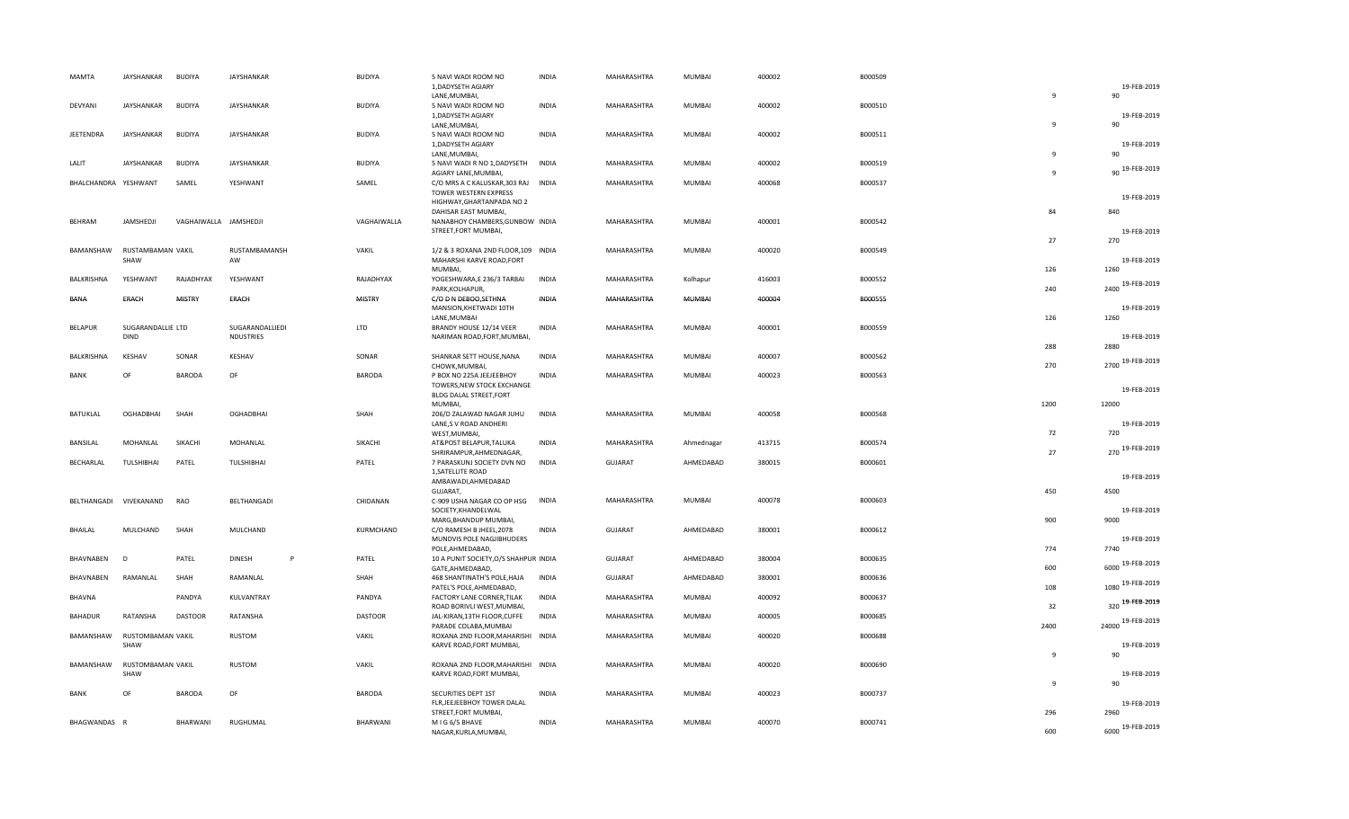| | | | | | | | | | | | | | | |
|---|---|---|---|---|---|---|---|---|---|---|---|---|---|---|
| MAMTA | JAYSHANKAR | BUDIYA | JAYSHANKAR | | BUDIYA | 5 NAVI WADI ROOM NO 1,DADYSETH AGIARY LANE,MUMBAI, | INDIA | MAHARASHTRA | MUMBAI | 400002 | B000509 | 9 | 90 | 19-FEB-2019 |
| DEVYANI | JAYSHANKAR | BUDIYA | JAYSHANKAR | | BUDIYA | 5 NAVI WADI ROOM NO 1,DADYSETH AGIARY LANE,MUMBAI, | INDIA | MAHARASHTRA | MUMBAI | 400002 | B000510 | 9 | 90 | 19-FEB-2019 |
| JEETENDRA | JAYSHANKAR | BUDIYA | JAYSHANKAR | | BUDIYA | 5 NAVI WADI ROOM NO 1,DADYSETH AGIARY LANE,MUMBAI, | INDIA | MAHARASHTRA | MUMBAI | 400002 | B000511 | 9 | 90 | 19-FEB-2019 |
| LALIT | JAYSHANKAR | BUDIYA | JAYSHANKAR | | BUDIYA | 5 NAVI WADI R NO 1,DADYSETH AGIARY LANE,MUMBAI, | INDIA | MAHARASHTRA | MUMBAI | 400002 | B000519 | 9 | 90 | 19-FEB-2019 |
| BHALCHANDRA | YESHWANT | SAMEL | YESHWANT | | SAMEL | C/O MRS A C KALUSKAR,303 RAJ TOWER WESTERN EXPRESS HIGHWAY,GHARTANPADA NO 2 DAHISAR EAST MUMBAI, | INDIA | MAHARASHTRA | MUMBAI | 400068 | B000537 | 84 | 840 | 19-FEB-2019 |
| BEHRAM | JAMSHEDJI | VAGHAIWALLA | JAMSHEDJI | | VAGHAIWALLA | NANABHOY CHAMBERS,GUNBOW STREET,FORT MUMBAI, | INDIA | MAHARASHTRA | MUMBAI | 400001 | B000542 | 27 | 270 | 19-FEB-2019 |
| BAMANSHAW | RUSTAMBAMAN VAKIL SHAW | | RUSTAMBAMANSH AW | | VAKIL | 1/2 & 3 ROXANA 2ND FLOOR,109 MAHARSHI KARVE ROAD,FORT MUMBAI, | INDIA | MAHARASHTRA | MUMBAI | 400020 | B000549 | 126 | 1260 | 19-FEB-2019 |
| BALKRISHNA | YESHWANT | RAJADHYAX | YESHWANT | | RAJADHYAX | YOGESHWARA,E 236/3 TARBAI PARK,KOLHAPUR, | INDIA | MAHARASHTRA | Kolhapur | 416003 | B000552 | 240 | 2400 | 19-FEB-2019 |
| ~~BANA~~ | ~~ERACH~~ | ~~MISTRY~~ | ~~ERACH~~ | | ~~MISTRY~~ | ~~C/O D N DEBOO,SETHNA~~ MANSION,KHETWADI 10TH LANE,MUMBAI | ~~INDIA~~ | ~~MAHARASHTRA~~ | ~~MUMBAI~~ | ~~400004~~ | ~~B000555~~ | 126 | 1260 | 19-FEB-2019 |
| BELAPUR | SUGARANDALLIE LTD DIND | | SUGARANDALLIEDI NDUSTRIES | | LTD | BRANDY HOUSE 12/14 VEER NARIMAN ROAD,FORT,MUMBAI, | INDIA | MAHARASHTRA | MUMBAI | 400001 | B000559 | 288 | 2880 | 19-FEB-2019 |
| BALKRISHNA | KESHAV | SONAR | KESHAV | | SONAR | SHANKAR SETT HOUSE,NANA CHOWK,MUMBAI, | INDIA | MAHARASHTRA | MUMBAI | 400007 | B000562 | 270 | 2700 | 19-FEB-2019 |
| BANK | OF | BARODA | OF | | BARODA | P BOX NO 225A JEEJEEBHOY TOWERS,NEW STOCK EXCHANGE BLDG DALAL STREET,FORT MUMBAI, | INDIA | MAHARASHTRA | MUMBAI | 400023 | B000563 | 1200 | 12000 | 19-FEB-2019 |
| BATUKLAL | OGHADBHAI | SHAH | OGHADBHAI | | SHAH | 206/D ZALAWAD NAGAR JUHU LANE,S V ROAD ANDHERI WEST,MUMBAI, | INDIA | MAHARASHTRA | MUMBAI | 400058 | B000568 | 72 | 720 | 19-FEB-2019 |
| BANSILAL | MOHANLAL | SIKACHI | MOHANLAL | | SIKACHI | AT&POST BELAPUR,TALUKA SHRIRAMPUR,AHMEDNAGAR, | INDIA | MAHARASHTRA | Ahmednagar | 413715 | B000574 | 27 | 270 | 19-FEB-2019 |
| BECHARLAL | TULSHIBHAI | PATEL | TULSHIBHAI | | PATEL | 7 PARASKUNJ SOCIETY DVN NO 1,SATELLITE ROAD AMBAWADI,AHMEDABAD GUJARAT, | INDIA | GUJARAT | AHMEDABAD | 380015 | B000601 | 450 | 4500 | 19-FEB-2019 |
| BELTHANGADI | VIVEKANAND | RAO | BELTHANGADI | | CHIDANAN | C-909 USHA NAGAR CO OP HSG SOCIETY,KHANDELWAL MARG,BHANDUP MUMBAI, | INDIA | MAHARASHTRA | MUMBAI | 400078 | B000603 | 900 | 9000 | 19-FEB-2019 |
| BHAILAL | MULCHAND | SHAH | MULCHAND | | KURMCHAND | C/O RAMESH B JHEEL,2078 MUNDVIS POLE NAGJIBHUDERS POLE,AHMEDABAD, | INDIA | GUJARAT | AHMEDABAD | 380001 | B000612 | 774 | 7740 | 19-FEB-2019 |
| BHAVNABEN | D | PATEL | DINESH | P | PATEL | 10 A PUNIT SOCIETY,O/S SHAHPUR GATE,AHMEDABAD, | INDIA | GUJARAT | AHMEDABAD | 380004 | B000635 | 600 | 6000 | 19-FEB-2019 |
| BHAVNABEN | RAMANLAL | SHAH | RAMANLAL | | SHAH | 468 SHANTINATH'S POLE,HAJA PATEL'S POLE,AHMEDABAD, | INDIA | GUJARAT | AHMEDABAD | 380001 | B000636 | 108 | 1080 | 19-FEB-2019 |
| BHAVNA | | PANDYA | KULVANTRAY | | PANDYA | FACTORY LANE CORNER,TILAK ROAD BORIVLI WEST,MUMBAI, | INDIA | MAHARASHTRA | MUMBAI | 400092 | B000637 | 32 | 320 | 19-FEB-2019 |
| BAHADUR | RATANSHA | DASTOOR | RATANSHA | | DASTOOR | JAL-KIRAN,13TH FLOOR,CUFFE PARADE COLABA,MUMBAI | INDIA | MAHARASHTRA | MUMBAI | 400005 | B000685 | 2400 | 24000 | 19-FEB-2019 |
| BAMANSHAW | RUSTOMBAMAN VAKIL SHAW | | RUSTOM | | VAKIL | ROXANA 2ND FLOOR,MAHARISHI KARVE ROAD,FORT MUMBAI, | INDIA | MAHARASHTRA | MUMBAI | 400020 | B000688 | 9 | 90 | 19-FEB-2019 |
| BAMANSHAW | RUSTOMBAMAN VAKIL SHAW | | RUSTOM | | VAKIL | ROXANA 2ND FLOOR,MAHARISHI KARVE ROAD,FORT MUMBAI, | INDIA | MAHARASHTRA | MUMBAI | 400020 | B000690 | 9 | 90 | 19-FEB-2019 |
| BANK | OF | BARODA | OF | | BARODA | SECURITIES DEPT 1ST FLR,JEEJEEBHOY TOWER DALAL STREET,FORT MUMBAI, | INDIA | MAHARASHTRA | MUMBAI | 400023 | B000737 | 296 | 2960 | 19-FEB-2019 |
| BHAGWANDAS | R | BHARWANI | RUGHUMAL | | BHARWANI | M I G 6/5 BHAVE NAGAR,KURLA,MUMBAI, | INDIA | MAHARASHTRA | MUMBAI | 400070 | B000741 | 600 | 6000 | 19-FEB-2019 |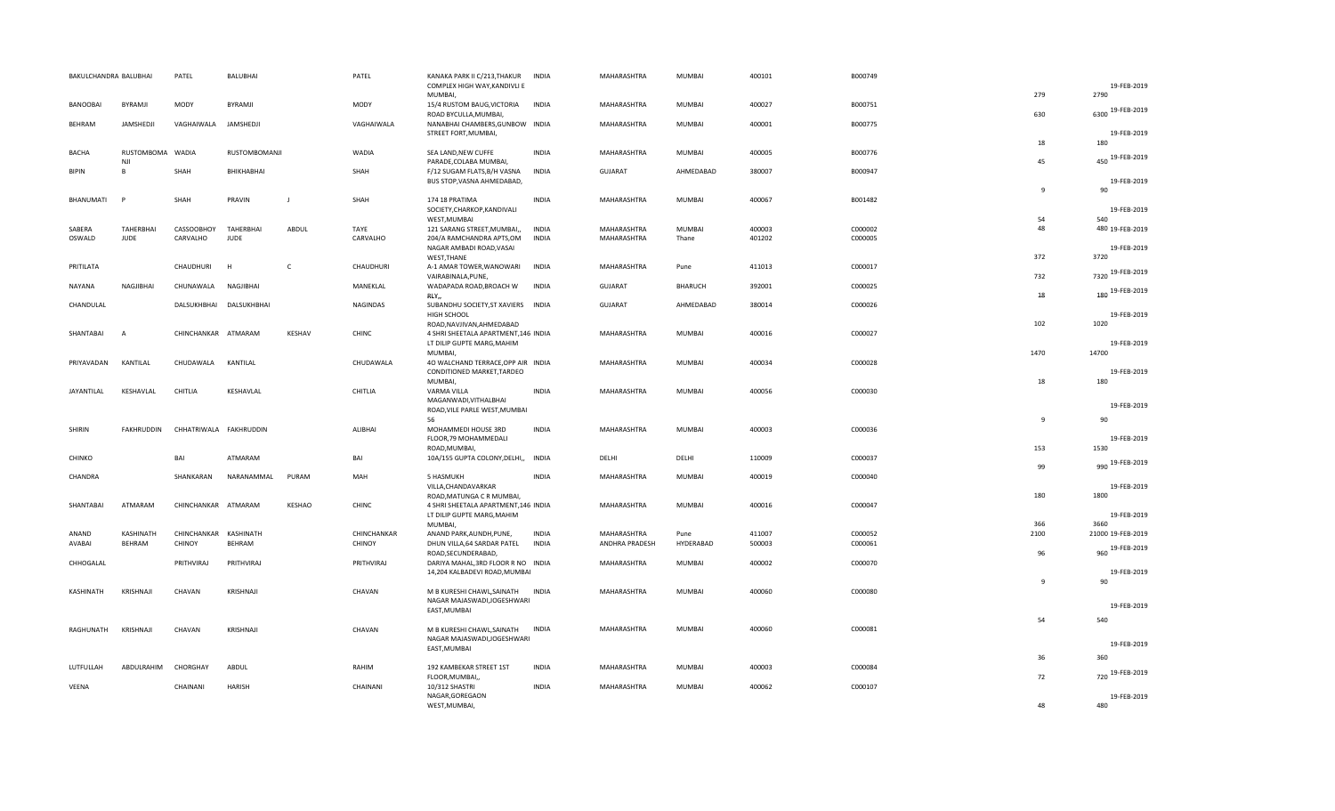| | | | | | | | | | | | | | | |
|---|---|---|---|---|---|---|---|---|---|---|---|---|---|---|
| BAKULCHANDRA | BALUBHAI | PATEL | BALUBHAI | | PATEL | KANAKA PARK II C/213,THAKUR COMPLEX HIGH WAY,KANDIVLI E MUMBAI, | INDIA | MAHARASHTRA | MUMBAI | 400101 | B000749 | 279 | 2790 | 19-FEB-2019 |
| BANOOBAI | BYRAMJI | MODY | BYRAMJI | | MODY | 15/4 RUSTOM BAUG,VICTORIA ROAD BYCULLA,MUMBAI, | INDIA | MAHARASHTRA | MUMBAI | 400027 | B000751 | 630 | 6300 | 19-FEB-2019 |
| BEHRAM | JAMSHEDJI | VAGHAIWALA | JAMSHEDJI | | VAGHAIWALA | NANABHAI CHAMBERS,GUNBOW STREET FORT,MUMBAI, | INDIA | MAHARASHTRA | MUMBAI | 400001 | B000775 | 18 | 180 | 19-FEB-2019 |
| BACHA | RUSTOMBOMA NJI | WADIA | RUSTOMBOMANJI | | WADIA | SEA LAND,NEW CUFFE PARADE,COLABA MUMBAI, | INDIA | MAHARASHTRA | MUMBAI | 400005 | B000776 | 45 | 450 | 19-FEB-2019 |
| BIPIN | B | SHAH | BHIKHABHAI | | SHAH | F/12 SUGAM FLATS,B/H VASNA BUS STOP,VASNA AHMEDABAD, | INDIA | GUJARAT | AHMEDABAD | 380007 | B000947 | 9 | 90 | 19-FEB-2019 |
| BHANUMATI | P | SHAH | PRAVIN | J | SHAH | 174 18 PRATIMA SOCIETY,CHARKOP,KANDIVALI WEST,MUMBAI | INDIA | MAHARASHTRA | MUMBAI | 400067 | B001482 | 54 | 540 | 19-FEB-2019 |
| SABERA | TAHERBHAI | CASSOOBHOY | TAHERBHAI | ABDUL | TAYE | 121 SARANG STREET,MUMBAI,, | INDIA | MAHARASHTRA | MUMBAI | 400003 | C000002 | 48 | 480 | 19-FEB-2019 |
| OSWALD | JUDE | CARVALHO | JUDE | | CARVALHO | 204/A RAMCHANDRA APTS,OM NAGAR AMBADI ROAD,VASAI WEST,THANE | INDIA | MAHARASHTRA | Thane | 401202 | C000005 | 372 | 3720 | 19-FEB-2019 |
| PRITILATA | | CHAUDHURI | H | C | CHAUDHURI | A-1 AMAR TOWER,WANOWARI VAIRABINALA,PUNE, | INDIA | MAHARASHTRA | Pune | 411013 | C000017 | 732 | 7320 | 19-FEB-2019 |
| NAYANA | NAGJIBHAI | CHUNAWALA | NAGJIBHAI | | MANEKLAL | WADAPADA ROAD,BROACH W RLY,, | INDIA | GUJARAT | BHARUCH | 392001 | C000025 | 18 | 180 | 19-FEB-2019 |
| CHANDULAL | | DALSUKHBHAI | DALSUKHBHAI | | NAGINDAS | SUBANDHU SOCIETY,ST XAVIERS HIGH SCHOOL ROAD,NAVJIVAN,AHMEDABAD | INDIA | GUJARAT | AHMEDABAD | 380014 | C000026 | 102 | 1020 | 19-FEB-2019 |
| SHANTABAI | A | CHINCHANKAR | ATMARAM | KESHAV | CHINC | 4 SHRI SHEETALA APARTMENT,146 LT DILIP GUPTE MARG,MAHIM MUMBAI, | INDIA | MAHARASHTRA | MUMBAI | 400016 | C000027 | 1470 | 14700 | 19-FEB-2019 |
| PRIYAVADAN | KANTILAL | CHUDAWALA | KANTILAL | | CHUDAWALA | 40 WALCHAND TERRACE,OPP AIR CONDITIONED MARKET,TARDEO MUMBAI, | INDIA | MAHARASHTRA | MUMBAI | 400034 | C000028 | 18 | 180 | 19-FEB-2019 |
| JAYANTILAL | KESHAVLAL | CHITLIA | KESHAVLAL | | CHITLIA | VARMA VILLA MAGANWADI,VITHALBHAI ROAD,VILE PARLE WEST,MUMBAI 56 | INDIA | MAHARASHTRA | MUMBAI | 400056 | C000030 | 9 | 90 | 19-FEB-2019 |
| SHIRIN | FAKHRUDDIN | CHHATRIWALA | FAKHRUDDIN | | ALIBHAI | MOHAMMEDI HOUSE 3RD FLOOR,79 MOHAMMEDALI ROAD,MUMBAI, | INDIA | MAHARASHTRA | MUMBAI | 400003 | C000036 | 153 | 1530 | 19-FEB-2019 |
| CHINKO | | BAI | ATMARAM | | BAI | 10A/155 GUPTA COLONY,DELHI,, | INDIA | DELHI | DELHI | 110009 | C000037 | 99 | 990 | 19-FEB-2019 |
| CHANDRA | | SHANKARAN | NARANAMMAL | PURAM | MAH | 5 HASMUKH VILLA,CHANDAVARKAR ROAD,MATUNGA C R MUMBAI, | INDIA | MAHARASHTRA | MUMBAI | 400019 | C000040 | 180 | 1800 | 19-FEB-2019 |
| SHANTABAI | ATMARAM | CHINCHANKAR | ATMARAM | KESHAO | CHINC | 4 SHRI SHEETALA APARTMENT,146 LT DILIP GUPTE MARG,MAHIM MUMBAI, | INDIA | MAHARASHTRA | MUMBAI | 400016 | C000047 | 366 | 3660 | 19-FEB-2019 |
| ANAND | KASHINATH | CHINCHANKAR | KASHINATH | | CHINCHANKAR | ANAND PARK,AUNDH,PUNE, | INDIA | MAHARASHTRA | Pune | 411007 | C000052 | 2100 | 21000 | 19-FEB-2019 |
| AVABAI | BEHRAM | CHINOY | BEHRAM | | CHINOY | DHUN VILLA,64 SARDAR PATEL ROAD,SECUNDERABAD, | INDIA | ANDHRA PRADESH | HYDERABAD | 500003 | C000061 | 96 | 960 | 19-FEB-2019 |
| CHHOGALAL | | PRITHVIRAJ | PRITHVIRAJ | | PRITHVIRAJ | DARIYA MAHAL,3RD FLOOR R NO 14,204 KALBADEVI ROAD,MUMBAI | INDIA | MAHARASHTRA | MUMBAI | 400002 | C000070 | 9 | 90 | 19-FEB-2019 |
| KASHINATH | KRISHNAJI | CHAVAN | KRISHNAJI | | CHAVAN | M B KURESHI CHAWL,SAINATH NAGAR MAJASWADI,JOGESHWARI EAST,MUMBAI | INDIA | MAHARASHTRA | MUMBAI | 400060 | C000080 | 54 | 540 | 19-FEB-2019 |
| RAGHUNATH | KRISHNAJI | CHAVAN | KRISHNAJI | | CHAVAN | M B KURESHI CHAWL,SAINATH NAGAR MAJASWADI,JOGESHWARI EAST,MUMBAI | INDIA | MAHARASHTRA | MUMBAI | 400060 | C000081 | 36 | 360 | 19-FEB-2019 |
| LUTFULLAH | ABDULRAHIM | CHORGHAY | ABDUL | | RAHIM | 192 KAMBEKAR STREET 1ST FLOOR,MUMBAI,, | INDIA | MAHARASHTRA | MUMBAI | 400003 | C000084 | 72 | 720 | 19-FEB-2019 |
| VEENA | | CHAINANI | HARISH | | CHAINANI | 10/312 SHASTRI NAGAR,GOREGAON WEST,MUMBAI, | INDIA | MAHARASHTRA | MUMBAI | 400062 | C000107 | 48 | 480 | 19-FEB-2019 |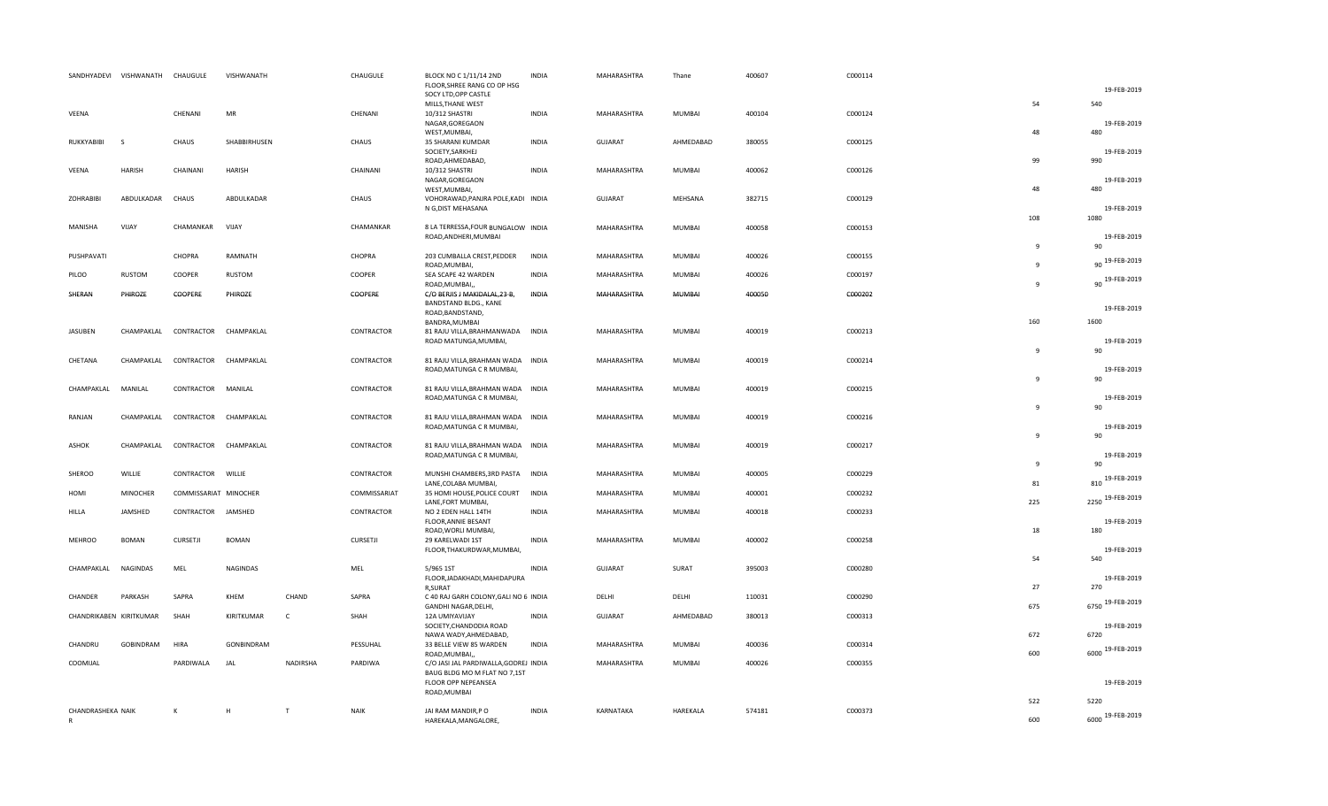| | | | | | | | | | | | | | | |
|---|---|---|---|---|---|---|---|---|---|---|---|---|---|---|
| SANDHYADEVI | VISHWANATH | CHAUGULE | VISHWANATH | | CHAUGULE | BLOCK NO C 1/11/14 2ND FLOOR,SHREE RANG CO OP HSG SOCY LTD,OPP CASTLE MILLS,THANE WEST | INDIA | MAHARASHTRA | Thane | 400607 | C000114 | 54 | 540 | 19-FEB-2019 |
| VEENA | | CHENANI | MR | | CHENANI | 10/312 SHASTRI NAGAR,GOREGAON WEST,MUMBAI, | INDIA | MAHARASHTRA | MUMBAI | 400104 | C000124 | 48 | 480 | 19-FEB-2019 |
| RUKKYABIBI | S | CHAUS | SHABBIRHUSEN | | CHAUS | 35 SHARANI KUMDAR SOCIETY,SARKHEJ ROAD,AHMEDABAD, | INDIA | GUJARAT | AHMEDABAD | 380055 | C000125 | 99 | 990 | 19-FEB-2019 |
| VEENA | HARISH | CHAINANI | HARISH | | CHAINANI | 10/312 SHASTRI NAGAR,GOREGAON WEST,MUMBAI, | INDIA | MAHARASHTRA | MUMBAI | 400062 | C000126 | 48 | 480 | 19-FEB-2019 |
| ZOHRABIBI | ABDULKADAR | CHAUS | ABDULKADAR | | CHAUS | VOHORAWAD,PANJRA POLE,KADI N G,DIST MEHSANA | INDIA | GUJARAT | MEHSANA | 382715 | C000129 | 108 | 1080 | 19-FEB-2019 |
| MANISHA | VIJAY | CHAMANKAR | VIJAY | | CHAMANKAR | 8 LA TERRESSA,FOUR BUNGALOW ROAD,ANDHERI,MUMBAI | INDIA | MAHARASHTRA | MUMBAI | 400058 | C000153 | 9 | 90 | 19-FEB-2019 |
| PUSHPAVATI | | CHOPRA | RAMNATH | | CHOPRA | 203 CUMBALLA CREST,PEDDER ROAD,MUMBAI, | INDIA | MAHARASHTRA | MUMBAI | 400026 | C000155 | 9 | 90 | 19-FEB-2019 |
| PILOO | RUSTOM | COOPER | RUSTOM | | COOPER | SEA SCAPE 42 WARDEN ROAD,MUMBAI,, | INDIA | MAHARASHTRA | MUMBAI | 400026 | C000197 | 9 | 90 | 19-FEB-2019 |
| SHERAN | PHIROZE | COOPERE | PHIROZE | | COOPERE | C/O BERJIS J MAKIDALAL,23-B, BANDSTAND BLDG., KANE ROAD,BANDSTAND, BANDRA,MUMBAI | INDIA | MAHARASHTRA | MUMBAI | 400050 | C000202 | 160 | 1600 | 19-FEB-2019 |
| JASUBEN | CHAMPAKLAL | CONTRACTOR | CHAMPAKLAL | | CONTRACTOR | 81 RAJU VILLA,BRAHMANWADA ROAD MATUNGA,MUMBAI, | INDIA | MAHARASHTRA | MUMBAI | 400019 | C000213 | 9 | 90 | 19-FEB-2019 |
| CHETANA | CHAMPAKLAL | CONTRACTOR | CHAMPAKLAL | | CONTRACTOR | 81 RAJU VILLA,BRAHMAN WADA ROAD,MATUNGA C R MUMBAI, | INDIA | MAHARASHTRA | MUMBAI | 400019 | C000214 | 9 | 90 | 19-FEB-2019 |
| CHAMPAKLAL | MANILAL | CONTRACTOR | MANILAL | | CONTRACTOR | 81 RAJU VILLA,BRAHMAN WADA ROAD,MATUNGA C R MUMBAI, | INDIA | MAHARASHTRA | MUMBAI | 400019 | C000215 | 9 | 90 | 19-FEB-2019 |
| RANJAN | CHAMPAKLAL | CONTRACTOR | CHAMPAKLAL | | CONTRACTOR | 81 RAJU VILLA,BRAHMAN WADA ROAD,MATUNGA C R MUMBAI, | INDIA | MAHARASHTRA | MUMBAI | 400019 | C000216 | 9 | 90 | 19-FEB-2019 |
| ASHOK | CHAMPAKLAL | CONTRACTOR | CHAMPAKLAL | | CONTRACTOR | 81 RAJU VILLA,BRAHMAN WADA ROAD,MATUNGA C R MUMBAI, | INDIA | MAHARASHTRA | MUMBAI | 400019 | C000217 | 9 | 90 | 19-FEB-2019 |
| SHEROO | WILLIE | CONTRACTOR | WILLIE | | CONTRACTOR | MUNSHI CHAMBERS,3RD PASTA LANE,COLABA MUMBAI, | INDIA | MAHARASHTRA | MUMBAI | 400005 | C000229 | 81 | 810 | 19-FEB-2019 |
| HOMI | MINOCHER | COMMISSARIAT | MINOCHER | | COMMISSARIAT | 35 HOMI HOUSE,POLICE COURT LANE,FORT MUMBAI, | INDIA | MAHARASHTRA | MUMBAI | 400001 | C000232 | 225 | 2250 | 19-FEB-2019 |
| HILLA | JAMSHED | CONTRACTOR | JAMSHED | | CONTRACTOR | NO 2 EDEN HALL 14TH FLOOR,ANNIE BESANT ROAD,WORLI MUMBAI, | INDIA | MAHARASHTRA | MUMBAI | 400018 | C000233 | 18 | 180 | 19-FEB-2019 |
| MEHROO | BOMAN | CURSETJI | BOMAN | | CURSETJI | 29 KARELWADI 1ST FLOOR,THAKURDWAR,MUMBAI, | INDIA | MAHARASHTRA | MUMBAI | 400002 | C000258 | 54 | 540 | 19-FEB-2019 |
| CHAMPAKLAL | NAGINDAS | MEL | NAGINDAS | | MEL | 5/965 1ST FLOOR,JADAKHADI,MAHIDAPURA R,SURAT | INDIA | GUJARAT | SURAT | 395003 | C000280 | 27 | 270 | 19-FEB-2019 |
| CHANDER | PARKASH | SAPRA | KHEM | CHAND | SAPRA | C 40 RAJ GARH COLONY,GALI NO 6 GANDHI NAGAR,DELHI, | INDIA | DELHI | DELHI | 110031 | C000290 | 675 | 6750 | 19-FEB-2019 |
| CHANDRIKABEN | KIRITKUMAR | SHAH | KIRITKUMAR | C | SHAH | 12A UMIYAVIJAY SOCIETY,CHANDODIA ROAD NAWA WADY,AHMEDABAD, | INDIA | GUJARAT | AHMEDABAD | 380013 | C000313 | 672 | 6720 | 19-FEB-2019 |
| CHANDRU | GOBINDRAM | HIRA | GONBINDRAM | | PESSUHAL | 33 BELLE VIEW 85 WARDEN ROAD,MUMBAI,, | INDIA | MAHARASHTRA | MUMBAI | 400036 | C000314 | 600 | 6000 | 19-FEB-2019 |
| COOMIJAL | | PARDIWALA | JAL | NADIRSHA | PARDIWA | C/O JASI JAL PARDIWALLA,GODREJ BAUG BLDG MO M FLAT NO 7,1ST FLOOR OPP NEPEANSEA ROAD,MUMBAI | INDIA | MAHARASHTRA | MUMBAI | 400026 | C000355 | 522 | 5220 | 19-FEB-2019 |
| CHANDRASHEKA R | NAIK | K | H | T | NAIK | JAI RAM MANDIR,P O HAREKALA,MANGALORE, | INDIA | KARNATAKA | HAREKALA | 574181 | C000373 | 600 | 6000 | 19-FEB-2019 |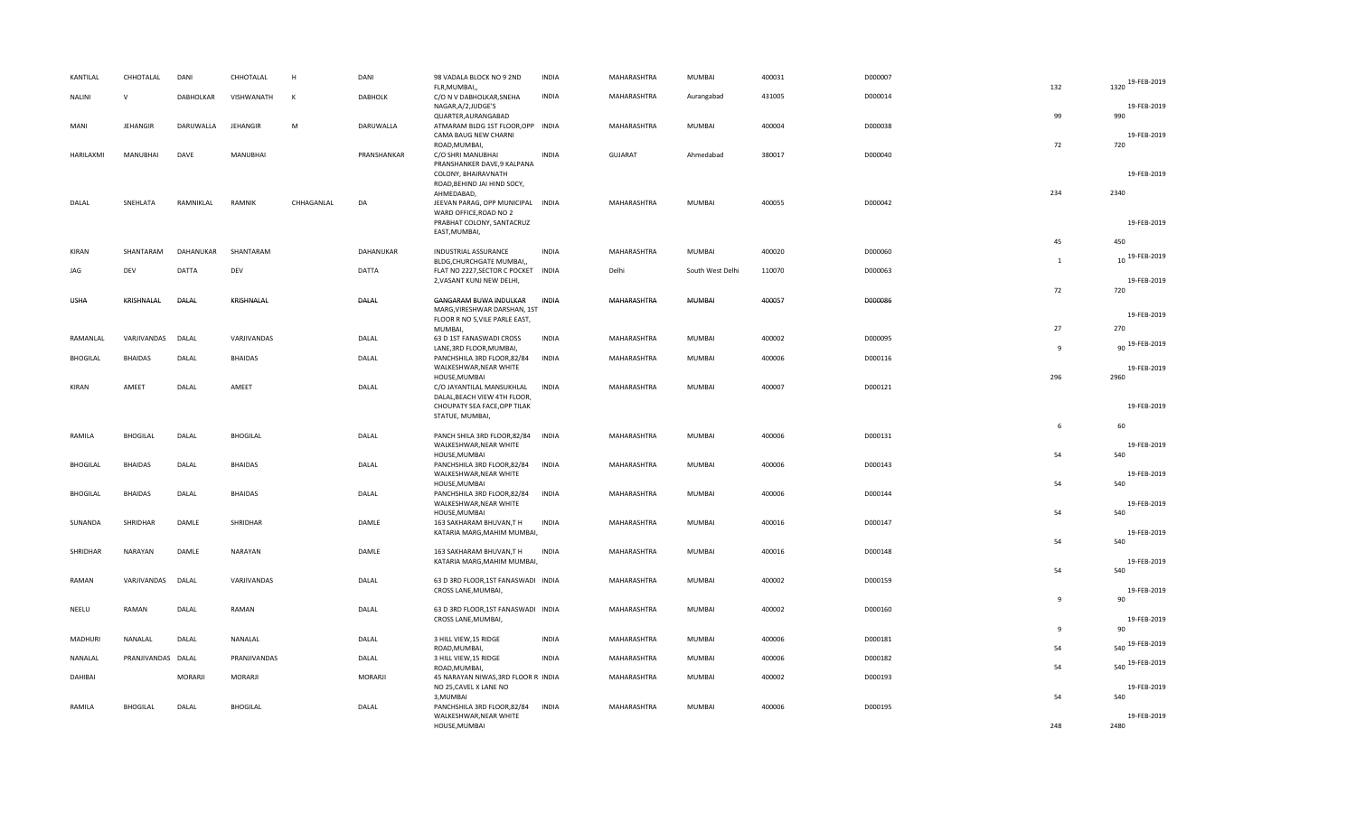| KANTILAL | CHHOTALAL | DANI | CHHOTALAL | H | DANI | 98 VADALA BLOCK NO 9 2ND FLR,MUMBAI,, | INDIA | MAHARASHTRA | MUMBAI | 400031 | D000007 | 132 | 1320 | 19-FEB-2019 |
|---|---|---|---|---|---|---|---|---|---|---|---|---|---|---|
| NALINI | V | DABHOLKAR | VISHWANATH | K | DABHOLK | C/O N V DABHOLKAR,SNEHA NAGAR,A/2,JUDGE'S QUARTER,AURANGABAD | INDIA | MAHARASHTRA | Aurangabad | 431005 | D000014 | 99 | 990 | 19-FEB-2019 |
| MANI | JEHANGIR | DARUWALLA | JEHANGIR | M | DARUWALLA | ATMARAM BLDG 1ST FLOOR,OPP CAMA BAUG NEW CHARNI ROAD,MUMBAI, | INDIA | MAHARASHTRA | MUMBAI | 400004 | D000038 | 72 | 720 | 19-FEB-2019 |
| HARILAXMI | MANUBHAI | DAVE | MANUBHAI | | PRANSHANKAR | C/O SHRI MANUBHAI PRANSHANKER DAVE,9 KALPANA COLONY, BHAIRAVNATH ROAD,BEHIND JAI HIND SOCY, AHMEDABAD, | INDIA | GUJARAT | Ahmedabad | 380017 | D000040 | 234 | 2340 | 19-FEB-2019 |
| DALAL | SNEHLATA | RAMNIKLAL | RAMNIK | CHHAGANLAL | DA | JEEVAN PARAG, OPP MUNICIPAL WARD OFFICE,ROAD NO 2 PRABHAT COLONY, SANTACRUZ EAST,MUMBAI, | INDIA | MAHARASHTRA | MUMBAI | 400055 | D000042 | 45 | 450 | 19-FEB-2019 |
| KIRAN | SHANTARAM | DAHANUKAR | SHANTARAM | | DAHANUKAR | INDUSTRIAL ASSURANCE BLDG,CHURCHGATE MUMBAI,, | INDIA | MAHARASHTRA | MUMBAI | 400020 | D000060 | 1 | 10 | 19-FEB-2019 |
| JAG | DEV | DATTA | DEV | | DATTA | FLAT NO 2227,SECTOR C POCKET 2,VASANT KUNJ NEW DELHI, | INDIA | Delhi | South West Delhi | 110070 | D000063 | 72 | 720 | 19-FEB-2019 |
| ~~USHA~~ | ~~KRISHNALAL~~ | ~~DALAL~~ | ~~KRISHNALAL~~ | | ~~DALAL~~ | ~~GANGARAM BUWA INDULKAR~~ MARG,VIRESHWAR DARSHAN, 1ST FLOOR R NO 5,VILE PARLE EAST, MUMBAI, | ~~INDIA~~ | ~~MAHARASHTRA~~ | ~~MUMBAI~~ | ~~400057~~ | ~~D000086~~ | 27 | 270 | 19-FEB-2019 |
| RAMANLAL | VARJIVANDAS | DALAL | VARJIVANDAS | | DALAL | 63 D 1ST FANASWADI CROSS LANE,3RD FLOOR,MUMBAI, | INDIA | MAHARASHTRA | MUMBAI | 400002 | D000095 | 9 | 90 | 19-FEB-2019 |
| BHOGILAL | BHAIDAS | DALAL | BHAIDAS | | DALAL | PANCHSHILA 3RD FLOOR,82/84 WALKESHWAR,NEAR WHITE HOUSE,MUMBAI | INDIA | MAHARASHTRA | MUMBAI | 400006 | D000116 | 296 | 2960 | 19-FEB-2019 |
| KIRAN | AMEET | DALAL | AMEET | | DALAL | C/O JAYANTILAL MANSUKHLAL DALAL,BEACH VIEW 4TH FLOOR, CHOUPATY SEA FACE,OPP TILAK STATUE, MUMBAI, | INDIA | MAHARASHTRA | MUMBAI | 400007 | D000121 | 6 | 60 | 19-FEB-2019 |
| RAMILA | BHOGILAL | DALAL | BHOGILAL | | DALAL | PANCH SHILA 3RD FLOOR,82/84 WALKESHWAR,NEAR WHITE HOUSE,MUMBAI | INDIA | MAHARASHTRA | MUMBAI | 400006 | D000131 | 54 | 540 | 19-FEB-2019 |
| BHOGILAL | BHAIDAS | DALAL | BHAIDAS | | DALAL | PANCHSHILA 3RD FLOOR,82/84 WALKESHWAR,NEAR WHITE HOUSE,MUMBAI | INDIA | MAHARASHTRA | MUMBAI | 400006 | D000143 | 54 | 540 | 19-FEB-2019 |
| BHOGILAL | BHAIDAS | DALAL | BHAIDAS | | DALAL | PANCHSHILA 3RD FLOOR,82/84 WALKESHWAR,NEAR WHITE HOUSE,MUMBAI | INDIA | MAHARASHTRA | MUMBAI | 400006 | D000144 | 54 | 540 | 19-FEB-2019 |
| SUNANDA | SHRIDHAR | DAMLE | SHRIDHAR | | DAMLE | 163 SAKHARAM BHUVAN,T H KATARIA MARG,MAHIM MUMBAI, | INDIA | MAHARASHTRA | MUMBAI | 400016 | D000147 | 54 | 540 | 19-FEB-2019 |
| SHRIDHAR | NARAYAN | DAMLE | NARAYAN | | DAMLE | 163 SAKHARAM BHUVAN,T H KATARIA MARG,MAHIM MUMBAI, | INDIA | MAHARASHTRA | MUMBAI | 400016 | D000148 | 54 | 540 | 19-FEB-2019 |
| RAMAN | VARJIVANDAS | DALAL | VARJIVANDAS | | DALAL | 63 D 3RD FLOOR,1ST FANASWADI CROSS LANE,MUMBAI, | INDIA | MAHARASHTRA | MUMBAI | 400002 | D000159 | 9 | 90 | 19-FEB-2019 |
| NEELU | RAMAN | DALAL | RAMAN | | DALAL | 63 D 3RD FLOOR,1ST FANASWADI CROSS LANE,MUMBAI, | INDIA | MAHARASHTRA | MUMBAI | 400002 | D000160 | 9 | 90 | 19-FEB-2019 |
| MADHURI | NANALAL | DALAL | NANALAL | | DALAL | 3 HILL VIEW,15 RIDGE ROAD,MUMBAI, | INDIA | MAHARASHTRA | MUMBAI | 400006 | D000181 | 54 | 540 | 19-FEB-2019 |
| NANALAL | PRANJIVANDAS | DALAL | PRANJIVANDAS | | DALAL | 3 HILL VIEW,15 RIDGE ROAD,MUMBAI, | INDIA | MAHARASHTRA | MUMBAI | 400006 | D000182 | 54 | 540 | 19-FEB-2019 |
| DAHIBAI | | MORARJI | MORARJI | | MORARJI | 45 NARAYAN NIWAS,3RD FLOOR R NO 25,CAVEL X LANE NO 3,MUMBAI | INDIA | MAHARASHTRA | MUMBAI | 400002 | D000193 | 54 | 540 | 19-FEB-2019 |
| RAMILA | BHOGILAL | DALAL | BHOGILAL | | DALAL | PANCHSHILA 3RD FLOOR,82/84 WALKESHWAR,NEAR WHITE HOUSE,MUMBAI | INDIA | MAHARASHTRA | MUMBAI | 400006 | D000195 | 248 | 2480 | 19-FEB-2019 |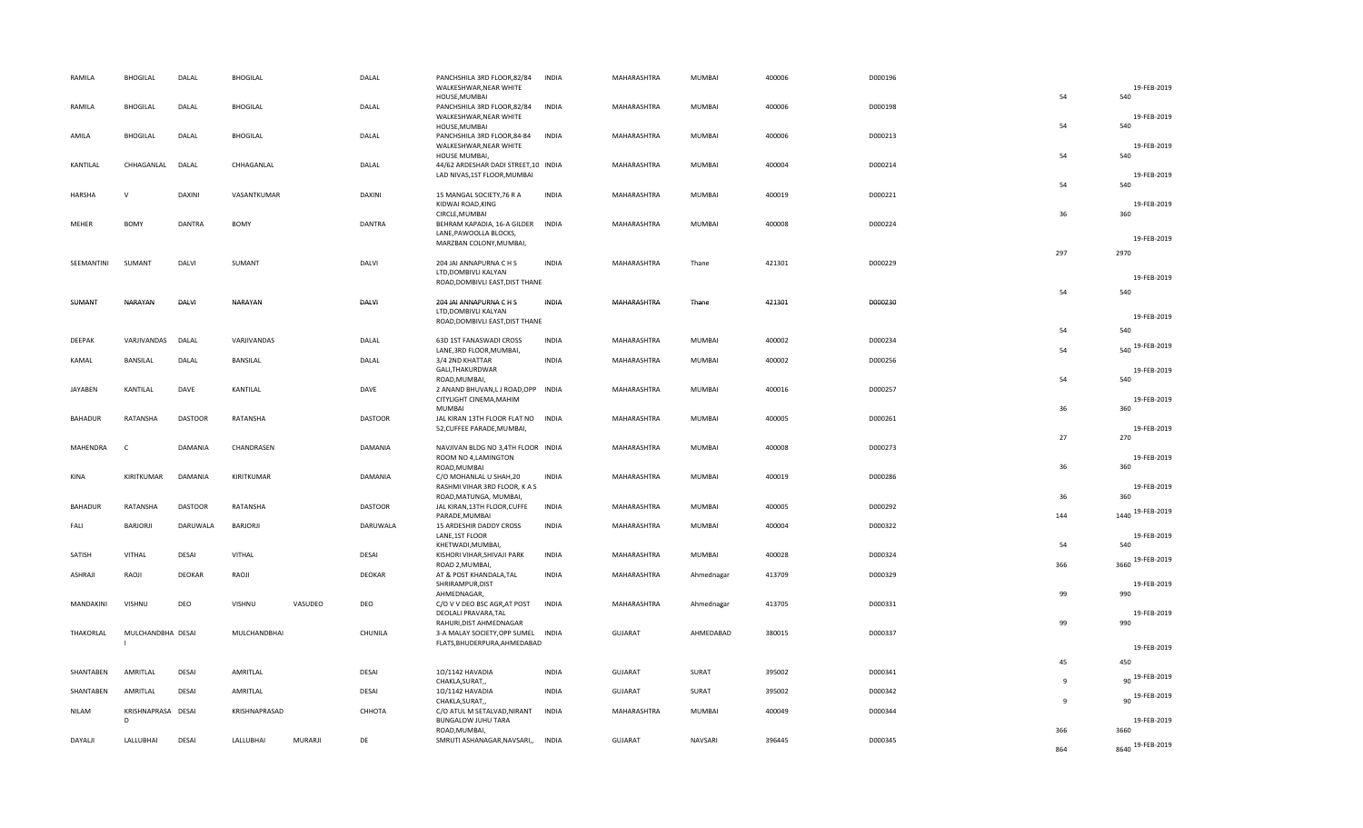| | | | | | | | | | | | | | | |
|---|---|---|---|---|---|---|---|---|---|---|---|---|---|---|
| RAMILA | BHOGILAL | DALAL | BHOGILAL | | DALAL | PANCHSHILA 3RD FLOOR,82/84 WALKESHWAR,NEAR WHITE HOUSE,MUMBAI | INDIA | MAHARASHTRA | MUMBAI | 400006 | D000196 | 54 | 540 | 19-FEB-2019 |
| RAMILA | BHOGILAL | DALAL | BHOGILAL | | DALAL | PANCHSHILA 3RD FLOOR,82/84 WALKESHWAR,NEAR WHITE HOUSE,MUMBAI | INDIA | MAHARASHTRA | MUMBAI | 400006 | D000198 | 54 | 540 | 19-FEB-2019 |
| AMILA | BHOGILAL | DALAL | BHOGILAL | | DALAL | PANCHSHILA 3RD FLOOR,84-84 WALKESHWAR,NEAR WHITE HOUSE MUMBAI, | INDIA | MAHARASHTRA | MUMBAI | 400006 | D000213 | 54 | 540 | 19-FEB-2019 |
| KANTILAL | CHHAGANLAL | DALAL | CHHAGANLAL | | DALAL | 44/62 ARDESHAR DADI STREET,10 LAD NIVAS,1ST FLOOR,MUMBAI | INDIA | MAHARASHTRA | MUMBAI | 400004 | D000214 | 54 | 540 | 19-FEB-2019 |
| HARSHA | V | DAXINI | VASANTKUMAR | | DAXINI | 15 MANGAL SOCIETY,76 R A KIDWAI ROAD,KING CIRCLE,MUMBAI | INDIA | MAHARASHTRA | MUMBAI | 400019 | D000221 | 36 | 360 | 19-FEB-2019 |
| MEHER | BOMY | DANTRA | BOMY | | DANTRA | BEHRAM KAPADIA, 16-A GILDER LANE,PAWOOLLA BLOCKS, MARZBAN COLONY,MUMBAI, | INDIA | MAHARASHTRA | MUMBAI | 400008 | D000224 | 297 | 2970 | 19-FEB-2019 |
| SEEMANTINI | SUMANT | DALVI | SUMANT | | DALVI | 204 JAI ANNAPURNA C H S LTD,DOMBIVLI KALYAN ROAD,DOMBIVLI EAST,DIST THANE | INDIA | MAHARASHTRA | Thane | 421301 | D000229 | 54 | 540 | 19-FEB-2019 |
| SUMANT | NARAYAN | DALVI | NARAYAN | | DALVI | 204 JAI ANNAPURNA C H S LTD,DOMBIVLI KALYAN ROAD,DOMBIVLI EAST,DIST THANE | INDIA | MAHARASHTRA | Thane | 421301 | D000230 | 54 | 540 | 19-FEB-2019 |
| DEEPAK | VARJIVANDAS | DALAL | VARJIVANDAS | | DALAL | 63D 1ST FANASWADI CROSS LANE,3RD FLOOR,MUMBAI, | INDIA | MAHARASHTRA | MUMBAI | 400002 | D000234 | 54 | 540 | 19-FEB-2019 |
| KAMAL | BANSILAL | DALAL | BANSILAL | | DALAL | 3/4 2ND KHATTAR GALI,THAKURDWAR ROAD,MUMBAI, | INDIA | MAHARASHTRA | MUMBAI | 400002 | D000256 | 54 | 540 | 19-FEB-2019 |
| JAYABEN | KANTILAL | DAVE | KANTILAL | | DAVE | 2 ANAND BHUVAN,L J ROAD,OPP CITYLIGHT CINEMA,MAHIM MUMBAI | INDIA | MAHARASHTRA | MUMBAI | 400016 | D000257 | 36 | 360 | 19-FEB-2019 |
| BAHADUR | RATANSHA | DASTOOR | RATANSHA | | DASTOOR | JAL KIRAN 13TH FLOOR FLAT NO 52,CUFFEE PARADE,MUMBAI, | INDIA | MAHARASHTRA | MUMBAI | 400005 | D000261 | 27 | 270 | 19-FEB-2019 |
| MAHENDRA | C | DAMANIA | CHANDRASEN | | DAMANIA | NAVJIVAN BLDG NO 3,4TH FLOOR ROOM NO 4,LAMINGTON ROAD,MUMBAI | INDIA | MAHARASHTRA | MUMBAI | 400008 | D000273 | 36 | 360 | 19-FEB-2019 |
| KINA | KIRITKUMAR | DAMANIA | KIRITKUMAR | | DAMANIA | C/O MOHANLAL U SHAH,20 RASHMI VIHAR 3RD FLOOR, K A S ROAD,MATUNGA, MUMBAI, | INDIA | MAHARASHTRA | MUMBAI | 400019 | D000286 | 36 | 360 | 19-FEB-2019 |
| BAHADUR | RATANSHA | DASTOOR | RATANSHA | | DASTOOR | JAL KIRAN,13TH FLOOR,CUFFE PARADE,MUMBAI | INDIA | MAHARASHTRA | MUMBAI | 400005 | D000292 | 144 | 1440 | 19-FEB-2019 |
| FALI | BARJORJI | DARUWALA | BARJORJI | | DARUWALA | 15 ARDESHIR DADDY CROSS LANE,1ST FLOOR KHETWADI,MUMBAI, | INDIA | MAHARASHTRA | MUMBAI | 400004 | D000322 | 54 | 540 | 19-FEB-2019 |
| SATISH | VITHAL | DESAI | VITHAL | | DESAI | KISHORI VIHAR,SHIVAJI PARK ROAD 2,MUMBAI, | INDIA | MAHARASHTRA | MUMBAI | 400028 | D000324 | 366 | 3660 | 19-FEB-2019 |
| ASHRAJI | RAOJI | DEOKAR | RAOJI | | DEOKAR | AT & POST KHANDALA,TAL SHRIRAMPUR,DIST AHMEDNAGAR, | INDIA | MAHARASHTRA | Ahmednagar | 413709 | D000329 | 99 | 990 | 19-FEB-2019 |
| MANDAKINI | VISHNU | DEO | VISHNU | VASUDEO | DEO | C/O V V DEO BSC AGR,AT POST DEOLALI PRAVARA,TAL RAHURI,DIST AHMEDNAGAR | INDIA | MAHARASHTRA | Ahmednagar | 413705 | D000331 | 99 | 990 | 19-FEB-2019 |
| THAKORLAL | MULCHANDBHA I | DESAI | MULCHANDBHAI | | CHUNILA | 3-A MALAY SOCIETY,OPP SUMEL FLATS,BHUDERPURA,AHMEDABAD | INDIA | GUJARAT | AHMEDABAD | 380015 | D000337 | 45 | 450 | 19-FEB-2019 |
| SHANTABEN | AMRITLAL | DESAI | AMRITLAL | | DESAI | 10/1142 HAVADIA CHAKLA,SURAT,, | INDIA | GUJARAT | SURAT | 395002 | D000341 | 9 | 90 | 19-FEB-2019 |
| SHANTABEN | AMRITLAL | DESAI | AMRITLAL | | DESAI | 10/1142 HAVADIA CHAKLA,SURAT,, | INDIA | GUJARAT | SURAT | 395002 | D000342 | 9 | 90 | 19-FEB-2019 |
| NILAM | KRISHNAPRASA D | DESAI | KRISHNAPRASAD | | CHHOTA | C/O ATUL M SETALVAD,NIRANT BUNGALOW JUHU TARA ROAD,MUMBAI, | INDIA | MAHARASHTRA | MUMBAI | 400049 | D000344 | 366 | 3660 | 19-FEB-2019 |
| DAYALJI | LALLUBHAI | DESAI | LALLUBHAI | MURARJI | DE | SMRUTI ASHANAGAR,NAVSARI,, | INDIA | GUJARAT | NAVSARI | 396445 | D000345 | 864 | 8640 | 19-FEB-2019 |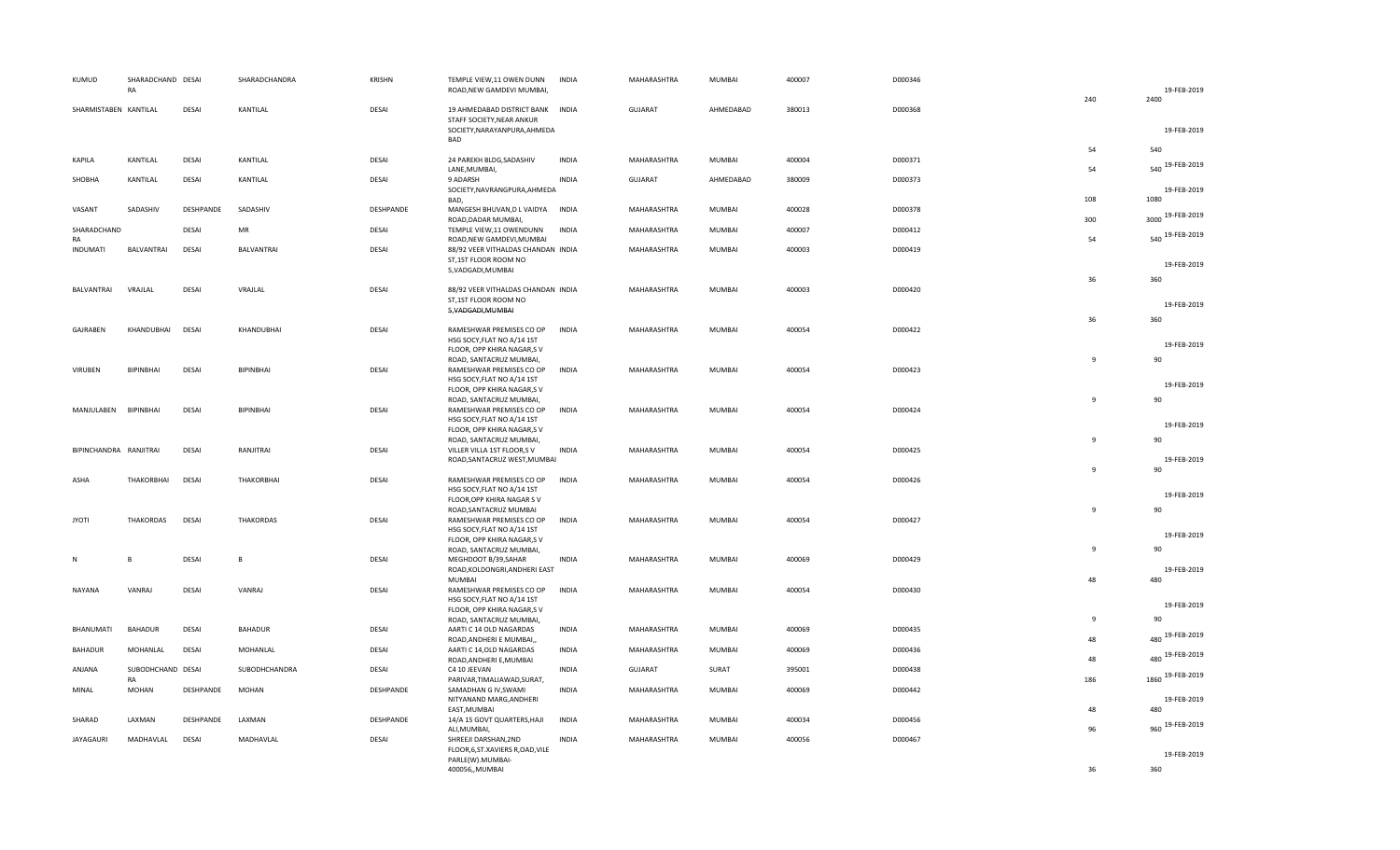| KUMUD | SHARADCHAND RA | DESAI | SHARADCHANDRA | KRISHN | TEMPLE VIEW,11 OWEN DUNN ROAD,NEW GAMDEVI MUMBAI, | INDIA | MAHARASHTRA | MUMBAI | 400007 | D000346 | 240 | 2400 | 19-FEB-2019 |
|---|---|---|---|---|---|---|---|---|---|---|---|---|---|
| SHARMISTABEN | KANTILAL | DESAI | KANTILAL | DESAI | 19 AHMEDABAD DISTRICT BANK STAFF SOCIETY,NEAR ANKUR SOCIETY,NARAYANPURA,AHMEDA BAD | INDIA | GUJARAT | AHMEDABAD | 380013 | D000368 | 54 | 540 | 19-FEB-2019 |
| KAPILA | KANTILAL | DESAI | KANTILAL | DESAI | 24 PAREKH BLDG,SADASHIV LANE,MUMBAI, | INDIA | MAHARASHTRA | MUMBAI | 400004 | D000371 | 54 | 540 | 19-FEB-2019 |
| SHOBHA | KANTILAL | DESAI | KANTILAL | DESAI | 9 ADARSH SOCIETY,NAVRANGPURA,AHMEDA BAD, | INDIA | GUJARAT | AHMEDABAD | 380009 | D000373 | 108 | 1080 | 19-FEB-2019 |
| VASANT | SADASHIV | DESHPANDE | SADASHIV | DESHPANDE | MANGESH BHUVAN,D L VAIDYA ROAD,DADAR MUMBAI, | INDIA | MAHARASHTRA | MUMBAI | 400028 | D000378 | 300 | 3000 | 19-FEB-2019 |
| SHARADCHAND RA | | DESAI | MR | DESAI | TEMPLE VIEW,11 OWENDUNN ROAD,NEW GAMDEVI,MUMBAI | INDIA | MAHARASHTRA | MUMBAI | 400007 | D000412 | 54 | 540 | 19-FEB-2019 |
| INDUMATI | BALVANTRAI | DESAI | BALVANTRAI | DESAI | 88/92 VEER VITHALDAS CHANDAN ST,1ST FLOOR ROOM NO 5,VADGADI,MUMBAI | INDIA | MAHARASHTRA | MUMBAI | 400003 | D000419 | 36 | 360 | 19-FEB-2019 |
| BALVANTRAI | VRAJLAL | DESAI | VRAJLAL | DESAI | 88/92 VEER VITHALDAS CHANDAN ST,1ST FLOOR ROOM NO 5,VADGADI,MUMBAI | INDIA | MAHARASHTRA | MUMBAI | 400003 | D000420 | 36 | 360 | 19-FEB-2019 |
| GAJRABEN | KHANDUBHAI | DESAI | KHANDUBHAI | DESAI | RAMESHWAR PREMISES CO OP HSG SOCY,FLAT NO A/14 1ST FLOOR, OPP KHIRA NAGAR,S V ROAD, SANTACRUZ MUMBAI, | INDIA | MAHARASHTRA | MUMBAI | 400054 | D000422 | 9 | 90 | 19-FEB-2019 |
| VIRUBEN | BIPINBHAI | DESAI | BIPINBHAI | DESAI | RAMESHWAR PREMISES CO OP HSG SOCY,FLAT NO A/14 1ST FLOOR, OPP KHIRA NAGAR,S V ROAD, SANTACRUZ MUMBAI, | INDIA | MAHARASHTRA | MUMBAI | 400054 | D000423 | 9 | 90 | 19-FEB-2019 |
| MANJULABEN | BIPINBHAI | DESAI | BIPINBHAI | DESAI | RAMESHWAR PREMISES CO OP HSG SOCY,FLAT NO A/14 1ST FLOOR, OPP KHIRA NAGAR,S V ROAD, SANTACRUZ MUMBAI, | INDIA | MAHARASHTRA | MUMBAI | 400054 | D000424 | 9 | 90 | 19-FEB-2019 |
| BIPINCHANDRA | RANJITRAI | DESAI | RANJITRAI | DESAI | VILLER VILLA 1ST FLOOR,S V ROAD,SANTACRUZ WEST,MUMBAI | INDIA | MAHARASHTRA | MUMBAI | 400054 | D000425 | 9 | 90 | 19-FEB-2019 |
| ASHA | THAKORBHAI | DESAI | THAKORBHAI | DESAI | RAMESHWAR PREMISES CO OP HSG SOCY,FLAT NO A/14 1ST FLOOR,OPP KHIRA NAGAR S V ROAD,SANTACRUZ MUMBAI | INDIA | MAHARASHTRA | MUMBAI | 400054 | D000426 | 9 | 90 | 19-FEB-2019 |
| JYOTI | THAKORDAS | DESAI | THAKORDAS | DESAI | RAMESHWAR PREMISES CO OP HSG SOCY,FLAT NO A/14 1ST FLOOR, OPP KHIRA NAGAR,S V ROAD, SANTACRUZ MUMBAI, | INDIA | MAHARASHTRA | MUMBAI | 400054 | D000427 | 9 | 90 | 19-FEB-2019 |
| N | B | DESAI | B | DESAI | MEGHDOOT B/39,SAHAR ROAD,KOLDONGRI,ANDHERI EAST MUMBAI | INDIA | MAHARASHTRA | MUMBAI | 400069 | D000429 | 48 | 480 | 19-FEB-2019 |
| NAYANA | VANRAJ | DESAI | VANRAJ | DESAI | RAMESHWAR PREMISES CO OP HSG SOCY,FLAT NO A/14 1ST FLOOR, OPP KHIRA NAGAR,S V ROAD, SANTACRUZ MUMBAI, | INDIA | MAHARASHTRA | MUMBAI | 400054 | D000430 | 9 | 90 | 19-FEB-2019 |
| BHANUMATI | BAHADUR | DESAI | BAHADUR | DESAI | AARTI C 14 OLD NAGARDAS ROAD,ANDHERI E MUMBAI,, | INDIA | MAHARASHTRA | MUMBAI | 400069 | D000435 | 48 | 480 | 19-FEB-2019 |
| BAHADUR | MOHANLAL | DESAI | MOHANLAL | DESAI | AARTI C 14,OLD NAGARDAS ROAD,ANDHERI E,MUMBAI | INDIA | MAHARASHTRA | MUMBAI | 400069 | D000436 | 48 | 480 | 19-FEB-2019 |
| ANJANA | SUBODHCHAND RA | DESAI | SUBODHCHANDRA | DESAI | C4 10 JEEVAN PARIVAR,TIMALIAWAD,SURAT, | INDIA | GUJARAT | SURAT | 395001 | D000438 | 186 | 1860 | 19-FEB-2019 |
| MINAL | MOHAN | DESHPANDE | MOHAN | DESHPANDE | SAMADHAN G IV,SWAMI NITYANAND MARG,ANDHERI EAST,MUMBAI | INDIA | MAHARASHTRA | MUMBAI | 400069 | D000442 | 48 | 480 | 19-FEB-2019 |
| SHARAD | LAXMAN | DESHPANDE | LAXMAN | DESHPANDE | 14/A 15 GOVT QUARTERS,HAJI ALI,MUMBAI, | INDIA | MAHARASHTRA | MUMBAI | 400034 | D000456 | 96 | 960 | 19-FEB-2019 |
| JAYAGAURI | MADHAVLAL | DESAI | MADHAVLAL | DESAI | SHREEJI DARSHAN,2ND FLOOR,6,ST.XAVIERS R,OAD,VILE PARLE(W).MUMBAI-400056,,MUMBAI | INDIA | MAHARASHTRA | MUMBAI | 400056 | D000467 | 36 | 360 | 19-FEB-2019 |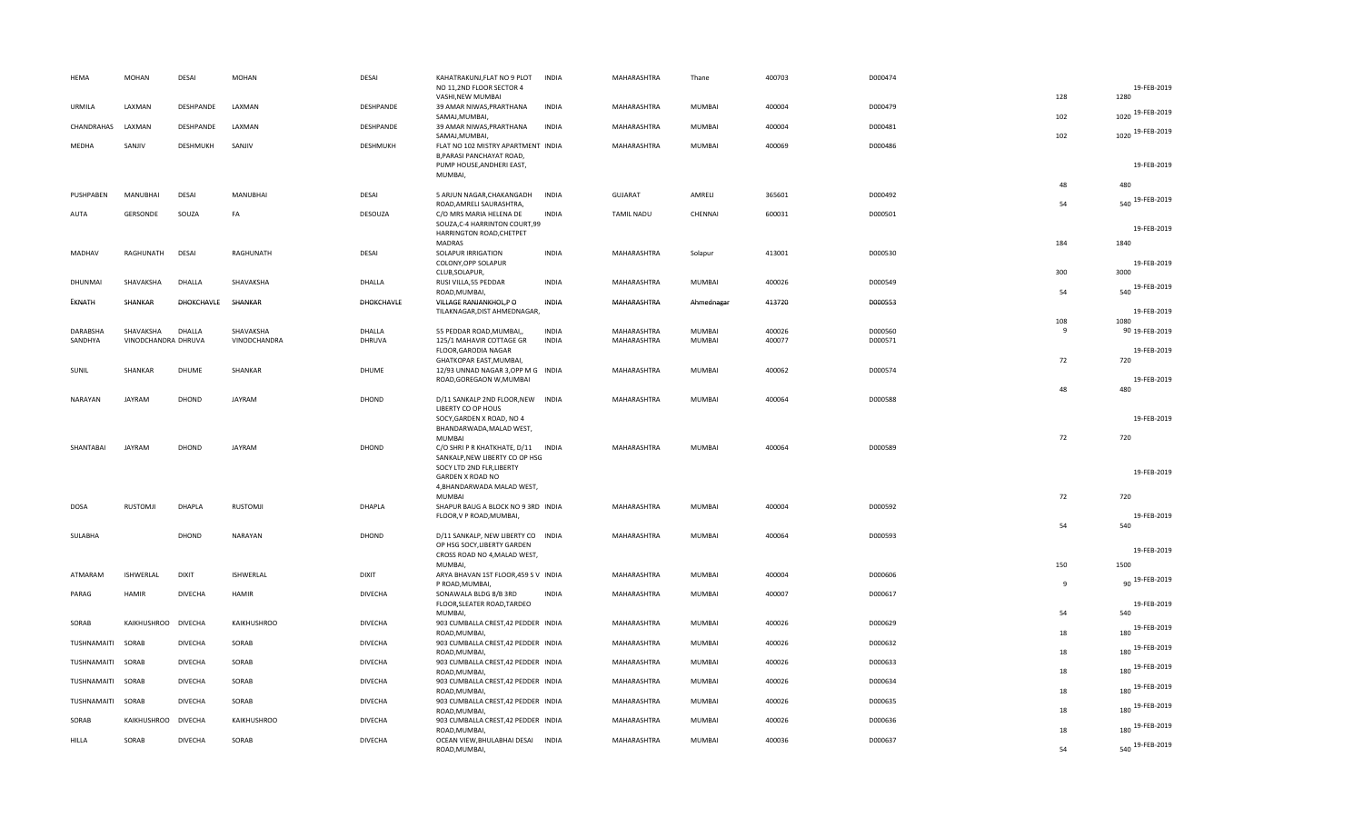| HEMA | MOHAN | DESAI | MOHAN | DESAI | KAHATRAKUNJ,FLAT NO 9 PLOT NO 11,2ND FLOOR SECTOR 4 VASHI,NEW MUMBAI | INDIA | MAHARASHTRA | Thane | 400703 | D000474 | 128 | 1280 | 19-FEB-2019 |
|---|---|---|---|---|---|---|---|---|---|---|---|---|---|
| URMILA | LAXMAN | DESHPANDE | LAXMAN | DESHPANDE | 39 AMAR NIWAS,PRARTHANA SAMAJ,MUMBAI, | INDIA | MAHARASHTRA | MUMBAI | 400004 | D000479 | 102 | 1020 | 19-FEB-2019 |
| CHANDRAHAS | LAXMAN | DESHPANDE | LAXMAN | DESHPANDE | 39 AMAR NIWAS,PRARTHANA SAMAJ,MUMBAI, | INDIA | MAHARASHTRA | MUMBAI | 400004 | D000481 | 102 | 1020 | 19-FEB-2019 |
| MEDHA | SANJIV | DESHMUKH | SANJIV | DESHMUKH | FLAT NO 102 MISTRY APARTMENT B,PARASI PANCHAYAT ROAD, PUMP HOUSE,ANDHERI EAST, MUMBAI, | INDIA | MAHARASHTRA | MUMBAI | 400069 | D000486 | 48 | 480 | 19-FEB-2019 |
| PUSHPABEN | MANUBHAI | DESAI | MANUBHAI | DESAI | 5 ARJUN NAGAR,CHAKANGADH ROAD,AMRELI SAURASHTRA, | INDIA | GUJARAT | AMRELI | 365601 | D000492 | 54 | 540 | 19-FEB-2019 |
| AUTA | GERSONDE | SOUZA | FA | DESOUZA | C/O MRS MARIA HELENA DE SOUZA,C-4 HARRINTON COURT,99 HARRINGTON ROAD,CHETPET MADRAS | INDIA | TAMIL NADU | CHENNAI | 600031 | D000501 | 184 | 1840 | 19-FEB-2019 |
| MADHAV | RAGHUNATH | DESAI | RAGHUNATH | DESAI | SOLAPUR IRRIGATION COLONY,OPP SOLAPUR CLUB,SOLAPUR, | INDIA | MAHARASHTRA | Solapur | 413001 | D000530 | 300 | 3000 | 19-FEB-2019 |
| DHUNMAI | SHAVAKSHA | DHALLA | SHAVAKSHA | DHALLA | RUSI VILLA,55 PEDDAR ROAD,MUMBAI, | INDIA | MAHARASHTRA | MUMBAI | 400026 | D000549 | 54 | 540 | 19-FEB-2019 |
| EKNATH | SHANKAR | DHOKCHAVLE | SHANKAR | DHOKCHAVLE | VILLAGE RANJANKHOL,P O TILAKNAGAR,DIST AHMEDNAGAR, | INDIA | MAHARASHTRA | Ahmednagar | 413720 | D000553 | 108 | 1080 | 19-FEB-2019 |
| DARABSHA | SHAVAKSHA | DHALLA | SHAVAKSHA | DHALLA | 55 PEDDAR ROAD,MUMBAI, | INDIA | MAHARASHTRA | MUMBAI | 400026 | D000560 | 9 | 90 | 19-FEB-2019 |
| SANDHYA | VINODCHANDRA | DHRUVA | VINODCHANDRA | DHRUVA | 125/1 MAHAVIR COTTAGE GR FLOOR,GARODIA NAGAR GHATKOPAR EAST,MUMBAI, | INDIA | MAHARASHTRA | MUMBAI | 400077 | D000571 | 72 | 720 | 19-FEB-2019 |
| SUNIL | SHANKAR | DHUME | SHANKAR | DHUME | 12/93 UNNAD NAGAR 3,OPP M G ROAD,GOREGAON W,MUMBAI | INDIA | MAHARASHTRA | MUMBAI | 400062 | D000574 | 48 | 480 | 19-FEB-2019 |
| NARAYAN | JAYRAM | DHOND | JAYRAM | DHOND | D/11 SANKALP 2ND FLOOR,NEW LIBERTY CO OP HOUS SOCY,GARDEN X ROAD, NO 4 BHANDARWADA,MALAD WEST, MUMBAI | INDIA | MAHARASHTRA | MUMBAI | 400064 | D000588 | 72 | 720 | 19-FEB-2019 |
| SHANTABAI | JAYRAM | DHOND | JAYRAM | DHOND | C/O SHRI P R KHATKHATE, D/11 SANKALP,NEW LIBERTY CO OP HSG SOCY LTD 2ND FLR,LIBERTY GARDEN X ROAD NO 4,BHANDARWADA MALAD WEST, MUMBAI | INDIA | MAHARASHTRA | MUMBAI | 400064 | D000589 | 72 | 720 | 19-FEB-2019 |
| DOSA | RUSTOMJI | DHAPLA | RUSTOMJI | DHAPLA | SHAPUR BAUG A BLOCK NO 9 3RD FLOOR,V P ROAD,MUMBAI, | INDIA | MAHARASHTRA | MUMBAI | 400004 | D000592 | 54 | 540 | 19-FEB-2019 |
| SULABHA | | DHOND | NARAYAN | DHOND | D/11 SANKALP, NEW LIBERTY CO OP HSG SOCY,LIBERTY GARDEN CROSS ROAD NO 4,MALAD WEST, MUMBAI, | INDIA | MAHARASHTRA | MUMBAI | 400064 | D000593 | 150 | 1500 | 19-FEB-2019 |
| ATMARAM | ISHWERLAL | DIXIT | ISHWERLAL | DIXIT | ARYA BHAVAN 1ST FLOOR,459 S V P ROAD,MUMBAI, | INDIA | MAHARASHTRA | MUMBAI | 400004 | D000606 | 9 | 90 | 19-FEB-2019 |
| PARAG | HAMIR | DIVECHA | HAMIR | DIVECHA | SONAWALA BLDG 8/B 3RD FLOOR,SLEATER ROAD,TARDEO MUMBAI, | INDIA | MAHARASHTRA | MUMBAI | 400007 | D000617 | 54 | 540 | 19-FEB-2019 |
| SORAB | KAIKHUSHROO | DIVECHA | KAIKHUSHROO | DIVECHA | 903 CUMBALLA CREST,42 PEDDER ROAD,MUMBAI, | INDIA | MAHARASHTRA | MUMBAI | 400026 | D000629 | 18 | 180 | 19-FEB-2019 |
| TUSHNAMAITI | SORAB | DIVECHA | SORAB | DIVECHA | 903 CUMBALLA CREST,42 PEDDER ROAD,MUMBAI, | INDIA | MAHARASHTRA | MUMBAI | 400026 | D000632 | 18 | 180 | 19-FEB-2019 |
| TUSHNAMAITI | SORAB | DIVECHA | SORAB | DIVECHA | 903 CUMBALLA CREST,42 PEDDER ROAD,MUMBAI, | INDIA | MAHARASHTRA | MUMBAI | 400026 | D000633 | 18 | 180 | 19-FEB-2019 |
| TUSHNAMAITI | SORAB | DIVECHA | SORAB | DIVECHA | 903 CUMBALLA CREST,42 PEDDER ROAD,MUMBAI, | INDIA | MAHARASHTRA | MUMBAI | 400026 | D000634 | 18 | 180 | 19-FEB-2019 |
| TUSHNAMAITI | SORAB | DIVECHA | SORAB | DIVECHA | 903 CUMBALLA CREST,42 PEDDER ROAD,MUMBAI, | INDIA | MAHARASHTRA | MUMBAI | 400026 | D000635 | 18 | 180 | 19-FEB-2019 |
| SORAB | KAIKHUSHROO | DIVECHA | KAIKHUSHROO | DIVECHA | 903 CUMBALLA CREST,42 PEDDER ROAD,MUMBAI, | INDIA | MAHARASHTRA | MUMBAI | 400026 | D000636 | 18 | 180 | 19-FEB-2019 |
| HILLA | SORAB | DIVECHA | SORAB | DIVECHA | OCEAN VIEW,BHULABHAI DESAI ROAD,MUMBAI, | INDIA | MAHARASHTRA | MUMBAI | 400036 | D000637 | 54 | 540 | 19-FEB-2019 |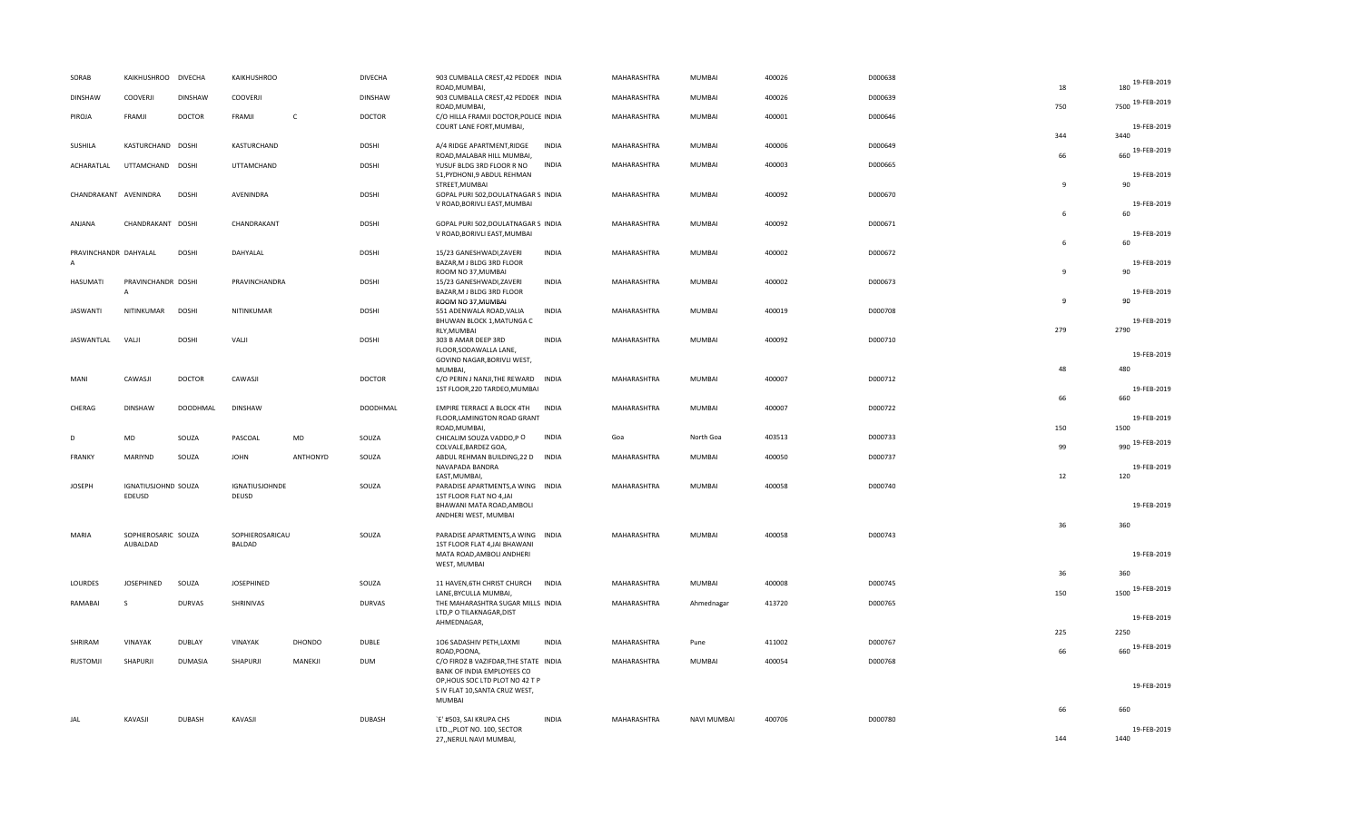| SORAB | KAIKHUSHROO | DIVECHA | KAIKHUSHROO | | DIVECHA | 903 CUMBALLA CREST,42 PEDDER ROAD,MUMBAI, | INDIA | MAHARASHTRA | MUMBAI | 400026 | D000638 | 18 | 180 | 19-FEB-2019 |
|---|---|---|---|---|---|---|---|---|---|---|---|---|---|---|
| DINSHAW | COOVERJI | DINSHAW | COOVERJI | | DINSHAW | 903 CUMBALLA CREST,42 PEDDER ROAD,MUMBAI, | INDIA | MAHARASHTRA | MUMBAI | 400026 | D000639 | 750 | 7500 | 19-FEB-2019 |
| PIROJA | FRAMJI | DOCTOR | FRAMJI | C | DOCTOR | C/O HILLA FRAMJI DOCTOR,POLICE COURT LANE FORT,MUMBAI, | INDIA | MAHARASHTRA | MUMBAI | 400001 | D000646 | 344 | 3440 | 19-FEB-2019 |
| SUSHILA | KASTURCHAND | DOSHI | KASTURCHAND | | DOSHI | A/4 RIDGE APARTMENT,RIDGE ROAD,MALABAR HILL MUMBAI, | INDIA | MAHARASHTRA | MUMBAI | 400006 | D000649 | 66 | 660 | 19-FEB-2019 |
| ACHARATLAL | UTTAMCHAND | DOSHI | UTTAMCHAND | | DOSHI | YUSUF BLDG 3RD FLOOR R NO 51,PYDHONI,9 ABDUL REHMAN STREET,MUMBAI | INDIA | MAHARASHTRA | MUMBAI | 400003 | D000665 | 9 | 90 | 19-FEB-2019 |
| CHANDRAKANT | AVENINDRA | DOSHI | AVENINDRA | | DOSHI | GOPAL PURI 502,DOULATNAGAR S V ROAD,BORIVLI EAST,MUMBAI | INDIA | MAHARASHTRA | MUMBAI | 400092 | D000670 | 6 | 60 | 19-FEB-2019 |
| ANJANA | CHANDRAKANT | DOSHI | CHANDRAKANT | | DOSHI | GOPAL PURI 502,DOULATNAGAR S V ROAD,BORIVLI EAST,MUMBAI | INDIA | MAHARASHTRA | MUMBAI | 400092 | D000671 | 6 | 60 | 19-FEB-2019 |
| PRAVINCHANDR A | DAHYALAL | DOSHI | DAHYALAL | | DOSHI | 15/23 GANESHWADI,ZAVERI BAZAR,M J BLDG 3RD FLOOR ROOM NO 37,MUMBAI | INDIA | MAHARASHTRA | MUMBAI | 400002 | D000672 | 9 | 90 | 19-FEB-2019 |
| HASUMATI | PRAVINCHANDR A | DOSHI | PRAVINCHANDRA | | DOSHI | 15/23 GANESHWADI,ZAVERI BAZAR,M J BLDG 3RD FLOOR ROOM NO 37,MUMBAI | INDIA | MAHARASHTRA | MUMBAI | 400002 | D000673 | 9 | 90 | 19-FEB-2019 |
| JASWANTI | NITINKUMAR | DOSHI | NITINKUMAR | | DOSHI | 551 ADENWALA ROAD,VALIA BHUWAN BLOCK 1,MATUNGA C RLY,MUMBAI | INDIA | MAHARASHTRA | MUMBAI | 400019 | D000708 | 279 | 2790 | 19-FEB-2019 |
| JASWANTLAL | VALJI | DOSHI | VALJI | | DOSHI | 303 B AMAR DEEP 3RD FLOOR,SODAWALLA LANE, GOVIND NAGAR,BORIVLI WEST, MUMBAI, | INDIA | MAHARASHTRA | MUMBAI | 400092 | D000710 | 48 | 480 | 19-FEB-2019 |
| MANI | CAWASJI | DOCTOR | CAWASJI | | DOCTOR | C/O PERIN J NANJI,THE REWARD 1ST FLOOR,220 TARDEO,MUMBAI | INDIA | MAHARASHTRA | MUMBAI | 400007 | D000712 | 66 | 660 | 19-FEB-2019 |
| CHERAG | DINSHAW | DOODHMAL | DINSHAW | | DOODHMAL | EMPIRE TERRACE A BLOCK 4TH FLOOR,LAMINGTON ROAD GRANT ROAD,MUMBAI, | INDIA | MAHARASHTRA | MUMBAI | 400007 | D000722 | 150 | 1500 | 19-FEB-2019 |
| D | MD | SOUZA | PASCOAL | MD | SOUZA | CHICALIM SOUZA VADDO,P O COLVALE,BARDEZ GOA, | INDIA | Goa | North Goa | 403513 | D000733 | 99 | 990 | 19-FEB-2019 |
| FRANKY | MARIYND | SOUZA | JOHN | ANTHONYD | SOUZA | ABDUL REHMAN BUILDING,22 D NAVAPADA BANDRA EAST,MUMBAI, | INDIA | MAHARASHTRA | MUMBAI | 400050 | D000737 | 12 | 120 | 19-FEB-2019 |
| JOSEPH | IGNATIUSJOHND EDEUSD | SOUZA | IGNATIUSJOHNDE DEUSD | | SOUZA | PARADISE APARTMENTS,A WING 1ST FLOOR FLAT NO 4,JAI BHAWANI MATA ROAD,AMBOLI ANDHERI WEST, MUMBAI | INDIA | MAHARASHTRA | MUMBAI | 400058 | D000740 | 36 | 360 | 19-FEB-2019 |
| MARIA | SOPHIEROSARIC AUBALDAD | SOUZA | SOPHIEROSARICAU BALDAD | | SOUZA | PARADISE APARTMENTS,A WING 1ST FLOOR FLAT 4,JAI BHAWANI MATA ROAD,AMBOLI ANDHERI WEST, MUMBAI | INDIA | MAHARASHTRA | MUMBAI | 400058 | D000743 | 36 | 360 | 19-FEB-2019 |
| LOURDES | JOSEPHINED | SOUZA | JOSEPHINED | | SOUZA | 11 HAVEN,6TH CHRIST CHURCH LANE,BYCULLA MUMBAI, | INDIA | MAHARASHTRA | MUMBAI | 400008 | D000745 | 150 | 1500 | 19-FEB-2019 |
| RAMABAI | S | DURVAS | SHRINIVAS | | DURVAS | THE MAHARASHTRA SUGAR MILLS LTD,P O TILAKNAGAR,DIST AHMEDNAGAR, | INDIA | MAHARASHTRA | Ahmednagar | 413720 | D000765 | 225 | 2250 | 19-FEB-2019 |
| SHRIRAM | VINAYAK | DUBLAY | VINAYAK | DHONDO | DUBLE | 106 SADASHIV PETH,LAXMI ROAD,POONA, | INDIA | MAHARASHTRA | Pune | 411002 | D000767 | 66 | 660 | 19-FEB-2019 |
| RUSTOMJI | SHAPURJI | DUMASIA | SHAPURJI | MANEKJI | DUM | C/O FIROZ B VAZIFDAR,THE STATE BANK OF INDIA EMPLOYEES CO OP,HOUS SOC LTD PLOT NO 42 T P S IV FLAT 10,SANTA CRUZ WEST, MUMBAI | INDIA | MAHARASHTRA | MUMBAI | 400054 | D000768 | 66 | 660 | 19-FEB-2019 |
| JAL | KAVASJI | DUBASH | KAVASJI | | DUBASH | `E' #503, SAI KRUPA CHS LTD.,,PLOT NO. 100, SECTOR 27,,NERUL NAVI MUMBAI, | INDIA | MAHARASHTRA | NAVI MUMBAI | 400706 | D000780 | 144 | 1440 | 19-FEB-2019 |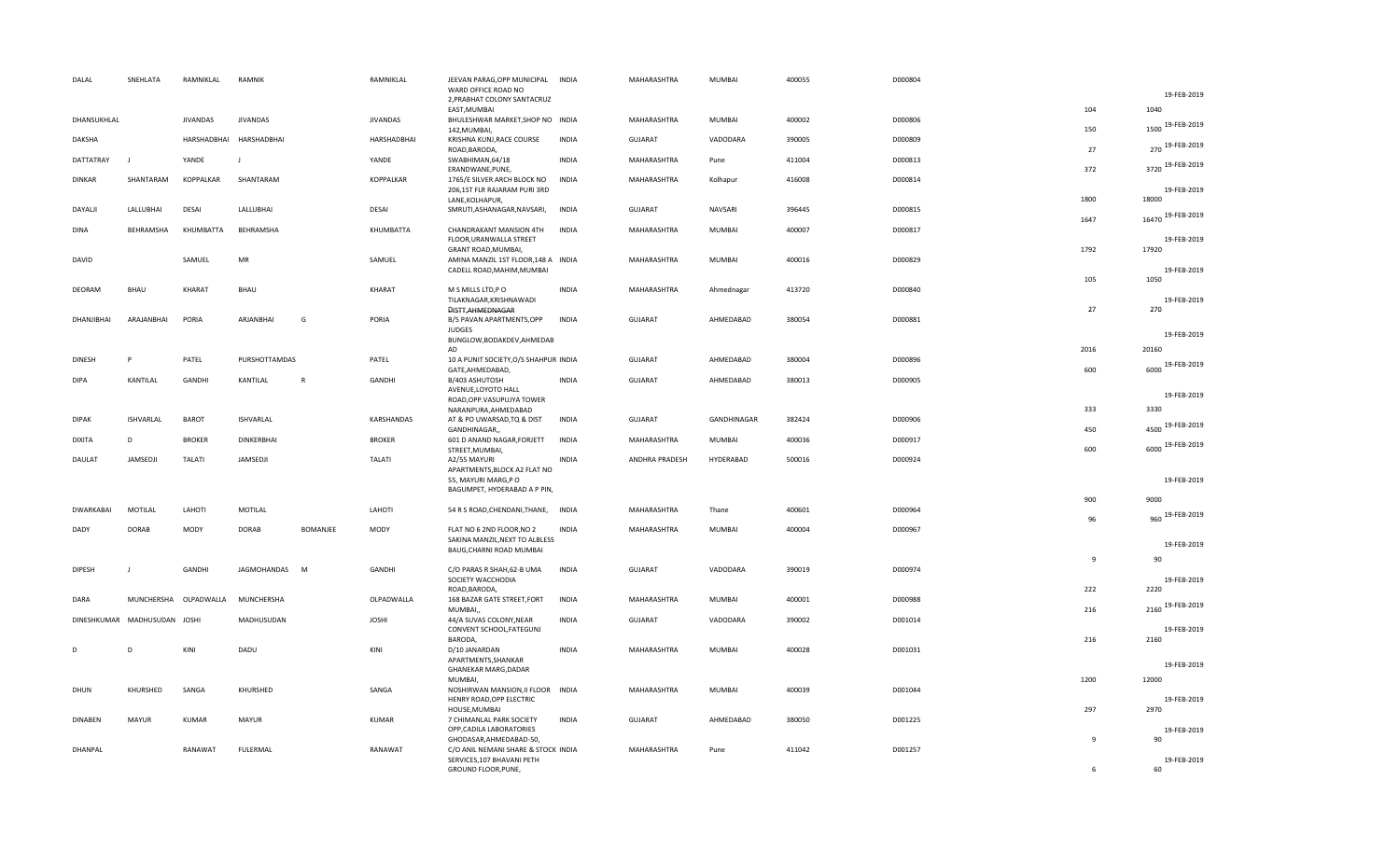| | | | | | | | | | | | | | | | |
|---|---|---|---|---|---|---|---|---|---|---|---|---|---|---|---|
| DALAL | SNEHLATA | RAMNIKLAL | RAMNIK | | RAMNIKLAL | JEEVAN PARAG,OPP MUNICIPAL WARD OFFICE ROAD NO 2,PRABHAT COLONY SANTACRUZ EAST,MUMBAI | INDIA | MAHARASHTRA | MUMBAI | 400055 | D000804 | | 104 | 1040 | 19-FEB-2019 |
| DHANSUKHLAL | | JIVANDAS | JIVANDAS | | JIVANDAS | BHULESHWAR MARKET,SHOP NO 142,MUMBAI, | INDIA | MAHARASHTRA | MUMBAI | 400002 | D000806 | | 150 | 1500 | 19-FEB-2019 |
| DAKSHA | | HARSHADBHAI | HARSHADBHAI | | HARSHADBHAI | KRISHNA KUNJ,RACE COURSE ROAD,BARODA, | INDIA | GUJARAT | VADODARA | 390005 | D000809 | | 27 | 270 | 19-FEB-2019 |
| DATTATRAY | J | YANDE | J | | YANDE | SWABHIMAN,64/18 ERANDWANE,PUNE, | INDIA | MAHARASHTRA | Pune | 411004 | D000813 | | 372 | 3720 | 19-FEB-2019 |
| DINKAR | SHANTARAM | KOPPALKAR | SHANTARAM | | KOPPALKAR | 1765/E SILVER ARCH BLOCK NO 206,1ST FLR RAJARAM PURI 3RD LANE,KOLHAPUR, | INDIA | MAHARASHTRA | Kolhapur | 416008 | D000814 | | 1800 | 18000 | 19-FEB-2019 |
| DAYALJI | LALLUBHAI | DESAI | LALLUBHAI | | DESAI | SMRUTI,ASHANAGAR,NAVSARI, | INDIA | GUJARAT | NAVSARI | 396445 | D000815 | | 1647 | 16470 | 19-FEB-2019 |
| DINA | BEHRAMSHA | KHUMBATTA | BEHRAMSHA | | KHUMBATTA | CHANDRAKANT MANSION 4TH FLOOR,URANWALLA STREET GRANT ROAD,MUMBAI, | INDIA | MAHARASHTRA | MUMBAI | 400007 | D000817 | | 1792 | 17920 | 19-FEB-2019 |
| DAVID | | SAMUEL | MR | | SAMUEL | AMINA MANZIL 1ST FLOOR,148 A CADELL ROAD,MAHIM,MUMBAI | INDIA | MAHARASHTRA | MUMBAI | 400016 | D000829 | | 105 | 1050 | 19-FEB-2019 |
| DEORAM | BHAU | KHARAT | BHAU | | KHARAT | M S MILLS LTD,P O TILAKNAGAR,KRISHNAWADI DISTT.AHMEDNAGAR | INDIA | MAHARASHTRA | Ahmednagar | 413720 | D000840 | | 27 | 270 | 19-FEB-2019 |
| DHANJIBHAI | ARAJANBHAI | PORIA | ARJANBHAI | G | PORIA | B/5 PAVAN APARTMENTS,OPP JUDGES BUNGLOW,BODAKDEV,AHMEDAB AD | INDIA | GUJARAT | AHMEDABAD | 380054 | D000881 | | 2016 | 20160 | 19-FEB-2019 |
| DINESH | P | PATEL | PURSHOTTAMDAS | | PATEL | 10 A PUNIT SOCIETY,O/S SHAHPUR GATE,AHMEDABAD, | INDIA | GUJARAT | AHMEDABAD | 380004 | D000896 | | 600 | 6000 | 19-FEB-2019 |
| DIPA | KANTILAL | GANDHI | KANTILAL | R | GANDHI | B/403 ASHUTOSH AVENUE,LOYOTO HALL ROAD,OPP.VASUPUJYA TOWER NARANPURA,AHMEDABAD | INDIA | GUJARAT | AHMEDABAD | 380013 | D000905 | | 333 | 3330 | 19-FEB-2019 |
| DIPAK | ISHVARLAL | BAROT | ISHVARLAL | | KARSHANDAS | AT & PO UWARSAD,TQ & DIST GANDHINAGAR,, | INDIA | GUJARAT | GANDHINAGAR | 382424 | D000906 | | 450 | 4500 | 19-FEB-2019 |
| DIXITA | D | BROKER | DINKERBHAI | | BROKER | 601 D ANAND NAGAR,FORJETT STREET,MUMBAI, | INDIA | MAHARASHTRA | MUMBAI | 400036 | D000917 | | 600 | 6000 | 19-FEB-2019 |
| DAULAT | JAMSEDJI | TALATI | JAMSEDJI | | TALATI | A2/55 MAYURI APARTMENTS,BLOCK A2 FLAT NO 55, MAYURI MARG,P O BAGUMPET, HYDERABAD A P PIN, | INDIA | ANDHRA PRADESH | HYDERABAD | 500016 | D000924 | | 900 | 9000 | 19-FEB-2019 |
| DWARKABAI | MOTILAL | LAHOTI | MOTILAL | | LAHOTI | 54 R S ROAD,CHENDANI,THANE, | INDIA | MAHARASHTRA | Thane | 400601 | D000964 | | 96 | 960 | 19-FEB-2019 |
| DADY | DORAB | MODY | DORAB | BOMANJEE | MODY | FLAT NO 6 2ND FLOOR,NO 2 SAKINA MANZIL,NEXT TO ALBLESS BAUG,CHARNI ROAD MUMBAI | INDIA | MAHARASHTRA | MUMBAI | 400004 | D000967 | | 9 | 90 | 19-FEB-2019 |
| DIPESH | J | GANDHI | JAGMOHANDAS | M | GANDHI | C/O PARAS R SHAH,62-B UMA SOCIETY WACCHODIA ROAD,BARODA, | INDIA | GUJARAT | VADODARA | 390019 | D000974 | | 222 | 2220 | 19-FEB-2019 |
| DARA | MUNCHERSHA | OLPADWALLA | MUNCHERSHA | | OLPADWALLA | 168 BAZAR GATE STREET,FORT MUMBAI,, | INDIA | MAHARASHTRA | MUMBAI | 400001 | D000988 | | 216 | 2160 | 19-FEB-2019 |
| DINESHKUMAR | MADHUSUDAN | JOSHI | MADHUSUDAN | | JOSHI | 44/A SUVAS COLONY,NEAR CONVENT SCHOOL,FATEGUNJ BARODA, | INDIA | GUJARAT | VADODARA | 390002 | D001014 | | 216 | 2160 | 19-FEB-2019 |
| D | D | KINI | DADU | | KINI | D/10 JANARDAN APARTMENTS,SHANKAR GHANEKAR MARG,DADAR MUMBAI, | INDIA | MAHARASHTRA | MUMBAI | 400028 | D001031 | | 1200 | 12000 | 19-FEB-2019 |
| DHUN | KHURSHED | SANGA | KHURSHED | | SANGA | NOSHIRWAN MANSION,II FLOOR HENRY ROAD,OPP ELECTRIC HOUSE,MUMBAI | INDIA | MAHARASHTRA | MUMBAI | 400039 | D001044 | | 297 | 2970 | 19-FEB-2019 |
| DINABEN | MAYUR | KUMAR | MAYUR | | KUMAR | 7 CHIMANLAL PARK SOCIETY OPP,CADILA LABORATORIES GHODASAR,AHMEDABAD-50, | INDIA | GUJARAT | AHMEDABAD | 380050 | D001225 | | 9 | 90 | 19-FEB-2019 |
| DHANPAL | | RANAWAT | FULERMAL | | RANAWAT | C/O ANIL NEMANI SHARE & STOCK SERVICES,107 BHAVANI PETH GROUND FLOOR,PUNE, | INDIA | MAHARASHTRA | Pune | 411042 | D001257 | | 6 | 60 | 19-FEB-2019 |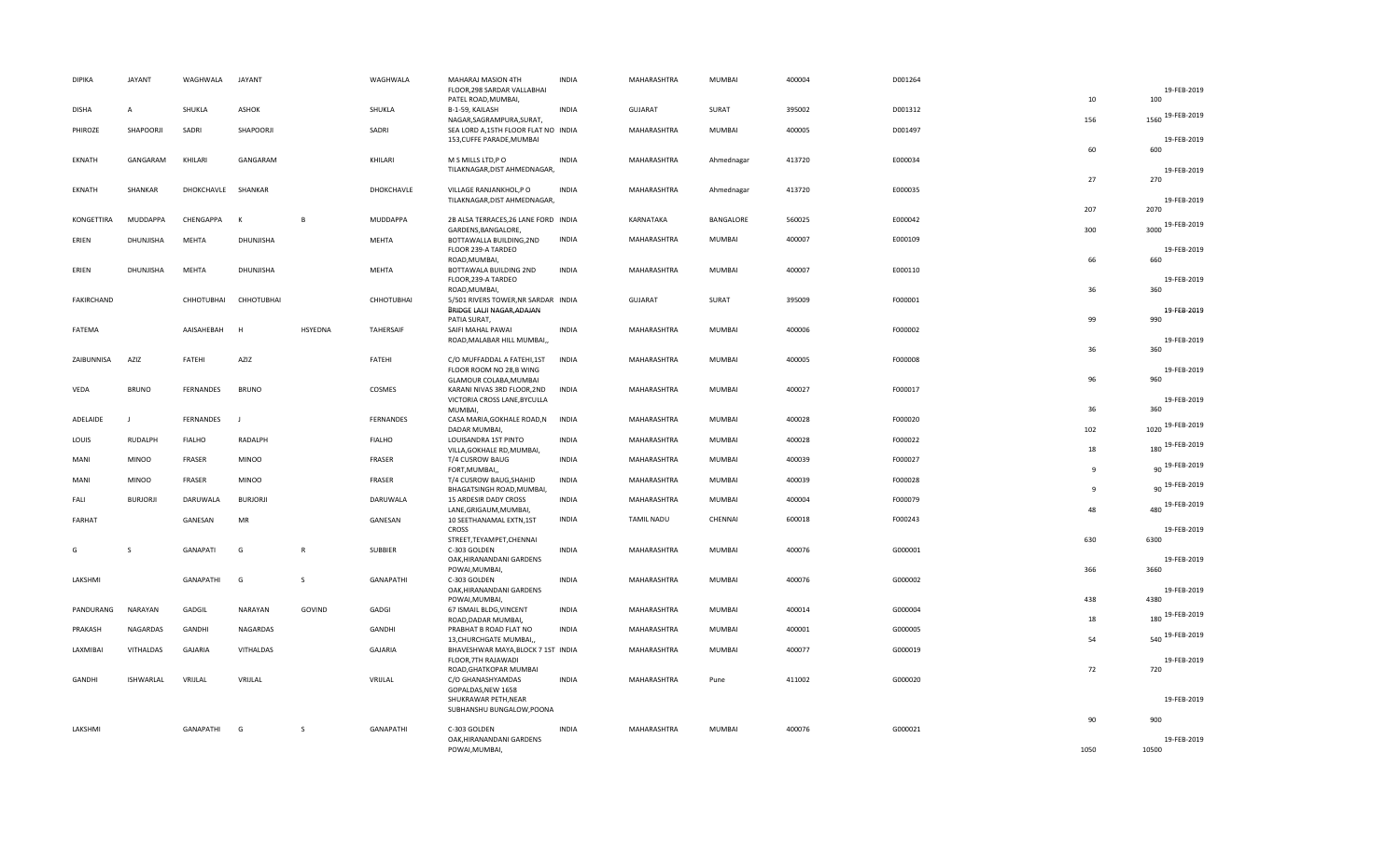| | | | | | | | | | | | | | | | |
|---|---|---|---|---|---|---|---|---|---|---|---|---|---|---|---|
| DIPIKA | JAYANT | WAGHWALA | JAYANT | | WAGHWALA | MAHARAJ MASION 4TH FLOOR,298 SARDAR VALLABHAI PATEL ROAD,MUMBAI, | INDIA | MAHARASHTRA | MUMBAI | 400004 | D001264 | | 10 | 100 | 19-FEB-2019 |
| DISHA | A | SHUKLA | ASHOK | | SHUKLA | B-1-59, KAILASH NAGAR,SAGRAMPURA,SURAT, | INDIA | GUJARAT | SURAT | 395002 | D001312 | | 156 | 1560 | 19-FEB-2019 |
| PHIROZE | SHAPOORJI | SADRI | SHAPOORJI | | SADRI | SEA LORD A,15TH FLOOR FLAT NO 153,CUFFE PARADE,MUMBAI | INDIA | MAHARASHTRA | MUMBAI | 400005 | D001497 | | 60 | 600 | 19-FEB-2019 |
| EKNATH | GANGARAM | KHILARI | GANGARAM | | KHILARI | M S MILLS LTD,P O TILAKNAGAR,DIST AHMEDNAGAR, | INDIA | MAHARASHTRA | Ahmednagar | 413720 | E000034 | | 27 | 270 | 19-FEB-2019 |
| EKNATH | SHANKAR | DHOKCHAVLE | SHANKAR | | DHOKCHAVLE | VILLAGE RANJANKHOL,P O TILAKNAGAR,DIST AHMEDNAGAR, | INDIA | MAHARASHTRA | Ahmednagar | 413720 | E000035 | | 207 | 2070 | 19-FEB-2019 |
| KONGETTIRA | MUDDAPPA | CHENGAPPA | K | B | MUDDAPPA | 2B ALSA TERRACES,26 LANE FORD GARDENS,BANGALORE, | INDIA | KARNATAKA | BANGALORE | 560025 | E000042 | | 300 | 3000 | 19-FEB-2019 |
| ERIEN | DHUNJISHA | MEHTA | DHUNJISHA | | MEHTA | BOTTAWALLA BUILDING,2ND FLOOR 239-A TARDEO ROAD,MUMBAI, | INDIA | MAHARASHTRA | MUMBAI | 400007 | E000109 | | 66 | 660 | 19-FEB-2019 |
| ERIEN | DHUNJISHA | MEHTA | DHUNJISHA | | MEHTA | BOTTAWALA BUILDING 2ND FLOOR,239-A TARDEO ROAD,MUMBAI, | INDIA | MAHARASHTRA | MUMBAI | 400007 | E000110 | | 36 | 360 | 19-FEB-2019 |
| FAKIRCHAND | | CHHOTUBHAI | CHHOTUBHAI | | CHHOTUBHAI | 5/501 RIVERS TOWER,NR SARDAR BRIDGE LALJI NAGAR,ADAJAN PATIA SURAT, | INDIA | GUJARAT | SURAT | 395009 | F000001 | | 99 | 990 | 19-FEB-2019 |
| FATEMA | | AAISAHEBAH | H | HSYEDNA | TAHERSAIF | SAIFI MAHAL PAWAI ROAD,MALABAR HILL MUMBAI,, | INDIA | MAHARASHTRA | MUMBAI | 400006 | F000002 | | 36 | 360 | 19-FEB-2019 |
| ZAIBUNNISA | AZIZ | FATEHI | AZIZ | | FATEHI | C/O MUFFADDAL A FATEHI,1ST FLOOR ROOM NO 28,B WING GLAMOUR COLABA,MUMBAI | INDIA | MAHARASHTRA | MUMBAI | 400005 | F000008 | | 96 | 960 | 19-FEB-2019 |
| VEDA | BRUNO | FERNANDES | BRUNO | | COSMES | KARANI NIVAS 3RD FLOOR,2ND VICTORIA CROSS LANE,BYCULLA MUMBAI, | INDIA | MAHARASHTRA | MUMBAI | 400027 | F000017 | | 36 | 360 | 19-FEB-2019 |
| ADELAIDE | J | FERNANDES | J | | FERNANDES | CASA MARIA,GOKHALE ROAD,N DADAR MUMBAI, | INDIA | MAHARASHTRA | MUMBAI | 400028 | F000020 | | 102 | 1020 | 19-FEB-2019 |
| LOUIS | RUDALPH | FIALHO | RADALPH | | FIALHO | LOUISANDRA 1ST PINTO VILLA,GOKHALE RD,MUMBAI, | INDIA | MAHARASHTRA | MUMBAI | 400028 | F000022 | | 18 | 180 | 19-FEB-2019 |
| MANI | MINOO | FRASER | MINOO | | FRASER | T/4 CUSROW BAUG FORT,MUMBAI,, | INDIA | MAHARASHTRA | MUMBAI | 400039 | F000027 | | 9 | 90 | 19-FEB-2019 |
| MANI | MINOO | FRASER | MINOO | | FRASER | T/4 CUSROW BAUG,SHAHID BHAGATSINGH ROAD,MUMBAI, | INDIA | MAHARASHTRA | MUMBAI | 400039 | F000028 | | 9 | 90 | 19-FEB-2019 |
| FALI | BURJORJI | DARUWALA | BURJORJI | | DARUWALA | 15 ARDESIR DADY CROSS LANE,GRIGAUM,MUMBAI, | INDIA | MAHARASHTRA | MUMBAI | 400004 | F000079 | | 48 | 480 | 19-FEB-2019 |
| FARHAT | | GANESAN | MR | | GANESAN | 10 SEETHANAMAL EXTN,1ST CROSS STREET,TEYAMPET,CHENNAI | INDIA | TAMIL NADU | CHENNAI | 600018 | F000243 | | 630 | 6300 | 19-FEB-2019 |
| G | S | GANAPATI | G | R | SUBBIER | C-303 GOLDEN OAK,HIRANANDANI GARDENS POWAI,MUMBAI, | INDIA | MAHARASHTRA | MUMBAI | 400076 | G000001 | | 366 | 3660 | 19-FEB-2019 |
| LAKSHMI | | GANAPATHI | G | S | GANAPATHI | C-303 GOLDEN OAK,HIRANANDANI GARDENS POWAI,MUMBAI, | INDIA | MAHARASHTRA | MUMBAI | 400076 | G000002 | | 438 | 4380 | 19-FEB-2019 |
| PANDURANG | NARAYAN | GADGIL | NARAYAN | GOVIND | GADGI | 67 ISMAIL BLDG,VINCENT ROAD,DADAR MUMBAI, | INDIA | MAHARASHTRA | MUMBAI | 400014 | G000004 | | 18 | 180 | 19-FEB-2019 |
| PRAKASH | NAGARDAS | GANDHI | NAGARDAS | | GANDHI | PRABHAT B ROAD FLAT NO 13,CHURCHGATE MUMBAI,, | INDIA | MAHARASHTRA | MUMBAI | 400001 | G000005 | | 54 | 540 | 19-FEB-2019 |
| LAXMIBAI | VITHALDAS | GAJARIA | VITHALDAS | | GAJARIA | BHAVESHWAR MAYA,BLOCK 7 1ST FLOOR,7TH RAJAWADI ROAD,GHATKOPAR MUMBAI | INDIA | MAHARASHTRA | MUMBAI | 400077 | G000019 | | 72 | 720 | 19-FEB-2019 |
| GANDHI | ISHWARLAL | VRIJLAL | VRIJLAL | | VRIJLAL | C/O GHANASHYAMDAS GOPALDAS,NEW 1658 SHUKRAWAR PETH,NEAR SUBHANSHU BUNGALOW,POONA | INDIA | MAHARASHTRA | Pune | 411002 | G000020 | | 90 | 900 | 19-FEB-2019 |
| LAKSHMI | | GANAPATHI | G | S | GANAPATHI | C-303 GOLDEN OAK,HIRANANDANI GARDENS POWAI,MUMBAI, | INDIA | MAHARASHTRA | MUMBAI | 400076 | G000021 | | 1050 | 10500 | 19-FEB-2019 |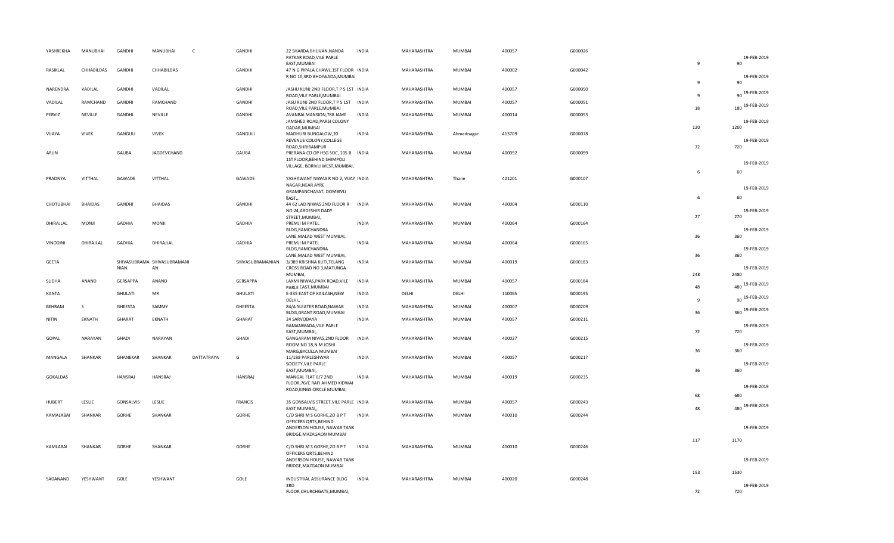| | | | | | | | | | | | | | | |
|---|---|---|---|---|---|---|---|---|---|---|---|---|---|---|
| YASHREKHA | MANUBHAI | GANDHI | MANUBHAI | C | GANDHI | 22 SHARDA BHUVAN,NANDA PATKAR ROAD,VILE PARLE EAST,MUMBAI | INDIA | MAHARASHTRA | MUMBAI | 400057 | G000026 | 9 | 90 | 19-FEB-2019 |
| RASIKLAL | CHHABILDAS | GANDHI | CHHABILDAS | | GANDHI | 47 N G PIPALA CHAWL,1ST FLOOR R NO 10,3RD BHOIWADA,MUMBAI | INDIA | MAHARASHTRA | MUMBAI | 400002 | G000042 | 9 | 90 | 19-FEB-2019 |
| NARENDRA | VADILAL | GANDHI | VADILAL | | GANDHI | JASHU KUNJ 2ND FLOOR,T P S 1ST ROAD,VILE PARLE,MUMBAI | INDIA | MAHARASHTRA | MUMBAI | 400057 | G000050 | 9 | 90 | 19-FEB-2019 |
| VADILAL | RAMCHAND | GANDHI | RAMCHAND | | GANDHI | JASU KUNJ 2ND FLOOR,T P S 1ST ROAD,VILE PARLE,MUMBAI | INDIA | MAHARASHTRA | MUMBAI | 400057 | G000051 | 18 | 180 | 19-FEB-2019 |
| PERVIZ | NEVILLE | GANDHI | NEVILLE | | GANDHI | AVANBAI MANSION,788 JAME JAMSHED ROAD,PARSI COLONY DADAR,MUMBAI | INDIA | MAHARASHTRA | MUMBAI | 400014 | G000053 | 120 | 1200 | 19-FEB-2019 |
| VIJAYA | VIVEK | GANGULI | VIVEK | | GANGULI | MADHURI BUNGALOW,20 REVENUE COLONY,COLLEGE ROAD,SHRIRAMPUR | INDIA | MAHARASHTRA | Ahmednagar | 413709 | G000078 | 72 | 720 | 19-FEB-2019 |
| ARUN | | GAUBA | JAGDEVCHAND | | GAUBA | PRERANA CO OP HSG SOC, 105 B 1ST FLOOR,BEHIND SHIMPOLI VILLAGE, BORIVLI WEST,MUMBAI, | INDIA | MAHARASHTRA | MUMBAI | 400092 | G000099 | 6 | 60 | 19-FEB-2019 |
| PRADNYA | VITTHAL | GAWADE | VITTHAL | | GAWADE | YASHAWANT NIWAS R NO 2, VIJAY NAGAR,NEAR AYRE GRAMPANCHAYAT, DOMBIVLI EAST,, | INDIA | MAHARASHTRA | Thane | 421201 | G000107 | 6 | 60 | 19-FEB-2019 |
| CHOTUBHAI | BHAIDAS | GANDHI | BHAIDAS | | GANDHI | 44 62 LAD NIWAS 2ND FLOOR R NO 24,ARDESHIR DADY STREET,MUMBAI, | INDIA | MAHARASHTRA | MUMBAI | 400004 | G000110 | 27 | 270 | 19-FEB-2019 |
| DHIRAJLAL | MONJI | GADHIA | MONJI | | GADHIA | PREMJI M PATEL BLDG,RAMCHANDRA LANE,MALAD WEST MUMBAI, | INDIA | MAHARASHTRA | MUMBAI | 400064 | G000164 | 36 | 360 | 19-FEB-2019 |
| VINODINI | DHIRAJLAL | GADHIA | DHIRAJLAL | | GADHIA | PREMJI M PATEL BLDG,RAMCHANDRA LANE,MALAD WEST MUMBAI, | INDIA | MAHARASHTRA | MUMBAI | 400064 | G000165 | 36 | 360 | 19-FEB-2019 |
| GEETA | | SHIVASUBRAMA NIAN | SHIVASUBRAMANI AN | | SHIVASUBRAMANIAN | 3/389 KRISHNA KUTI,TELANG CROSS ROAD NO 3,MATUNGA MUMBAI, | INDIA | MAHARASHTRA | MUMBAI | 400019 | G000183 | 248 | 2480 | 19-FEB-2019 |
| SUDHA | ANAND | GERSAPPA | ANAND | | GERSAPPA | LAXMI NIWAS,PARK ROAD,VILE PARLE EAST,MUMBAI | INDIA | MAHARASHTRA | MUMBAI | 400057 | G000184 | 48 | 480 | 19-FEB-2019 |
| KANTA | | GHULATI | MR | | GHULATI | E-335 EAST OF KAILASH,NEW DELHI,, | INDIA | DELHI | DELHI | 110065 | G000195 | 9 | 90 | 19-FEB-2019 |
| BEHRAM | S | GHEESTA | SAMMY | | GHEESTA | 84/A SLEATER ROAD,NAWAB BLDG,GRANT ROAD,MUMBAI | INDIA | MAHARASHTRA | MUMBAI | 400007 | G000209 | 36 | 360 | 19-FEB-2019 |
| NITIN | EKNATH | GHARAT | EKNATH | | GHARAT | 24 SARVODAYA BAMANWADA,VILE PARLE EAST,MUMBAI, | INDIA | MAHARASHTRA | MUMBAI | 400057 | G000211 | 72 | 720 | 19-FEB-2019 |
| GOPAL | NARAYAN | GHADI | NARAYAN | | GHADI | GANGARAM NIVAS,2ND FLOOR ROOM NO 18,N M JOSHI MARG,BYCULLA MUMBAI | INDIA | MAHARASHTRA | MUMBAI | 400027 | G000215 | 36 | 360 | 19-FEB-2019 |
| MANGALA | SHANKAR | GHANEKAR | SHANKAR | DATTATRAYA | G | 11/188 PARLESHWAR SOCIETY,VILE PARLE EAST,MUMBAI, | INDIA | MAHARASHTRA | MUMBAI | 400057 | G000217 | 36 | 360 | 19-FEB-2019 |
| GOKALDAS | | HANSRAJ | HANSRAJ | | HANSRAJ | MANGAL FLAT 6/7 2ND FLOOR,76/C RAFI AHMED KIDWAI ROAD,KINGS CIRCLE MUMBAI, | INDIA | MAHARASHTRA | MUMBAI | 400019 | G000235 | 68 | 680 | 19-FEB-2019 |
| HUBERT | LESLIE | GONSALVIS | LESLIE | | FRANCIS | 35 GONSALVIS STREET,VILE PARLE EAST MUMBAI,, | INDIA | MAHARASHTRA | MUMBAI | 400057 | G000243 | 48 | 480 | 19-FEB-2019 |
| KAMALABAI | SHANKAR | GORHE | SHANKAR | | GORHE | C/O SHRI M S GORHE,20 B P T OFFICERS QRTS,BEHIND ANDERSON HOUSE, NAWAB TANK BRIDGE,MAZAGAON MUMBAI | INDIA | MAHARASHTRA | MUMBAI | 400010 | G000244 | 117 | 1170 | 19-FEB-2019 |
| KAMLABAI | SHANKAR | GORHE | SHANKAR | | GORHE | C/O SHRI M S GORHE,20 B P T OFFICERS QRTS,BEHIND ANDERSON HOUSE, NAWAB TANK BRIDGE,MAZGAON MUMBAI | INDIA | MAHARASHTRA | MUMBAI | 400010 | G000246 | 153 | 1530 | 19-FEB-2019 |
| SADANAND | YESHWANT | GOLE | YESHWANT | | GOLE | INDUSTRIAL ASSURANCE BLDG 3RD FLOOR,CHURCHGATE,MUMBAI, | INDIA | MAHARASHTRA | MUMBAI | 400020 | G000248 | 72 | 720 | 19-FEB-2019 |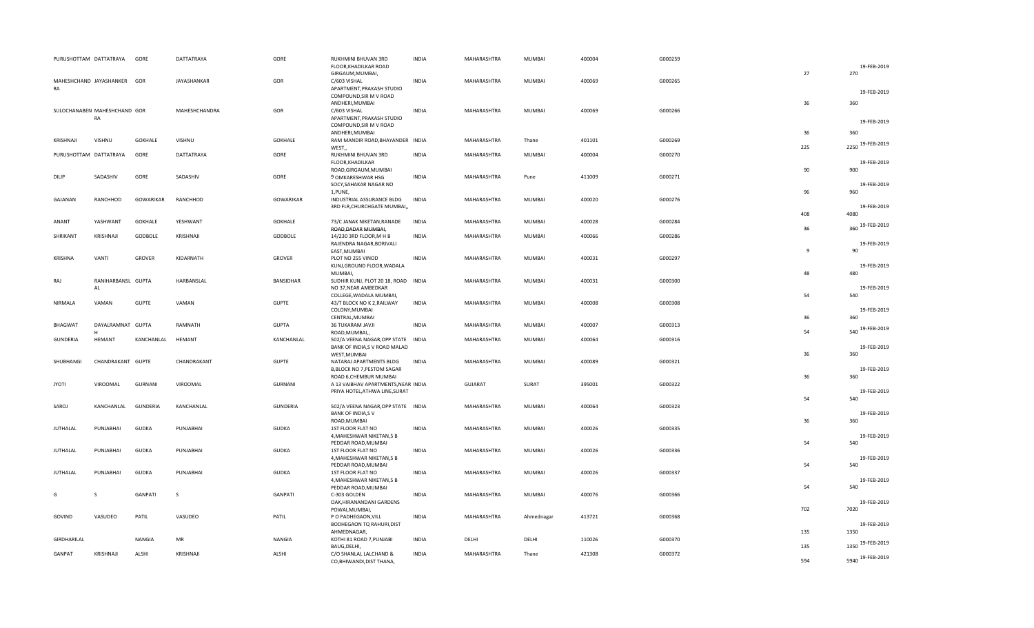| | | | | | | | | | | | | | |
|---|---|---|---|---|---|---|---|---|---|---|---|---|---|
| PURUSHOTTAM | DATTATRAYA | GORE | DATTATRAYA | GORE | RUKHMINI BHUVAN 3RD FLOOR,KHADILKAR ROAD GIRGAUM,MUMBAI, | INDIA | MAHARASHTRA | MUMBAI | 400004 | G000259 | 27 | 270 | 19-FEB-2019 |
| MAHESHCHAND RA | JAYASHANKER | GOR | JAYASHANKAR | GOR | C/603 VISHAL APARTMENT,PRAKASH STUDIO COMPOUND,SIR M V ROAD ANDHERI,MUMBAI | INDIA | MAHARASHTRA | MUMBAI | 400069 | G000265 | 36 | 360 | 19-FEB-2019 |
| SULOCHANABEN | MAHESHCHAND RA | GOR | MAHESHCHANDRA | GOR | C/603 VISHAL APARTMENT,PRAKASH STUDIO COMPOUND,SIR M V ROAD ANDHERI,MUMBAI | INDIA | MAHARASHTRA | MUMBAI | 400069 | G000266 | 36 | 360 | 19-FEB-2019 |
| KRISHNAJI | VISHNU | GOKHALE | VISHNU | GOKHALE | RAM MANDIR ROAD,BHAYANDER WEST,, | INDIA | MAHARASHTRA | Thane | 401101 | G000269 | 225 | 2250 | 19-FEB-2019 |
| PURUSHOTTAM | DATTATRAYA | GORE | DATTATRAYA | GORE | RUKHMINI BHUVAN 3RD FLOOR,KHADILKAR ROAD,GIRGAUM,MUMBAI | INDIA | MAHARASHTRA | MUMBAI | 400004 | G000270 | 90 | 900 | 19-FEB-2019 |
| DILIP | SADASHIV | GORE | SADASHIV | GORE | 9 OMKARESHWAR HSG SOCY,SAHAKAR NAGAR NO 1,PUNE, | INDIA | MAHARASHTRA | Pune | 411009 | G000271 | 96 | 960 | 19-FEB-2019 |
| GAJANAN | RANCHHOD | GOWARIKAR | RANCHHOD | GOWARIKAR | INDUSTRIAL ASSURANCE BLDG 3RD FLR,CHURCHGATE MUMBAI,, | INDIA | MAHARASHTRA | MUMBAI | 400020 | G000276 | 408 | 4080 | 19-FEB-2019 |
| ANANT | YASHWANT | GOKHALE | YESHWANT | GOKHALE | 73/C JANAK NIKETAN,RANADE ROAD,DADAR MUMBAI, | INDIA | MAHARASHTRA | MUMBAI | 400028 | G000284 | 36 | 360 | 19-FEB-2019 |
| SHRIKANT | KRISHNAJI | GODBOLE | KRISHNAJI | GODBOLE | 14/230 3RD FLOOR,M H B RAJENDRA NAGAR,BORIVALI EAST,MUMBAI | INDIA | MAHARASHTRA | MUMBAI | 400066 | G000286 | 9 | 90 | 19-FEB-2019 |
| KRISHNA | VANTI | GROVER | KIDARNATH | GROVER | PLOT NO 255 VINOD KUNJ,GROUND FLOOR,WADALA MUMBAI, | INDIA | MAHARASHTRA | MUMBAI | 400031 | G000297 | 48 | 480 | 19-FEB-2019 |
| RAJ | RANIHARBANSL AL | GUPTA | HARBANSLAL | BANSIDHAR | SUDHIR KUNJ, PLOT 20 18, ROAD NO 37,NEAR AMBEDKAR COLLEGE,WADALA MUMBAI, | INDIA | MAHARASHTRA | MUMBAI | 400031 | G000300 | 54 | 540 | 19-FEB-2019 |
| NIRMALA | VAMAN | GUPTE | VAMAN | GUPTE | 43/T BLOCK NO K 2,RAILWAY COLONY,MUMBAI CENTRAL,MUMBAI | INDIA | MAHARASHTRA | MUMBAI | 400008 | G000308 | 36 | 360 | 19-FEB-2019 |
| BHAGWAT | DAYALRAMNAT H | GUPTA | RAMNATH | GUPTA | 36 TUKARAM JAVJI ROAD,MUMBAI,, | INDIA | MAHARASHTRA | MUMBAI | 400007 | G000313 | 54 | 540 | 19-FEB-2019 |
| GUNDERIA | HEMANT | KANCHANLAL | HEMANT | KANCHANLAL | 502/A VEENA NAGAR,OPP STATE BANK OF INDIA,S V ROAD MALAD WEST,MUMBAI | INDIA | MAHARASHTRA | MUMBAI | 400064 | G000316 | 36 | 360 | 19-FEB-2019 |
| SHUBHANGI | CHANDRAKANT | GUPTE | CHANDRAKANT | GUPTE | NATARAJ APARTMENTS BLDG B,BLOCK NO 7,PESTOM SAGAR ROAD 6,CHEMBUR MUMBAI | INDIA | MAHARASHTRA | MUMBAI | 400089 | G000321 | 36 | 360 | 19-FEB-2019 |
| JYOTI | VIROOMAL | GURNANI | VIROOMAL | GURNANI | A 13 VAIBHAV APARTMENTS,NEAR PRIYA HOTEL,ATHWA LINE,SURAT | INDIA | GUJARAT | SURAT | 395001 | G000322 | 54 | 540 | 19-FEB-2019 |
| SAROJ | KANCHANLAL | GUNDERIA | KANCHANLAL | GUNDERIA | 502/A VEENA NAGAR,OPP STATE BANK OF INDIA,S V ROAD,MUMBAI | INDIA | MAHARASHTRA | MUMBAI | 400064 | G000323 | 36 | 360 | 19-FEB-2019 |
| JUTHALAL | PUNJABHAI | GUDKA | PUNJABHAI | GUDKA | 1ST FLOOR FLAT NO 4,MAHESHWAR NIKETAN,5 B PEDDAR ROAD,MUMBAI | INDIA | MAHARASHTRA | MUMBAI | 400026 | G000335 | 54 | 540 | 19-FEB-2019 |
| JUTHALAL | PUNJABHAI | GUDKA | PUNJABHAI | GUDKA | 1ST FLOOR FLAT NO 4,MAHESHWAR NIKETAN,5 B PEDDAR ROAD,MUMBAI | INDIA | MAHARASHTRA | MUMBAI | 400026 | G000336 | 54 | 540 | 19-FEB-2019 |
| JUTHALAL | PUNJABHAI | GUDKA | PUNJABHAI | GUDKA | 1ST FLOOR FLAT NO 4,MAHESHWAR NIKETAN,5 B PEDDAR ROAD,MUMBAI | INDIA | MAHARASHTRA | MUMBAI | 400026 | G000337 | 54 | 540 | 19-FEB-2019 |
| G | S | GANPATI | S | GANPATI | C-303 GOLDEN OAK,HIRANANDANI GARDENS POWAI,MUMBAI, | INDIA | MAHARASHTRA | MUMBAI | 400076 | G000366 | 702 | 7020 | 19-FEB-2019 |
| GOVIND | VASUDEO | PATIL | VASUDEO | PATIL | P O PADHEGAON,VILL BODHEGAON TQ RAHURI,DIST AHMEDNAGAR, | INDIA | MAHARASHTRA | Ahmednagar | 413721 | G000368 | 135 | 1350 | 19-FEB-2019 |
| GIRDHARILAL | | NANGIA | MR | NANGIA | KOTHI 81 ROAD 7,PUNJABI BAUG,DELHI, | INDIA | DELHI | DELHI | 110026 | G000370 | 135 | 1350 | 19-FEB-2019 |
| GANPAT | KRISHNAJI | ALSHI | KRISHNAJI | ALSHI | C/O SHANLAL LALCHAND & CO,BHIWANDI,DIST THANA, | INDIA | MAHARASHTRA | Thane | 421308 | G000372 | 594 | 5940 | 19-FEB-2019 |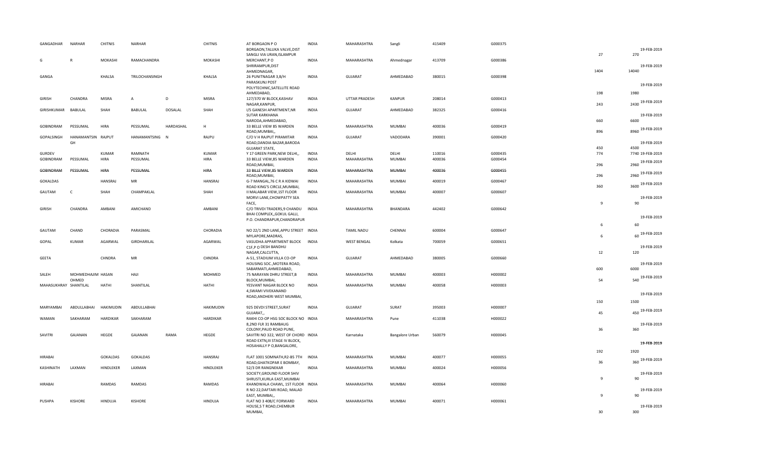| | | | | | | | | | | | | | | |
|---|---|---|---|---|---|---|---|---|---|---|---|---|---|---|
| GANGADHAR | NARHAR | CHITNIS | NARHAR | | CHITNIS | AT BORGAON P O BORGAON,TALUKA VALVE,DIST SANGLI VIA URAN,ISLAMPUR | INDIA | MAHARASHTRA | Sangli | 415409 | G000375 | 27 | 270 | 19-FEB-2019 |
| G | R | MOKASHI | RAMACHANDRA | | MOKASHI | MERCHANT,P O SHRIRAMPUR,DIST AHMEDNAGAR, | INDIA | MAHARASHTRA | Ahmednagar | 413709 | G000386 | 1404 | 14040 | 19-FEB-2019 |
| GANGA | | KHALSA | TRILOCHANSINGH | | KHALSA | 26 PUNITNAGAR 3,B/H PARASKUNJ POST POLYTECHNIC,SATELLITE ROAD AHMEDABAD, | INDIA | GUJARAT | AHMEDABAD | 380015 | G000398 | 198 | 1980 | 19-FEB-2019 |
| GIRISH | CHANDRA | MISRA | A | D | MISRA | 127/370 W BLOCK,KASHAV NAGAR,KANPUR, | INDIA | UTTAR PRADESH | KANPUR | 208014 | G000413 | 243 | 2430 | 19-FEB-2019 |
| GIRISHKUMAR | BABULAL | SHAH | BABULAL | DOSALAL | SHAH | I/5 GANESH APARTMENT,NR SUTAR KARKHANA NARODA,AHMEDABAD, | INDIA | GUJARAT | AHMEDABAD | 382325 | G000416 | 660 | 6600 | 19-FEB-2019 |
| GOBINDRAM | PESSUMAL | HIRA | PESSUMAL | HARDASHAL | H | 33 BELLE VIEW 85 WARDEN ROAD,MUMBAI,, | INDIA | MAHARASHTRA | MUMBAI | 400036 | G000419 | 896 | 8960 | 19-FEB-2019 |
| GOPALSINGH | HANAMANTSIN GH | RAJPUT | HANAMANTSING | N | RAJPU | C/O V H RAJPUT PIRAMITAR ROAD,DANDIA BAZAR,BARODA GUJARAT STATE, | INDIA | GUJARAT | VADODARA | 390001 | G000420 | 450 | 4500 | 19-FEB-2019 |
| GURDEV | | KUMAR | RAMNATH | | KUMAR | Y 17 GREEN PARK,NEW DELHI,, | INDIA | DELHI | DELHI | 110016 | G000435 | 774 | 7740 | 19-FEB-2019 |
| GOBINDRAM | PESSUMAL | HIRA | PESSUMAL | | HIRA | 33 BELLE VIEW,85 WARDEN ROAD,MUMBAI, | INDIA | MAHARASHTRA | MUMBAI | 400036 | G000454 | 296 | 2960 | 19-FEB-2019 |
| GOBINDRAM | PESSUMAL | HIRA | PESSUMAL | | HIRA | 33 BILLE VIEW,85 WARDEN ROAD,MUMBAI, | INDIA | MAHARASHTRA | MUMBAI | 400036 | G000455 | 296 | 2960 | 19-FEB-2019 |
| GOKALDAS | | HANSRAJ | MR | | HANSRAJ | G-7 MANGAL,76 C R A KIDWAI ROAD KING'S CIRCLE,MUMBAI, | INDIA | MAHARASHTRA | MUMBAI | 400019 | G000467 | 360 | 3600 | 19-FEB-2019 |
| GAUTAM | C | SHAH | CHAMPAKLAL | | SHAH | II MALABAR VIEW,1ST FLOOR MORVI LANE,CHOWPATTY SEA FACE, | INDIA | MAHARASHTRA | MUMBAI | 400007 | G000607 | 9 | 90 | 19-FEB-2019 |
| GIRISH | CHANDRA | AMBANI | AMICHAND | | AMBANI | C/O TRIVDI TRADERS,9 CHANDU BHAI COMPLEX,,GOKUL GALLI, P.O. CHANDRAPUR,CHANDRAPUR | INDIA | MAHARASHTRA | BHANDARA | 442402 | G000642 | 6 | 60 | 19-FEB-2019 |
| GAUTAM | CHAND | CHORADIA | PARASMAL | | CHORADIA | NO 22/1 2ND LANE,APPU STREET MYLAPORE,MADRAS, | INDIA | TAMIL NADU | CHENNAI | 600004 | G000647 | 6 | 60 | 19-FEB-2019 |
| GOPAL | KUMAR | AGARWAL | GIRDHARILAL | | AGARWAL | VASUDHA APPARTMENT BLOCK C1F,P O DESH BANDHU NAGAR,CALCUTTA, | INDIA | WEST BENGAL | Kolkata | 700059 | G000651 | 12 | 120 | 19-FEB-2019 |
| GEETA | | CHNDRA | MR | | CHNDRA | A-51, STADIUM VILLA CO-OP HOUSING SOC.,MOTERA ROAD, SABARMATI,AHMEDABAD, | INDIA | GUJARAT | AHMEDABAD | 380005 | G000660 | 600 | 6000 | 19-FEB-2019 |
| SALEH | MOHMEDHAJIM OHMED | HASAN | HAJI | | MOHMED | 75 NARAYAN DHRU STREET,B BLOCK,MUMBAI, | INDIA | MAHARASHTRA | MUMBAI | 400003 | H000002 | 54 | 540 | 19-FEB-2019 |
| MAHASUKHRAY | SHANTILAL | HATHI | SHANTILAL | | HATHI | YESVANT NAGAR BLOCK NO 4,SWAMI VIVEKANAND ROAD,ANDHERI WEST MUMBAI, | INDIA | MAHARASHTRA | MUMBAI | 400058 | H000003 | 150 | 1500 | 19-FEB-2019 |
| MARYAMBAI | ABDULLABHAI | HAKIMUDIN | ABDULLABHAI | | HAKIMUDIN | 925 DEVDI STREET,SURAT GUJARAT,, | INDIA | GUJARAT | SURAT | 395003 | H000007 | 45 | 450 | 19-FEB-2019 |
| WAMAN | SAKHARAM | HARDIKAR | SAKHARAM | | HARDIKAR | RAKHI CO-OP HSG SOC BLOCK NO 8,2ND FLR 31 RAMBAUG COLONY,PAUD ROAD PUNE, | INDIA | MAHARASHTRA | Pune | 411038 | H000022 | 36 | 360 | 19-FEB-2019 |
| SAVITRI | GAJANAN | HEGDE | GAJANAN | RAMA | HEGDE | SAVITRI NO 322, WEST OF CHORD ROAD EXTN,III STAGE IV BLOCK, HOSAHALLY P O,BANGALORE, | INDIA | Karnataka | Bangalore Urban | 560079 | H000045 | 192 | 1920 | 19-FEB-2019 |
| HIRABAI | | GOKALDAS | GOKALDAS | | HANSRAJ | FLAT 1001 SOMNATH,R2-B5 7TH ROAD,GHATKOPAR E BOMBAY, | INDIA | MAHARASHTRA | MUMBAI | 400077 | H000055 | 36 | 360 | 19-FEB-2019 |
| KASHINATH | LAXMAN | HINDLEKER | LAXMAN | | HINDLEKER | 52/3 DR RANGNEKAR SOCIETY,GROUND FLOOR SHIV SHRUSTI,KURLA EAST,MUMBAI | INDIA | MAHARASHTRA | MUMBAI | 400024 | H000056 | 9 | 90 | 19-FEB-2019 |
| HIRABAI | | RAMDAS | RAMDAS | | RAMDAS | KHANDWALA CHAWL, 1ST FLOOR R NO 22,DAFTARI ROAD, MALAD EAST, MUMBAI,, | INDIA | MAHARASHTRA | MUMBAI | 400064 | H000060 | 9 | 90 | 19-FEB-2019 |
| PUSHPA | KISHORE | HINDUJA | KISHORE | | HINDUJA | FLAT NO 3 408/C FORWARD HOUSE,S T ROAD,CHEMBUR MUMBAI, | INDIA | MAHARASHTRA | MUMBAI | 400071 | H000061 | 30 | 300 | 19-FEB-2019 |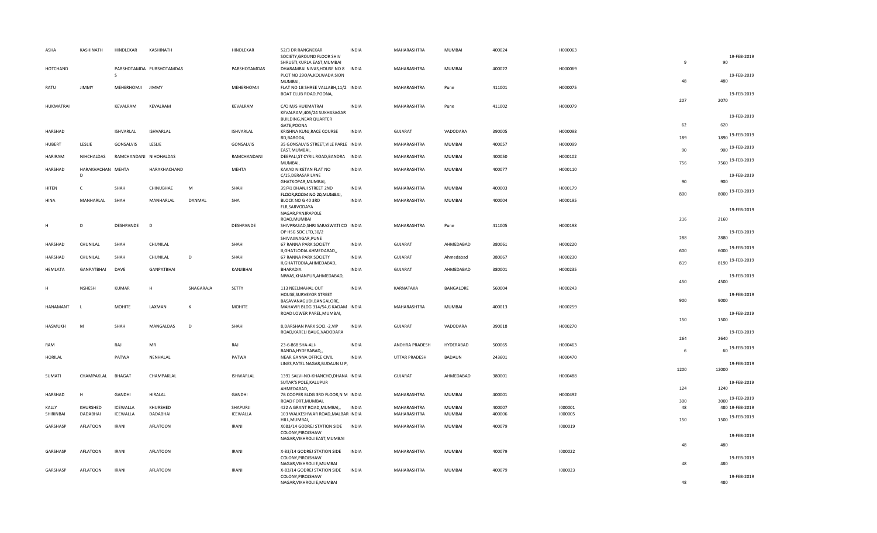| | | | | | | | | | | | | | | |
|---|---|---|---|---|---|---|---|---|---|---|---|---|---|---|
| ASHA | KASHINATH | HINDLEKAR | KASHINATH | | HINDLEKAR | 52/3 DR RANGNEKAR SOCIETY,GROUND FLOOR SHIV SHRUSTI,KURLA EAST,MUMBAI | INDIA | MAHARASHTRA | MUMBAI | 400024 | H000063 | 9 | 90 | 19-FEB-2019 |
| HOTCHAND | | PARSHOTAMDAS | PURSHOTAMDAS | | PARSHOTAMDAS | DHARAMBAI NIVAS,HOUSE NO 8 PLOT NO 29O/A,KOLWADA SION MUMBAI, | INDIA | MAHARASHTRA | MUMBAI | 400022 | H000069 | 48 | 480 | 19-FEB-2019 |
| RATU | JIMMY | MEHERHOMJI | JIMMY | | MEHERHOMJI | FLAT NO 1B SHREE VALLABH,11/2 BOAT CLUB ROAD,POONA, | INDIA | MAHARASHTRA | Pune | 411001 | H000075 | 207 | 2070 | 19-FEB-2019 |
| HUKMATRAI | | KEVALRAM | KEVALRAM | | KEVALRAM | C/O M/S HUKMATRAI KEVALRAM,406/24 SUKHASAGAR BUILDING,NEAR QUARTER GATE,POONA | INDIA | MAHARASHTRA | Pune | 411002 | H000079 | 62 | 620 | 19-FEB-2019 |
| HARSHAD | | ISHVARLAL | ISHVARLAL | | ISHVARLAL | KRISHNA KUNJ,RACE COURSE RD,BARODA, | INDIA | GUJARAT | VADODARA | 390005 | H000098 | 189 | 1890 | 19-FEB-2019 |
| HUBERT | LESLIE | GONSALVIS | LESLIE | | GONSALVIS | 35 GONSALVIS STREET,VILE PARLE EAST,MUMBAI, | INDIA | MAHARASHTRA | MUMBAI | 400057 | H000099 | 90 | 900 | 19-FEB-2019 |
| HARIRAM | NIHCHALDAS | RAMCHANDANI | NIHOHALDAS | | RAMCHANDANI | DEEPALI,ST CYRIL ROAD,BANDRA MUMBAI, | INDIA | MAHARASHTRA | MUMBAI | 400050 | H000102 | 756 | 7560 | 19-FEB-2019 |
| HARSHAD | HARAKHACHAN D | MEHTA | HARAKHACHAND | | MEHTA | KAKAD NIKETAN FLAT NO C/15,DERASAR LANE GHATKOPAR,MUMBAI, | INDIA | MAHARASHTRA | MUMBAI | 400077 | H000110 | 90 | 900 | 19-FEB-2019 |
| HITEN | C | SHAH | CHINUBHAE | M | SHAH | 39/41 DHANJI STREET 2ND FLOOR,ROOM NO 20,MUMBAI, | INDIA | MAHARASHTRA | MUMBAI | 400003 | H000179 | 800 | 8000 | 19-FEB-2019 |
| HINA | MANHARLAL | SHAH | MANHARLAL | DANMAL | SHA | BLOCK NO G 40 3RD FLR,SARVODAYA NAGAR,PANJRAPOLE ROAD,MUMBAI | INDIA | MAHARASHTRA | MUMBAI | 400004 | H000195 | 216 | 2160 | 19-FEB-2019 |
| H | D | DESHPANDE | D | | DESHPANDE | SHIVPRASAD,SHRI SARASWATI CO OP HSG SOC LTD,30/2 SHIVAJINAGAR,PUNE | INDIA | MAHARASHTRA | Pune | 411005 | H000198 | 288 | 2880 | 19-FEB-2019 |
| HARSHAD | CHUNILAL | SHAH | CHUNILAL | | SHAH | 67 RANNA PARK SOCIETY II,GHATLODIA AHMEDABAD,, | INDIA | GUJARAT | AHMEDABAD | 380061 | H000220 | 600 | 6000 | 19-FEB-2019 |
| HARSHAD | CHUNILAL | SHAH | CHUNILAL | D | SHAH | 67 RANNA PARK SOCIETY II,GHATTODIA,AHMEDABAD, | INDIA | GUJARAT | Ahmedabad | 380067 | H000230 | 819 | 8190 | 19-FEB-2019 |
| HEMLATA | GANPATBHAI | DAVE | GANPATBHAI | | KANJIBHAI | BHARADIA NIWAS,KHANPUR,AHMEDABAD, | INDIA | GUJARAT | AHMEDABAD | 380001 | H000235 | 450 | 4500 | 19-FEB-2019 |
| H | NSHESH | KUMAR | H | SNAGARAJA | SETTY | 113 NEELMAHAL OUT HOUSE,SURVEYOR STREET BASAVANAGUDI,BANGALORE, | INDIA | KARNATAKA | BANGALORE | 560004 | H000243 | 900 | 9000 | 19-FEB-2019 |
| HANAMANT | L | MOHITE | LAXMAN | K | MOHITE | MAHAVIR BLDG 314/54,G KADAM ROAD LOWER PAREL,MUMBAI, | INDIA | MAHARASHTRA | MUMBAI | 400013 | H000259 | 150 | 1500 | 19-FEB-2019 |
| HASMUKH | M | SHAH | MANGALDAS | D | SHAH | 8,DARSHAN PARK SOCI.-2,VIP ROAD,KARELI BAUG,VADODARA | INDIA | GUJARAT | VADODARA | 390018 | H000270 | 264 | 2640 | 19-FEB-2019 |
| RAM | | RAJ | MR | | RAJ | 23-6-868 SHA-ALI-BANDA,HYDERABAD,, | INDIA | ANDHRA PRADESH | HYDERABAD | 500065 | H000463 | 6 | 60 | 19-FEB-2019 |
| HORILAL | | PATWA | NENHALAL | | PATWA | NEAR GANNA OFFICE CIVIL LINES,PATEL NAGAR,BUDAUN U P, | INDIA | UTTAR PRADESH | BADAUN | 243601 | H000470 | 1200 | 12000 | 19-FEB-2019 |
| SUMATI | CHAMPAKLAL | BHAGAT | CHAMPAKLAL | | ISHWARLAL | 1391 SALVI-NO-KHANCHO,DHANA SUTAR'S POLE,KALUPUR AHMEDABAD, | INDIA | GUJARAT | AHMEDABAD | 380001 | H000488 | 124 | 1240 | 19-FEB-2019 |
| HARSHAD | H | GANDHI | HIRALAL | | GANDHI | 7B COOPER BLDG 3RD FLOOR,N M ROAD FORT,MUMBAI, | INDIA | MAHARASHTRA | MUMBAI | 400001 | H000492 | 300 | 3000 | 19-FEB-2019 |
| KALLY | KHURSHED | ICEWALLA | KHURSHED | | SHAPURJI | 422 A GRANT ROAD,MUMBAI,, | INDIA | MAHARASHTRA | MUMBAI | 400007 | I000001 | 48 | 480 | 19-FEB-2019 |
| SHIRINBAI | DADABHAI | ICEWALLA | DADABHAI | | ICEWALLA | 103 WALKESHWAR ROAD,MALBAR HILL,MUMBAI, | INDIA | MAHARASHTRA | MUMBAI | 400006 | I000005 | 150 | 1500 | 19-FEB-2019 |
| GARSHASP | AFLATOON | IRANI | AFLATOON | | IRANI | X083/14 GODREJ STATION SIDE COLONY,PIROJSHAW NAGAR,VIKHROLI EAST,MUMBAI | INDIA | MAHARASHTRA | MUMBAI | 400079 | I000019 | 48 | 480 | 19-FEB-2019 |
| GARSHASP | AFLATOON | IRANI | AFLATOON | | IRANI | X-83/14 GODREJ STATION SIDE COLONY,PIROJSHAW NAGAR,VIKHROLI E,MUMBAI | INDIA | MAHARASHTRA | MUMBAI | 400079 | I000022 | 48 | 480 | 19-FEB-2019 |
| GARSHASP | AFLATOON | IRANI | AFLATOON | | IRANI | X-83/14 GODREJ STATION SIDE COLONY,PIROJSHAW NAGAR,VIKHROLI E,MUMBAI | INDIA | MAHARASHTRA | MUMBAI | 400079 | I000023 | 48 | 480 | 19-FEB-2019 |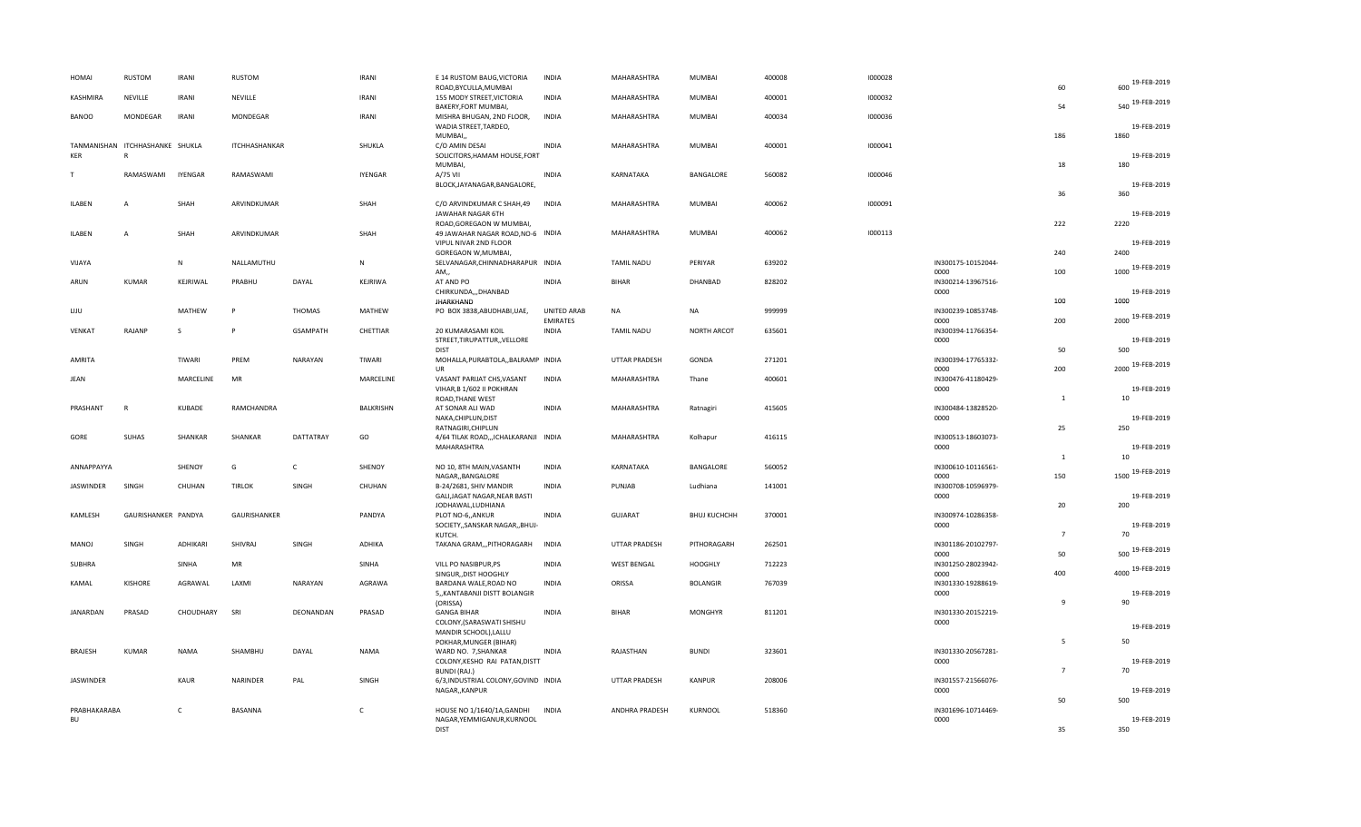| | | | | | | | | | | | | | | | | |
|---|---|---|---|---|---|---|---|---|---|---|---|---|---|---|---|---|
| HOMAI | RUSTOM | IRANI | RUSTOM | | IRANI | E 14 RUSTOM BAUG,VICTORIA ROAD,BYCULLA,MUMBAI | INDIA | MAHARASHTRA | MUMBAI | 400008 | I000028 | | | 60 | 600 | 19-FEB-2019 |
| KASHMIRA | NEVILLE | IRANI | NEVILLE | | IRANI | 155 MODY STREET,VICTORIA BAKERY,FORT MUMBAI, | INDIA | MAHARASHTRA | MUMBAI | 400001 | I000032 | | | 54 | 540 | 19-FEB-2019 |
| BANOO | MONDEGAR | IRANI | MONDEGAR | | IRANI | MISHRA BHUGAN, 2ND FLOOR, WADIA STREET,TARDEO, MUMBAI,, | INDIA | MAHARASHTRA | MUMBAI | 400034 | I000036 | | | 186 | 1860 | 19-FEB-2019 |
| TANMANISHAN KER | ITCHHASHANKE R | SHUKLA | ITCHHASHANKAR | | SHUKLA | C/O AMIN DESAI SOLICITORS,HAMAM HOUSE,FORT MUMBAI, | INDIA | MAHARASHTRA | MUMBAI | 400001 | I000041 | | | 18 | 180 | 19-FEB-2019 |
| T | RAMASWAMI | IYENGAR | RAMASWAMI | | IYENGAR | A/75 VII BLOCK,JAYANAGAR,BANGALORE, | INDIA | KARNATAKA | BANGALORE | 560082 | I000046 | | | 36 | 360 | 19-FEB-2019 |
| ILABEN | A | SHAH | ARVINDKUMAR | | SHAH | C/O ARVINDKUMAR C SHAH,49 JAWAHAR NAGAR 6TH ROAD,GOREGAON W MUMBAI, | INDIA | MAHARASHTRA | MUMBAI | 400062 | I000091 | | | 222 | 2220 | 19-FEB-2019 |
| ILABEN | A | SHAH | ARVINDKUMAR | | SHAH | 49 JAWAHAR NAGAR ROAD,NO-6 VIPUL NIVAR 2ND FLOOR GOREGAON W,MUMBAI, | INDIA | MAHARASHTRA | MUMBAI | 400062 | I000113 | | | 240 | 2400 | 19-FEB-2019 |
| VIJAYA | | N | NALLAMUTHU | | N | SELVANAGAR,CHINNADHARAPUR AM,, | INDIA | TAMIL NADU | PERIYAR | 639202 | | IN300175-10152044-0000 | | 100 | 1000 | 19-FEB-2019 |
| ARUN | KUMAR | KEJRIWAL | PRABHU | DAYAL | KEJRIWA | AT AND PO CHIRKUNDA,,DHANBAD JHARKHAND | INDIA | BIHAR | DHANBAD | 828202 | | IN300214-13967516-0000 | | 100 | 1000 | 19-FEB-2019 |
| LIJU | | MATHEW | P | THOMAS | MATHEW | PO BOX 3838,ABUDHABI,UAE, | UNITED ARAB EMIRATES | NA | NA | 999999 | | IN300239-10853748-0000 | | 200 | 2000 | 19-FEB-2019 |
| VENKAT | RAJANP | S | P | GSAMPATH | CHETTIAR | 20 KUMARASAMI KOIL STREET,TIRUPATTUR,,VELLORE DIST | INDIA | TAMIL NADU | NORTH ARCOT | 635601 | | IN300394-11766354-0000 | | 50 | 500 | 19-FEB-2019 |
| AMRITA | | TIWARI | PREM | NARAYAN | TIWARI | MOHALLA,PURABTOLA,,BALRAMP UR | INDIA | UTTAR PRADESH | GONDA | 271201 | | IN300394-17765332-0000 | | 200 | 2000 | 19-FEB-2019 |
| JEAN | | MARCELINE | MR | | MARCELINE | VASANT PARIJAT CHS,VASANT VIHAR,B 1/602 II POKHRAN ROAD,THANE WEST | INDIA | MAHARASHTRA | Thane | 400601 | | IN300476-41180429-0000 | | 1 | 10 | 19-FEB-2019 |
| PRASHANT | R | KUBADE | RAMCHANDRA | | BALKRISHN | AT SONAR ALI WAD NAKA,CHIPLUN,DIST RATNAGIRI,CHIPLUN | INDIA | MAHARASHTRA | Ratnagiri | 415605 | | IN300484-13828520-0000 | | 25 | 250 | 19-FEB-2019 |
| GORE | SUHAS | SHANKAR | SHANKAR | DATTATRAY | GO | 4/64 TILAK ROAD,,,ICHALKARANJI MAHARASHTRA | INDIA | MAHARASHTRA | Kolhapur | 416115 | | IN300513-18603073-0000 | | 1 | 10 | 19-FEB-2019 |
| ANNAPPAYYA | | SHENOY | G | C | SHENOY | NO 10, 8TH MAIN,VASANTH NAGAR,,BANGALORE | INDIA | KARNATAKA | BANGALORE | 560052 | | IN300610-10116561-0000 | | 150 | 1500 | 19-FEB-2019 |
| JASWINDER | SINGH | CHUHAN | TIRLOK | SINGH | CHUHAN | B-24/2681, SHIV MANDIR GALI,JAGAT NAGAR,NEAR BASTI JODHAWAL,LUDHIANA | INDIA | PUNJAB | Ludhiana | 141001 | | IN300708-10596979-0000 | | 20 | 200 | 19-FEB-2019 |
| KAMLESH | GAURISHANKER | PANDYA | GAURISHANKER | | PANDYA | PLOT NO-6,,ANKUR SOCIETY,,SANSKAR NAGAR,,BHUJ-KUTCH. | INDIA | GUJARAT | BHUJ KUCHCHH | 370001 | | IN300974-10286358-0000 | | 7 | 70 | 19-FEB-2019 |
| MANOJ | SINGH | ADHIKARI | SHIVRAJ | SINGH | ADHIKA | TAKANA GRAM,,,PITHORAGARH | INDIA | UTTAR PRADESH | PITHORAGARH | 262501 | | IN301186-20102797-0000 | | 50 | 500 | 19-FEB-2019 |
| SUBHRA | | SINHA | MR | | SINHA | VILL PO NASIBPUR,PS SINGUR,,DIST HOOGHLY | INDIA | WEST BENGAL | HOOGHLY | 712223 | | IN301250-28023942-0000 | | 400 | 4000 | 19-FEB-2019 |
| KAMAL | KISHORE | AGRAWAL | LAXMI | NARAYAN | AGRAWA | BARDANA WALE,ROAD NO 5,,KANTABANJI DISTT BOLANGIR (ORISSA) | INDIA | ORISSA | BOLANGIR | 767039 | | IN301330-19288619-0000 | | 9 | 90 | 19-FEB-2019 |
| JANARDAN | PRASAD | CHOUDHARY | SRI | DEONANDAN | PRASAD | GANGA BIHAR COLONY,(SARASWATI SHISHU MANDIR SCHOOL),LALLU POKHAR,MUNGER (BIHAR) | INDIA | BIHAR | MONGHYR | 811201 | | IN301330-20152219-0000 | | 5 | 50 | 19-FEB-2019 |
| BRAJESH | KUMAR | NAMA | SHAMBHU | DAYAL | NAMA | WARD NO. 7,SHANKAR COLONY,KESHO RAI PATAN,DISTT BUNDI (RAJ.) | INDIA | RAJASTHAN | BUNDI | 323601 | | IN301330-20567281-0000 | | 7 | 70 | 19-FEB-2019 |
| JASWINDER | | KAUR | NARINDER | PAL | SINGH | 6/3,INDUSTRIAL COLONY,GOVIND NAGAR,,KANPUR | INDIA | UTTAR PRADESH | KANPUR | 208006 | | IN301557-21566076-0000 | | 50 | 500 | 19-FEB-2019 |
| PRABHAKARABA BU | | C | BASANNA | | C | HOUSE NO 1/1640/1A,GANDHI NAGAR,YEMMIGANUR,KURNOOL DIST | INDIA | ANDHRA PRADESH | KURNOOL | 518360 | | IN301696-10714469-0000 | | 35 | 350 | 19-FEB-2019 |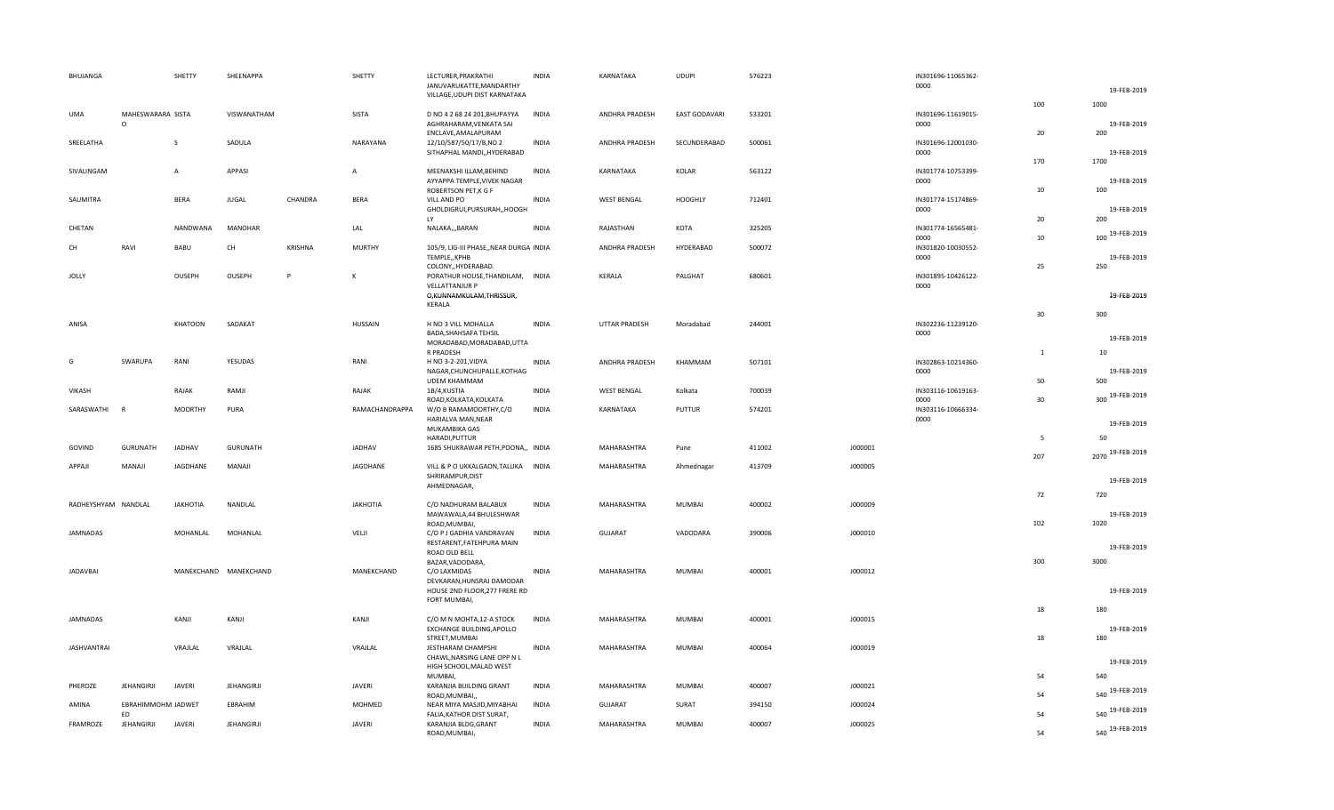| | | | | | | | | | | | | | | | |
|---|---|---|---|---|---|---|---|---|---|---|---|---|---|---|---|
| BHUJANGA | | SHETTY | SHEENAPPA | | SHETTY | LECTURER,PRAKRATHI JANUVARUKATTE,MANDARTHY VILLAGE,UDUPI DIST KARNATAKA | INDIA | KARNATAKA | UDUPI | 576223 | | IN301696-11065362-0000 | 100 | 1000 | 19-FEB-2019 |
| UMA | MAHESWARARA O | SISTA | VISWANATHAM | | SISTA | D NO 4 2 68 24 201,BHUPAYYA AGHRAHARAM,VENKATA SAI ENCLAVE,AMALAPURAM | INDIA | ANDHRA PRADESH | EAST GODAVARI | 533201 | | IN301696-11619015-0000 | 20 | 200 | 19-FEB-2019 |
| SREELATHA | | S | SADULA | | NARAYANA | 12/10/587/50/17/B,NO 2 SITHAPHAL MANDI,,HYDERABAD | INDIA | ANDHRA PRADESH | SECUNDERABAD | 500061 | | IN301696-12001030-0000 | 170 | 1700 | 19-FEB-2019 |
| SIVALINGAM | | A | APPASI | | A | MEENAKSHI ILLAM,BEHIND AYYAPPA TEMPLE,VIVEK NAGAR ROBERTSON PET,K G F | INDIA | KARNATAKA | KOLAR | 563122 | | IN301774-10753399-0000 | 10 | 100 | 19-FEB-2019 |
| SAUMITRA | | BERA | JUGAL | CHANDRA | BERA | VILL AND PO GHOLDIGRUI,PURSURAH,,HOOGHLY | INDIA | WEST BENGAL | HOOGHLY | 712401 | | IN301774-15174869-0000 | 20 | 200 | 19-FEB-2019 |
| CHETAN | | NANDWANA | MANOHAR | | LAL | NALAKA,,,BARAN | INDIA | RAJASTHAN | KOTA | 325205 | | IN301774-16565481-0000 | 10 | 100 | 19-FEB-2019 |
| CH | RAVI | BABU | CH | KRISHNA | MURTHY | 105/9, LIG-III PHASE,,NEAR DURGA TEMPLE,,KPHB COLONY,,HYDERABAD. | INDIA | ANDHRA PRADESH | HYDERABAD | 500072 | | IN301820-10030552-0000 | 25 | 250 | 19-FEB-2019 |
| JOLLY | | OUSEPH | OUSEPH | P | K | PORATHUR HOUSE,THANDILAM, VELLATTANJUR P O,KUNNAMKULAM,THRISSUR, KERALA | INDIA | KERALA | PALGHAT | 680601 | | IN301895-10426122-0000 | 30 | 300 | 19-FEB-2019 |
| ANISA | | KHATOON | SADAKAT | | HUSSAIN | H NO 3 VILL MOHALLA BADA,SHAHSAFA TEHSIL MORADABAD,MORADABAD,UTTAR PRADESH | INDIA | UTTAR PRADESH | Moradabad | 244001 | | IN302236-11239120-0000 | 1 | 10 | 19-FEB-2019 |
| G | SWARUPA | RANI | YESUDAS | | RANI | H NO 3-2-201,VIDYA NAGAR,CHUNCHUPALLE,KOTHAGUDEM KHAMMAM | INDIA | ANDHRA PRADESH | KHAMMAM | 507101 | | IN302863-10214360-0000 | 50 | 500 | 19-FEB-2019 |
| VIKASH | | RAJAK | RAMJI | | RAJAK | 1B/4,KUSTIA ROAD,KOLKATA,KOLKATA | INDIA | WEST BENGAL | Kolkata | 700039 | | IN303116-10619163-0000 | 30 | 300 | 19-FEB-2019 |
| SARASWATHI | R | MOORTHY | PURA | | RAMACHANDRAPPA | W/O B RAMAMOORTHY,C/O HARIALVA MAN,NEAR MUKAMBIKA GAS HARADI,PUTTUR | INDIA | KARNATAKA | PUTTUR | 574201 | | IN303116-10666334-0000 | 5 | 50 | 19-FEB-2019 |
| GOVIND | GURUNATH | JADHAV | GURUNATH | | JADHAV | 1685 SHUKRAWAR PETH,POONA,, | INDIA | MAHARASHTRA | Pune | 411002 | J000001 | | 207 | 2070 | 19-FEB-2019 |
| APPAJI | MANAJI | JAGDHANE | MANAJI | | JAGDHANE | VILL & P O UKKALGAON,TALUKA SHRIRAMPUR,DIST AHMEDNAGAR, | INDIA | MAHARASHTRA | Ahmednagar | 413709 | J000005 | | 72 | 720 | 19-FEB-2019 |
| RADHEYSHYAM | NANDLAL | JAKHOTIA | NANDLAL | | JAKHOTIA | C/O NADHURAM BALABUX MAWAWALA,44 BHULESHWAR ROAD,MUMBAI, | INDIA | MAHARASHTRA | MUMBAI | 400002 | J000009 | | 102 | 1020 | 19-FEB-2019 |
| JAMNADAS | | MOHANLAL | MOHANLAL | | VELJI | C/O P J GADHIA VANDRAVAN RESTARENT,FATEHPURA MAIN ROAD OLD BELL BAZAR,VADODARA, | INDIA | GUJARAT | VADODARA | 390006 | J000010 | | 300 | 3000 | 19-FEB-2019 |
| JADAVBAI | | MANEKCHAND | MANEKCHAND | | MANEKCHAND | C/O LAXMIDAS DEVKARAN,HUNSRAJ DAMODAR HOUSE 2ND FLOOR,277 FRERE RD FORT MUMBAI, | INDIA | MAHARASHTRA | MUMBAI | 400001 | J000012 | | 18 | 180 | 19-FEB-2019 |
| JAMNADAS | | KANJI | KANJI | | KANJI | C/O M N MOHTA,12-A STOCK EXCHANGE BUILDING,APOLLO STREET,MUMBAI | INDIA | MAHARASHTRA | MUMBAI | 400001 | J000015 | | 18 | 180 | 19-FEB-2019 |
| JASHVANTRAI | | VRAJLAL | VRAJLAL | | VRAJLAL | JESTHARAM CHAMPSHI CHAWL,NARSING LANE OPP N L HIGH SCHOOL,MALAD WEST MUMBAI, | INDIA | MAHARASHTRA | MUMBAI | 400064 | J000019 | | 54 | 540 | 19-FEB-2019 |
| PHEROZE | JEHANGIRJI | JAVERI | JEHANGIRJI | | JAVERI | KARANJIA BUILDING GRANT ROAD,MUMBAI,, | INDIA | MAHARASHTRA | MUMBAI | 400007 | J000021 | | 54 | 540 | 19-FEB-2019 |
| AMINA | EBRAHIMMOHMED | JADWET | EBRAHIM | | MOHMED | NEAR MIYA MASJID,MIYABHAI FALIA,KATHOR DIST SURAT, | INDIA | GUJARAT | SURAT | 394150 | J000024 | | 54 | 540 | 19-FEB-2019 |
| FRAMROZE | JEHANGIRJI | JAVERI | JEHANGIRJI | | JAVERI | KARANJIA BLDG,GRANT ROAD,MUMBAI, | INDIA | MAHARASHTRA | MUMBAI | 400007 | J000025 | | 54 | 540 | 19-FEB-2019 |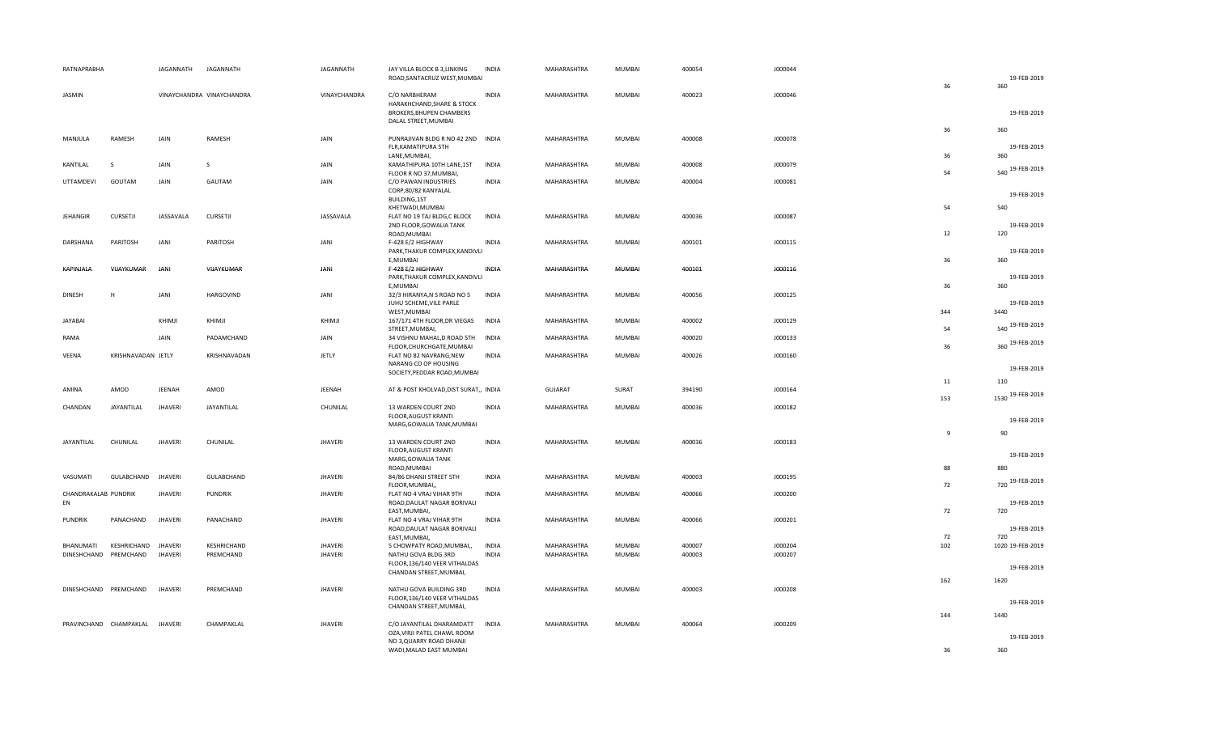| | | | | | | | | | | | | | |
|---|---|---|---|---|---|---|---|---|---|---|---|---|---|
| RATNAPRABHA | | JAGANNATH | JAGANNATH | JAGANNATH | JAY VILLA BLOCK B 3,LINKING ROAD,SANTACRUZ WEST,MUMBAI | INDIA | MAHARASHTRA | MUMBAI | 400054 | J000044 | 36 | 360 | 19-FEB-2019 |
| JASMIN | | VINAYCHANDRA | VINAYCHANDRA | VINAYCHANDRA | C/O NARBHERAM HARAKHCHAND,SHARE & STOCK BROKERS,BHUPEN CHAMBERS DALAL STREET,MUMBAI | INDIA | MAHARASHTRA | MUMBAI | 400023 | J000046 | 36 | 360 | 19-FEB-2019 |
| MANJULA | RAMESH | JAIN | RAMESH | JAIN | PUNRAJIVAN BLDG R NO 42 2ND FLR,KAMATIPURA 5TH LANE,MUMBAI, | INDIA | MAHARASHTRA | MUMBAI | 400008 | J000078 | 36 | 360 | 19-FEB-2019 |
| KANTILAL | S | JAIN | S | JAIN | KAMATHIPURA 10TH LANE,1ST FLOOR R NO 37,MUMBAI, | INDIA | MAHARASHTRA | MUMBAI | 400008 | J000079 | 54 | 540 | 19-FEB-2019 |
| UTTAMDEVI | GOUTAM | JAIN | GAUTAM | JAIN | C/O PAWAN INDUSTRIES CORP,80/82 KANYALAL BUILDING,1ST KHETWADI,MUMBAI | INDIA | MAHARASHTRA | MUMBAI | 400004 | J000081 | 54 | 540 | 19-FEB-2019 |
| JEHANGIR | CURSETJI | JASSAVALA | CURSETJI | JASSAVALA | FLAT NO 19 TAJ BLDG,C BLOCK 2ND FLOOR,GOWALIA TANK ROAD,MUMBAI | INDIA | MAHARASHTRA | MUMBAI | 400036 | J000087 | 12 | 120 | 19-FEB-2019 |
| DARSHANA | PARITOSH | JANI | PARITOSH | JANI | F-428 E/2 HIGHWAY PARK,THAKUR COMPLEX,KANDIVLI E,MUMBAI | INDIA | MAHARASHTRA | MUMBAI | 400101 | J000115 | 36 | 360 | 19-FEB-2019 |
| KAPINJALA | VIJAYKUMAR | JANI | VIJAYKUMAR | JANI | F-428 E/2 HIGHWAY PARK,THAKUR COMPLEX,KANDIVLI E,MUMBAI | INDIA | MAHARASHTRA | MUMBAI | 400101 | J000116 | 36 | 360 | 19-FEB-2019 |
| DINESH | H | JANI | HARGOVIND | JANI | 32/3 HIRANYA,N S ROAD NO 5 JUHU SCHEME,VILE PARLE WEST,MUMBAI | INDIA | MAHARASHTRA | MUMBAI | 400056 | J000125 | 344 | 3440 | 19-FEB-2019 |
| JAYABAI | | KHIMJI | KHIMJI | KHIMJI | 167/171 4TH FLOOR,DR VIEGAS STREET,MUMBAI, | INDIA | MAHARASHTRA | MUMBAI | 400002 | J000129 | 54 | 540 | 19-FEB-2019 |
| RAMA | | JAIN | PADAMCHAND | JAIN | 34 VISHNU MAHAL,D ROAD 5TH FLOOR,CHURCHGATE,MUMBAI | INDIA | MAHARASHTRA | MUMBAI | 400020 | J000133 | 36 | 360 | 19-FEB-2019 |
| VEENA | KRISHNAVADAN | JETLY | KRISHNAVADAN | JETLY | FLAT NO 82 NAVRANG,NEW NARANG CO OP HOUSING SOCIETY,PEDDAR ROAD,MUMBAI | INDIA | MAHARASHTRA | MUMBAI | 400026 | J000160 | 11 | 110 | 19-FEB-2019 |
| AMINA | AMOD | JEENAH | AMOD | JEENAH | AT & POST KHOLVAD,DIST SURAT,, | INDIA | GUJARAT | SURAT | 394190 | J000164 | 153 | 1530 | 19-FEB-2019 |
| CHANDAN | JAYANTILAL | JHAVERI | JAYANTILAL | CHUNILAL | 13 WARDEN COURT 2ND FLOOR,AUGUST KRANTI MARG,GOWALIA TANK,MUMBAI | INDIA | MAHARASHTRA | MUMBAI | 400036 | J000182 | 9 | 90 | 19-FEB-2019 |
| JAYANTILAL | CHUNILAL | JHAVERI | CHUNILAL | JHAVERI | 13 WARDEN COURT 2ND FLOOR,AUGUST KRANTI MARG,GOWALIA TANK ROAD,MUMBAI | INDIA | MAHARASHTRA | MUMBAI | 400036 | J000183 | 88 | 880 | 19-FEB-2019 |
| VASUMATI | GULABCHAND | JHAVERI | GULABCHAND | JHAVERI | 84/86 DHANJI STREET 5TH FLOOR,MUMBAI,, | INDIA | MAHARASHTRA | MUMBAI | 400003 | J000195 | 72 | 720 | 19-FEB-2019 |
| CHANDRAKALAB PUNDRIK EN | | JHAVERI | PUNDRIK | JHAVERI | FLAT NO 4 VRAJ VIHAR 9TH ROAD,DAULAT NAGAR BORIVALI EAST,MUMBAI, | INDIA | MAHARASHTRA | MUMBAI | 400066 | J000200 | 72 | 720 | 19-FEB-2019 |
| PUNDRIK | PANACHAND | JHAVERI | PANACHAND | JHAVERI | FLAT NO 4 VRAJ VIHAR 9TH ROAD,DAULAT NAGAR BORIVALI EAST,MUMBAI, | INDIA | MAHARASHTRA | MUMBAI | 400066 | J000201 | 72 | 720 | 19-FEB-2019 |
| BHANUMATI | KESHRICHAND | JHAVERI | KESHRICHAND | JHAVERI | 5 CHOWPATY ROAD,MUMBAI,, | INDIA | MAHARASHTRA | MUMBAI | 400007 | J000204 | 102 | 1020 | 19-FEB-2019 |
| DINESHCHAND | PREMCHAND | JHAVERI | PREMCHAND | JHAVERI | NATHU GOVA BLDG 3RD FLOOR,136/140 VEER VITHALDAS CHANDAN STREET,MUMBAI, | INDIA | MAHARASHTRA | MUMBAI | 400003 | J000207 | 162 | 1620 | 19-FEB-2019 |
| DINESHCHAND | PREMCHAND | JHAVERI | PREMCHAND | JHAVERI | NATHU GOVA BUILDING 3RD FLOOR,136/140 VEER VITHALDAS CHANDAN STREET,MUMBAI, | INDIA | MAHARASHTRA | MUMBAI | 400003 | J000208 | 144 | 1440 | 19-FEB-2019 |
| PRAVINCHAND | CHAMPAKLAL | JHAVERI | CHAMPAKLAL | JHAVERI | C/O JAYANTILAL DHARAMDATT OZA,VIRJI PATEL CHAWL ROOM NO 3,QUARRY ROAD DHANJI WADI,MALAD EAST MUMBAI | INDIA | MAHARASHTRA | MUMBAI | 400064 | J000209 | 36 | 360 | 19-FEB-2019 |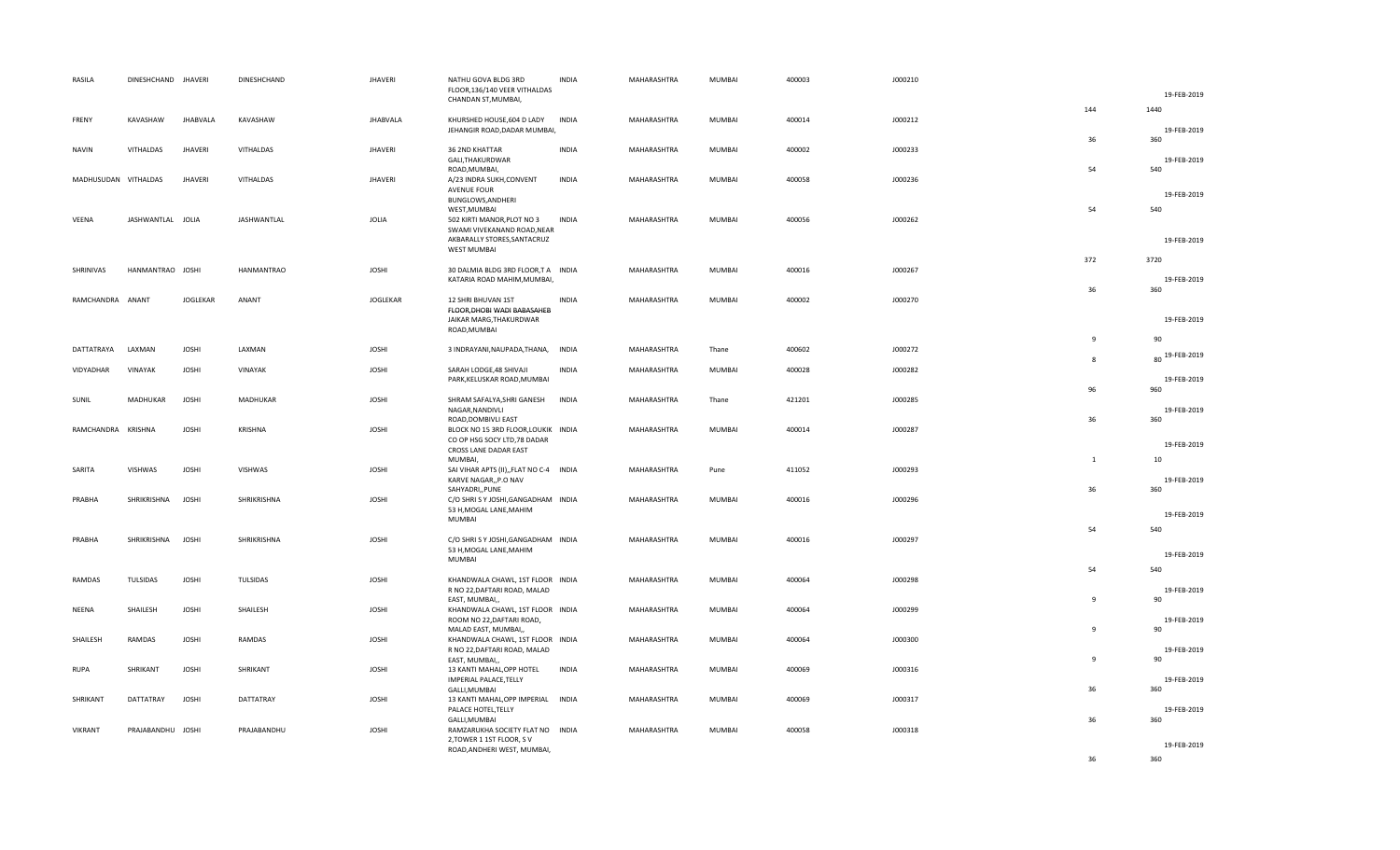| | | | | | | | | | | | | |
|---|---|---|---|---|---|---|---|---|---|---|---|---|
| RASILA | DINESHCHAND | JHAVERI | DINESHCHAND | JHAVERI | NATHU GOVA BLDG 3RD FLOOR,136/140 VEER VITHALDAS CHANDAN ST,MUMBAI, | INDIA | MAHARASHTRA | MUMBAI | 400003 | J000210 | 144 | 1440 19-FEB-2019 |
| FRENY | KAVASHAW | JHABVALA | KAVASHAW | JHABVALA | KHURSHED HOUSE,604 D LADY JEHANGIR ROAD,DADAR MUMBAI, | INDIA | MAHARASHTRA | MUMBAI | 400014 | J000212 | 36 | 360 19-FEB-2019 |
| NAVIN | VITHALDAS | JHAVERI | VITHALDAS | JHAVERI | 36 2ND KHATTAR GALI,THAKURDWAR ROAD,MUMBAI, | INDIA | MAHARASHTRA | MUMBAI | 400002 | J000233 | 54 | 540 19-FEB-2019 |
| MADHUSUDAN | VITHALDAS | JHAVERI | VITHALDAS | JHAVERI | A/23 INDRA SUKH,CONVENT AVENUE FOUR BUNGLOWS,ANDHERI WEST,MUMBAI | INDIA | MAHARASHTRA | MUMBAI | 400058 | J000236 | 54 | 540 19-FEB-2019 |
| VEENA | JASHWANTLAL | JOLIA | JASHWANTLAL | JOLIA | 502 KIRTI MANOR,PLOT NO 3 SWAMI VIVEKANAND ROAD,NEAR AKBARALLY STORES,SANTACRUZ WEST MUMBAI | INDIA | MAHARASHTRA | MUMBAI | 400056 | J000262 | 372 | 3720 19-FEB-2019 |
| SHRINIVAS | HANMANTRAO | JOSHI | HANMANTRAO | JOSHI | 30 DALMIA BLDG 3RD FLOOR,T A KATARIA ROAD MAHIM,MUMBAI, | INDIA | MAHARASHTRA | MUMBAI | 400016 | J000267 | 36 | 360 19-FEB-2019 |
| RAMCHANDRA | ANANT | JOGLEKAR | ANANT | JOGLEKAR | 12 SHRI BHUVAN 1ST FLOOR,DHOBI WADI BABASAHEB JAIKAR MARG,THAKURDWAR ROAD,MUMBAI | INDIA | MAHARASHTRA | MUMBAI | 400002 | J000270 | 9 | 90 19-FEB-2019 |
| DATTATRAYA | LAXMAN | JOSHI | LAXMAN | JOSHI | 3 INDRAYANI,NAUPADA,THANA, | INDIA | MAHARASHTRA | Thane | 400602 | J000272 | 8 | 80 19-FEB-2019 |
| VIDYADHAR | VINAYAK | JOSHI | VINAYAK | JOSHI | SARAH LODGE,48 SHIVAJI PARK,KELUSKAR ROAD,MUMBAI | INDIA | MAHARASHTRA | MUMBAI | 400028 | J000282 | 96 | 960 19-FEB-2019 |
| SUNIL | MADHUKAR | JOSHI | MADHUKAR | JOSHI | SHRAM SAFALYA,SHRI GANESH NAGAR,NANDIVLI ROAD,DOMBIVLI EAST | INDIA | MAHARASHTRA | Thane | 421201 | J000285 | 36 | 360 19-FEB-2019 |
| RAMCHANDRA | KRISHNA | JOSHI | KRISHNA | JOSHI | BLOCK NO 15 3RD FLOOR,LOUKIK CO OP HSG SOCY LTD,78 DADAR CROSS LANE DADAR EAST MUMBAI, | INDIA | MAHARASHTRA | MUMBAI | 400014 | J000287 | 1 | 10 19-FEB-2019 |
| SARITA | VISHWAS | JOSHI | VISHWAS | JOSHI | SAI VIHAR APTS (II),,FLAT NO C-4 KARVE NAGAR,,P.O NAV SAHYADRI,,PUNE | INDIA | MAHARASHTRA | Pune | 411052 | J000293 | 36 | 360 19-FEB-2019 |
| PRABHA | SHRIKRISHNA | JOSHI | SHRIKRISHNA | JOSHI | C/O SHRI S Y JOSHI,GANGADHAM 53 H,MOGAL LANE,MAHIM MUMBAI | INDIA | MAHARASHTRA | MUMBAI | 400016 | J000296 | 54 | 540 19-FEB-2019 |
| PRABHA | SHRIKRISHNA | JOSHI | SHRIKRISHNA | JOSHI | C/O SHRI S Y JOSHI,GANGADHAM 53 H,MOGAL LANE,MAHIM MUMBAI | INDIA | MAHARASHTRA | MUMBAI | 400016 | J000297 | 54 | 540 19-FEB-2019 |
| RAMDAS | TULSIDAS | JOSHI | TULSIDAS | JOSHI | KHANDWALA CHAWL, 1ST FLOOR R NO 22,DAFTARI ROAD, MALAD EAST, MUMBAI,, | INDIA | MAHARASHTRA | MUMBAI | 400064 | J000298 | 9 | 90 19-FEB-2019 |
| NEENA | SHAILESH | JOSHI | SHAILESH | JOSHI | KHANDWALA CHAWL, 1ST FLOOR ROOM NO 22,DAFTARI ROAD, MALAD EAST, MUMBAI,, | INDIA | MAHARASHTRA | MUMBAI | 400064 | J000299 | 9 | 90 19-FEB-2019 |
| SHAILESH | RAMDAS | JOSHI | RAMDAS | JOSHI | KHANDWALA CHAWL, 1ST FLOOR R NO 22,DAFTARI ROAD, MALAD EAST, MUMBAI,, | INDIA | MAHARASHTRA | MUMBAI | 400064 | J000300 | 9 | 90 19-FEB-2019 |
| RUPA | SHRIKANT | JOSHI | SHRIKANT | JOSHI | 13 KANTI MAHAL,OPP HOTEL IMPERIAL PALACE,TELLY GALLI,MUMBAI | INDIA | MAHARASHTRA | MUMBAI | 400069 | J000316 | 36 | 360 19-FEB-2019 |
| SHRIKANT | DATTATRAY | JOSHI | DATTATRAY | JOSHI | 13 KANTI MAHAL,OPP IMPERIAL PALACE HOTEL,TELLY GALLI,MUMBAI | INDIA | MAHARASHTRA | MUMBAI | 400069 | J000317 | 36 | 360 19-FEB-2019 |
| VIKRANT | PRAJABANDHU | JOSHI | PRAJABANDHU | JOSHI | RAMZARUKHA SOCIETY FLAT NO 2,TOWER 1 1ST FLOOR, S V ROAD,ANDHERI WEST, MUMBAI, | INDIA | MAHARASHTRA | MUMBAI | 400058 | J000318 | 36 | 360 19-FEB-2019 |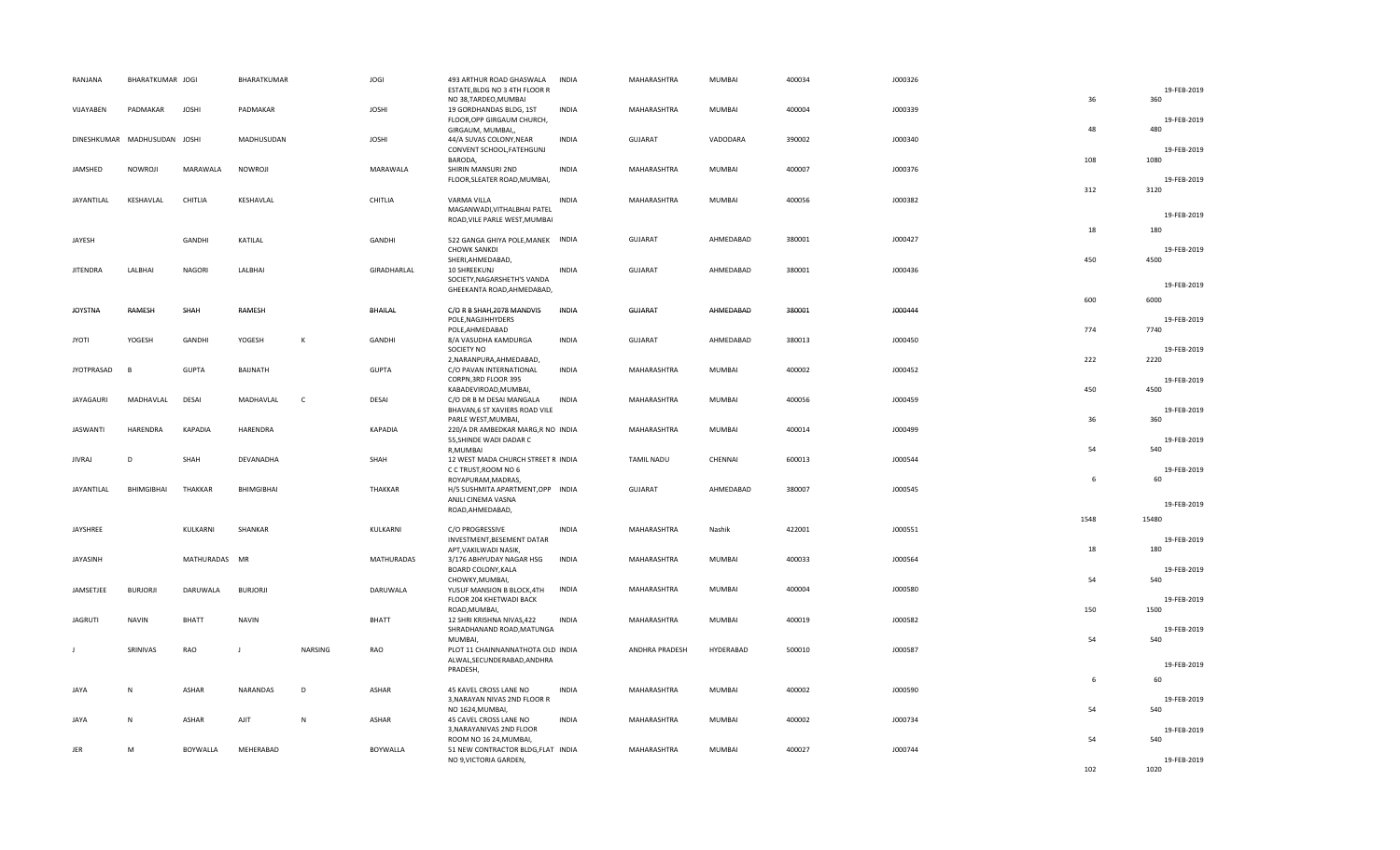| | | | | | | | | | | | | | | |
|---|---|---|---|---|---|---|---|---|---|---|---|---|---|---|
| RANJANA | BHARATKUMAR | JOGI | BHARATKUMAR | | JOGI | 493 ARTHUR ROAD GHASWALA ESTATE,BLDG NO 3 4TH FLOOR R NO 38,TARDEO,MUMBAI | INDIA | MAHARASHTRA | MUMBAI | 400034 | J000326 | 36 | 360 | 19-FEB-2019 |
| VIJAYABEN | PADMAKAR | JOSHI | PADMAKAR | | JOSHI | 19 GORDHANDAS BLDG, 1ST FLOOR,OPP GIRGAUM CHURCH, GIRGAUM, MUMBAI,, | INDIA | MAHARASHTRA | MUMBAI | 400004 | J000339 | 48 | 480 | 19-FEB-2019 |
| DINESHKUMAR | MADHUSUDAN | JOSHI | MADHUSUDAN | | JOSHI | 44/A SUVAS COLONY,NEAR CONVENT SCHOOL,FATEHGUNJ BARODA, | INDIA | GUJARAT | VADODARA | 390002 | J000340 | 108 | 1080 | 19-FEB-2019 |
| JAMSHED | NOWROJI | MARAWALA | NOWROJI | | MARAWALA | SHIRIN MANSURI 2ND FLOOR,SLEATER ROAD,MUMBAI, | INDIA | MAHARASHTRA | MUMBAI | 400007 | J000376 | 312 | 3120 | 19-FEB-2019 |
| JAYANTILAL | KESHAVLAL | CHITLIA | KESHAVLAL | | CHITLIA | VARMA VILLA MAGANWADI,VITHALBHAI PATEL ROAD,VILE PARLE WEST,MUMBAI | INDIA | MAHARASHTRA | MUMBAI | 400056 | J000382 | 18 | 180 | 19-FEB-2019 |
| JAYESH | | GANDHI | KATILAL | | GANDHI | 522 GANGA GHIYA POLE,MANEK CHOWK SANKDI SHERI,AHMEDABAD, | INDIA | GUJARAT | AHMEDABAD | 380001 | J000427 | 450 | 4500 | 19-FEB-2019 |
| JITENDRA | LALBHAI | NAGORI | LALBHAI | | GIRADHARLAL | 10 SHREEKUNJ SOCIETY,NAGARSHETH'S VANDA GHEEKANTA ROAD,AHMEDABAD, | INDIA | GUJARAT | AHMEDABAD | 380001 | J000436 | 600 | 6000 | 19-FEB-2019 |
| JOYSTNA | RAMESH | SHAH | RAMESH | | BHAILAL | C/O R B SHAH,2078 MANDVIS POLE,NAGJIHHYDERS POLE,AHMEDABAD | INDIA | GUJARAT | AHMEDABAD | 380001 | J000444 | 774 | 7740 | 19-FEB-2019 |
| JYOTI | YOGESH | GANDHI | YOGESH | K | GANDHI | 8/A VASUDHA KAMDURGA SOCIETY NO 2,NARANPURA,AHMEDABAD, | INDIA | GUJARAT | AHMEDABAD | 380013 | J000450 | 222 | 2220 | 19-FEB-2019 |
| JYOTPRASAD | B | GUPTA | BAIJNATH | | GUPTA | C/O PAVAN INTERNATIONAL CORPN,3RD FLOOR 395 KABADEVIROAD,MUMBAI, | INDIA | MAHARASHTRA | MUMBAI | 400002 | J000452 | 450 | 4500 | 19-FEB-2019 |
| JAYAGAURI | MADHAVLAL | DESAI | MADHAVLAL | C | DESAI | C/O DR B M DESAI MANGALA BHAVAN,6 ST XAVIERS ROAD VILE PARLE WEST,MUMBAI, | INDIA | MAHARASHTRA | MUMBAI | 400056 | J000459 | 36 | 360 | 19-FEB-2019 |
| JASWANTI | HARENDRA | KAPADIA | HARENDRA | | KAPADIA | 220/A DR AMBEDKAR MARG,R NO 55,SHINDE WADI DADAR C R,MUMBAI | INDIA | MAHARASHTRA | MUMBAI | 400014 | J000499 | 54 | 540 | 19-FEB-2019 |
| JIVRAJ | D | SHAH | DEVANADHA | | SHAH | 12 WEST MADA CHURCH STREET R C C TRUST,ROOM NO 6 ROYAPURAM,MADRAS, | INDIA | TAMIL NADU | CHENNAI | 600013 | J000544 | 6 | 60 | 19-FEB-2019 |
| JAYANTILAL | BHIMGIBHAI | THAKKAR | BHIMGIBHAI | | THAKKAR | H/5 SUSHMITA APARTMENT,OPP ANJLI CINEMA VASNA ROAD,AHMEDABAD, | INDIA | GUJARAT | AHMEDABAD | 380007 | J000545 | 1548 | 15480 | 19-FEB-2019 |
| JAYSHREE | | KULKARNI | SHANKAR | | KULKARNI | C/O PROGRESSIVE INVESTMENT,BESEMENT DATAR APT,VAKILWADI NASIK, | INDIA | MAHARASHTRA | Nashik | 422001 | J000551 | 18 | 180 | 19-FEB-2019 |
| JAYASINH | | MATHURADAS | MR | | MATHURADAS | 3/176 ABHYUDAY NAGAR HSG BOARD COLONY,KALA CHOWKY,MUMBAI, | INDIA | MAHARASHTRA | MUMBAI | 400033 | J000564 | 54 | 540 | 19-FEB-2019 |
| JAMSETJEE | BURJORJI | DARUWALA | BURJORJI | | DARUWALA | YUSUF MANSION B BLOCK,4TH FLOOR 204 KHETWADI BACK ROAD,MUMBAI, | INDIA | MAHARASHTRA | MUMBAI | 400004 | J000580 | 150 | 1500 | 19-FEB-2019 |
| JAGRUTI | NAVIN | BHATT | NAVIN | | BHATT | 12 SHRI KRISHNA NIVAS,422 SHRADHANAND ROAD,MATUNGA MUMBAI, | INDIA | MAHARASHTRA | MUMBAI | 400019 | J000582 | 54 | 540 | 19-FEB-2019 |
| J | SRINIVAS | RAO | J | NARSING | RAO | PLOT 11 CHAINNANNATHOTA OLD ALWAL,SECUNDERABAD,ANDHRA PRADESH, | INDIA | ANDHRA PRADESH | HYDERABAD | 500010 | J000587 | 6 | 60 | 19-FEB-2019 |
| JAYA | N | ASHAR | NARANDAS | D | ASHAR | 45 KAVEL CROSS LANE NO 3,NARAYAN NIVAS 2ND FLOOR R NO 1624,MUMBAI, | INDIA | MAHARASHTRA | MUMBAI | 400002 | J000590 | 54 | 540 | 19-FEB-2019 |
| JAYA | N | ASHAR | AJIT | N | ASHAR | 45 CAVEL CROSS LANE NO 3,NARAYANIVAS 2ND FLOOR ROOM NO 16 24,MUMBAI, | INDIA | MAHARASHTRA | MUMBAI | 400002 | J000734 | 54 | 540 | 19-FEB-2019 |
| JER | M | BOYWALLA | MEHERABAD | | BOYWALLA | 51 NEW CONTRACTOR BLDG,FLAT NO 9,VICTORIA GARDEN, | INDIA | MAHARASHTRA | MUMBAI | 400027 | J000744 | 102 | 1020 | 19-FEB-2019 |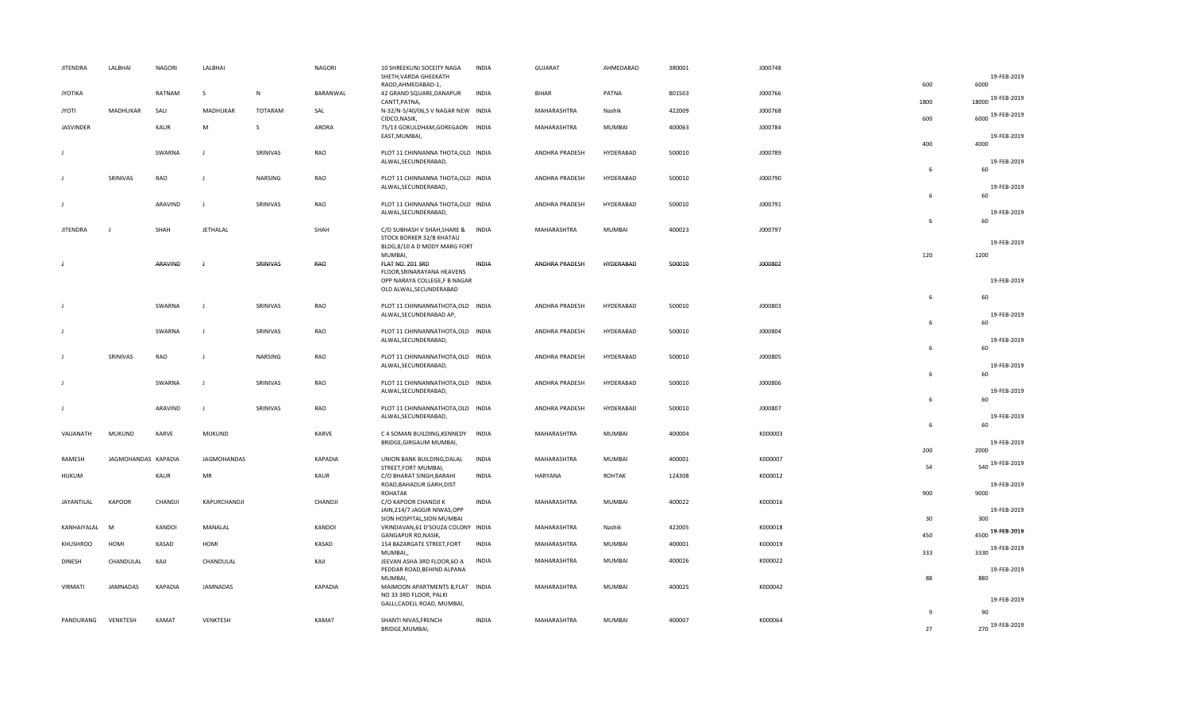| | | | | | | | | | | | | | | |
|---|---|---|---|---|---|---|---|---|---|---|---|---|---|---|
| JITENDRA | LALBHAI | NAGORI | LALBHAI | | NAGORI | 10 SHREEKUNJ SOCEITY NAGA SHETH,VARDA GHEEKATH RAOD,AHMEDABAD-1, | INDIA | GUJARAT | AHMEDABAD | 380001 | J000748 | 600 | 6000 | 19-FEB-2019 |
| JYOTIKA | | RATNAM | S | N | BARANWAL | 42 GRAND SQUARE,DANAPUR CANTT,PATNA, | INDIA | BIHAR | PATNA | 801503 | J000766 | 1800 | 18000 | 19-FEB-2019 |
| JYOTI | MADHUKAR | SALI | MADHUKAR | TOTARAM | SAL | N-32/N-5/40/06,S V NAGAR NEW CIDCO,NASIK, | INDIA | MAHARASHTRA | Nashik | 422009 | J000768 | 600 | 6000 | 19-FEB-2019 |
| JASVINDER | | KAUR | M | S | ARORA | 75/13 GOKULDHAM,GOREGAON EAST,MUMBAI, | INDIA | MAHARASHTRA | MUMBAI | 400063 | J000784 | 400 | 4000 | 19-FEB-2019 |
| J | | SWARNA | J | SRINIVAS | RAO | PLOT 11 CHINNANNA THOTA,OLD ALWAL,SECUNDERABAD, | INDIA | ANDHRA PRADESH | HYDERABAD | 500010 | J000789 | 6 | 60 | 19-FEB-2019 |
| J | SRINIVAS | RAO | J | NARSING | RAO | PLOT 11 CHINNANNA THOTA,OLD ALWAL,SECUNDERABAD, | INDIA | ANDHRA PRADESH | HYDERABAD | 500010 | J000790 | 6 | 60 | 19-FEB-2019 |
| J | | ARAVIND | J | SRINIVAS | RAO | PLOT 11 CHINNANNA THOTA,OLD ALWAL,SECUNDERABAD, | INDIA | ANDHRA PRADESH | HYDERABAD | 500010 | J000791 | 6 | 60 | 19-FEB-2019 |
| JITENDRA | J | SHAH | JETHALAL | | SHAH | C/O SUBHASH V SHAH,SHARE & STOCK BORKER 32/B KHATAU BLDG,8/10 A D MODY MARG FORT MUMBAI, | INDIA | MAHARASHTRA | MUMBAI | 400023 | J000797 | 120 | 1200 | 19-FEB-2019 |
| J | | ARAVIND | J | SRINIVAS | RAO | FLAT NO. 201 3RD FLOOR,SRINARAYANA HEAVENS OPP NARAYA COLLEGE,F B NAGAR OLD ALWAL,SECUNDERABAD | INDIA | ANDHRA PRADESH | HYDERABAD | 500010 | J000802 | 6 | 60 | 19-FEB-2019 |
| J | | SWARNA | J | SRINIVAS | RAO | PLOT 11 CHINNANNATHOTA,OLD ALWAL,SECUNDERABAD AP, | INDIA | ANDHRA PRADESH | HYDERABAD | 500010 | J000803 | 6 | 60 | 19-FEB-2019 |
| J | | SWARNA | J | SRINIVAS | RAO | PLOT 11 CHINNANNATHOTA,OLD ALWAL,SECUNDERABAD, | INDIA | ANDHRA PRADESH | HYDERABAD | 500010 | J000804 | 6 | 60 | 19-FEB-2019 |
| J | SRINIVAS | RAO | J | NARSING | RAO | PLOT 11 CHINNANNATHOTA,OLD ALWAL,SECUNDERABAD, | INDIA | ANDHRA PRADESH | HYDERABAD | 500010 | J000805 | 6 | 60 | 19-FEB-2019 |
| J | | SWARNA | J | SRINIVAS | RAO | PLOT 11 CHINNANNATHOTA,OLD ALWAL,SECUNDERABAD, | INDIA | ANDHRA PRADESH | HYDERABAD | 500010 | J000806 | 6 | 60 | 19-FEB-2019 |
| J | | ARAVIND | J | SRINIVAS | RAO | PLOT 11 CHINNANNATHOTA,OLD ALWAL,SECUNDERABAD, | INDIA | ANDHRA PRADESH | HYDERABAD | 500010 | J000807 | 6 | 60 | 19-FEB-2019 |
| VAIJANATH | MUKUND | KARVE | MUKUND | | KARVE | C 4 SOMAN BUILDING,KENNEDY BRIDGE,GIRGAUM MUMBAI, | INDIA | MAHARASHTRA | MUMBAI | 400004 | K000003 | 200 | 2000 | 19-FEB-2019 |
| RAMESH | JAGMOHANDAS | KAPADIA | JAGMOHANDAS | | KAPADIA | UNION BANK BUILDING,DALAL STREET,FORT MUMBAI, | INDIA | MAHARASHTRA | MUMBAI | 400001 | K000007 | 54 | 540 | 19-FEB-2019 |
| HUKUM | | KAUR | MR | | KAUR | C/O BHARAT SINGH,BARAHI ROAD,BAHADUR GARH,DIST ROHATAK | INDIA | HARYANA | ROHTAK | 124308 | K000012 | 900 | 9000 | 19-FEB-2019 |
| JAYANTILAL | KAPOOR | CHANDJI | KAPURCHANDJI | | CHANDJI | C/O KAPOOR CHANDJI K JAIN,214/7 JAGGIR NIWAS,OPP SION HOSPITAL,SION MUMBAI | INDIA | MAHARASHTRA | MUMBAI | 400022 | K000016 | 30 | 300 | 19-FEB-2019 |
| KANHAIYALAL | M | KANDOI | MANALAL | | KANDOI | VRINDAVAN,61 D'SOUZA COLONY GANGAPUR RD,NASIK, | INDIA | MAHARASHTRA | Nashik | 422005 | K000018 | 450 | 4500 | 19-FEB-2019 |
| KHUSHROO | HOMI | KASAD | HOMI | | KASAD | 154 BAZARGATE STREET,FORT MUMBAI,, | INDIA | MAHARASHTRA | MUMBAI | 400001 | K000019 | 333 | 3330 | 19-FEB-2019 |
| DINESH | CHANDULAL | KAJI | CHANDULAL | | KAJI | JEEVAN ASHA 3RD FLOOR,6O A PEDDAR ROAD,BEHIND ALPANA MUMBAI, | INDIA | MAHARASHTRA | MUMBAI | 400026 | K000022 | 88 | 880 | 19-FEB-2019 |
| VIRMATI | JAMNADAS | KAPADIA | JAMNADAS | | KAPADIA | MAIMOON APARTMENTS B,FLAT NO 33 3RD FLOOR, PALKI GALLI,CADELL ROAD, MUMBAI, | INDIA | MAHARASHTRA | MUMBAI | 400025 | K000042 | 9 | 90 | 19-FEB-2019 |
| PANDURANG | VENKTESH | KAMAT | VENKTESH | | KAMAT | SHANTI NIVAS,FRENCH BRIDGE,MUMBAI, | INDIA | MAHARASHTRA | MUMBAI | 400007 | K000064 | 27 | 270 | 19-FEB-2019 |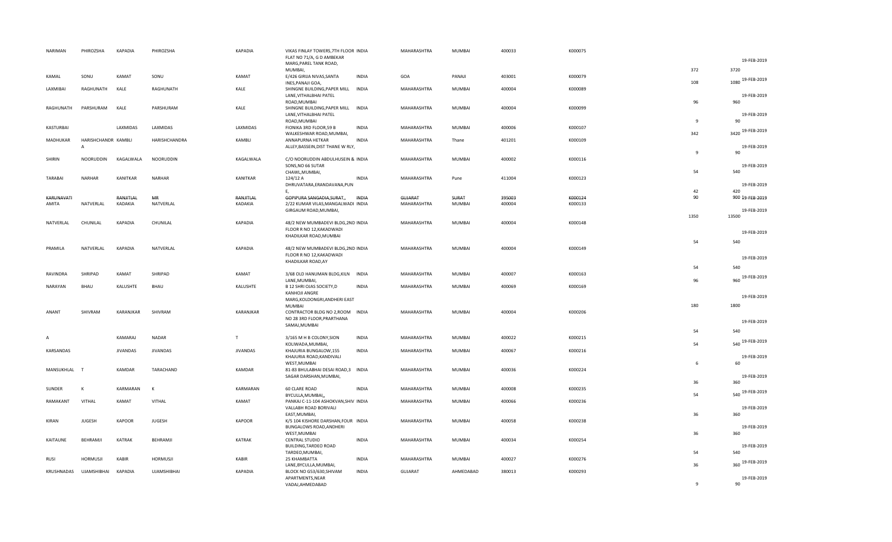| | | | | | | | | | | | | | |
|---|---|---|---|---|---|---|---|---|---|---|---|---|---|
| NARIMAN | PHIROZSHA | KAPADIA | PHIROZSHA | KAPADIA | VIKAS FINLAY TOWERS,7TH FLOOR FLAT NO 71/A, G D AMBEKAR MARG,PAREL TANK ROAD, MUMBAI, | INDIA | MAHARASHTRA | MUMBAI | 400033 | K000075 | 372 | 3720 | 19-FEB-2019 |
| KAMAL | SONU | KAMAT | SONU | KAMAT | E/426 GIRIJA NIVAS,SANTA INES,PANAJI GOA, | INDIA | GOA | PANAJI | 403001 | K000079 | 108 | 1080 | 19-FEB-2019 |
| LAXMIBAI | RAGHUNATH | KALE | RAGHUNATH | KALE | SHINGNE BUILDING,PAPER MILL LANE,VITHALBHAI PATEL ROAD,MUMBAI | INDIA | MAHARASHTRA | MUMBAI | 400004 | K000089 | 96 | 960 | 19-FEB-2019 |
| RAGHUNATH | PARSHURAM | KALE | PARSHURAM | KALE | SHINGNE BUILDING,PAPER MILL LANE,VITHALBHAI PATEL ROAD,MUMBAI | INDIA | MAHARASHTRA | MUMBAI | 400004 | K000099 | 9 | 90 | 19-FEB-2019 |
| KASTURBAI | | LAXMIDAS | LAXMIDAS | LAXMIDAS | FIONIKA 3RD FLOOR,59 B WALKESHWAR ROAD,MUMBAI, | INDIA | MAHARASHTRA | MUMBAI | 400006 | K000107 | 342 | 3420 | 19-FEB-2019 |
| MADHUKAR | HARISHCHANDR A | KAMBLI | HARISHCHANDRA | KAMBLI | ANNAPURNA HETKAR ALLEY,BASSEIN,DIST THANE W RLY, | INDIA | MAHARASHTRA | Thane | 401201 | K000109 | 9 | 90 | 19-FEB-2019 |
| SHIRIN | NOORUDDIN | KAGALWALA | NOORUDDIN | KAGALWALA | C/O NOORUDDIN ABDULHUSEIN & SONS,NO 66 SUTAR CHAWL,MUMBAI, | INDIA | MAHARASHTRA | MUMBAI | 400002 | K000116 | 54 | 540 | 19-FEB-2019 |
| TARABAI | NARHAR | KANITKAR | NARHAR | KANITKAR | 124/12 A DHRUVATARA,ERANDAVANA,PUN E, | INDIA | MAHARASHTRA | Pune | 411004 | K000123 | 42 | 420 | 19-FEB-2019 |
| ~~KARUNAVATI~~ | | ~~RANJITLAL~~ | ~~MR~~ | ~~RANJITLAL~~ | ~~GOPIPURA SANGADIA,SURAT,,~~ | ~~INDIA~~ | ~~GUJARAT~~ | ~~SURAT~~ | ~~395003~~ | ~~K000124~~ | 90 | 900 | ~~19-FEB-2019~~ |
| AMITA | NATVERLAL | KADAKIA | NATVERLAL | KADAKIA | 2/22 KUMAR VILAS,MANGALWADI GIRGAUM ROAD,MUMBAI, | INDIA | MAHARASHTRA | MUMBAI | 400004 | K000133 | 1350 | 13500 | 19-FEB-2019 |
| NATVERLAL | CHUNILAL | KAPADIA | CHUNILAL | KAPADIA | 48/2 NEW MUMBADEVI BLDG,2ND FLOOR R NO 12,KAKADWADI KHADILKAR ROAD,MUMBAI | INDIA | MAHARASHTRA | MUMBAI | 400004 | K000148 | 54 | 540 | 19-FEB-2019 |
| PRAMILA | NATVERLAL | KAPADIA | NATVERLAL | KAPADIA | 48/2 NEW MUMBADEVI BLDG,2ND FLOOR R NO 12,KAKADWADI KHADILKAR ROAD,AY | INDIA | MAHARASHTRA | MUMBAI | 400004 | K000149 | 54 | 540 | 19-FEB-2019 |
| RAVINDRA | SHRIPAD | KAMAT | SHRIPAD | KAMAT | 3/68 OLD HANUMAN BLDG,KILN LANE,MUMBAI, | INDIA | MAHARASHTRA | MUMBAI | 400007 | K000163 | 96 | 960 | 19-FEB-2019 |
| NARAYAN | BHAU | KALUSHTE | BHAU | KALUSHTE | B 12 SHRI OJAS SOCIETY,D KANHOJI ANGRE MARG,KOLDONGRI,ANDHERI EAST MUMBAI | INDIA | MAHARASHTRA | MUMBAI | 400069 | K000169 | 180 | 1800 | 19-FEB-2019 |
| ANANT | SHIVRAM | KARANJKAR | SHIVRAM | KARANJKAR | CONTRACTOR BLDG NO 2,ROOM NO 28 3RD FLOOR,PRARTHANA SAMAJ,MUMBAI | INDIA | MAHARASHTRA | MUMBAI | 400004 | K000206 | 54 | 540 | 19-FEB-2019 |
| A | | KAMARAJ | NADAR | T | 3/165 M H B COLONY,SION KOLIWADA,MUMBAI, | INDIA | MAHARASHTRA | MUMBAI | 400022 | K000215 | 54 | 540 | 19-FEB-2019 |
| KARSANDAS | | JIVANDAS | JIVANDAS | JIVANDAS | KHAJURIA BUNGALOW,155 KHAJURIA ROAD,KANDIVALI WEST,MUMBAI | INDIA | MAHARASHTRA | MUMBAI | 400067 | K000216 | 6 | 60 | 19-FEB-2019 |
| MANSUKHLAL | T | KAMDAR | TARACHAND | KAMDAR | 81-83 BHULABHAI DESAI ROAD,3 SAGAR DARSHAN,MUMBAI, | INDIA | MAHARASHTRA | MUMBAI | 400036 | K000224 | 36 | 360 | 19-FEB-2019 |
| SUNDER | K | KARMARAN | K | KARMARAN | 60 CLARE ROAD BYCULLA,MUMBAI,, | INDIA | MAHARASHTRA | MUMBAI | 400008 | K000235 | 54 | 540 | 19-FEB-2019 |
| RAMAKANT | VITHAL | KAMAT | VITHAL | KAMAT | PANKAJ C-11-104 ASHOKVAN,SHIV VALLABH ROAD BORIVALI EAST,MUMBAI, | INDIA | MAHARASHTRA | MUMBAI | 400066 | K000236 | 36 | 360 | 19-FEB-2019 |
| KIRAN | JUGESH | KAPOOR | JUGESH | KAPOOR | K/5 104 KISHORE DARSHAN,FOUR BUNGALOWS ROAD,ANDHERI WEST,MUMBAI | INDIA | MAHARASHTRA | MUMBAI | 400058 | K000238 | 36 | 360 | 19-FEB-2019 |
| KAITAUNE | BEHRAMJI | KATRAK | BEHRAMJI | KATRAK | CENTRAL STUDIO BUILDING,TARDEO ROAD TARDEO,MUMBAI, | INDIA | MAHARASHTRA | MUMBAI | 400034 | K000254 | 54 | 540 | 19-FEB-2019 |
| RUSI | HORMUSJI | KABIR | HORMUSJI | KABIR | 25 KHAMBATTA LANE,BYCULLA,MUMBAI, | INDIA | MAHARASHTRA | MUMBAI | 400027 | K000276 | 36 | 360 | 19-FEB-2019 |
| KRUSHNADAS | UJAMSHIBHAI | KAPADIA | UJAMSHIBHAI | KAPADIA | BLOCK NO G53/630,SHIVAM APARTMENTS,NEAR VADAJ,AHMEDABAD | INDIA | GUJARAT | AHMEDABAD | 380013 | K000293 | 9 | 90 | 19-FEB-2019 |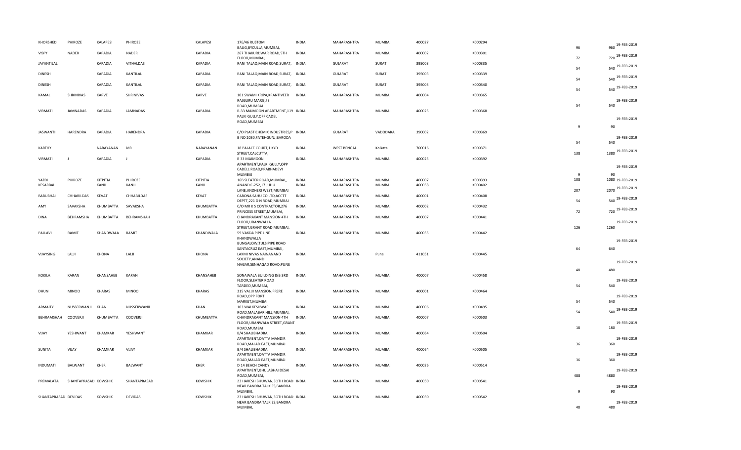| | | | | | | | | | | | | | |
|---|---|---|---|---|---|---|---|---|---|---|---|---|---|
| KHORSHED | PHIROZE | KALAPESI | PHIROZE | KALAPESI | 17E/46 RUSTOM BAUG,BYCULLA,MUMBAI, | INDIA | MAHARASHTRA | MUMBAI | 400027 | K000294 | 96 | 960 | 19-FEB-2019 |
| VISPY | NADER | KAPADIA | NADER | KAPADIA | 267 THAKURDWAR ROAD,5TH FLOOR,MUMBAI, | INDIA | MAHARASHTRA | MUMBAI | 400002 | K000301 | 72 | 720 | 19-FEB-2019 |
| JAYANTILAL | | KAPADIA | VITHALDAS | KAPADIA | RANI TALAO,MAIN ROAD,SURAT, | INDIA | GUJARAT | SURAT | 395003 | K000335 | 54 | 540 | 19-FEB-2019 |
| DINESH | | KAPADIA | KANTILAL | KAPADIA | RANI TALAO,MAIN ROAD,SURAT, | INDIA | GUJARAT | SURAT | 395003 | K000339 | 54 | 540 | 19-FEB-2019 |
| DINESH | | KAPADIA | KANTILAL | KAPADIA | RANI TALAO,MAIN ROAD,SURAT, | INDIA | GUJARAT | SURAT | 395003 | K000340 | 54 | 540 | 19-FEB-2019 |
| KAMAL | SHRINIVAS | KARVE | SHRINIVAS | KARVE | 101 SWAMI KRIPA,KRANTIVEER RAJGURU MARG,J S ROAD,MUMBAI | INDIA | MAHARASHTRA | MUMBAI | 400004 | K000365 | 54 | 540 | 19-FEB-2019 |
| VIRMATI | JAMNADAS | KAPADIA | JAMNADAS | KAPADIA | B-33 MAIMOON APARTMENT,119 PALKI GULLY,OFF CADEL ROAD,MUMBAI | INDIA | MAHARASHTRA | MUMBAI | 400025 | K000368 | 9 | 90 | 19-FEB-2019 |
| JASWANTI | HARENDRA | KAPADIA | HARENDRA | KAPADIA | C/O PLASTICHEMIX INDUSTRIES,P B NO 2030,FATEHGUNJ,BARODA | INDIA | GUJARAT | VADODARA | 390002 | K000369 | 54 | 540 | 19-FEB-2019 |
| KARTHY | | NARAYANAN | MR | NARAYANAN | 18 PALACE COURT,1 KYD STREET,CALCUTTA, | INDIA | WEST BENGAL | Kolkata | 700016 | K000371 | 138 | 1380 | 19-FEB-2019 |
| VIRMATI | J | KAPADIA | J | KAPADIA | B 33 MAIMOON APARTMENT,PALKI GULLY,OPP CADELL ROAD,PRABHADEVI MUMBAI | INDIA | MAHARASHTRA | MUMBAI | 400025 | K000392 | 9 | 90 | 19-FEB-2019 |
| YAZDI | PHIROZE | KITPITIA | PHIROZE | KITPITIA | 16B SLEATER ROAD,MUMBAI,, | INDIA | MAHARASHTRA | MUMBAI | 400007 | K000393 | 108 | 1080 | 19-FEB-2019 |
| KESARBAI | | KANJI | KANJI | KANJI | ANAND C-252,17 JUHU LANE,ANDHERI WEST,MUMBAI | INDIA | MAHARASHTRA | MUMBAI | 400058 | K000402 | 207 | 2070 | 19-FEB-2019 |
| BABUBHAI | CHHABILDAS | KEVAT | CHHABILDAS | KEVAT | CARONA SAHU CO LTD,ACCTT DEPTT,221 D N ROAD,MUMBAI | INDIA | MAHARASHTRA | MUMBAI | 400001 | K000408 | 54 | 540 | 19-FEB-2019 |
| AMY | SAVAKSHA | KHUMBATTA | SAVAKSHA | KHUMBATTA | C/O MR K S CONTRACTOR,276 PRINCESS STREET,MUMBAI, | INDIA | MAHARASHTRA | MUMBAI | 400002 | K000432 | 72 | 720 | 19-FEB-2019 |
| DINA | BEHRAMSHA | KHUMBATTA | BEHRAMSHAH | KHUMBATTA | CHANDRAKANT MANSION 4TH FLOOR,URANWALLA STREET,GRANT ROAD MUMBAI, | INDIA | MAHARASHTRA | MUMBAI | 400007 | K000441 | 126 | 1260 | 19-FEB-2019 |
| PALLAVI | RAMIT | KHANDWALA | RAMIT | KHANDWALA | 59 VAKDA PIPE LINE KHANDWALLA BUNGALOW,TULSIPIPE ROAD SANTACRUZ EAST,MUMBAI, | INDIA | MAHARASHTRA | MUMBAI | 400055 | K000442 | 64 | 640 | 19-FEB-2019 |
| VIJAYSING | LALJI | KHONA | LALJI | KHONA | LAXMI NIVAS NAINANAND SOCIETY,ANAND NAGAR,SENHAGAD ROAD,PUNE | INDIA | MAHARASHTRA | Pune | 411051 | K000445 | 48 | 480 | 19-FEB-2019 |
| KOKILA | KARAN | KHANSAHEB | KARAN | KHANSAHEB | SONAWALA BUILDING 8/B 3RD FLOOR,SLEATER ROAD TARDEO,MUMBAI, | INDIA | MAHARASHTRA | MUMBAI | 400007 | K000458 | 54 | 540 | 19-FEB-2019 |
| DHUN | MINOO | KHARAS | MINOO | KHARAS | 315 VALIJI MANSION,FRERE ROAD,OPP FORT MARKET,MUMBAI | INDIA | MAHARASHTRA | MUMBAI | 400001 | K000464 | 54 | 540 | 19-FEB-2019 |
| ARMAITY | NUSSERWANJI | KHAN | NUSSERWANJI | KHAN | 103 WALKESHWAR ROAD,MALABAR HILL,MUMBAI, | INDIA | MAHARASHTRA | MUMBAI | 400006 | K000495 | 54 | 540 | 19-FEB-2019 |
| BEHRAMSHAH | COOVERJI | KHUMBATTA | COOVERJI | KHUMBATTA | CHANDRAKANT MANSION 4TH FLOOR,URANWALA STREET,GRANT ROAD,MUMBAI | INDIA | MAHARASHTRA | MUMBAI | 400007 | K000503 | 18 | 180 | 19-FEB-2019 |
| VIJAY | YESHWANT | KHAMKAR | YESHWANT | KHAMKAR | B/4 SHALIBHADRA APARTMENT,DATTA MANDIR ROAD,MALAD EAST,MUMBAI | INDIA | MAHARASHTRA | MUMBAI | 400064 | K000504 | 36 | 360 | 19-FEB-2019 |
| SUNITA | VIJAY | KHAMKAR | VIJAY | KHAMKAR | B/4 SHALIBHADRA APARTMENT,DATTA MANDIR ROAD,MALAD EAST,MUMBAI | INDIA | MAHARASHTRA | MUMBAI | 400064 | K000505 | 36 | 360 | 19-FEB-2019 |
| INDUMATI | BALWANT | KHER | BALWANT | KHER | D 14 BEACH CANDY APARTMENT,BHULABHAI DESAI ROAD,MUMBAI, | INDIA | MAHARASHTRA | MUMBAI | 400026 | K000514 | 488 | 4880 | 19-FEB-2019 |
| PREMALATA | SHANTAPRASAD | KOWSHIK | SHANTAPRASAD | KOWSHIK | 23 HARESH BHUWAN,3OTH ROAD NEAR BANDRA TALKIES,BANDRA MUMBAI, | INDIA | MAHARASHTRA | MUMBAI | 400050 | K000541 | 9 | 90 | 19-FEB-2019 |
| SHANTAPRASAD | DEVIDAS | KOWSHIK | DEVIDAS | KOWSHIK | 23 HARESH BHUWAN,3OTH ROAD NEAR BANDRA TALKIES,BANDRA MUMBAI, | INDIA | MAHARASHTRA | MUMBAI | 400050 | K000542 | 48 | 480 | 19-FEB-2019 |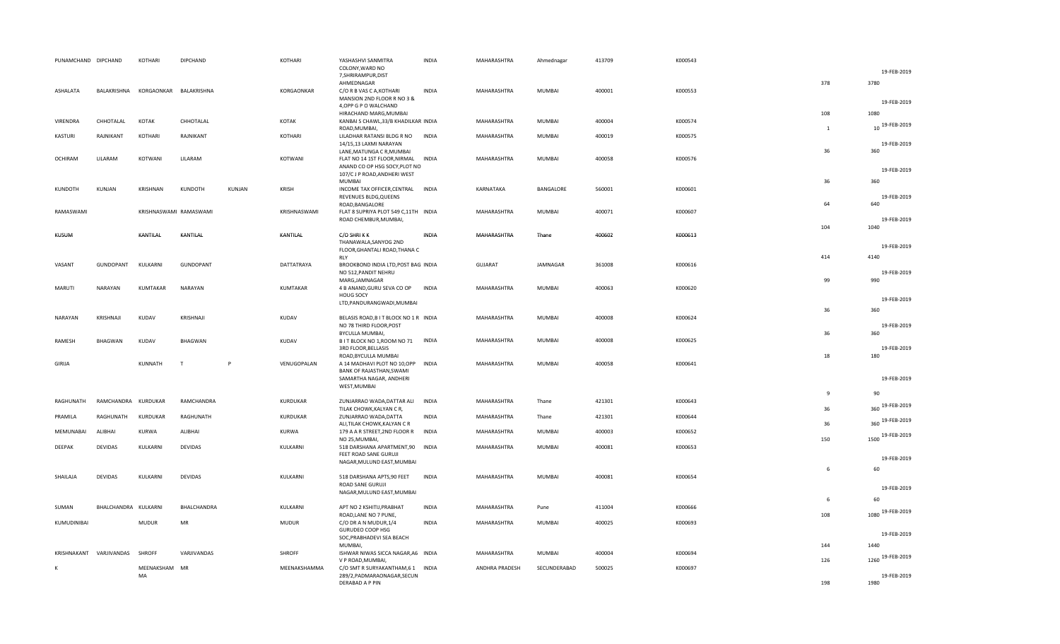| | | | | | | | | | | | | | | |
|---|---|---|---|---|---|---|---|---|---|---|---|---|---|---|
| PUNAMCHAND | DIPCHAND | KOTHARI | DIPCHAND | | KOTHARI | YASHASHVI SANMITRA COLONY,WARD NO 7,SHRIRAMPUR,DIST AHMEDNAGAR | INDIA | MAHARASHTRA | Ahmednagar | 413709 | K000543 | 378 | 3780 | 19-FEB-2019 |
| ASHALATA | BALAKRISHNA | KORGAONKAR | BALAKRISHNA | | KORGAONKAR | C/O R B VAS C A,KOTHARI MANSION 2ND FLOOR R NO 3 & 4,OPP G P O WALCHAND HIRACHAND MARG,MUMBAI | INDIA | MAHARASHTRA | MUMBAI | 400001 | K000553 | 108 | 1080 | 19-FEB-2019 |
| VIRENDRA | CHHOTALAL | KOTAK | CHHOTALAL | | KOTAK | KANBAI S CHAWL,33/B KHADILKAR ROAD,MUMBAI, | INDIA | MAHARASHTRA | MUMBAI | 400004 | K000574 | 1 | 10 | 19-FEB-2019 |
| KASTURI | RAJNIKANT | KOTHARI | RAJNIKANT | | KOTHARI | LILADHAR RATANSI BLDG R NO 14/15,13 LAXMI NARAYAN LANE,MATUNGA C R,MUMBAI | INDIA | MAHARASHTRA | MUMBAI | 400019 | K000575 | 36 | 360 | 19-FEB-2019 |
| OCHIRAM | LILARAM | KOTWANI | LILARAM | | KOTWANI | FLAT NO 14 1ST FLOOR,NIRMAL ANAND CO OP HSG SOCY,PLOT NO 107/C J P ROAD,ANDHERI WEST MUMBAI | INDIA | MAHARASHTRA | MUMBAI | 400058 | K000576 | 36 | 360 | 19-FEB-2019 |
| KUNDOTH | KUNJAN | KRISHNAN | KUNDOTH | KUNJAN | KRISH | INCOME TAX OFFICER,CENTRAL REVENUES BLDG,QUEENS ROAD,BANGALORE | INDIA | KARNATAKA | BANGALORE | 560001 | K000601 | 64 | 640 | 19-FEB-2019 |
| RAMASWAMI | | KRISHNASWAMI | RAMASWAMI | | KRISHNASWAMI | FLAT 8 SUPRIYA PLOT 549 C,11TH ROAD CHEMBUR,MUMBAI, | INDIA | MAHARASHTRA | MUMBAI | 400071 | K000607 | 104 | 1040 | 19-FEB-2019 |
| KUSUM | | KANTILAL | KANTILAL | | KANTILAL | C/O SHRI K K THANAWALA,SANYOG 2ND FLOOR,GHANTALI ROAD,THANA C RLY | INDIA | MAHARASHTRA | Thane | 400602 | K000613 | 414 | 4140 | 19-FEB-2019 |
| VASANT | GUNDOPANT | KULKARNI | GUNDOPANT | | DATTATRAYA | BROOKBOND INDIA LTD,POST BAG NO 512,PANDIT NEHRU MARG,JAMNAGAR | INDIA | GUJARAT | JAMNAGAR | 361008 | K000616 | 99 | 990 | 19-FEB-2019 |
| MARUTI | NARAYAN | KUMTAKAR | NARAYAN | | KUMTAKAR | 4 B ANAND,GURU SEVA CO OP HOUG SOCY LTD,PANDURANGWADI,MUMBAI | INDIA | MAHARASHTRA | MUMBAI | 400063 | K000620 | 36 | 360 | 19-FEB-2019 |
| NARAYAN | KRISHNAJI | KUDAV | KRISHNAJI | | KUDAV | BELASIS ROAD,B I T BLOCK NO 1 R NO 78 THIRD FLOOR,POST BYCULLA MUMBAI, | INDIA | MAHARASHTRA | MUMBAI | 400008 | K000624 | 36 | 360 | 19-FEB-2019 |
| RAMESH | BHAGWAN | KUDAV | BHAGWAN | | KUDAV | B I T BLOCK NO 1,ROOM NO 71 3RD FLOOR,BELLASIS ROAD,BYCULLA MUMBAI | INDIA | MAHARASHTRA | MUMBAI | 400008 | K000625 | 18 | 180 | 19-FEB-2019 |
| GIRIJA | | KUNNATH | T | P | VENUGOPALAN | A 14 MADHAVI PLOT NO 10,OPP BANK OF RAJASTHAN,SWAMI SAMARTHA NAGAR, ANDHERI WEST,MUMBAI | INDIA | MAHARASHTRA | MUMBAI | 400058 | K000641 | 9 | 90 | 19-FEB-2019 |
| RAGHUNATH | RAMCHANDRA | KURDUKAR | RAMCHANDRA | | KURDUKAR | ZUNJARRAO WADA,DATTAR ALI TILAK CHOWK,KALYAN C R, | INDIA | MAHARASHTRA | Thane | 421301 | K000643 | 36 | 360 | 19-FEB-2019 |
| PRAMILA | RAGHUNATH | KURDUKAR | RAGHUNATH | | KURDUKAR | ZUNJARRAO WADA,DATTA ALI,TILAK CHOWK,KALYAN C R | INDIA | MAHARASHTRA | Thane | 421301 | K000644 | 36 | 360 | 19-FEB-2019 |
| MEMUNABAI | ALIBHAI | KURWA | ALIBHAI | | KURWA | 179 A A R STREET,2ND FLOOR R NO 25,MUMBAI, | INDIA | MAHARASHTRA | MUMBAI | 400003 | K000652 | 150 | 1500 | 19-FEB-2019 |
| DEEPAK | DEVIDAS | KULKARNI | DEVIDAS | | KULKARNI | 518 DARSHANA APARTMENT,90 FEET ROAD SANE GURUJI NAGAR,MULUND EAST,MUMBAI | INDIA | MAHARASHTRA | MUMBAI | 400081 | K000653 | 6 | 60 | 19-FEB-2019 |
| SHAILAJA | DEVIDAS | KULKARNI | DEVIDAS | | KULKARNI | 518 DARSHANA APTS,90 FEET ROAD SANE GURUJI NAGAR,MULUND EAST,MUMBAI | INDIA | MAHARASHTRA | MUMBAI | 400081 | K000654 | 6 | 60 | 19-FEB-2019 |
| SUMAN | BHALCHANDRA | KULKARNI | BHALCHANDRA | | KULKARNI | APT NO 2 KSHITIJ,PRABHAT ROAD,LANE NO 7 PUNE, | INDIA | MAHARASHTRA | Pune | 411004 | K000666 | 108 | 1080 | 19-FEB-2019 |
| KUMUDINIBAI | | MUDUR | MR | | MUDUR | C/O DR A N MUDUR,1/4 GURUDEO COOP HSG SOC,PRABHADEVI SEA BEACH MUMBAI, | INDIA | MAHARASHTRA | MUMBAI | 400025 | K000693 | 144 | 1440 | 19-FEB-2019 |
| KRISHNAKANT | VARJIVANDAS | SHROFF | VARJIVANDAS | | SHROFF | ISHWAR NIWAS SICCA NAGAR,A6 V P ROAD,MUMBAI, | INDIA | MAHARASHTRA | MUMBAI | 400004 | K000694 | 126 | 1260 | 19-FEB-2019 |
| K | | MEENAKSHAM MA | MR | | MEENAKSHAMMA | C/O SMT R SURYAKANTHAM,6 1 289/2,PADMARAONAGAR,SECUN DERABAD A P PIN | INDIA | ANDHRA PRADESH | SECUNDERABAD | 500025 | K000697 | 198 | 1980 | 19-FEB-2019 |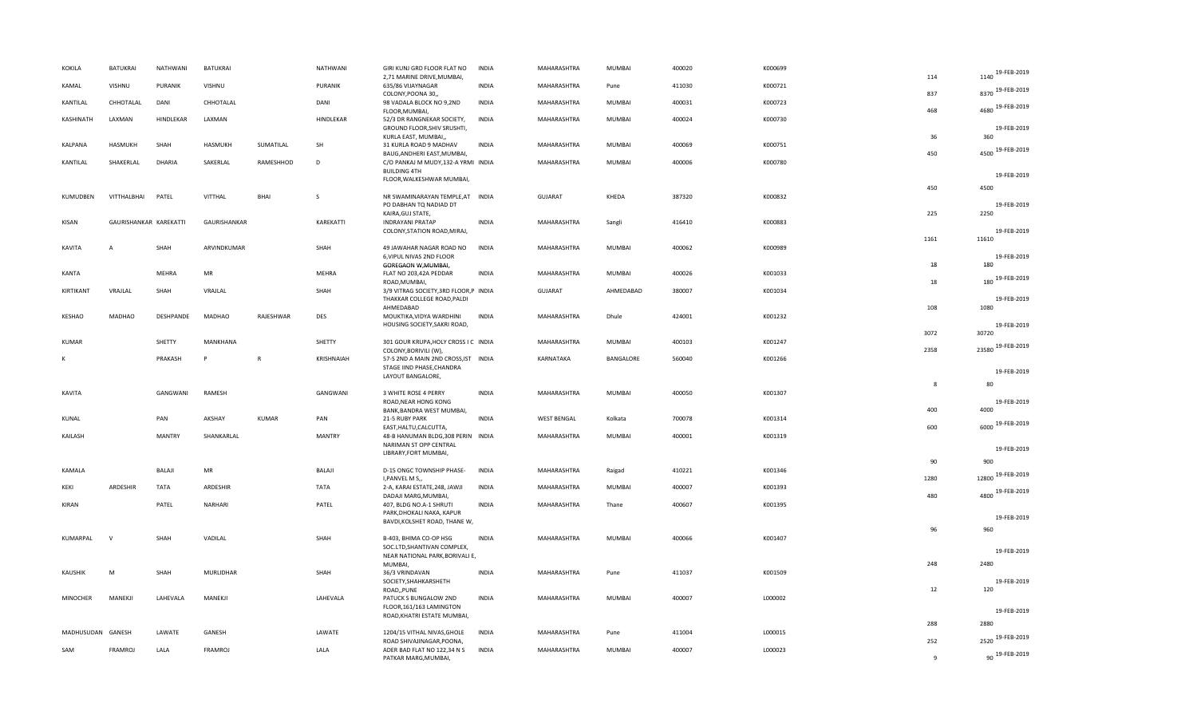| | | | | | | | | | | | | | | | |
|---|---|---|---|---|---|---|---|---|---|---|---|---|---|---|---|
| KOKILA | BATUKRAI | NATHWANI | BATUKRAI | | NATHWANI | GIRI KUNJ GRD FLOOR FLAT NO 2,71 MARINE DRIVE,MUMBAI, | INDIA | MAHARASHTRA | MUMBAI | 400020 | K000699 | | 114 | 1140 | 19-FEB-2019 |
| KAMAL | VISHNU | PURANIK | VISHNU | | PURANIK | 635/86 VIJAYNAGAR COLONY,POONA 30,, | INDIA | MAHARASHTRA | Pune | 411030 | K000721 | | 837 | 8370 | 19-FEB-2019 |
| KANTILAL | CHHOTALAL | DANI | CHHOTALAL | | DANI | 98 VADALA BLOCK NO 9,2ND FLOOR,MUMBAI, | INDIA | MAHARASHTRA | MUMBAI | 400031 | K000723 | | 468 | 4680 | 19-FEB-2019 |
| KASHINATH | LAXMAN | HINDLEKAR | LAXMAN | | HINDLEKAR | 52/3 DR RANGNEKAR SOCIETY, GROUND FLOOR,SHIV SRUSHTI, KURLA EAST, MUMBAI,, | INDIA | MAHARASHTRA | MUMBAI | 400024 | K000730 | | 36 | 360 | 19-FEB-2019 |
| KALPANA | HASMUKH | SHAH | HASMUKH | SUMATILAL | SH | 31 KURLA ROAD 9 MADHAV BAUG,ANDHERI EAST,MUMBAI, | INDIA | MAHARASHTRA | MUMBAI | 400069 | K000751 | | 450 | 4500 | 19-FEB-2019 |
| KANTILAL | SHAKERLAL | DHARIA | SAKERLAL | RAMESHHOD | D | C/O PANKAJ M MUDY,132-A YRMI BUILDING 4TH FLOOR,WALKESHWAR MUMBAI, | INDIA | MAHARASHTRA | MUMBAI | 400006 | K000780 | | 450 | 4500 | 19-FEB-2019 |
| KUMUDBEN | VITTHALBHAI | PATEL | VITTHAL | BHAI | S | NR SWAMINARAYAN TEMPLE,AT PO DABHAN TQ NADIAD DT KAIRA,GUJ STATE, | INDIA | GUJARAT | KHEDA | 387320 | K000832 | | 225 | 2250 | 19-FEB-2019 |
| KISAN | GAURISHANKAR | KAREKATTI | GAURISHANKAR | | KAREKATTI | INDRAYANI PRATAP COLONY,STATION ROAD,MIRAJ, | INDIA | MAHARASHTRA | Sangli | 416410 | K000883 | | 1161 | 11610 | 19-FEB-2019 |
| KAVITA | A | SHAH | ARVINDKUMAR | | SHAH | 49 JAWAHAR NAGAR ROAD NO 6,VIPUL NIVAS 2ND FLOOR GOREGAON W,MUMBAI, | INDIA | MAHARASHTRA | MUMBAI | 400062 | K000989 | | 18 | 180 | 19-FEB-2019 |
| KANTA | | MEHRA | MR | | MEHRA | FLAT NO 203,42A PEDDAR ROAD,MUMBAI, | INDIA | MAHARASHTRA | MUMBAI | 400026 | K001033 | | 18 | 180 | 19-FEB-2019 |
| KIRTIKANT | VRAJLAL | SHAH | VRAJLAL | | SHAH | 3/9 VITRAG SOCIETY,3RD FLOOR,P THAKKAR COLLEGE ROAD,PALDI AHMEDABAD | INDIA | GUJARAT | AHMEDABAD | 380007 | K001034 | | 108 | 1080 | 19-FEB-2019 |
| KESHAO | MADHAO | DESHPANDE | MADHAO | RAJESHWAR | DES | MOUKTIKA,VIDYA WARDHINI HOUSING SOCIETY,SAKRI ROAD, | INDIA | MAHARASHTRA | Dhule | 424001 | K001232 | | 3072 | 30720 | 19-FEB-2019 |
| KUMAR | | SHETTY | MANKHANA | | SHETTY | 301 GOUR KRUPA,HOLY CROSS I C COLONY,BORIVILI (W), | INDIA | MAHARASHTRA | MUMBAI | 400103 | K001247 | | 2358 | 23580 | 19-FEB-2019 |
| K | | PRAKASH | P | R | KRISHNAIAH | 57-S 2ND A MAIN 2ND CROSS,IST STAGE IIND PHASE,CHANDRA LAYOUT BANGALORE, | INDIA | KARNATAKA | BANGALORE | 560040 | K001266 | | 8 | 80 | 19-FEB-2019 |
| KAVITA | | GANGWANI | RAMESH | | GANGWANI | 3 WHITE ROSE 4 PERRY ROAD,NEAR HONG KONG BANK,BANDRA WEST MUMBAI, | INDIA | MAHARASHTRA | MUMBAI | 400050 | K001307 | | 400 | 4000 | 19-FEB-2019 |
| KUNAL | | PAN | AKSHAY | KUMAR | PAN | 21-5 RUBY PARK EAST,HALTU,CALCUTTA, | INDIA | WEST BENGAL | Kolkata | 700078 | K001314 | | 600 | 6000 | 19-FEB-2019 |
| KAILASH | | MANTRY | SHANKARLAL | | MANTRY | 48-B HANUMAN BLDG,308 PERIN NARIMAN ST OPP CENTRAL LIBRARY,FORT MUMBAI, | INDIA | MAHARASHTRA | MUMBAI | 400001 | K001319 | | 90 | 900 | 19-FEB-2019 |
| KAMALA | | BALAJI | MR | | BALAJI | D-15 ONGC TOWNSHIP PHASE-I,PANVEL M S,, | INDIA | MAHARASHTRA | Raigad | 410221 | K001346 | | 1280 | 12800 | 19-FEB-2019 |
| KEKI | ARDESHIR | TATA | ARDESHIR | | TATA | 2-A, KARAI ESTATE,248, JAWJI DADAJI MARG,MUMBAI, | INDIA | MAHARASHTRA | MUMBAI | 400007 | K001393 | | 480 | 4800 | 19-FEB-2019 |
| KIRAN | | PATEL | NARHARI | | PATEL | 407, BLDG NO.A-1 SHRUTI PARK,DHOKALI NAKA, KAPUR BAVDI,KOLSHET ROAD, THANE W, | INDIA | MAHARASHTRA | Thane | 400607 | K001395 | | 96 | 960 | 19-FEB-2019 |
| KUMARPAL | V | SHAH | VADILAL | | SHAH | B-403, BHIMA CO-OP HSG SOC.LTD,SHANTIVAN COMPLEX, NEAR NATIONAL PARK,BORIVALI E, MUMBAI, | INDIA | MAHARASHTRA | MUMBAI | 400066 | K001407 | | 248 | 2480 | 19-FEB-2019 |
| KAUSHIK | M | SHAH | MURLIDHAR | | SHAH | 36/3 VRINDAVAN SOCIETY,SHAHKARSHETH ROAD,,PUNE | INDIA | MAHARASHTRA | Pune | 411037 | K001509 | | 12 | 120 | 19-FEB-2019 |
| MINOCHER | MANEKJI | LAHEVALA | MANEKJI | | LAHEVALA | PATUCK S BUNGALOW 2ND FLOOR,161/163 LAMINGTON ROAD,KHATRI ESTATE MUMBAI, | INDIA | MAHARASHTRA | MUMBAI | 400007 | L000002 | | 288 | 2880 | 19-FEB-2019 |
| MADHUSUDAN | GANESH | LAWATE | GANESH | | LAWATE | 1204/15 VITHAL NIVAS,GHOLE ROAD SHIVAJINAGAR,POONA, | INDIA | MAHARASHTRA | Pune | 411004 | L000015 | | 252 | 2520 | 19-FEB-2019 |
| SAM | FRAMROJ | LALA | FRAMROJ | | LALA | ADER BAD FLAT NO 122,34 N S PATKAR MARG,MUMBAI, | INDIA | MAHARASHTRA | MUMBAI | 400007 | L000023 | | 9 | 90 | 19-FEB-2019 |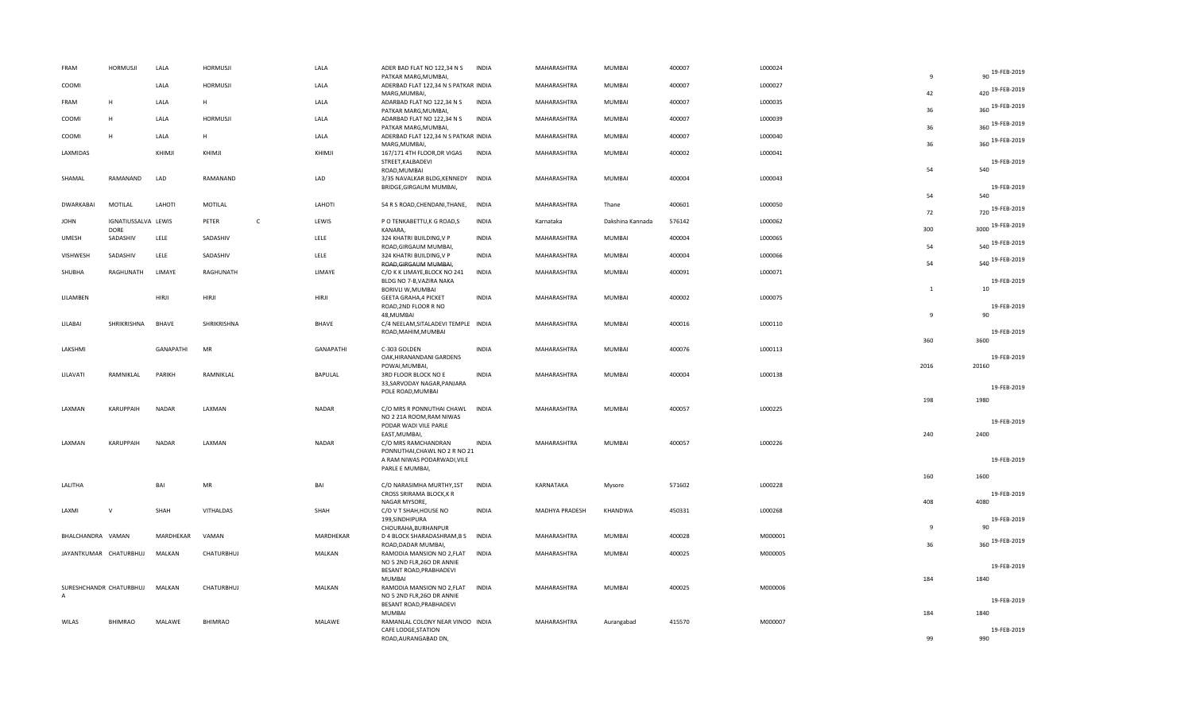| | | | | | | | | | | | | | | | |
|---|---|---|---|---|---|---|---|---|---|---|---|---|---|---|---|
| FRAM | HORMUSJI | LALA | HORMUSJI | | LALA | ADER BAD FLAT NO 122,34 N S PATKAR MARG,MUMBAI, | INDIA | MAHARASHTRA | MUMBAI | 400007 | L000024 | | 9 | 90 | 19-FEB-2019 |
| COOMI | | LALA | HORMUSJI | | LALA | ADERBAD FLAT 122,34 N S PATKAR MARG,MUMBAI, | INDIA | MAHARASHTRA | MUMBAI | 400007 | L000027 | | 42 | 420 | 19-FEB-2019 |
| FRAM | H | LALA | H | | LALA | ADARBAD FLAT NO 122,34 N S PATKAR MARG,MUMBAI, | INDIA | MAHARASHTRA | MUMBAI | 400007 | L000035 | | 36 | 360 | 19-FEB-2019 |
| COOMI | H | LALA | HORMUSJI | | LALA | ADARBAD FLAT NO 122,34 N S PATKAR MARG,MUMBAI, | INDIA | MAHARASHTRA | MUMBAI | 400007 | L000039 | | 36 | 360 | 19-FEB-2019 |
| COOMI | H | LALA | H | | LALA | ADERBAD FLAT 122,34 N S PATKAR MARG,MUMBAI, | INDIA | MAHARASHTRA | MUMBAI | 400007 | L000040 | | 36 | 360 | 19-FEB-2019 |
| LAXMIDAS | | KHIMJI | KHIMJI | | KHIMJI | 167/171 4TH FLOOR,DR VIGAS STREET,KALBADEVI ROAD,MUMBAI | INDIA | MAHARASHTRA | MUMBAI | 400002 | L000041 | | 54 | 540 | 19-FEB-2019 |
| SHAMAL | RAMANAND | LAD | RAMANAND | | LAD | 3/35 NAVALKAR BLDG,KENNEDY BRIDGE,GIRGAUM MUMBAI, | INDIA | MAHARASHTRA | MUMBAI | 400004 | L000043 | | 54 | 540 | 19-FEB-2019 |
| DWARKABAI | MOTILAL | LAHOTI | MOTILAL | | LAHOTI | 54 R S ROAD,CHENDANI,THANE, | INDIA | MAHARASHTRA | Thane | 400601 | L000050 | | 72 | 720 | 19-FEB-2019 |
| JOHN | IGNATIUSSALVA DORE | LEWIS | PETER | C | LEWIS | P O TENKABETTU,K G ROAD,S KANARA, | INDIA | Karnataka | Dakshina Kannada | 576142 | L000062 | | 300 | 3000 | 19-FEB-2019 |
| UMESH | SADASHIV | LELE | SADASHIV | | LELE | 324 KHATRI BUILDING,V P ROAD,GIRGAUM MUMBAI, | INDIA | MAHARASHTRA | MUMBAI | 400004 | L000065 | | 54 | 540 | 19-FEB-2019 |
| VISHWESH | SADASHIV | LELE | SADASHIV | | LELE | 324 KHATRI BUILDING,V P ROAD,GIRGAUM MUMBAI, | INDIA | MAHARASHTRA | MUMBAI | 400004 | L000066 | | 54 | 540 | 19-FEB-2019 |
| SHUBHA | RAGHUNATH | LIMAYE | RAGHUNATH | | LIMAYE | C/O K K LIMAYE,BLOCK NO 241 BLDG NO 7-B,VAZIRA NAKA BORIVLI W,MUMBAI | INDIA | MAHARASHTRA | MUMBAI | 400091 | L000071 | | 1 | 10 | 19-FEB-2019 |
| LILAMBEN | | HIRJI | HIRJI | | HIRJI | GEETA GRAHA,4 PICKET ROAD,2ND FLOOR R NO 48,MUMBAI | INDIA | MAHARASHTRA | MUMBAI | 400002 | L000075 | | 9 | 90 | 19-FEB-2019 |
| LILABAI | SHRIKRISHNA | BHAVE | SHRIKRISHNA | | BHAVE | C/4 NEELAM,SITALADEVI TEMPLE ROAD,MAHIM,MUMBAI | INDIA | MAHARASHTRA | MUMBAI | 400016 | L000110 | | 360 | 3600 | 19-FEB-2019 |
| LAKSHMI | | GANAPATHI | MR | | GANAPATHI | C-303 GOLDEN OAK,HIRANANDANI GARDENS POWAI,MUMBAI, | INDIA | MAHARASHTRA | MUMBAI | 400076 | L000113 | | 2016 | 20160 | 19-FEB-2019 |
| LILAVATI | RAMNIKLAL | PARIKH | RAMNIKLAL | | BAPULAL | 3RD FLOOR BLOCK NO E 33,SARVODAY NAGAR,PANJARA POLE ROAD,MUMBAI | INDIA | MAHARASHTRA | MUMBAI | 400004 | L000138 | | 198 | 1980 | 19-FEB-2019 |
| LAXMAN | KARUPPAIH | NADAR | LAXMAN | | NADAR | C/O MRS R PONNUTHAI CHAWL NO 2 21A ROOM,RAM NIWAS PODAR WADI VILE PARLE EAST,MUMBAI, | INDIA | MAHARASHTRA | MUMBAI | 400057 | L000225 | | 240 | 2400 | 19-FEB-2019 |
| LAXMAN | KARUPPAIH | NADAR | LAXMAN | | NADAR | C/O MRS RAMCHANDRAN PONNUTHAI,CHAWL NO 2 R NO 21 A RAM NIWAS PODARWADI,VILE PARLE E MUMBAI, | INDIA | MAHARASHTRA | MUMBAI | 400057 | L000226 | | 160 | 1600 | 19-FEB-2019 |
| LALITHA | | BAI | MR | | BAI | C/O NARASIMHA MURTHY,1ST CROSS SRIRAMA BLOCK,K R NAGAR MYSORE, | INDIA | KARNATAKA | Mysore | 571602 | L000228 | | 408 | 4080 | 19-FEB-2019 |
| LAXMI | V | SHAH | VITHALDAS | | SHAH | C/O V T SHAH,HOUSE NO 199,SINDHIPURA CHOURAHA,BURHANPUR | INDIA | MADHYA PRADESH | KHANDWA | 450331 | L000268 | | 9 | 90 | 19-FEB-2019 |
| BHALCHANDRA | VAMAN | MARDHEKAR | VAMAN | | MARDHEKAR | D 4 BLOCK SHARADASHRAM,B S ROAD,DADAR MUMBAI, | INDIA | MAHARASHTRA | MUMBAI | 400028 | M000001 | | 36 | 360 | 19-FEB-2019 |
| JAYANTKUMAR | CHATURBHUJ | MALKAN | CHATURBHUJ | | MALKAN | RAMODIA MANSION NO 2,FLAT NO 5 2ND FLR,26O DR ANNIE BESANT ROAD,PRABHADEVI MUMBAI | INDIA | MAHARASHTRA | MUMBAI | 400025 | M000005 | | 184 | 1840 | 19-FEB-2019 |
| SURESHCHANDR A | CHATURBHUJ | MALKAN | CHATURBHUJ | | MALKAN | RAMODIA MANSION NO 2,FLAT NO 5 2ND FLR,26O DR ANNIE BESANT ROAD,PRABHADEVI MUMBAI | INDIA | MAHARASHTRA | MUMBAI | 400025 | M000006 | | 184 | 1840 | 19-FEB-2019 |
| WILAS | BHIMRAO | MALAWE | BHIMRAO | | MALAWE | RAMANLAL COLONY NEAR VINOO CAFE LODGE,STATION ROAD,AURANGABAD DN, | INDIA | MAHARASHTRA | Aurangabad | 415570 | M000007 | | 99 | 990 | 19-FEB-2019 |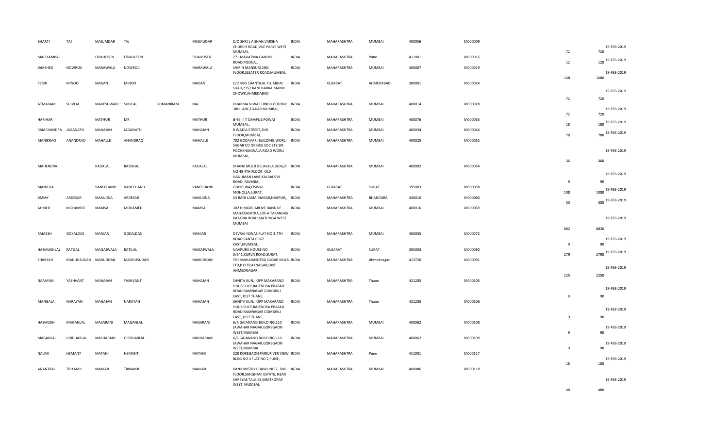| | | | | | | | | | | | | | | |
|---|---|---|---|---|---|---|---|---|---|---|---|---|---|---|
| BHARTI | TAJ | MAJUMDAR | TAJ | | MAJMUDAR | C/O SHRI L A SHAH,VARSHA CHURCH ROAD,VILE PARLE WEST MUMBAI, | INDIA | MAHARASHTRA | MUMBAI | 400056 | M000009 | 72 | 720 | 19-FEB-2019 |
| MARIYAMBAI | | FIDAHUSEN | FIDAHUSEN | | FIDAHUSEN | 271 MAHATMA GANDHI ROAD,POONA,, | INDIA | MAHARASHTRA | Pune | 411001 | M000016 | 12 | 120 | 19-FEB-2019 |
| JAMSHED | NOWROJI | MARAWALA | NOWROJI | | MARAWALA | SHIRIN MANSURI 2ND FLOOR,SLEATER ROAD,MUMBAI, | INDIA | MAHARASHTRA | MUMBAI | 400007 | M000019 | 168 | 1680 | 19-FEB-2019 |
| PERIN | MINOO | MADAN | MINOO | | MADAN | C/O M/S SHANTILAL PUJABHAI SHAH,2352 RANI HAJIRA,MANIK CHOWK,AHMEDABAD | INDIA | GUJARAT | AHMEDABAD | 380001 | M000024 | 72 | 720 | 19-FEB-2019 |
| ATMARAM | SHIVLAL | MAHESHWARI | SHIVLAL | GUMANIRAM | MA | DHARMA NIWAS HINDU COLONY 3RD LANE,DADAR MUMBAI,, | INDIA | MAHARASHTRA | MUMBAI | 400014 | M000028 | 72 | 720 | 19-FEB-2019 |
| HARIHAR | | MATHUR | MR | | MATHUR | B-46 I I T CAMPUS,POWAI MUMBAI,, | INDIA | MAHARASHTRA | MUMBAI | 400076 | M000035 | 18 | 180 | 19-FEB-2019 |
| RAMCHANDRA | JAGANATH | MAHAJAN | JAGANATH | | MAHAJAN | 8 WADIA STREET,2ND FLOOR,MUMBAI, | INDIA | MAHARASHTRA | MUMBAI | 400034 | M000044 | 78 | 780 | 19-FEB-2019 |
| MANIKRAO | ANANDRAO | MAHALLE | ANANDRAO | | MAHALLE | 702 GODAVARI BUILDING,WORLI SAGAR CO OP HSG SOCIETY,SIR POCHKHANWALA ROAD WORLI MUMBAI, | INDIA | MAHARASHTRA | MUMBAI | 400025 | M000052 | 36 | 360 | 19-FEB-2019 |
| MAHENDRA | | RASIKLAL | RASIKLAL | | RASIKLAL | DHANJI MULJI DELAVALA BLDG,R NO 48 4TH FLOOR, OLD HANUMAN LANE,KALBADEVI ROAD, MUMBAI, | INDIA | MAHARASHTRA | MUMBAI | 400002 | M000054 | 9 | 90 | 19-FEB-2019 |
| MANJULA | | VANECHAND | VANECHAND | | VANECHAND | GOPIPURA,OSWAL MOHOLLA,SURAT, | INDIA | GUJARAT | SURAT | 395003 | M000058 | 108 | 1080 | 19-FEB-2019 |
| JIMMY | ARDESAR | MAKUJINA | ARDESAR | | MAKUJINA | 53 RANI LAXMI NAGAR,NAGPUR,, | INDIA | MAHARASHTRA | BHANDARA | 440010 | M000060 | 30 | 300 | 19-FEB-2019 |
| AHMED | MOHAMED | MAMSA | MOHAMED | | MAMSA | 302 HIMGIRI,ABOVE BANK OF MAHARASHTRA,105-A TAKANDAS KATARIA ROAD,MATUNGA WEST MUMBAI | INDIA | MAHARASHTRA | MUMBAI | 400016 | M000069 | 882 | 8820 | 19-FEB-2019 |
| RAMESH | GOKALDAS | MANIAR | GOKALDAS | | MANIAR | DEVRAJ NIWAS FLAT NO 3,7TH ROAD SANTA CRUZ EAST,MUMBAI, | INDIA | MAHARASHTRA | MUMBAI | 400055 | M000072 | 9 | 90 | 19-FEB-2019 |
| HASMUKHLAL | RATILAL | MAGAJWALA | RATILAL | | MAGAJWALA | NAVPURA HOUSE NO 3/641,KURVA ROAD,SURAT, | INDIA | GUJARAT | SURAT | 395003 | M000080 | 279 | 2790 | 19-FEB-2019 |
| SHARAYU | MADHUSUDAN | MARUDGAN | MADHUSUDAN | | MARUDGAN | THE MAHARASHTRA SUGAR MILLS LTD,P O TILAKNAGAR,DIST AHMEDNAGAR, | INDIA | MAHARASHTRA | Ahmednagar | 413720 | M000091 | 225 | 2250 | 19-FEB-2019 |
| NARAYAN | YASHVANT | MAHAJAN | YASHVANT | | MAHAJAN | SHNITA KUNJ, OPP MAKARAND HOUS SOCY,RAJENDRA PRASAD ROAD,RAMNAGAR DOMBIVLI EAST, DIST THANE, | INDIA | MAHARASHTRA | Thane | 421205 | M000105 | 9 | 90 | 19-FEB-2019 |
| MANGALA | NARAYAN | MAHAJAN | NARAYAN | | MAHAJAN | SHNITA KUNJ, OPP MAKARAND HOUS SOCY,RAJENDRA PRASAD ROAD,RAMNAGAR DOMBIVLI EAST, DIST THANE, | INDIA | MAHARASHTRA | Thane | 421205 | M000106 | 9 | 90 | 19-FEB-2019 |
| HASMUKH | MAGANLAL | MASARANI | MAGANLAL | | MASARANI | 6/6 GAJANAND BUILDING,110 JAWAHAR NAGAR,GOREGAON WEST,MUMBAI | INDIA | MAHARASHTRA | MUMBAI | 400062 | M000108 | 9 | 90 | 19-FEB-2019 |
| MAGANLAL | GIRDHARLAL | MASHARANI | GIRDHARLAL | | MASHARANI | 6/6 GAJANAND BUILDING,110 JAWAHAR NAGAR,GOREGAON WEST,MUMBAI | INDIA | MAHARASHTRA | MUMBAI | 400062 | M000109 | 9 | 90 | 19-FEB-2019 |
| NALINI | HEMANT | MATANI | HEMANT | | MATANI | 320 KOREGAON PARK,RIVER VIEW BLDG NO 4 FLAT NO 2,PUNE, | INDIA | MAHARASHTRA | Pune | 411001 | M000117 | 18 | 180 | 19-FEB-2019 |
| ANANTRAI | TRIKAMJI | MANIAR | TRIKAMJI | | MANIAR | KANJI MISTRY CHAWL NO 2, 2ND FLOOR,SANGHAVI ESTATE, NEAR SHREYAS TALKIES,GHATKOPAR WEST, MUMBAI, | INDIA | MAHARASHTRA | MUMBAI | 400086 | M000118 | 48 | 480 | 19-FEB-2019 |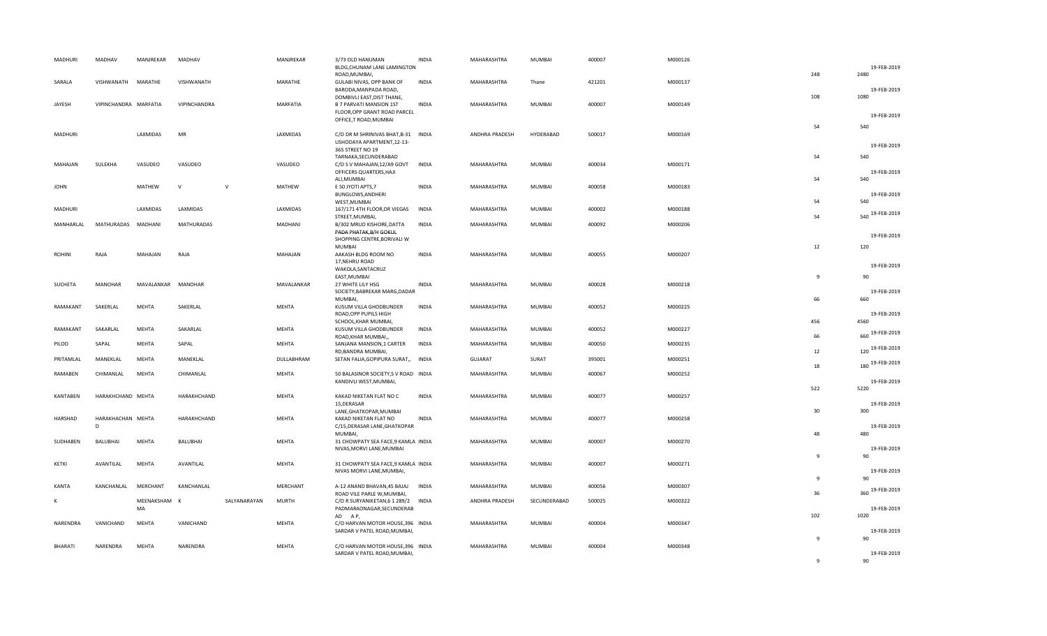| | | | | | | | | | | | | | | | |
|---|---|---|---|---|---|---|---|---|---|---|---|---|---|---|---|
| MADHURI | MADHAV | MANJREKAR | MADHAV | | MANJREKAR | 3/73 OLD HANUMAN BLDG,CHUNAM LANE LAMINGTON ROAD,MUMBAI, | INDIA | MAHARASHTRA | MUMBAI | 400007 | M000126 | | 248 | 2480 | 19-FEB-2019 |
| SARALA | VISHWANATH | MARATHE | VISHWANATH | | MARATHE | GULABI NIVAS, OPP BANK OF BARODA,MANPADA ROAD, DOMBIVLI EAST,DIST THANE, | INDIA | MAHARASHTRA | Thane | 421201 | M000137 | | 108 | 1080 | 19-FEB-2019 |
| JAYESH | VIPINCHANDRA | MARFATIA | VIPINCHANDRA | | MARFATIA | B 7 PARVATI MANSION 1ST FLOOR,OPP GRANT ROAD PARCEL OFFICE,T ROAD,MUMBAI | INDIA | MAHARASHTRA | MUMBAI | 400007 | M000149 | | 54 | 540 | 19-FEB-2019 |
| MADHURI | | LAXMIDAS | MR | | LAXMIDAS | C/O DR M SHRINIVAS BHAT,B-31 USHODAYA APARTMENT,12-13-365 STREET NO 19 TARNAKA,SECUNDERABAD | INDIA | ANDHRA PRADESH | HYDERABAD | 500017 | M000169 | | 54 | 540 | 19-FEB-2019 |
| MAHAJAN | SULEKHA | VASUDEO | VASUDEO | | VASUDEO | C/O S V MAHAJAN,12/A9 GOVT OFFICERS QUARTERS,HAJI ALI,MUMBAI | INDIA | MAHARASHTRA | MUMBAI | 400034 | M000171 | | 54 | 540 | 19-FEB-2019 |
| JOHN | | MATHEW | V | V | MATHEW | E 50 JYOTI APTS,7 BUNGLOWS,ANDHERI WEST,MUMBAI | INDIA | MAHARASHTRA | MUMBAI | 400058 | M000183 | | 54 | 540 | 19-FEB-2019 |
| MADHURI | | LAXMIDAS | LAXMIDAS | | LAXMIDAS | 167/171 4TH FLOOR,DR VIEGAS STREET,MUMBAI, | INDIA | MAHARASHTRA | MUMBAI | 400002 | M000188 | | 54 | 540 | 19-FEB-2019 |
| MANHARLAL | MATHURADAS | MADHANI | MATHURADAS | | MADHANI | B/302 MRUD KISHORE,DATTA PADA PHATAK,B/H GOKUL SHOPPING CENTRE,BORIVALI W MUMBAI | INDIA | MAHARASHTRA | MUMBAI | 400092 | M000206 | | 12 | 120 | 19-FEB-2019 |
| ROHINI | RAJA | MAHAJAN | RAJA | | MAHAJAN | AAKASH BLDG ROOM NO 17,NEHRU ROAD WAKOLA,SANTACRUZ EAST,MUMBAI | INDIA | MAHARASHTRA | MUMBAI | 400055 | M000207 | | 9 | 90 | 19-FEB-2019 |
| SUCHETA | MANOHAR | MAVALANKAR | MANOHAR | | MAVALANKAR | 27 WHITE LILY HSG SOCIETY,BABREKAR MARG,DADAR MUMBAI, | INDIA | MAHARASHTRA | MUMBAI | 400028 | M000218 | | 66 | 660 | 19-FEB-2019 |
| RAMAKANT | SAKERLAL | MEHTA | SAKERLAL | | MEHTA | KUSUM VILLA GHODBUNDER ROAD,OPP PUPILS HIGH SCHOOL,KHAR MUMBAI, | INDIA | MAHARASHTRA | MUMBAI | 400052 | M000225 | | 456 | 4560 | 19-FEB-2019 |
| RAMAKANT | SAKARLAL | MEHTA | SAKARLAL | | MEHTA | KUSUM VILLA GHODBUNDER ROAD,KHAR MUMBAI,, | INDIA | MAHARASHTRA | MUMBAI | 400052 | M000227 | | 66 | 660 | 19-FEB-2019 |
| PILOO | SAPAL | MEHTA | SAPAL | | MEHTA | SANJANA MANSION,1 CARTER RD,BANDRA MUMBAI, | INDIA | MAHARASHTRA | MUMBAI | 400050 | M000235 | | 12 | 120 | 19-FEB-2019 |
| PRITAMLAL | MANEKLAL | MEHTA | MANEKLAL | | DULLABHRAM | SETAN FALIA,GOPIPURA SURAT,, | INDIA | GUJARAT | SURAT | 395001 | M000251 | | 18 | 180 | 19-FEB-2019 |
| RAMABEN | CHIMANLAL | MEHTA | CHIMANLAL | | MEHTA | 50 BALASINOR SOCIETY,S V ROAD KANDIVLI WEST,MUMBAI, | INDIA | MAHARASHTRA | MUMBAI | 400067 | M000252 | | 522 | 5220 | 19-FEB-2019 |
| KANTABEN | HARAKHCHAND | MEHTA | HARAKHCHAND | | MEHTA | KAKAD NIKETAN FLAT NO C 15,DERASAR LANE,GHATKOPAR,MUMBAI | INDIA | MAHARASHTRA | MUMBAI | 400077 | M000257 | | 30 | 300 | 19-FEB-2019 |
| HARSHAD | HARAKHACHAND | MEHTA | HARAKHCHAND | | MEHTA | KAKAD NIKETAN FLAT NO C/15,DERASAR LANE,GHATKOPAR MUMBAI, | INDIA | MAHARASHTRA | MUMBAI | 400077 | M000258 | | 48 | 480 | 19-FEB-2019 |
| SUDHABEN | BALUBHAI | MEHTA | BALUBHAI | | MEHTA | 31 CHOWPATY SEA FACE,9 KAMLA NIVAS,MORVI LANE,MUMBAI | INDIA | MAHARASHTRA | MUMBAI | 400007 | M000270 | | 9 | 90 | 19-FEB-2019 |
| KETKI | AVANTILAL | MEHTA | AVANTILAL | | MEHTA | 31 CHOWPATY SEA FACE,9 KAMLA NIVAS MORVI LANE,MUMBAI, | INDIA | MAHARASHTRA | MUMBAI | 400007 | M000271 | | 9 | 90 | 19-FEB-2019 |
| KANTA | KANCHANLAL | MERCHANT | KANCHANLAL | | MERCHANT | A-12 ANAND BHAVAN,45 BAJAJ ROAD VILE PARLE W,MUMBAI, | INDIA | MAHARASHTRA | MUMBAI | 400056 | M000307 | | 36 | 360 | 19-FEB-2019 |
| K | | MEENAKSHAMMA | K | SALYANARAYAN | MURTH | C/O R SURYANIKETAN,6 1 289/2 PADMARAONAGAR,SECUNDERABAD AP, | INDIA | ANDHRA PRADESH | SECUNDERABAD | 500025 | M000322 | | 102 | 1020 | 19-FEB-2019 |
| NARENDRA | VANICHAND | MEHTA | VANICHAND | | MEHTA | C/O HARVAN MOTOR HOUSE,396 SARDAR V PATEL ROAD,MUMBAI, | INDIA | MAHARASHTRA | MUMBAI | 400004 | M000347 | | 9 | 90 | 19-FEB-2019 |
| BHARATI | NARENDRA | MEHTA | NARENDRA | | MEHTA | C/O HARVAN MOTOR HOUSE,396 SARDAR V PATEL ROAD,MUMBAI, | INDIA | MAHARASHTRA | MUMBAI | 400004 | M000348 | | 9 | 90 | 19-FEB-2019 |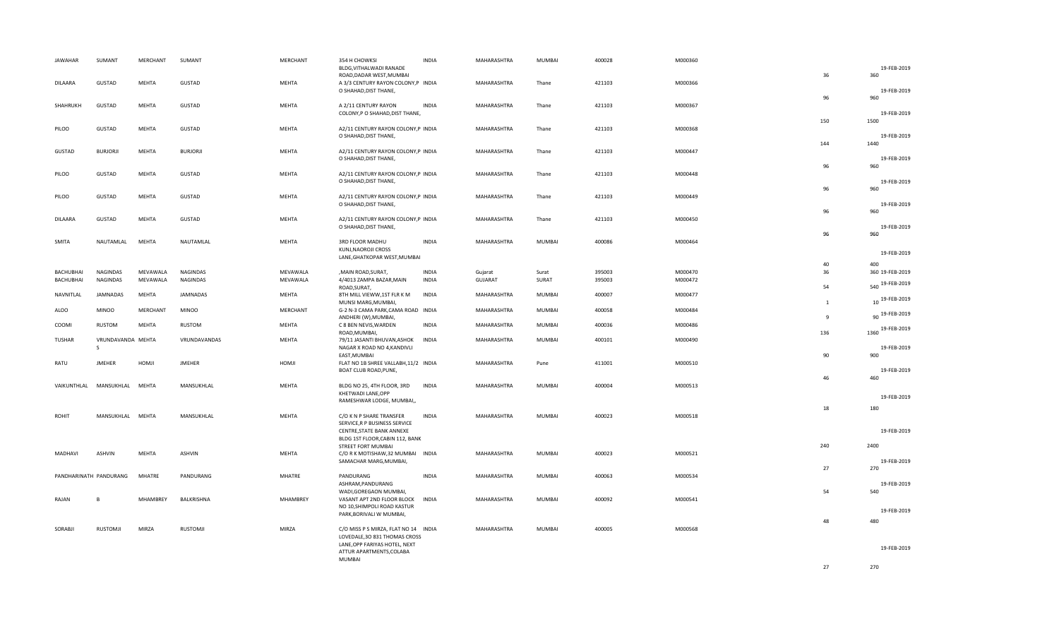| | | | | | | | | | | | | | |
|---|---|---|---|---|---|---|---|---|---|---|---|---|---|
| JAWAHAR | SUMANT | MERCHANT | SUMANT | MERCHANT | 354 H CHOWKSI BLDG,VITHALWADI RANADE ROAD,DADAR WEST,MUMBAI | INDIA | MAHARASHTRA | MUMBAI | 400028 | M000360 | 36 | 360 | 19-FEB-2019 |
| DILAARA | GUSTAD | MEHTA | GUSTAD | MEHTA | A 3/3 CENTURY RAYON COLONY,P O SHAHAD,DIST THANE, | INDIA | MAHARASHTRA | Thane | 421103 | M000366 | 96 | 960 | 19-FEB-2019 |
| SHAHRUKH | GUSTAD | MEHTA | GUSTAD | MEHTA | A 2/11 CENTURY RAYON COLONY,P O SHAHAD,DIST THANE, | INDIA | MAHARASHTRA | Thane | 421103 | M000367 | 150 | 1500 | 19-FEB-2019 |
| PILOO | GUSTAD | MEHTA | GUSTAD | MEHTA | A2/11 CENTURY RAYON COLONY,P O SHAHAD,DIST THANE, | INDIA | MAHARASHTRA | Thane | 421103 | M000368 | 144 | 1440 | 19-FEB-2019 |
| GUSTAD | BURJORJI | MEHTA | BURJORJI | MEHTA | A2/11 CENTURY RAYON COLONY,P O SHAHAD,DIST THANE, | INDIA | MAHARASHTRA | Thane | 421103 | M000447 | 96 | 960 | 19-FEB-2019 |
| PILOO | GUSTAD | MEHTA | GUSTAD | MEHTA | A2/11 CENTURY RAYON COLONY,P O SHAHAD,DIST THANE, | INDIA | MAHARASHTRA | Thane | 421103 | M000448 | 96 | 960 | 19-FEB-2019 |
| PILOO | GUSTAD | MEHTA | GUSTAD | MEHTA | A2/11 CENTURY RAYON COLONY,P O SHAHAD,DIST THANE, | INDIA | MAHARASHTRA | Thane | 421103 | M000449 | 96 | 960 | 19-FEB-2019 |
| DILAARA | GUSTAD | MEHTA | GUSTAD | MEHTA | A2/11 CENTURY RAYON COLONY,P O SHAHAD,DIST THANE, | INDIA | MAHARASHTRA | Thane | 421103 | M000450 | 96 | 960 | 19-FEB-2019 |
| SMITA | NAUTAMLAL | MEHTA | NAUTAMLAL | MEHTA | 3RD FLOOR MADHU KUNJ,NAOROJI CROSS LANE,GHATKOPAR WEST,MUMBAI | INDIA | MAHARASHTRA | MUMBAI | 400086 | M000464 | 40 | 400 | 19-FEB-2019 |
| BACHUBHAI | NAGINDAS | MEVAWALA | NAGINDAS | MEVAWALA | ,MAIN ROAD,SURAT, | INDIA | Gujarat | Surat | 395003 | M000470 | 36 | 360 | 19-FEB-2019 |
| BACHUBHAI | NAGINDAS | MEVAWALA | NAGINDAS | MEVAWALA | 4/4013 ZAMPA BAZAR,MAIN ROAD,SURAT, | INDIA | GUJARAT | SURAT | 395003 | M000472 | 54 | 540 | 19-FEB-2019 |
| NAVNITLAL | JAMNADAS | MEHTA | JAMNADAS | MEHTA | 8TH MILL VIEWW,1ST FLR K M MUNSI MARG,MUMBAI, | INDIA | MAHARASHTRA | MUMBAI | 400007 | M000477 | 1 | 10 | 19-FEB-2019 |
| ALOO | MINOO | MERCHANT | MINOO | MERCHANT | G-2 N-3 CAMA PARK,CAMA ROAD ANDHERI (W),MUMBAI, | INDIA | MAHARASHTRA | MUMBAI | 400058 | M000484 | 9 | 90 | 19-FEB-2019 |
| COOMI | RUSTOM | MEHTA | RUSTOM | MEHTA | C 8 BEN NEVIS,WARDEN ROAD,MUMBAI, | INDIA | MAHARASHTRA | MUMBAI | 400036 | M000486 | 136 | 1360 | 19-FEB-2019 |
| TUSHAR | VRUNDAVANDAS | MEHTA | VRUNDAVANDAS | MEHTA | 79/11 JASANTI BHUVAN,ASHOK NAGAR X ROAD NO 4,KANDIVLI EAST,MUMBAI | INDIA | MAHARASHTRA | MUMBAI | 400101 | M000490 | 90 | 900 | 19-FEB-2019 |
| RATU | JMEHER | HOMJI | JMEHER | HOMJI | FLAT NO 1B SHREE VALLABH,11/2 BOAT CLUB ROAD,PUNE, | INDIA | MAHARASHTRA | Pune | 411001 | M000510 | 46 | 460 | 19-FEB-2019 |
| VAIKUNTHLAL | MANSUKHLAL | MEHTA | MANSUKHLAL | MEHTA | BLDG NO 25, 4TH FLOOR, 3RD KHETWADI LANE,OPP RAMESHWAR LODGE, MUMBAI,, | INDIA | MAHARASHTRA | MUMBAI | 400004 | M000513 | 18 | 180 | 19-FEB-2019 |
| ROHIT | MANSUKHLAL | MEHTA | MANSUKHLAL | MEHTA | C/O K N P SHARE TRANSFER SERVICE,R P BUSINESS SERVICE CENTRE,STATE BANK ANNEXE BLDG 1ST FLOOR,CABIN 112, BANK STREET FORT MUMBAI | INDIA | MAHARASHTRA | MUMBAI | 400023 | M000518 | 240 | 2400 | 19-FEB-2019 |
| MADHAVI | ASHVIN | MEHTA | ASHVIN | MEHTA | C/O R K MOTISHAW,32 MUMBAI SAMACHAR MARG,MUMBAI, | INDIA | MAHARASHTRA | MUMBAI | 400023 | M000521 | 27 | 270 | 19-FEB-2019 |
| PANDHARINATH | PANDURANG | MHATRE | PANDURANG | MHATRE | PANDURANG ASHRAM,PANDURANG WADI,GOREGAON MUMBAI, | INDIA | MAHARASHTRA | MUMBAI | 400063 | M000534 | 54 | 540 | 19-FEB-2019 |
| RAJAN | B | MHAMBREY | BALKRISHNA | MHAMBREY | VASANT APT 2ND FLOOR BLOCK NO 10,SHIMPOLI ROAD KASTUR PARK,BORIVALI W MUMBAI, | INDIA | MAHARASHTRA | MUMBAI | 400092 | M000541 | 48 | 480 | 19-FEB-2019 |
| SORABJI | RUSTOMJI | MIRZA | RUSTOMJI | MIRZA | C/O MISS P S MIRZA, FLAT NO 14 LOVEDALE,3O 831 THOMAS CROSS LANE,OPP FARIYAS HOTEL, NEXT ATTUR APARTMENTS,COLABA MUMBAI | INDIA | MAHARASHTRA | MUMBAI | 400005 | M000568 | 27 | 270 | 19-FEB-2019 |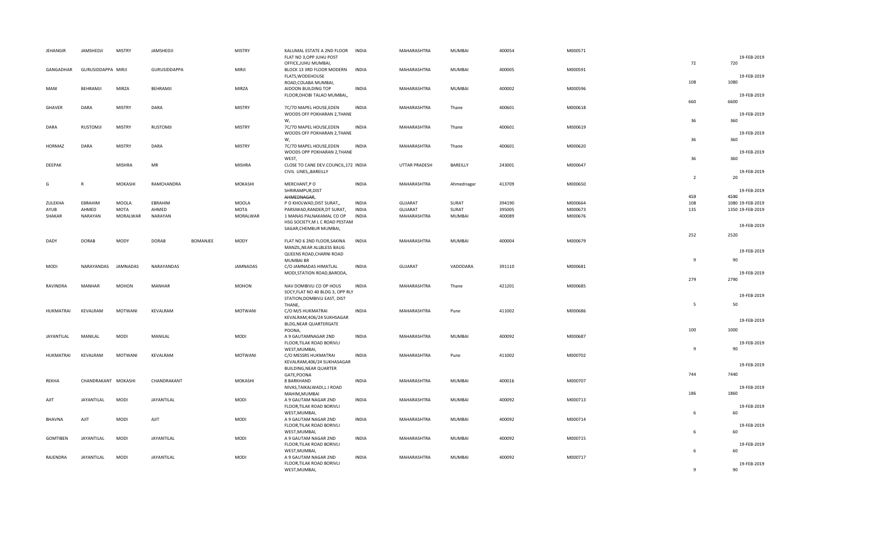| | | | | | | | | | | | | | | |
|---|---|---|---|---|---|---|---|---|---|---|---|---|---|---|
| JEHANGIR | JAMSHEDJI | MISTRY | JAMSHEDJI | | MISTRY | KALUMAL ESTATE A 2ND FLOOR FLAT NO 3,OPP JUHU POST OFFICE,JUHU MUMBAI, | INDIA | MAHARASHTRA | MUMBAI | 400054 | M000571 | 72 | 720 | 19-FEB-2019 |
| GANGADHAR | GURUSIDDAPPA MIRJI | | GURUSIDDAPPA | | MIRJI | BLOCK 13 3RD FLOOR MODERN FLATS,WODEHOUSE ROAD,COLABA MUMBAI, | INDIA | MAHARASHTRA | MUMBAI | 400005 | M000591 | 108 | 1080 | 19-FEB-2019 |
| MANI | BEHRAMJI | MIRZA | BEHRAMJI | | MIRZA | AIDOON BUILDING TOP FLOOR,DHOBI TALAO MUMBAI,, | INDIA | MAHARASHTRA | MUMBAI | 400002 | M000596 | 660 | 6600 | 19-FEB-2019 |
| GHAVER | DARA | MISTRY | DARA | | MISTRY | 7C/7D MAPEL HOUSE,EDEN WOODS OFF POKHARAN 2,THANE W, | INDIA | MAHARASHTRA | Thane | 400601 | M000618 | 36 | 360 | 19-FEB-2019 |
| DARA | RUSTOMJI | MISTRY | RUSTOMJI | | MISTRY | 7C/7D MAPEL HOUSE,EDEN WOODS OFF POKHARAN 2,THANE W, | INDIA | MAHARASHTRA | Thane | 400601 | M000619 | 36 | 360 | 19-FEB-2019 |
| HORMAZ | DARA | MISTRY | DARA | | MISTRY | 7C/7D MAPEL HOUSE,EDEN WOODS OPP POKHARAN 2,THANE WEST, | INDIA | MAHARASHTRA | Thane | 400601 | M000620 | 36 | 360 | 19-FEB-2019 |
| DEEPAK | | MISHRA | MR | | MISHRA | CLOSE TO CANE DEV.COUNCIL,172 CIVIL LINES,,BAREILLY | INDIA | UTTAR PRADESH | BAREILLY | 243001 | M000647 | 2 | 20 | 19-FEB-2019 |
| G | R | MOKASHI | RAMCHANDRA | | MOKASHI | MERCHANT,P O SHRIRAMPUR,DIST AHMEDNAGAR, | INDIA | MAHARASHTRA | Ahmednagar | 413709 | M000650 | 459 | 4590 | 19-FEB-2019 |
| ZULEKHA | EBRAHIM | MOOLA | EBRAHIM | | MOOLA | P O KHOLWAD,DIST SURAT,, | INDIA | GUJARAT | SURAT | 394190 | M000664 | 108 | 1080 | 19-FEB-2019 |
| AYUB | AHMED | MOTA | AHMED | | MOTA | PARSIWAD,RANDER,DT SURAT, | INDIA | GUJARAT | SURAT | 395005 | M000673 | 135 | 1350 | 19-FEB-2019 |
| SHAKAR | NARAYAN | MORALWAR | NARAYAN | | MORALWAR | 1 MANAS PALNAKAMAL CO OP HSG SOCIETY,M L C ROAD PESTAM SAGAR,CHEMBUR MUMBAI, | INDIA | MAHARASHTRA | MUMBAI | 400089 | M000676 | 252 | 2520 | 19-FEB-2019 |
| DADY | DORAB | MODY | DORAB | BOMANJEE | MODY | FLAT NO 6 2ND FLOOR,SAKINA MANZIL,NEAR ALLBLESS BAUG QUEENS ROAD,CHARNI ROAD MUMBAI BR | INDIA | MAHARASHTRA | MUMBAI | 400004 | M000679 | 9 | 90 | 19-FEB-2019 |
| MODI | NARAYANDAS | JAMNADAS | NARAYANDAS | | JAMNADAS | C/O JAMNADAS HIMATLAL MODI,STATION ROAD,BARODA, | INDIA | GUJARAT | VADODARA | 391110 | M000681 | 279 | 2790 | 19-FEB-2019 |
| RAVINDRA | MANHAR | MOHON | MANHAR | | MOHON | NAV DOMBIVLI CO OP HOUS SOCY,FLAT NO 40 BLDG 3, OPP RLY STATION,DOMBIVLI EAST, DIST THANE, | INDIA | MAHARASHTRA | Thane | 421201 | M000685 | 5 | 50 | 19-FEB-2019 |
| HUKMATRAI | KEVALRAM | MOTWANI | KEVALRAM | | MOTWANI | C/O M/S HUKMATRAI KEVALRAM,4O6/24 SUKHSAGAR BLDG,NEAR QUARTERGATE POONA, | INDIA | MAHARASHTRA | Pune | 411002 | M000686 | 100 | 1000 | 19-FEB-2019 |
| JAYANTILAL | MANILAL | MODI | MANILAL | | MODI | A 9 GAUTAMNAGAR 2ND FLOOR,TILAK ROAD BORIVLI WEST,MUMBAI, | INDIA | MAHARASHTRA | MUMBAI | 400092 | M000687 | 9 | 90 | 19-FEB-2019 |
| HUKMATRAI | KEVALRAM | MOTWANI | KEVALRAM | | MOTWANI | C/O MESSRS HUKMATRAI KEVALRAM,406/24 SUKHASAGAR BUILDING,NEAR QUARTER GATE,POONA | INDIA | MAHARASHTRA | Pune | 411002 | M000702 | 744 | 7440 | 19-FEB-2019 |
| REKHA | CHANDRAKANT | MOKASHI | CHANDRAKANT | | MOKASHI | 8 BARKHAND NIVAS,TAIKALWADI,L J ROAD MAHIM,MUMBAI | INDIA | MAHARASHTRA | MUMBAI | 400016 | M000707 | 186 | 1860 | 19-FEB-2019 |
| AJIT | JAYANTILAL | MODI | JAYANTILAL | | MODI | A 9 GAUTAM NAGAR 2ND FLOOR,TILAK ROAD BORIVLI WEST,MUMBAI, | INDIA | MAHARASHTRA | MUMBAI | 400092 | M000713 | 6 | 60 | 19-FEB-2019 |
| BHAVNA | AJIT | MODI | AJIT | | MODI | A 9 GAUTAM NAGAR 2ND FLOOR,TILAK ROAD BORIVLI WEST,MUMBAI, | INDIA | MAHARASHTRA | MUMBAI | 400092 | M000714 | 6 | 60 | 19-FEB-2019 |
| GOMTIBEN | JAYANTILAL | MODI | JAYANTILAL | | MODI | A 9 GAUTAM NAGAR 2ND FLOOR,TILAK ROAD BORIVLI WEST,MUMBAI, | INDIA | MAHARASHTRA | MUMBAI | 400092 | M000715 | 6 | 60 | 19-FEB-2019 |
| RAJENDRA | JAYANTILAL | MODI | JAYANTILAL | | MODI | A 9 GAUTAM NAGAR 2ND FLOOR,TILAK ROAD BORIVLI WEST,MUMBAI, | INDIA | MAHARASHTRA | MUMBAI | 400092 | M000717 | 9 | 90 | 19-FEB-2019 |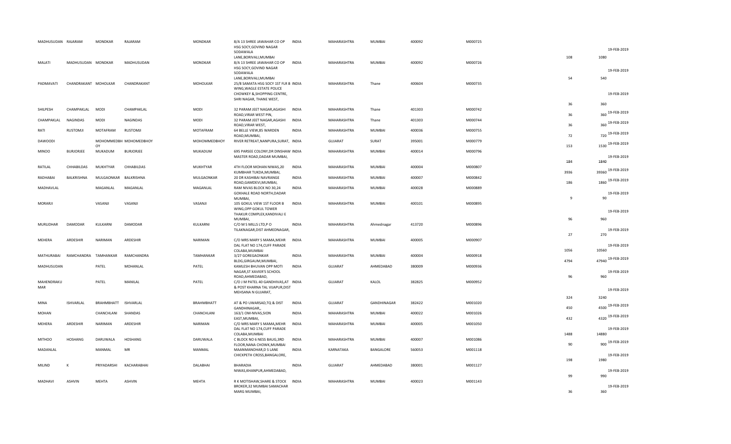| | | | | | | | | | | | | | |
|---|---|---|---|---|---|---|---|---|---|---|---|---|---|
| MADHUSUDAN | RAJARAM | MONDKAR | RAJARAM | MONDKAR | 8/A 13 SHREE JAWAHAR CO OP HSG SOCY,GOVIND NAGAR SODAWALA LANE,BORIVALI,MUMBAI | INDIA | MAHARASHTRA | MUMBAI | 400092 | M000725 | 108 | 1080 | 19-FEB-2019 |
| MALATI | MADHUSUDAN | MONDKAR | MADHUSUDAN | MONDKAR | 8/A 13 SHREE JAWAHAR CO OP HSG SOCY,GOVIND NAGAR SODAWALA LANE,BORIVALI,MUMBAI | INDIA | MAHARASHTRA | MUMBAI | 400092 | M000726 | 54 | 540 | 19-FEB-2019 |
| PADMAVATI | CHANDRAKANT | MOHOLKAR | CHANDRAKANT | MOHOLKAR | 25/8 SAMATA HSG SOCY 1ST FLR B WING,WAGLE ESTATE POLICE CHOWKEY &,SHOPPING CENTRE, SHRI NAGAR, THANE WEST, | INDIA | MAHARASHTRA | Thane | 400604 | M000735 | 36 | 360 | 19-FEB-2019 |
| SHILPESH | CHAMPAKLAL | MODI | CHAMPAKLAL | MODI | 32 PARAM JEET NAGAR,AGASHI ROAD,VIRAR WEST PIN, | INDIA | MAHARASHTRA | Thane | 401303 | M000742 | 36 | 360 | 19-FEB-2019 |
| CHAMPAKLAL | NAGINDAS | MODI | NAGINDAS | MODI | 32 PARAM JEET NAGAR,AGASHI ROAD,VIRAR WEST, | INDIA | MAHARASHTRA | Thane | 401303 | M000744 | 36 | 360 | 19-FEB-2019 |
| RATI | RUSTOMJI | MOTAFRAM | RUSTOMJI | MOTAFRAM | 64 BELLE VIEW,85 WARDEN ROAD,MUMBAI, | INDIA | MAHARASHTRA | MUMBAI | 400036 | M000755 | 72 | 720 | 19-FEB-2019 |
| DAWOODI | | MOHOMMEDBH OY | MOHOMMEDBHOY | MOHOMMEDBHOY | RIVER RETREAT,NANPURA,SURAT, | INDIA | GUJARAT | SURAT | 395001 | M000779 | 153 | 1530 | 19-FEB-2019 |
| MINOO | BURJORJEE | MUKADUM | BURJORJEE | MUKADUM | 695 PARSEE COLONY,DR DINSHAW MASTER ROAD,DADAR MUMBAI, | INDIA | MAHARASHTRA | MUMBAI | 400014 | M000796 | 184 | 1840 | 19-FEB-2019 |
| RATILAL | CHHABILDAS | MUKHTYAR | CHHABILDAS | MUKHTYAR | 4TH FLOOR MOHAN NIWAS,20 KUMBHAR TUKDA,MUMBAI, | INDIA | MAHARASHTRA | MUMBAI | 400004 | M000807 | 3936 | 39360 | 19-FEB-2019 |
| RADHABAI | BALKRISHNA | MULGAONKAR | BALKRISHNA | MULGAONKAR | 20 DR KASHIBAI NAVRANGE ROAD,GAMDEVI,MUMBAI, | INDIA | MAHARASHTRA | MUMBAI | 400007 | M000842 | 186 | 1860 | 19-FEB-2019 |
| MADHAVLAL | | MAGANLAL | MAGANLAL | MAGANLAL | RAM NIVAS BLOCK NO 30,24 GOKHALE ROAD NORTH,DADAR MUMBAI, | INDIA | MAHARASHTRA | MUMBAI | 400028 | M000889 | 9 | 90 | 19-FEB-2019 |
| MORARJI | | VASANJI | VASANJI | VASANJI | 105 GOKUL VIEW 1ST FLOOR B WING,OPP GOKUL TOWER THAKUR COMPLEX,KANDIVALI E MUMBAI, | INDIA | MAHARASHTRA | MUMBAI | 400101 | M000895 | 96 | 960 | 19-FEB-2019 |
| MURLIDHAR | DAMODAR | KULKARNI | DAMODAR | KULKARNI | C/O M S MILLS LTD,P O TILAKNAGAR,DIST AHMEDNAGAR, | INDIA | MAHARASHTRA | Ahmednagar | 413720 | M000896 | 27 | 270 | 19-FEB-2019 |
| MEHERA | ARDESHIR | NARIMAN | ARDESHIR | NARIMAN | C/O MRS MARY S MAMA,MEHR DAL FLAT NO 174,CUFF PARADE COLABA,MUMBAI | INDIA | MAHARASHTRA | MUMBAI | 400005 | M000907 | 1056 | 10560 | 19-FEB-2019 |
| MATHURABAI | RAMCHANDRA | TAMHANKAR | RAMCHANDRA | TAMHANKAR | 3/27 GOREGAONKAR BLDG,GIRGAUM,MUMBAI, | INDIA | MAHARASHTRA | MUMBAI | 400004 | M000918 | 4794 | 47940 | 19-FEB-2019 |
| MADHUSUDAN | | PATEL | MOHANLAL | PATEL | KAMLESH BHUVAN OPP MOTI NAGAR,ST XAVIER'S SCHOOL ROAD,AHMEDABAD, | INDIA | GUJARAT | AHMEDABAD | 380009 | M000936 | 96 | 960 | 19-FEB-2019 |
| MAHENDRAKU MAR | | PATEL | MANILAL | PATEL | C/O J M PATEL 40 GANDHIVAS,AT & POST KHARNA TAL VIJAPUR,DIST MEHSANA N GUJARAT, | INDIA | GUJARAT | KALOL | 382825 | M000952 | 324 | 3240 | 19-FEB-2019 |
| MINA | ISHVARLAL | BRAHMBHATT | ISHVARLAL | BRAHMBHATT | AT & PO UWARSAD,TQ & DIST GANDHINAGAR,, | INDIA | GUJARAT | GANDHINAGAR | 382422 | M001020 | 450 | 4500 | 19-FEB-2019 |
| MOHAN | | CHANCHLANI | SHANDAS | CHANCHLANI | 163/1 OM-NIVAS,SION EAST,MUMBAI, | INDIA | MAHARASHTRA | MUMBAI | 400022 | M001026 | 432 | 4320 | 19-FEB-2019 |
| MEHERA | ARDESHIR | NARIMAN | ARDESHIR | NARIMAN | C/O MRS MARY S MAMA,MEHR DAL FLAT NO 174,CUFF PARADE COLABA,MUMBAI | INDIA | MAHARASHTRA | MUMBAI | 400005 | M001050 | 1488 | 14880 | 19-FEB-2019 |
| MITHOO | HOSHANG | DARUWALA | HOSHANG | DARUWALA | C BLOCK NO 6 NESS BAUG,3RD FLOOR,NANA CHOWK,MUMBAI | INDIA | MAHARASHTRA | MUMBAI | 400007 | M001086 | 90 | 900 | 19-FEB-2019 |
| MADANLAL | | MANMAL | MR | MANMAL | MAANMANOHAR,D S LANE CHICKPETH CROSS,BANGALORE, | INDIA | KARNATAKA | BANGALORE | 560053 | M001118 | 198 | 1980 | 19-FEB-2019 |
| MILIND | K | PRIYADARSHI | KACHARABHAI | DALABHAI | BHARADIA NIWAS,KHANPUR,AHMEDABAD, | INDIA | GUJARAT | AHMEDABAD | 380001 | M001127 | 99 | 990 | 19-FEB-2019 |
| MADHAVI | ASHVIN | MEHTA | ASHVIN | MEHTA | R K MOTISHAW,SHARE & STOCK BROKER,32 MUMBAI SAMACHAR MARG MUMBAI, | INDIA | MAHARASHTRA | MUMBAI | 400023 | M001143 | 36 | 360 | 19-FEB-2019 |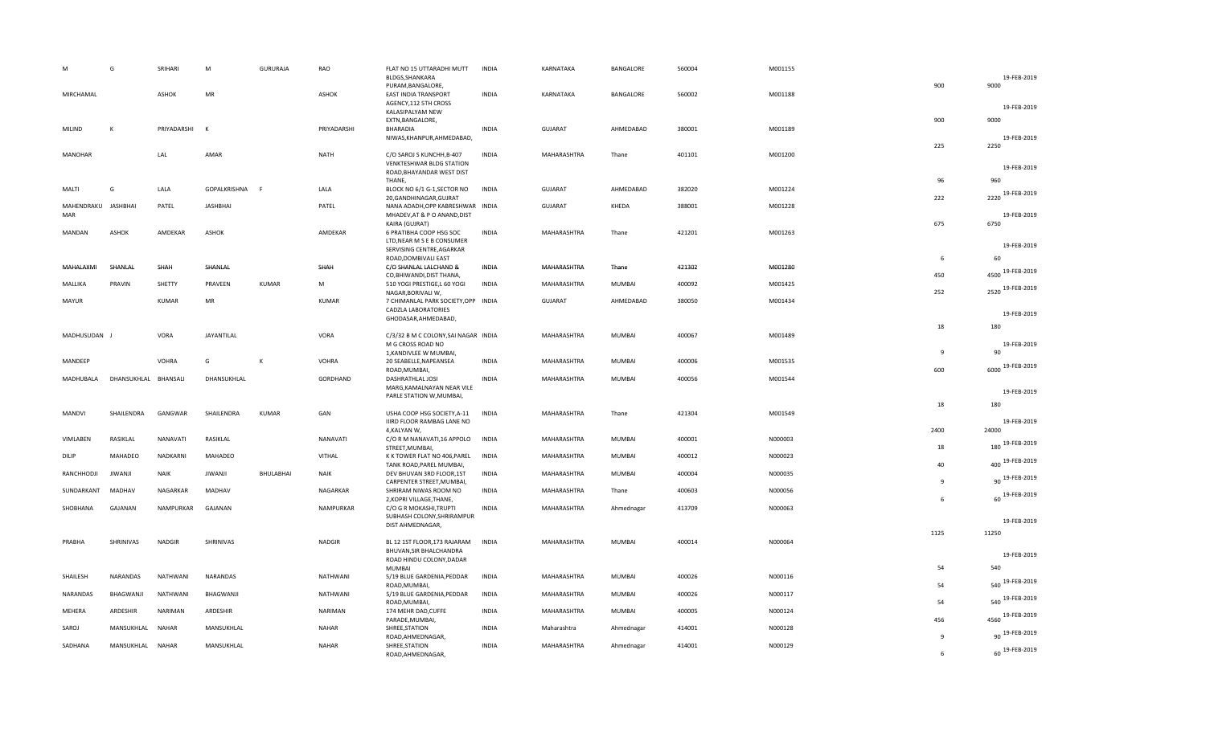| | | | | | | | | | | | | | | |
|---|---|---|---|---|---|---|---|---|---|---|---|---|---|---|
| M | G | SRIHARI | M | GURURAJA | RAO | FLAT NO 15 UTTARADHI MUTT BLDGS,SHANKARA PURAM,BANGALORE, | INDIA | KARNATAKA | BANGALORE | 560004 | M001155 | 900 | 9000 | 19-FEB-2019 |
| MIRCHAMAL | | ASHOK | MR | | ASHOK | EAST INDIA TRANSPORT AGENCY,112 5TH CROSS KALASIPALYAM NEW EXTN,BANGALORE, | INDIA | KARNATAKA | BANGALORE | 560002 | M001188 | 900 | 9000 | 19-FEB-2019 |
| MILIND | K | PRIYADARSHI | K | | PRIYADARSHI | BHARADIA NIWAS,KHANPUR,AHMEDABAD, | INDIA | GUJARAT | AHMEDABAD | 380001 | M001189 | 225 | 2250 | 19-FEB-2019 |
| MANOHAR | | LAL | AMAR | | NATH | C/O SAROJ S KUNCHH,B-407 VENKTESHWAR BLDG STATION ROAD,BHAYANDAR WEST DIST THANE, | INDIA | MAHARASHTRA | Thane | 401101 | M001200 | 96 | 960 | 19-FEB-2019 |
| MALTI | G | LALA | GOPALKRISHNA | F | LALA | BLOCK NO 6/1 G-1,SECTOR NO 20,GANDHINAGAR,GUJRAT | INDIA | GUJARAT | AHMEDABAD | 382020 | M001224 | 222 | 2220 | 19-FEB-2019 |
| MAHENDRAKUMAR | JASHBHAI | PATEL | JASHBHAI | | PATEL | NANA ADADH,OPP KABRESHWAR MHADEV,AT & P O ANAND,DIST KAIRA (GUJRAT) | INDIA | GUJARAT | KHEDA | 388001 | M001228 | 675 | 6750 | 19-FEB-2019 |
| MANDAN | ASHOK | AMDEKAR | ASHOK | | AMDEKAR | 6 PRATIBHA COOP HSG SOC LTD,NEAR M S E B CONSUMER SERVISING CENTRE,AGARKAR ROAD,DOMBIVALI EAST | INDIA | MAHARASHTRA | Thane | 421201 | M001263 | 6 | 60 | 19-FEB-2019 |
| MAHALAXMI | SHANLAL | SHAH | SHANLAL | | SHAH | C/O SHANLAL LALCHAND & CO,BHIWANDI,DIST THANA, | INDIA | MAHARASHTRA | Thane | 421302 | M001280 | 450 | 4500 | 19-FEB-2019 |
| MALLIKA | PRAVIN | SHETTY | PRAVEEN | KUMAR | M | 510 YOGI PRESTIGE,L 60 YOGI NAGAR,BORIVALI W, | INDIA | MAHARASHTRA | MUMBAI | 400092 | M001425 | 252 | 2520 | 19-FEB-2019 |
| MAYUR | | KUMAR | MR | | KUMAR | 7 CHIMANLAL PARK SOCIETY,OPP CADZLA LABORATORIES GHODASAR,AHMEDABAD, | INDIA | GUJARAT | AHMEDABAD | 380050 | M001434 | 18 | 180 | 19-FEB-2019 |
| MADHUSUDAN | J | VORA | JAYANTILAL | | VORA | C/3/32 B M C COLONY,SAI NAGAR M G CROSS ROAD NO 1,KANDIVLEE W MUMBAI, | INDIA | MAHARASHTRA | MUMBAI | 400067 | M001489 | 9 | 90 | 19-FEB-2019 |
| MANDEEP | | VOHRA | G | K | VOHRA | 20 SEABELLE,NAPEANSEA ROAD,MUMBAI, | INDIA | MAHARASHTRA | MUMBAI | 400006 | M001535 | 600 | 6000 | 19-FEB-2019 |
| MADHUBALA | DHANSUKHLAL | BHANSALI | DHANSUKHLAL | | GORDHAND | DASHRATHLAL JOSI MARG,KAMALNAYAN NEAR VILE PARLE STATION W,MUMBAI, | INDIA | MAHARASHTRA | MUMBAI | 400056 | M001544 | 18 | 180 | 19-FEB-2019 |
| MANDVI | SHAILENDRA | GANGWAR | SHAILENDRA | KUMAR | GAN | USHA COOP HSG SOCIETY,A-11 IIIRD FLOOR RAMBAG LANE NO 4,KALYAN W, | INDIA | MAHARASHTRA | Thane | 421304 | M001549 | 2400 | 24000 | 19-FEB-2019 |
| VIMLABEN | RASIKLAL | NANAVATI | RASIKLAL | | NANAVATI | C/O R M NANAVATI,16 APPOLO STREET,MUMBAI, | INDIA | MAHARASHTRA | MUMBAI | 400001 | N000003 | 18 | 180 | 19-FEB-2019 |
| DILIP | MAHADEO | NADKARNI | MAHADEO | | VITHAL | K K TOWER FLAT NO 406,PAREL TANK ROAD,PAREL MUMBAI, | INDIA | MAHARASHTRA | MUMBAI | 400012 | N000023 | 40 | 400 | 19-FEB-2019 |
| RANCHHODJI | JIWANJI | NAIK | JIWANJI | BHULABHAI | NAIK | DEV BHUVAN 3RD FLOOR,1ST CARPENTER STREET,MUMBAI, | INDIA | MAHARASHTRA | MUMBAI | 400004 | N000035 | 9 | 90 | 19-FEB-2019 |
| SUNDARKANT | MADHAV | NAGARKAR | MADHAV | | NAGARKAR | SHRIRAM NIWAS ROOM NO 2,KOPRI VILLAGE,THANE, | INDIA | MAHARASHTRA | Thane | 400603 | N000056 | 6 | 60 | 19-FEB-2019 |
| SHOBHANA | GAJANAN | NAMPURKAR | GAJANAN | | NAMPURKAR | C/O G R MOKASHI,TRUPTI SUBHASH COLONY,SHRIRAMPUR DIST AHMEDNAGAR, | INDIA | MAHARASHTRA | Ahmednagar | 413709 | N000063 | 1125 | 11250 | 19-FEB-2019 |
| PRABHA | SHRINIVAS | NADGIR | SHRINIVAS | | NADGIR | BL 12 1ST FLOOR,173 RAJARAM BHUVAN,SIR BHALCHANDRA ROAD HINDU COLONY,DADAR MUMBAI | INDIA | MAHARASHTRA | MUMBAI | 400014 | N000064 | 54 | 540 | 19-FEB-2019 |
| SHAILESH | NARANDAS | NATHWANI | NARANDAS | | NATHWANI | 5/19 BLUE GARDENIA,PEDDAR ROAD,MUMBAI, | INDIA | MAHARASHTRA | MUMBAI | 400026 | N000116 | 54 | 540 | 19-FEB-2019 |
| NARANDAS | BHAGWANJI | NATHWANI | BHAGWANJI | | NATHWANI | 5/19 BLUE GARDENIA,PEDDAR ROAD,MUMBAI, | INDIA | MAHARASHTRA | MUMBAI | 400026 | N000117 | 54 | 540 | 19-FEB-2019 |
| MEHERA | ARDESHIR | NARIMAN | ARDESHIR | | NARIMAN | 174 MEHR DAD,CUFFE PARADE,MUMBAI, | INDIA | MAHARASHTRA | MUMBAI | 400005 | N000124 | 456 | 4560 | 19-FEB-2019 |
| SAROJ | MANSUKHLAL | NAHAR | MANSUKHLAL | | NAHAR | SHREE,STATION ROAD,AHMEDNAGAR, | INDIA | Maharashtra | Ahmednagar | 414001 | N000128 | 9 | 90 | 19-FEB-2019 |
| SADHANA | MANSUKHLAL | NAHAR | MANSUKHLAL | | NAHAR | SHREE,STATION ROAD,AHMEDNAGAR, | INDIA | MAHARASHTRA | Ahmednagar | 414001 | N000129 | 6 | 60 | 19-FEB-2019 |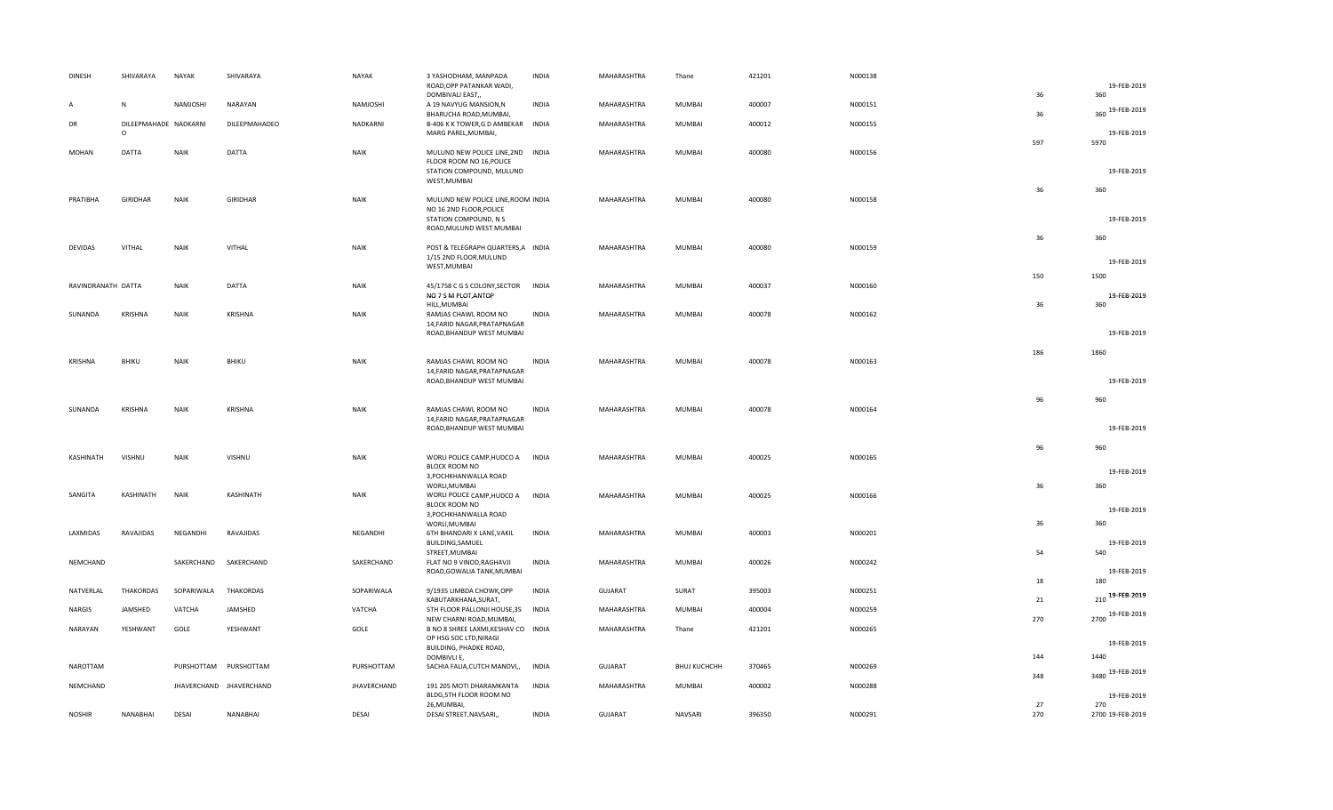| DINESH | SHIVARAYA | NAYAK | SHIVARAYA | NAYAK | 3 YASHODHAM, MANPADA ROAD,OPP PATANKAR WADI, DOMBIVALI EAST,, | INDIA | MAHARASHTRA | Thane | 421201 | N000138 | | | 36 | 360 | 19-FEB-2019 |
|---|---|---|---|---|---|---|---|---|---|---|---|---|---|---|---|
| A | N | NAMJOSHI | NARAYAN | NAMJOSHI | A 19 NAVYUG MANSION,N BHARUCHA ROAD,MUMBAI, | INDIA | MAHARASHTRA | MUMBAI | 400007 | N000151 | | | 36 | 360 | 19-FEB-2019 |
| DR | DILEEPMAHADE O | NADKARNI | DILEEPMAHADEO | NADKARNI | B-406 K K TOWER,G D AMBEKAR MARG PAREL,MUMBAI, | INDIA | MAHARASHTRA | MUMBAI | 400012 | N000155 | | | 597 | 5970 | 19-FEB-2019 |
| MOHAN | DATTA | NAIK | DATTA | NAIK | MULUND NEW POLICE LINE,2ND FLOOR ROOM NO 16,POLICE STATION COMPOUND, MULUND WEST,MUMBAI | INDIA | MAHARASHTRA | MUMBAI | 400080 | N000156 | | | 36 | 360 | 19-FEB-2019 |
| PRATIBHA | GIRIDHAR | NAIK | GIRIDHAR | NAIK | MULUND NEW POLICE LINE,ROOM NO 16 2ND FLOOR,POLICE STATION COMPOUND, N S ROAD,MULUND WEST MUMBAI | INDIA | MAHARASHTRA | MUMBAI | 400080 | N000158 | | | 36 | 360 | 19-FEB-2019 |
| DEVIDAS | VITHAL | NAIK | VITHAL | NAIK | POST & TELEGRAPH QUARTERS,A 1/15 2ND FLOOR,MULUND WEST,MUMBAI | INDIA | MAHARASHTRA | MUMBAI | 400080 | N000159 | | | 150 | 1500 | 19-FEB-2019 |
| RAVINDRANATH | DATTA | NAIK | DATTA | NAIK | 45/1758 C G S COLONY,SECTOR NO 7 S M PLOT,ANTOP HILL,MUMBAI | INDIA | MAHARASHTRA | MUMBAI | 400037 | N000160 | | | 36 | 360 | 19-FEB-2019 |
| SUNANDA | KRISHNA | NAIK | KRISHNA | NAIK | RAMJAS CHAWL ROOM NO 14,FARID NAGAR,PRATAPNAGAR ROAD,BHANDUP WEST MUMBAI | INDIA | MAHARASHTRA | MUMBAI | 400078 | N000162 | | | 186 | 1860 | 19-FEB-2019 |
| KRISHNA | BHIKU | NAIK | BHIKU | NAIK | RAMJAS CHAWL ROOM NO 14,FARID NAGAR,PRATAPNAGAR ROAD,BHANDUP WEST MUMBAI | INDIA | MAHARASHTRA | MUMBAI | 400078 | N000163 | | | 96 | 960 | 19-FEB-2019 |
| SUNANDA | KRISHNA | NAIK | KRISHNA | NAIK | RAMJAS CHAWL ROOM NO 14,FARID NAGAR,PRATAPNAGAR ROAD,BHANDUP WEST MUMBAI | INDIA | MAHARASHTRA | MUMBAI | 400078 | N000164 | | | 96 | 960 | 19-FEB-2019 |
| KASHINATH | VISHNU | NAIK | VISHNU | NAIK | WORLI POLICE CAMP,HUDCO A BLOCK ROOM NO 3,POCHKHANWALLA ROAD WORLI,MUMBAI | INDIA | MAHARASHTRA | MUMBAI | 400025 | N000165 | | | 36 | 360 | 19-FEB-2019 |
| SANGITA | KASHINATH | NAIK | KASHINATH | NAIK | WORLI POLICE CAMP,HUDCO A BLOCK ROOM NO 3,POCHKHANWALLA ROAD WORLI,MUMBAI | INDIA | MAHARASHTRA | MUMBAI | 400025 | N000166 | | | 36 | 360 | 19-FEB-2019 |
| LAXMIDAS | RAVAJIDAS | NEGANDHI | RAVAJIDAS | NEGANDHI | 6TH BHANDARI X LANE,VAKIL BUILDING,SAMUEL STREET,MUMBAI | INDIA | MAHARASHTRA | MUMBAI | 400003 | N000201 | | | 54 | 540 | 19-FEB-2019 |
| NEMCHAND | | SAKERCHAND | SAKERCHAND | SAKERCHAND | FLAT NO 9 VINOD,RAGHAVJI ROAD,GOWALIA TANK,MUMBAI | INDIA | MAHARASHTRA | MUMBAI | 400026 | N000242 | | | 18 | 180 | 19-FEB-2019 |
| NATVERLAL | THAKORDAS | SOPARIWALA | THAKORDAS | SOPARIWALA | 9/1935 LIMBDA CHOWK,OPP KABUTARKHANA,SURAT, | INDIA | GUJARAT | SURAT | 395003 | N000251 | | | 21 | 210 | 19-FEB-2019 |
| NARGIS | JAMSHED | VATCHA | JAMSHED | VATCHA | 5TH FLOOR PALLONJI HOUSE,35 NEW CHARNI ROAD,MUMBAI, | INDIA | MAHARASHTRA | MUMBAI | 400004 | N000259 | | | 270 | 2700 | 19-FEB-2019 |
| NARAYAN | YESHWANT | GOLE | YESHWANT | GOLE | B NO 8 SHREE LAXMI,KESHAV CO OP HSG SOC LTD,NIRAGI BUILDING, PHADKE ROAD, DOMBIVLI E, | INDIA | MAHARASHTRA | Thane | 421201 | N000265 | | | 144 | 1440 | 19-FEB-2019 |
| NAROTTAM | | PURSHOTTAM | PURSHOTTAM | PURSHOTTAM | SACHIA FALIA,CUTCH MANDVI,, | INDIA | GUJARAT | BHUJ KUCHCHH | 370465 | N000269 | | | 348 | 3480 | 19-FEB-2019 |
| NEMCHAND | | JHAVERCHAND | JHAVERCHAND | JHAVERCHAND | 191 205 MOTI DHARAMKANTA BLDG,5TH FLOOR ROOM NO 26,MUMBAI, | INDIA | MAHARASHTRA | MUMBAI | 400002 | N000288 | | | 27 | 270 | 19-FEB-2019 |
| NOSHIR | NANABHAI | DESAI | NANABHAI | DESAI | DESAI STREET,NAVSARI,, | INDIA | GUJARAT | NAVSARI | 396350 | N000291 | | | 270 | 2700 | 19-FEB-2019 |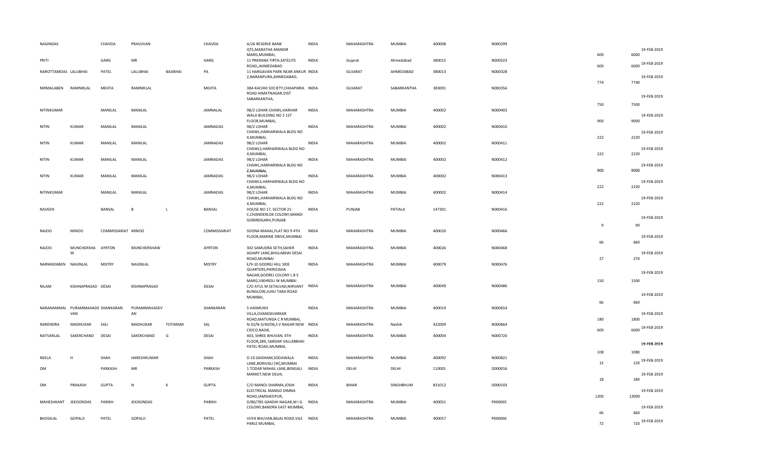| | | | | | | | | | | | | | | | |
|---|---|---|---|---|---|---|---|---|---|---|---|---|---|---|---|
| NAGINDAS | | CHAVDA | PRAVJIVAN | | CHAVDA | A/26 RESERVE BANK QTS,MARATHA MANDIR MARG,MUMBAI, | INDIA | MAHARASHTRA | MUMBAI | 400008 | N000299 | 600 | 6000 | 19-FEB-2019 |
| PRITI | | GARG | MR | | GARG | 11 PRERANA TIRTH,SATELITE ROAD,,AHMEDABAD | INDIA | Gujarat | Ahmedabad | 380015 | N000323 | 600 | 6000 | 19-FEB-2019 |
| NAROTTAMDAS | LALUBHAI | PATEL | LALUBHAI | BAJIBHAI | PA | 11 HARGAVAN PARK NEAR ANKUR 2,NARANPURA,AHMEDABAD, | INDIA | GUJARAT | AHMEDABAD | 380013 | N000328 | 774 | 7740 | 19-FEB-2019 |
| NIRMALABEN | RAMNIKLAL | MEHTA | RAMNIKLAL | | MEHTA | 38A KACHHI SOCIETY,CHHAPARIA ROAD HIMATNAGAR,DIST SABARKANTHA, | INDIA | GUJARAT | SABARKANTHA | 383001 | N000356 | 750 | 7500 | 19-FEB-2019 |
| NITINKUMAR | | MANILAL | MANILAL | | JAMNALAL | 98/2 LOHAR CHAWL,HARHAR WALA BUILDING NO 2 1ST FLOOR,MUMBAI, | INDIA | MAHARASHTRA | MUMBAI | 400002 | N000403 | 900 | 9000 | 19-FEB-2019 |
| NITIN | KUMAR | MANILAL | MANILAL | | JAMNADAS | 98/2 LOHAR CHAWL,HARHARWALA BLDG NO 4,MUMBAI, | INDIA | MAHARASHTRA | MUMBAI | 400002 | N000410 | 222 | 2220 | 19-FEB-2019 |
| NITIN | KUMAR | MANILAL | MANILAL | | JAMNADAS | 98/2 LOHAR CHAWLS,HARHARWALA BLDG NO 4,MUMBAI, | INDIA | MAHARASHTRA | MUMBAI | 400002 | N000411 | 222 | 2220 | 19-FEB-2019 |
| NITIN | KUMAR | MANILAL | MANILAL | | JAMNADAS | 98/2 LOHAR CHAWL,HARHARWALA BLDG NO 2,MUMBAI, | INDIA | MAHARASHTRA | MUMBAI | 400002 | N000412 | 900 | 9000 | 19-FEB-2019 |
| NITIN | KUMAR | MANILAL | MANILAL | | JAMNADAS | 98/2 LOHAR CHAWLS,HARHARWALA BLDG NO 4,MUMBAI, | INDIA | MAHARASHTRA | MUMBAI | 400002 | N000413 | 222 | 2220 | 19-FEB-2019 |
| NITINKUMAR | | MANILAL | MANILAL | | JAMNADAS | 98/2 LOHAR CHAWL,HARHARWALA BLDG NO 4,MUMBAI, | INDIA | MAHARASHTRA | MUMBAI | 400002 | N000414 | 222 | 2220 | 19-FEB-2019 |
| NAVEEN | | BANSAL | B | L | BANSAL | HOUSE NO 17, SECTOR 21-C,CHANDERLOK COLONY,MANDI GOBINDGARH,PUNJAB | INDIA | PUNJAB | PATIALA | 147301 | N000416 | 9 | 90 | 19-FEB-2019 |
| NAJOO | MINOO | COMMISSARIAT | MINOO | | COMMISSARIAT | SOONA MAHAL,FLAT NO 9 4TH FLOOR,MARINE DRIVE,MUMBAI | INDIA | MAHARASHTRA | MUMBAI | 400020 | N000466 | 66 | 660 | 19-FEB-2019 |
| NAJOO | MUNCHERSHAW | AYRTON | MUNCHERSHAW | | AYRTON | 302 SAMUDRA SETH,SAHER AGIARY LANE,BHULABHAI DESAI ROAD,MUMBAI | INDIA | MAHARASHTRA | MUMBAI | 400026 | N000468 | 27 | 270 | 19-FEB-2019 |
| NARMADABEN | NAGINLAL | MISTRY | NAGINLAL | | MISTRY | E/9-10 GODREJ HILL SIDE QUARTERS,PHIROJSHA NAGAR,GODREJ COLONY L B S MARG,VIKHROLI W MUMBAI | INDIA | MAHARASHTRA | MUMBAI | 400079 | N000476 | 150 | 1500 | 19-FEB-2019 |
| NILAM | KISHNAPRASAD | DESAI | KISHNAPRASAD | | DESAI | C/O ATUL M SETALVAD,NIRVANT BUNGLOW,JUHU TARA ROAD MUMBAI, | INDIA | MAHARASHTRA | MUMBAI | 400049 | N000486 | 66 | 660 | 19-FEB-2019 |
| NARANAMMAL | PURAMMAHADEVAN | SHANKARAN | PURAMMAHADEVAN | | SHANKARAN | 5 HASMUKH VILLA,CHANDAVARKAR ROAD,MATUNGA C R MUMBAI, | INDIA | MAHARASHTRA | MUMBAI | 400019 | N000654 | 180 | 1800 | 19-FEB-2019 |
| NARENDRA | MADHUKAR | SALI | MADHUKAR | TOTARAM | SAL | N-32/N-5/40/06,S V NAGAR NEW CIDCO,NASIK, | INDIA | MAHARASHTRA | Nashik | 422009 | N000664 | 600 | 6000 | 19-FEB-2019 |
| NATVARLAL | SAKERCHAND | DESAI | SAKERCHAND | G | DESAI | 403, SHREE BHUVAN, 4TH FLOOR,289, SARDAR VALLABHBHAI PATEL ROAD,MUMBAI, | INDIA | MAHARASHTRA | MUMBAI | 400004 | N000720 | 108 | 1080 | 19-FEB-2019 |
| NEELA | H | SHAH | HARESHKUMAR | | SHAH | D-10 SAIDHAM,SODAWALA LANE,BORIVALI [W],MUMBAI | INDIA | MAHARASHTRA | MUMBAI | 400092 | N000821 | 12 | 120 | 19-FEB-2019 |
| OM | | PARKASH | MR | | PARKASH | 1 TODAR MAHAL LANE,BENGALI MARKET,NEW DELHI, | INDIA | DELHI | DELHI | 110001 | O000016 | 18 | 180 | 19-FEB-2019 |
| OM | PRAKASH | GUPTA | N | K | GUPTA | C/O MANOJ SHARMA,JOSHI ELECTRICAL MANGO DIMNA ROAD,JAMSHEDPUR, | INDIA | BIHAR | SINGHBHUM | 831012 | O000103 | 1200 | 12000 | 19-FEB-2019 |
| MAHESHKANT | JEKISONDAS | PARIKH | JEKISONDAS | | PARIKH | D/80/785 GANDHI NAGAR,M I G COLONY,BANDRA EAST MUMBAI, | INDIA | MAHARASHTRA | MUMBAI | 400051 | P000005 | 66 | 660 | 19-FEB-2019 |
| BHOGILAL | GOPALJI | PATEL | GOPALJI | | PATEL | VIJYA BHUVAN,BAJAJ ROAD,VILE PARLE MUMBAI, | INDIA | MAHARASHTRA | MUMBAI | 400057 | P000006 | 72 | 720 | 19-FEB-2019 |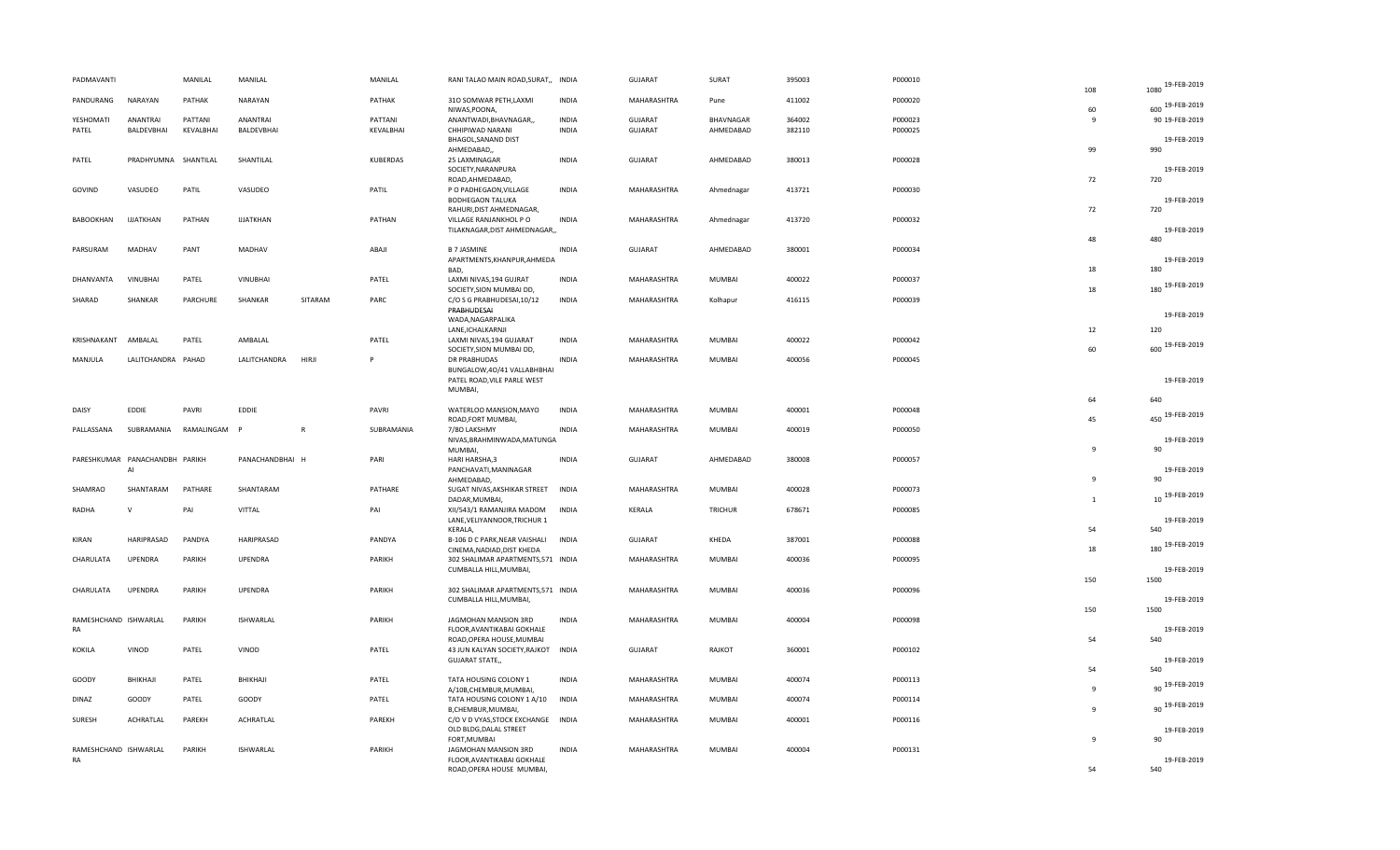| PADMAVANTI | | MANILAL | MANILAL | | MANILAL | RANI TALAO MAIN ROAD,SURAT,, | INDIA | GUJARAT | SURAT | 395003 | P000010 | 108 | 1080 | 19-FEB-2019 |
|---|---|---|---|---|---|---|---|---|---|---|---|---|---|---|
| PANDURANG | NARAYAN | PATHAK | NARAYAN | | PATHAK | 31O SOMWAR PETH,LAXMI NIWAS,POONA, | INDIA | MAHARASHTRA | Pune | 411002 | P000020 | 60 | 600 | 19-FEB-2019 |
| YESHOMATI | ANANTRAI | PATTANI | ANANTRAI | | PATTANI | ANANTWADI,BHAVNAGAR,, | INDIA | GUJARAT | BHAVNAGAR | 364002 | P000023 | 9 | 90 | 19-FEB-2019 |
| PATEL | BALDEVBHAI | KEVALBHAI | BALDEVBHAI | | KEVALBHAI | CHHIPIWAD NARANI BHAGOL,SANAND DIST AHMEDABAD,, | INDIA | GUJARAT | AHMEDABAD | 382110 | P000025 | 99 | 990 | 19-FEB-2019 |
| PATEL | PRADHYUMNA | SHANTILAL | SHANTILAL | | KUBERDAS | 25 LAXMINAGAR SOCIETY,NARANPURA ROAD,AHMEDABAD, | INDIA | GUJARAT | AHMEDABAD | 380013 | P000028 | 72 | 720 | 19-FEB-2019 |
| GOVIND | VASUDEO | PATIL | VASUDEO | | PATIL | P O PADHEGAON,VILLAGE BODHEGAON TALUKA RAHURI,DIST AHMEDNAGAR, | INDIA | MAHARASHTRA | Ahmednagar | 413721 | P000030 | 72 | 720 | 19-FEB-2019 |
| BABOOKHAN | IJJATKHAN | PATHAN | IJJATKHAN | | PATHAN | VILLAGE RANJANKHOL P O TILAKNAGAR,DIST AHMEDNAGAR,, | INDIA | MAHARASHTRA | Ahmednagar | 413720 | P000032 | 48 | 480 | 19-FEB-2019 |
| PARSURAM | MADHAV | PANT | MADHAV | | ABAJI | B 7 JASMINE APARTMENTS,KHANPUR,AHMEDA BAD, | INDIA | GUJARAT | AHMEDABAD | 380001 | P000034 | 18 | 180 | 19-FEB-2019 |
| DHANVANTA | VINUBHAI | PATEL | VINUBHAI | | PATEL | LAXMI NIVAS,194 GUJRAT SOCIETY,SION MUMBAI DD, | INDIA | MAHARASHTRA | MUMBAI | 400022 | P000037 | 18 | 180 | 19-FEB-2019 |
| SHARAD | SHANKAR | PARCHURE | SHANKAR | SITARAM | PARC | C/O S G PRABHUDESAI,10/12 PRABHUDESAI WADA,NAGARPALIKA LANE,ICHALKARNJI | INDIA | MAHARASHTRA | Kolhapur | 416115 | P000039 | 12 | 120 | 19-FEB-2019 |
| KRISHNAKANT | AMBALAL | PATEL | AMBALAL | | PATEL | LAXMI NIVAS,194 GUJARAT SOCIETY,SION MUMBAI DD, | INDIA | MAHARASHTRA | MUMBAI | 400022 | P000042 | 60 | 600 | 19-FEB-2019 |
| MANJULA | LALITCHANDRA | PAHAD | LALITCHANDRA | HIRJI | P | DR PRABHUDAS BUNGALOW,4O/41 VALLABHBHAI PATEL ROAD,VILE PARLE WEST MUMBAI, | INDIA | MAHARASHTRA | MUMBAI | 400056 | P000045 | 64 | 640 | 19-FEB-2019 |
| DAISY | EDDIE | PAVRI | EDDIE | | PAVRI | WATERLOO MANSION,MAYO ROAD,FORT MUMBAI, | INDIA | MAHARASHTRA | MUMBAI | 400001 | P000048 | 45 | 450 | 19-FEB-2019 |
| PALLASSANA | SUBRAMANIA | RAMALINGAM | P | R | SUBRAMANIA | 7/8O LAKSHMY NIVAS,BRAHMINWADA,MATUNGA MUMBAI, | INDIA | MAHARASHTRA | MUMBAI | 400019 | P000050 | 9 | 90 | 19-FEB-2019 |
| PARESHKUMAR | PANACHANDBH AI | PARIKH | PANACHANDBHAI | H | PARI | HARI HARSHA,3 PANCHAVATI,MANINAGAR AHMEDABAD, | INDIA | GUJARAT | AHMEDABAD | 380008 | P000057 | 9 | 90 | 19-FEB-2019 |
| SHAMRAO | SHANTARAM | PATHARE | SHANTARAM | | PATHARE | SUGAT NIVAS,AKSHIKAR STREET DADAR,MUMBAI, | INDIA | MAHARASHTRA | MUMBAI | 400028 | P000073 | 1 | 10 | 19-FEB-2019 |
| RADHA | V | PAI | VITTAL | | PAI | XII/543/1 RAMANJIRA MADOM LANE,VELIYANNOOR,TRICHUR 1 KERALA, | INDIA | KERALA | TRICHUR | 678671 | P000085 | 54 | 540 | 19-FEB-2019 |
| KIRAN | HARIPRASAD | PANDYA | HARIPRASAD | | PANDYA | B-106 D C PARK,NEAR VAISHALI CINEMA,NADIAD,DIST KHEDA | INDIA | GUJARAT | KHEDA | 387001 | P000088 | 18 | 180 | 19-FEB-2019 |
| CHARULATA | UPENDRA | PARIKH | UPENDRA | | PARIKH | 302 SHALIMAR APARTMENTS,571 CUMBALLA HILL,MUMBAI, | INDIA | MAHARASHTRA | MUMBAI | 400036 | P000095 | 150 | 1500 | 19-FEB-2019 |
| CHARULATA | UPENDRA | PARIKH | UPENDRA | | PARIKH | 302 SHALIMAR APARTMENTS,571 CUMBALLA HILL,MUMBAI, | INDIA | MAHARASHTRA | MUMBAI | 400036 | P000096 | 150 | 1500 | 19-FEB-2019 |
| RAMESHCHAND RA | ISHWARLAL | PARIKH | ISHWARLAL | | PARIKH | JAGMOHAN MANSION 3RD FLOOR,AVANTIKABAI GOKHALE ROAD,OPERA HOUSE,MUMBAI | INDIA | MAHARASHTRA | MUMBAI | 400004 | P000098 | 54 | 540 | 19-FEB-2019 |
| KOKILA | VINOD | PATEL | VINOD | | PATEL | 43 JUN KALYAN SOCIETY,RAJKOT GUJARAT STATE,, | INDIA | GUJARAT | RAJKOT | 360001 | P000102 | 54 | 540 | 19-FEB-2019 |
| GOODY | BHIKHAJI | PATEL | BHIKHAJI | | PATEL | TATA HOUSING COLONY 1 A/10B,CHEMBUR,MUMBAI, | INDIA | MAHARASHTRA | MUMBAI | 400074 | P000113 | 9 | 90 | 19-FEB-2019 |
| DINAZ | GOODY | PATEL | GOODY | | PATEL | TATA HOUSING COLONY 1 A/10 B,CHEMBUR,MUMBAI, | INDIA | MAHARASHTRA | MUMBAI | 400074 | P000114 | 9 | 90 | 19-FEB-2019 |
| SURESH | ACHRATLAL | PAREKH | ACHRATLAL | | PAREKH | C/O V D VYAS,STOCK EXCHANGE OLD BLDG,DALAL STREET FORT,MUMBAI | INDIA | MAHARASHTRA | MUMBAI | 400001 | P000116 | 9 | 90 | 19-FEB-2019 |
| RAMESHCHAND RA | ISHWARLAL | PARIKH | ISHWARLAL | | PARIKH | JAGMOHAN MANSION 3RD FLOOR,AVANTIKABAI GOKHALE ROAD,OPERA HOUSE MUMBAI, | INDIA | MAHARASHTRA | MUMBAI | 400004 | P000131 | 54 | 540 | 19-FEB-2019 |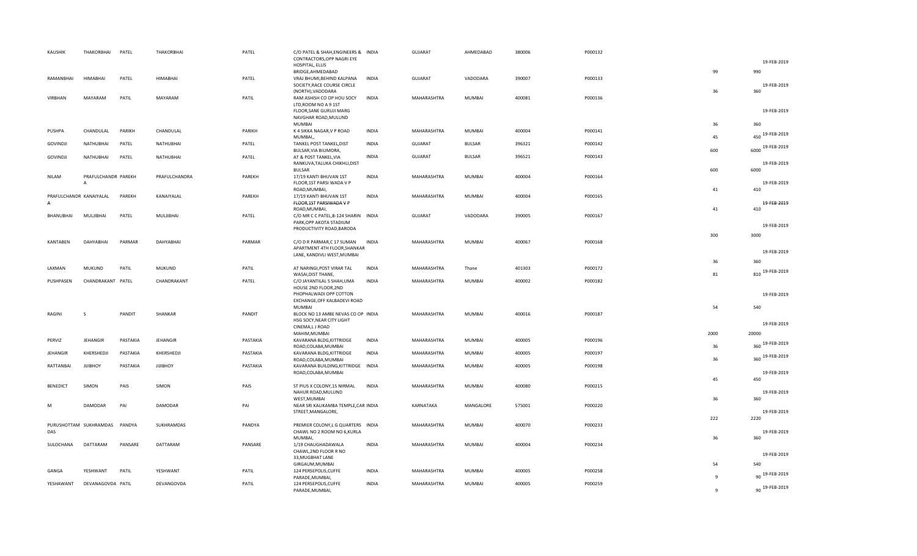| KAUSHIK | THAKORBHAI | PATEL | THAKORBHAI | PATEL | C/O PATEL & SHAH,ENGINEERS & CONTRACTORS,OPP NAGRI EYE HOSPITAL, ELLIS BRIDGE,AHMEDABAD | INDIA | GUJARAT | AHMEDABAD | 380006 | P000132 | 99 | 990 | 19-FEB-2019 |
|---|---|---|---|---|---|---|---|---|---|---|---|---|---|
| RAMANBHAI | HIMABHAI | PATEL | HIMABHAI | PATEL | VRAJ BHUMI,BEHIND KALPANA SOCIETY,RACE COURSE CIRCLE (NORTH),VADODARA | INDIA | GUJARAT | VADODARA | 390007 | P000133 | 36 | 360 | 19-FEB-2019 |
| VIRBHAN | MAYARAM | PATIL | MAYARAM | PATIL | RAM ASHISH CO OP HOU SOCY LTD,ROOM NO A 9 1ST FLOOR,SANE GURUJI MARG NAVGHAR ROAD,MULUND MUMBAI | INDIA | MAHARASHTRA | MUMBAI | 400081 | P000136 | 36 | 360 | 19-FEB-2019 |
| PUSHPA | CHANDULAL | PARIKH | CHANDULAL | PARIKH | K 4 SIKKA NAGAR,V P ROAD MUMBAI,, | INDIA | MAHARASHTRA | MUMBAI | 400004 | P000141 | 45 | 450 | 19-FEB-2019 |
| GOVINDJI | NATHUBHAI | PATEL | NATHUBHAI | PATEL | TANKEL POST TANKEL,DIST BULSAR,VIA BILIMORA, | INDIA | GUJARAT | BULSAR | 396321 | P000142 | 600 | 6000 | 19-FEB-2019 |
| GOVINDJI | NATHUBHAI | PATEL | NATHUBHAI | PATEL | AT & POST TANKEL,VIA RANKUVA,TALUKA CHIKHLI,DIST BULSAR | INDIA | GUJARAT | BULSAR | 396521 | P000143 | 600 | 6000 | 19-FEB-2019 |
| NILAM | PRAFULCHANDR A | PAREKH | PRAFULCHANDRA | PAREKH | 17/19 KANTI BHUVAN 1ST FLOOR,1ST PARSI WADA V P ROAD,MUMBAI, | INDIA | MAHARASHTRA | MUMBAI | 400004 | P000164 | 41 | 410 | 19-FEB-2019 |
| PRAFULCHANDR A | KANAIYALAL | PAREKH | KANAIYALAL | PAREKH | 17/19 KANTI BHUVAN 1ST FLOOR,1ST PARSIWADA V P ROAD,MUMBAI, | INDIA | MAHARASHTRA | MUMBAI | 400004 | P000165 | 41 | 410 | 19-FEB-2019 |
| BHANUBHAI | MULJIBHAI | PATEL | MULJIBHAI | PATEL | C/O MR C C PATEL,B-124 SHARIN PARK,OPP AKOTA STADIUM PRODUCTIVITY ROAD,BARODA | INDIA | GUJARAT | VADODARA | 390005 | P000167 | 300 | 3000 | 19-FEB-2019 |
| KANTABEN | DAHYABHAI | PARMAR | DAHYABHAI | PARMAR | C/O D R PARMAR,C 17 SUMAN APARTMENT 4TH FLOOR,SHANKAR LANE, KANDIVLI WEST,MUMBAI | INDIA | MAHARASHTRA | MUMBAI | 400067 | P000168 | 36 | 360 | 19-FEB-2019 |
| LAXMAN | MUKUND | PATIL | MUKUND | PATIL | AT NARINGI,POST VIRAR TAL WASAI,DIST THANE, | INDIA | MAHARASHTRA | Thane | 401303 | P000172 | 81 | 810 | 19-FEB-2019 |
| PUSHPASEN | CHANDRAKANT | PATEL | CHANDRAKANT | PATEL | C/O JAYANTILAL S SHAH,UMA HOUSE 2ND FLOOR,2ND PHOPHALWADI OPP COTTON EXCHANGE,OFF KALBADEVI ROAD MUMBAI | INDIA | MAHARASHTRA | MUMBAI | 400002 | P000182 | 54 | 540 | 19-FEB-2019 |
| RAGINI | S | PANDIT | SHANKAR | PANDIT | BLOCK NO 13 AMBE NEVAS CO OP HSG SOCY,NEAR CITY LIGHT CINEMA,L J ROAD MAHIM,MUMBAI | INDIA | MAHARASHTRA | MUMBAI | 400016 | P000187 | 2000 | 20000 | 19-FEB-2019 |
| PERVIZ | JEHANGIR | PASTAKIA | JEHANGIR | PASTAKIA | KAVARANA BLDG,KITTRIDGE ROAD,COLABA,MUMBAI | INDIA | MAHARASHTRA | MUMBAI | 400005 | P000196 | 36 | 360 | 19-FEB-2019 |
| JEHANGIR | KHERSHEDJI | PASTAKIA | KHERSHEDJI | PASTAKIA | KAVARANA BLDG,KITTRIDGE ROAD,COLABA,MUMBAI | INDIA | MAHARASHTRA | MUMBAI | 400005 | P000197 | 36 | 360 | 19-FEB-2019 |
| RATTANBAI | JIJIBHOY | PASTAKIA | JIJIBHOY | PASTAKIA | KAVARANA BUILDING,KITTRIDGE ROAD,COLABA,MUMBAI | INDIA | MAHARASHTRA | MUMBAI | 400005 | P000198 | 45 | 450 | 19-FEB-2019 |
| BENEDICT | SIMON | PAIS | SIMON | PAIS | ST PIUS X COLONY,15 NIRMAL NAHUR ROAD,MULUND WEST,MUMBAI | INDIA | MAHARASHTRA | MUMBAI | 400080 | P000215 | 36 | 360 | 19-FEB-2019 |
| M | DAMODAR | PAI | DAMODAR | PAI | NEAR SRI KALIKAMBA TEMPLE,CAR STREET,MANGALORE, | INDIA | KARNATAKA | MANGALORE | 575001 | P000220 | 222 | 2220 | 19-FEB-2019 |
| PURUSHOTTAM DAS | SUKHRAMDAS | PANDYA | SUKHRAMDAS | PANDYA | PREMIER COLONY,L G QUARTERS CHAWL NO 2 ROOM NO 6,KURLA MUMBAI, | INDIA | MAHARASHTRA | MUMBAI | 400070 | P000233 | 36 | 360 | 19-FEB-2019 |
| SULOCHANA | DATTARAM | PANSARE | DATTARAM | PANSARE | 1/19 CHAUGHADAWALA CHAWL,2ND FLOOR R NO 33,MUGBHAT LANE GIRGAUM,MUMBAI | INDIA | MAHARASHTRA | MUMBAI | 400004 | P000234 | 54 | 540 | 19-FEB-2019 |
| GANGA | YESHWANT | PATIL | YESHWANT | PATIL | 124 PERSEPOLIS,CUFFE PARADE,MUMBAI, | INDIA | MAHARASHTRA | MUMBAI | 400005 | P000258 | 9 | 90 | 19-FEB-2019 |
| YESHAWANT | DEVANAGOVDA | PATIL | DEVANGOVDA | PATIL | 124 PERSEPOLIS,CUFFE PARADE,MUMBAI, | INDIA | MAHARASHTRA | MUMBAI | 400005 | P000259 | 9 | 90 | 19-FEB-2019 |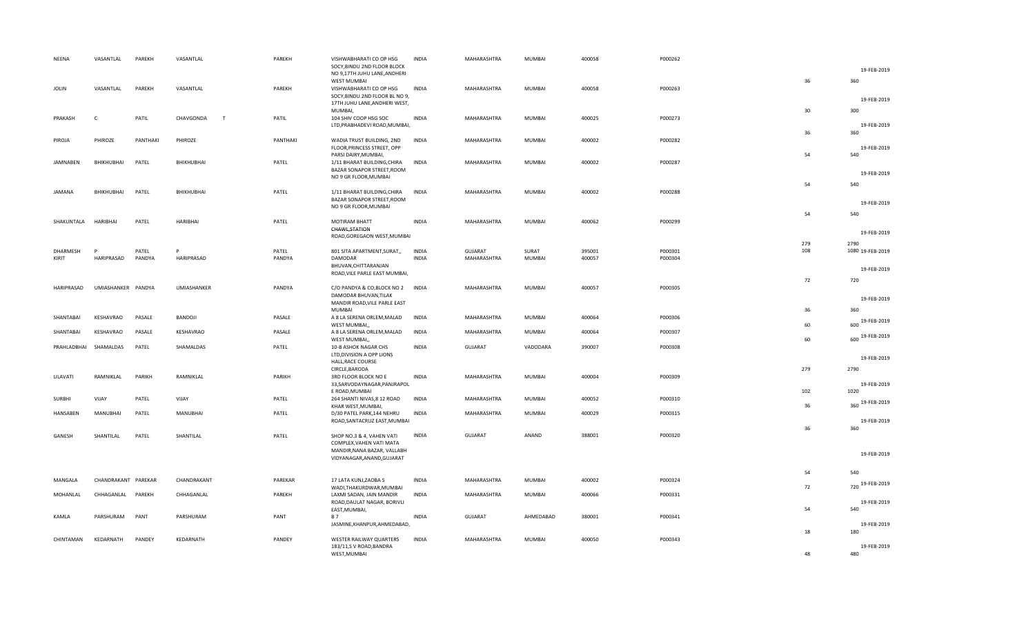| NEENA | VASANTLAL | PAREKH | VASANTLAL | | PAREKH | VISHWABHARATI CO OP HSG SOCY,BINDU 2ND FLOOR BLOCK NO 9,17TH JUHU LANE,ANDHERI WEST MUMBAI | INDIA | MAHARASHTRA | MUMBAI | 400058 | P000262 | 36 | 360 | 19-FEB-2019 |
|---|---|---|---|---|---|---|---|---|---|---|---|---|---|---|
| JOLIN | VASANTLAL | PAREKH | VASANTLAL | | PAREKH | VISHWABHARATI CO OP HSG SOCY,BINDU 2ND FLOOR BL NO 9, 17TH JUHU LANE,ANDHERI WEST, MUMBAI, | INDIA | MAHARASHTRA | MUMBAI | 400058 | P000263 | 30 | 300 | 19-FEB-2019 |
| PRAKASH | C | PATIL | CHAVGONDA | T | PATIL | 104 SHIV COOP HSG SOC LTD,PRABHADEVI ROAD,MUMBAI, | INDIA | MAHARASHTRA | MUMBAI | 400025 | P000273 | 36 | 360 | 19-FEB-2019 |
| PIROJA | PHIROZE | PANTHAKI | PHIROZE | | PANTHAKI | WADIA TRUST BUILDING, 2ND FLOOR,PRINCESS STREET, OPP PARSI DAIRY,MUMBAI, | INDIA | MAHARASHTRA | MUMBAI | 400002 | P000282 | 54 | 540 | 19-FEB-2019 |
| JAMNABEN | BHIKHUBHAI | PATEL | BHIKHUBHAI | | PATEL | 1/11 BHARAT BUILDING,CHIRA BAZAR SONAPOR STREET,ROOM NO 9 GR FLOOR,MUMBAI | INDIA | MAHARASHTRA | MUMBAI | 400002 | P000287 | 54 | 540 | 19-FEB-2019 |
| JAMANA | BHIKHUBHAI | PATEL | BHIKHUBHAI | | PATEL | 1/11 BHARAT BUILDING,CHIRA BAZAR SONAPOR STREET,ROOM NO 9 GR FLOOR,MUMBAI | INDIA | MAHARASHTRA | MUMBAI | 400002 | P000288 | 54 | 540 | 19-FEB-2019 |
| SHAKUNTALA | HARIBHAI | PATEL | HARIBHAI | | PATEL | MOTIRAM BHATT CHAWL,STATION ROAD,GOREGAON WEST,MUMBAI | INDIA | MAHARASHTRA | MUMBAI | 400062 | P000299 | 279 | 2790 | 19-FEB-2019 |
| DHARMESH | P | PATEL | P | | PATEL | 801 SITA APARTMENT,SURAT,, | INDIA | GUJARAT | SURAT | 395001 | P000301 | 108 | 1080 | 19-FEB-2019 |
| KIRIT | HARIPRASAD | PANDYA | HARIPRASAD | | PANDYA | DAMODAR BHUVAN,CHITTARANJAN ROAD,VILE PARLE EAST MUMBAI, | INDIA | MAHARASHTRA | MUMBAI | 400057 | P000304 | 72 | 720 | 19-FEB-2019 |
| HARIPRASAD | UMIASHANKER | PANDYA | UMIASHANKER | | PANDYA | C/O PANDYA & CO,BLOCK NO 2 DAMODAR BHUVAN,TILAK MANDIR ROAD,VILE PARLE EAST MUMBAI | INDIA | MAHARASHTRA | MUMBAI | 400057 | P000305 | 36 | 360 | 19-FEB-2019 |
| SHANTABAI | KESHAVRAO | PASALE | BANDOJI | | PASALE | A 8 LA SERENA ORLEM,MALAD WEST MUMBAI,, | INDIA | MAHARASHTRA | MUMBAI | 400064 | P000306 | 60 | 600 | 19-FEB-2019 |
| SHANTABAI | KESHAVRAO | PASALE | KESHAVRAO | | PASALE | A 8 LA SERENA ORLEM,MALAD WEST MUMBAI,, | INDIA | MAHARASHTRA | MUMBAI | 400064 | P000307 | 60 | 600 | 19-FEB-2019 |
| PRAHLADBHAI | SHAMALDAS | PATEL | SHAMALDAS | | PATEL | 10-B ASHOK NAGAR CHS LTD,DIVISION A OPP LIONS HALL,RACE COURSE CIRCLE,BARODA | INDIA | GUJARAT | VADODARA | 390007 | P000308 | 279 | 2790 | 19-FEB-2019 |
| LILAVATI | RAMNIKLAL | PARIKH | RAMNIKLAL | | PARIKH | 3RD FLOOR BLOCK NO E 33,SARVODAYNAGAR,PANJRAPOL E ROAD,MUMBAI | INDIA | MAHARASHTRA | MUMBAI | 400004 | P000309 | 102 | 1020 | 19-FEB-2019 |
| SURBHI | VIJAY | PATEL | VIJAY | | PATEL | 264 SHANTI NIVAS,8 12 ROAD KHAR WEST,MUMBAI, | INDIA | MAHARASHTRA | MUMBAI | 400052 | P000310 | 36 | 360 | 19-FEB-2019 |
| HANSABEN | MANUBHAI | PATEL | MANUBHAI | | PATEL | D/30 PATEL PARK,144 NEHRU ROAD,SANTACRUZ EAST,MUMBAI | INDIA | MAHARASHTRA | MUMBAI | 400029 | P000315 | 36 | 360 | 19-FEB-2019 |
| GANESH | SHANTILAL | PATEL | SHANTILAL | | PATEL | SHOP NO.3 & 4, VAHEN VATI COMPLEX,VAHEN VATI MATA MANDIR,NANA BAZAR, VALLABH VIDYANAGAR,ANAND,GUJARAT | INDIA | GUJARAT | ANAND | 388001 | P000320 | 54 | 540 | 19-FEB-2019 |
| MANGALA | CHANDRAKANT | PAREKAR | CHANDRAKANT | | PAREKAR | 17 LATA KUNJ,ZAOBA S WADI,THAKURDWAR,MUMBAI | INDIA | MAHARASHTRA | MUMBAI | 400002 | P000324 | 72 | 720 | 19-FEB-2019 |
| MOHANLAL | CHHAGANLAL | PAREKH | CHHAGANLAL | | PAREKH | LAXMI SADAN, JAIN MANDIR ROAD,DAULAT NAGAR, BORIVLI EAST,MUMBAI, | INDIA | MAHARASHTRA | MUMBAI | 400066 | P000331 | 54 | 540 | 19-FEB-2019 |
| KAMLA | PARSHURAM | PANT | PARSHURAM | | PANT | B 7 JASMINE,KHANPUR,AHMEDABAD, | INDIA | GUJARAT | AHMEDABAD | 380001 | P000341 | 18 | 180 | 19-FEB-2019 |
| CHINTAMAN | KEDARNATH | PANDEY | KEDARNATH | | PANDEY | WESTER RAILWAY QUARTERS 183/11,S V ROAD,BANDRA WEST,MUMBAI | INDIA | MAHARASHTRA | MUMBAI | 400050 | P000343 | 48 | 480 | 19-FEB-2019 |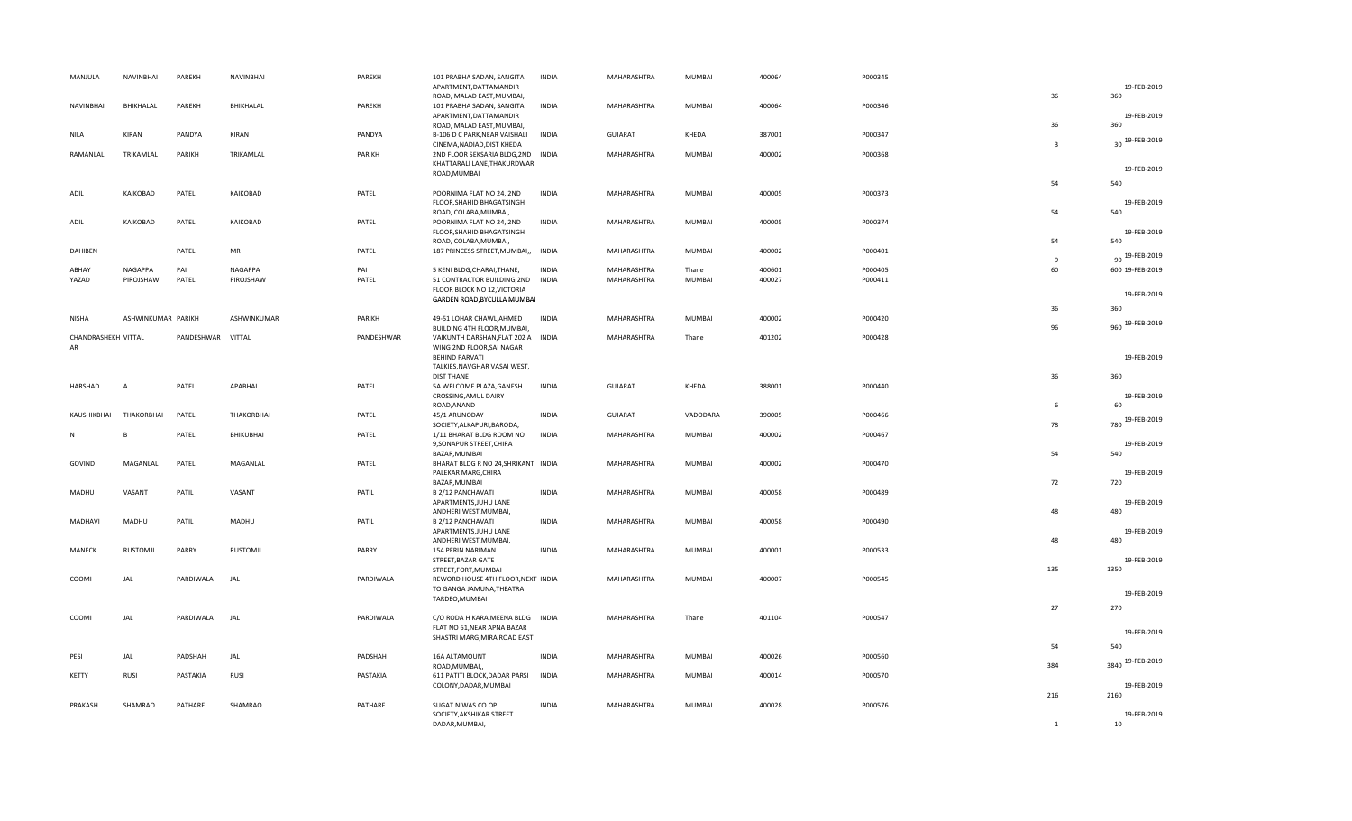| MANJULA | NAVINBHAI | PAREKH | NAVINBHAI | PAREKH | 101 PRABHA SADAN, SANGITA APARTMENT,DATTAMANDIR ROAD, MALAD EAST,MUMBAI, | INDIA | MAHARASHTRA | MUMBAI | 400064 | P000345 | 36 | 360 | 19-FEB-2019 |
|---|---|---|---|---|---|---|---|---|---|---|---|---|---|
| NAVINBHAI | BHIKHALAL | PAREKH | BHIKHALAL | PAREKH | 101 PRABHA SADAN, SANGITA APARTMENT,DATTAMANDIR ROAD, MALAD EAST,MUMBAI, | INDIA | MAHARASHTRA | MUMBAI | 400064 | P000346 | 36 | 360 | 19-FEB-2019 |
| NILA | KIRAN | PANDYA | KIRAN | PANDYA | B-106 D C PARK,NEAR VAISHALI CINEMA,NADIAD,DIST KHEDA | INDIA | GUJARAT | KHEDA | 387001 | P000347 | 3 | 30 | 19-FEB-2019 |
| RAMANLAL | TRIKAMLAL | PARIKH | TRIKAMLAL | PARIKH | 2ND FLOOR SEKSARIA BLDG,2ND KHATTARALI LANE,THAKURDWAR ROAD,MUMBAI | INDIA | MAHARASHTRA | MUMBAI | 400002 | P000368 | 54 | 540 | 19-FEB-2019 |
| ADIL | KAIKOBAD | PATEL | KAIKOBAD | PATEL | POORNIMA FLAT NO 24, 2ND FLOOR,SHAHID BHAGATSINGH ROAD, COLABA,MUMBAI, | INDIA | MAHARASHTRA | MUMBAI | 400005 | P000373 | 54 | 540 | 19-FEB-2019 |
| ADIL | KAIKOBAD | PATEL | KAIKOBAD | PATEL | POORNIMA FLAT NO 24, 2ND FLOOR,SHAHID BHAGATSINGH ROAD, COLABA,MUMBAI, | INDIA | MAHARASHTRA | MUMBAI | 400005 | P000374 | 54 | 540 | 19-FEB-2019 |
| DAHIBEN | | PATEL | MR | PATEL | 187 PRINCESS STREET,MUMBAI,, | INDIA | MAHARASHTRA | MUMBAI | 400002 | P000401 | 9 | 90 | 19-FEB-2019 |
| ABHAY | NAGAPPA | PAI | NAGAPPA | PAI | 5 KENI BLDG,CHARAI,THANE, | INDIA | MAHARASHTRA | Thane | 400601 | P000405 | 60 | 600 | 19-FEB-2019 |
| YAZAD | PIROJSHAW | PATEL | PIROJSHAW | PATEL | 51 CONTRACTOR BUILDING,2ND FLOOR BLOCK NO 12,VICTORIA GARDEN ROAD,BYCULLA MUMBAI | INDIA | MAHARASHTRA | MUMBAI | 400027 | P000411 | 36 | 360 | 19-FEB-2019 |
| NISHA | ASHWINKUMAR | PARIKH | ASHWINKUMAR | PARIKH | 49-51 LOHAR CHAWL,AHMED BUILDING 4TH FLOOR,MUMBAI, | INDIA | MAHARASHTRA | MUMBAI | 400002 | P000420 | 96 | 960 | 19-FEB-2019 |
| CHANDRASHEKHAR | VITTAL | PANDESHWAR | VITTAL | PANDESHWAR | VAIKUNTH DARSHAN,FLAT 202 A WING 2ND FLOOR,SAI NAGAR BEHIND PARVATI TALKIES,NAVGHAR VASAI WEST, DIST THANE | INDIA | MAHARASHTRA | Thane | 401202 | P000428 | 36 | 360 | 19-FEB-2019 |
| HARSHAD | A | PATEL | APABHAI | PATEL | 5A WELCOME PLAZA,GANESH CROSSING,AMUL DAIRY ROAD,ANAND | INDIA | GUJARAT | KHEDA | 388001 | P000440 | 6 | 60 | 19-FEB-2019 |
| KAUSHIKBHAI | THAKORBHAI | PATEL | THAKORBHAI | PATEL | 45/1 ARUNODAY SOCIETY,ALKAPURI,BARODA, | INDIA | GUJARAT | VADODARA | 390005 | P000466 | 78 | 780 | 19-FEB-2019 |
| N | B | PATEL | BHIKUBHAI | PATEL | 1/11 BHARAT BLDG ROOM NO 9,SONAPUR STREET,CHIRA BAZAR,MUMBAI | INDIA | MAHARASHTRA | MUMBAI | 400002 | P000467 | 54 | 540 | 19-FEB-2019 |
| GOVIND | MAGANLAL | PATEL | MAGANLAL | PATEL | BHARAT BLDG R NO 24,SHRIKANT PALEKAR MARG,CHIRA BAZAR,MUMBAI | INDIA | MAHARASHTRA | MUMBAI | 400002 | P000470 | 72 | 720 | 19-FEB-2019 |
| MADHU | VASANT | PATIL | VASANT | PATIL | B 2/12 PANCHAVATI APARTMENTS,JUHU LANE ANDHERI WEST,MUMBAI, | INDIA | MAHARASHTRA | MUMBAI | 400058 | P000489 | 48 | 480 | 19-FEB-2019 |
| MADHAVI | MADHU | PATIL | MADHU | PATIL | B 2/12 PANCHAVATI APARTMENTS,JUHU LANE ANDHERI WEST,MUMBAI, | INDIA | MAHARASHTRA | MUMBAI | 400058 | P000490 | 48 | 480 | 19-FEB-2019 |
| MANECK | RUSTOMJI | PARRY | RUSTOMJI | PARRY | 154 PERIN NARIMAN STREET,BAZAR GATE STREET,FORT,MUMBAI | INDIA | MAHARASHTRA | MUMBAI | 400001 | P000533 | 135 | 1350 | 19-FEB-2019 |
| COOMI | JAL | PARDIWALA | JAL | PARDIWALA | REWORD HOUSE 4TH FLOOR,NEXT TO GANGA JAMUNA,THEATRA TARDEO,MUMBAI | INDIA | MAHARASHTRA | MUMBAI | 400007 | P000545 | 27 | 270 | 19-FEB-2019 |
| COOMI | JAL | PARDIWALA | JAL | PARDIWALA | C/O RODA H KARA,MEENA BLDG FLAT NO 61,NEAR APNA BAZAR SHASTRI MARG,MIRA ROAD EAST | INDIA | MAHARASHTRA | Thane | 401104 | P000547 | 54 | 540 | 19-FEB-2019 |
| PESI | JAL | PADSHAH | JAL | PADSHAH | 16A ALTAMOUNT ROAD,MUMBAI,, | INDIA | MAHARASHTRA | MUMBAI | 400026 | P000560 | 384 | 3840 | 19-FEB-2019 |
| KETTY | RUSI | PASTAKIA | RUSI | PASTAKIA | 611 PATITI BLOCK,DADAR PARSI COLONY,DADAR,MUMBAI | INDIA | MAHARASHTRA | MUMBAI | 400014 | P000570 | 216 | 2160 | 19-FEB-2019 |
| PRAKASH | SHAMRAO | PATHARE | SHAMRAO | PATHARE | SUGAT NIWAS CO OP SOCIETY,AKSHIKAR STREET DADAR,MUMBAI, | INDIA | MAHARASHTRA | MUMBAI | 400028 | P000576 | 1 | 10 | 19-FEB-2019 |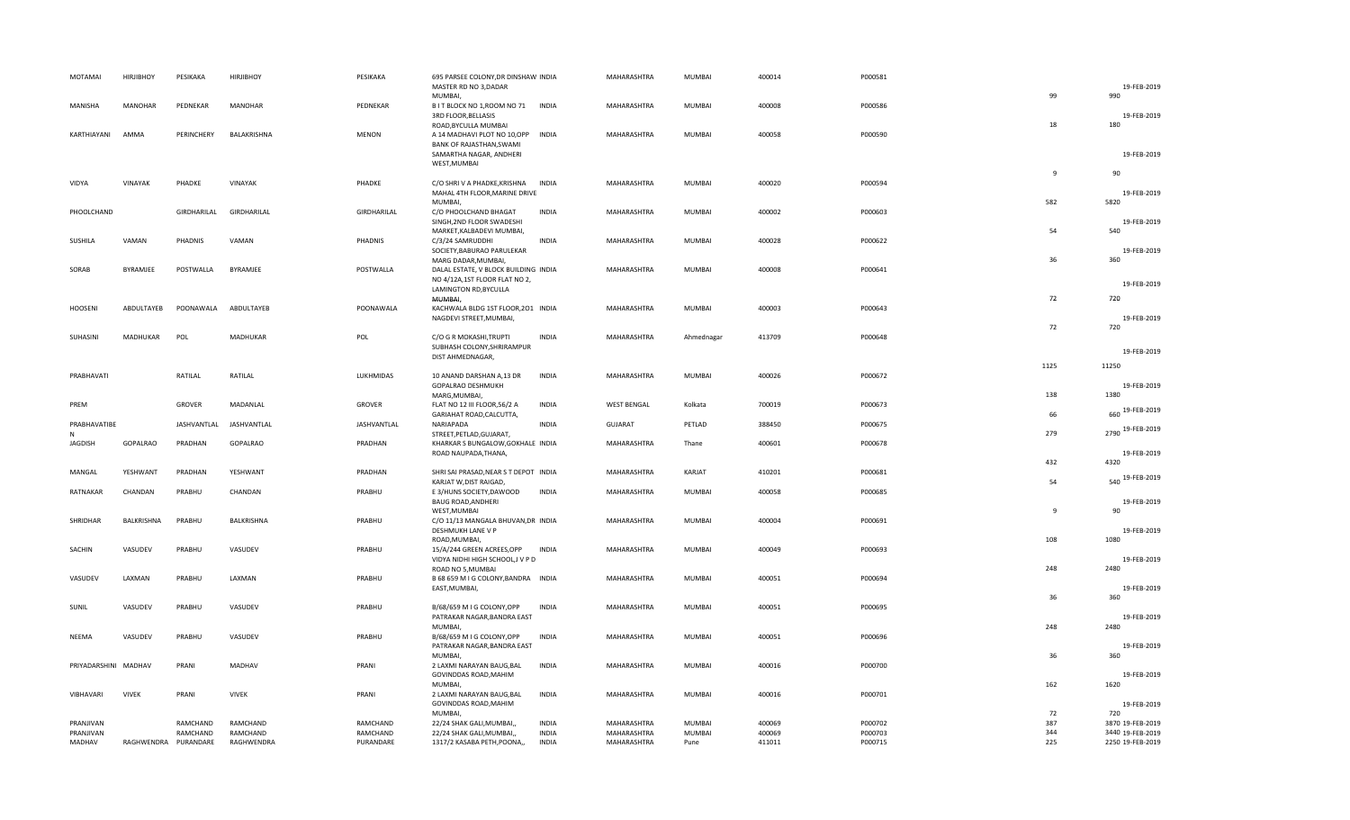| | | | | | | | | | | | | | |
|---|---|---|---|---|---|---|---|---|---|---|---|---|---|
| MOTAMAI | HIRJIBHOY | PESIKAKA | HIRJIBHOY | PESIKAKA | 695 PARSEE COLONY,DR DINSHAW MASTER RD NO 3,DADAR MUMBAI, | INDIA | MAHARASHTRA | MUMBAI | 400014 | P000581 | 99 | 990 | 19-FEB-2019 |
| MANISHA | MANOHAR | PEDNEKAR | MANOHAR | PEDNEKAR | B I T BLOCK NO 1,ROOM NO 71 3RD FLOOR,BELLASIS ROAD,BYCULLA MUMBAI | INDIA | MAHARASHTRA | MUMBAI | 400008 | P000586 | 18 | 180 | 19-FEB-2019 |
| KARTHIAYANI | AMMA | PERINCHERY | BALAKRISHNA | MENON | A 14 MADHAVI PLOT NO 10,OPP BANK OF RAJASTHAN,SWAMI SAMARTHA NAGAR, ANDHERI WEST,MUMBAI | INDIA | MAHARASHTRA | MUMBAI | 400058 | P000590 | 9 | 90 | 19-FEB-2019 |
| VIDYA | VINAYAK | PHADKE | VINAYAK | PHADKE | C/O SHRI V A PHADKE,KRISHNA MAHAL 4TH FLOOR,MARINE DRIVE MUMBAI, | INDIA | MAHARASHTRA | MUMBAI | 400020 | P000594 | 582 | 5820 | 19-FEB-2019 |
| PHOOLCHAND | | GIRDHARILAL | GIRDHARILAL | GIRDHARILAL | C/O PHOOLCHAND BHAGAT SINGH,2ND FLOOR SWADESHI MARKET,KALBADEVI MUMBAI, | INDIA | MAHARASHTRA | MUMBAI | 400002 | P000603 | 54 | 540 | 19-FEB-2019 |
| SUSHILA | VAMAN | PHADNIS | VAMAN | PHADNIS | C/3/24 SAMRUDDHI SOCIETY,BABURAO PARULEKAR MARG DADAR,MUMBAI, | INDIA | MAHARASHTRA | MUMBAI | 400028 | P000622 | 36 | 360 | 19-FEB-2019 |
| SORAB | BYRAMJEE | POSTWALLA | BYRAMJEE | POSTWALLA | DALAL ESTATE, V BLOCK BUILDING NO 4/12A,1ST FLOOR FLAT NO 2, LAMINGTON RD,BYCULLA MUMBAI, | INDIA | MAHARASHTRA | MUMBAI | 400008 | P000641 | 72 | 720 | 19-FEB-2019 |
| HOOSENI | ABDULTAYEB | POONAWALA | ABDULTAYEB | POONAWALA | KACHWALA BLDG 1ST FLOOR,201 NAGDEVI STREET,MUMBAI, | INDIA | MAHARASHTRA | MUMBAI | 400003 | P000643 | 72 | 720 | 19-FEB-2019 |
| SUHASINI | MADHUKAR | POL | MADHUKAR | POL | C/O G R MOKASHI,TRUPTI SUBHASH COLONY,SHRIRAMPUR DIST AHMEDNAGAR, | INDIA | MAHARASHTRA | Ahmednagar | 413709 | P000648 | 1125 | 11250 | 19-FEB-2019 |
| PRABHAVATI | | RATILAL | RATILAL | LUKHMIDAS | 10 ANAND DARSHAN A,13 DR GOPALRAO DESHMUKH MARG,MUMBAI, | INDIA | MAHARASHTRA | MUMBAI | 400026 | P000672 | 138 | 1380 | 19-FEB-2019 |
| PREM | | GROVER | MADANLAL | GROVER | FLAT NO 12 III FLOOR,56/2 A GARIAHAT ROAD,CALCUTTA, | INDIA | WEST BENGAL | Kolkata | 700019 | P000673 | 66 | 660 | 19-FEB-2019 |
| PRABHAVATIBE N | | JASHVANTLAL | JASHVANTLAL | JASHVANTLAL | NARIAPADA STREET,PETLAD,GUJARAT, | INDIA | GUJARAT | PETLAD | 388450 | P000675 | 279 | 2790 | 19-FEB-2019 |
| JAGDISH | GOPALRAO | PRADHAN | GOPALRAO | PRADHAN | KHARKAR S BUNGALOW,GOKHALE ROAD NAUPADA,THANA, | INDIA | MAHARASHTRA | Thane | 400601 | P000678 | 432 | 4320 | 19-FEB-2019 |
| MANGAL | YESHWANT | PRADHAN | YESHWANT | PRADHAN | SHRI SAI PRASAD,NEAR S T DEPOT KARJAT W,DIST RAIGAD, | INDIA | MAHARASHTRA | KARJAT | 410201 | P000681 | 54 | 540 | 19-FEB-2019 |
| RATNAKAR | CHANDAN | PRABHU | CHANDAN | PRABHU | E 3/HUNS SOCIETY,DAWOOD BAUG ROAD,ANDHERI WEST,MUMBAI | INDIA | MAHARASHTRA | MUMBAI | 400058 | P000685 | 9 | 90 | 19-FEB-2019 |
| SHRIDHAR | BALKRISHNA | PRABHU | BALKRISHNA | PRABHU | C/O 11/13 MANGALA BHUVAN,DR DESHMUKH LANE V P ROAD,MUMBAI, | INDIA | MAHARASHTRA | MUMBAI | 400004 | P000691 | 108 | 1080 | 19-FEB-2019 |
| SACHIN | VASUDEV | PRABHU | VASUDEV | PRABHU | 15/A/244 GREEN ACREES,OPP VIDYA NIDHI HIGH SCHOOL,J V P D ROAD NO 5,MUMBAI | INDIA | MAHARASHTRA | MUMBAI | 400049 | P000693 | 248 | 2480 | 19-FEB-2019 |
| VASUDEV | LAXMAN | PRABHU | LAXMAN | PRABHU | B 68 659 M I G COLONY,BANDRA EAST,MUMBAI, | INDIA | MAHARASHTRA | MUMBAI | 400051 | P000694 | 36 | 360 | 19-FEB-2019 |
| SUNIL | VASUDEV | PRABHU | VASUDEV | PRABHU | B/68/659 M I G COLONY,OPP PATRAKAR NAGAR,BANDRA EAST MUMBAI, | INDIA | MAHARASHTRA | MUMBAI | 400051 | P000695 | 248 | 2480 | 19-FEB-2019 |
| NEEMA | VASUDEV | PRABHU | VASUDEV | PRABHU | B/68/659 M I G COLONY,OPP PATRAKAR NAGAR,BANDRA EAST MUMBAI, | INDIA | MAHARASHTRA | MUMBAI | 400051 | P000696 | 36 | 360 | 19-FEB-2019 |
| PRIYADARSHINI | MADHAV | PRANI | MADHAV | PRANI | 2 LAXMI NARAYAN BAUG,BAL GOVINDDAS ROAD,MAHIM MUMBAI, | INDIA | MAHARASHTRA | MUMBAI | 400016 | P000700 | 162 | 1620 | 19-FEB-2019 |
| VIBHAVARI | VIVEK | PRANI | VIVEK | PRANI | 2 LAXMI NARAYAN BAUG,BAL GOVINDDAS ROAD,MAHIM MUMBAI, | INDIA | MAHARASHTRA | MUMBAI | 400016 | P000701 | 72 | 720 | 19-FEB-2019 |
| PRANJIVAN | | RAMCHAND | RAMCHAND | RAMCHAND | 22/24 SHAK GALI,MUMBAI,, | INDIA | MAHARASHTRA | MUMBAI | 400069 | P000702 | 387 | 3870 | 19-FEB-2019 |
| PRANJIVAN | | RAMCHAND | RAMCHAND | RAMCHAND | 22/24 SHAK GALI,MUMBAI,, | INDIA | MAHARASHTRA | MUMBAI | 400069 | P000703 | 344 | 3440 | 19-FEB-2019 |
| MADHAV | RAGHWENDRA | PURANDARE | RAGHWENDRA | PURANDARE | 1317/2 KASABA PETH,POONA,, | INDIA | MAHARASHTRA | Pune | 411011 | P000715 | 225 | 2250 | 19-FEB-2019 |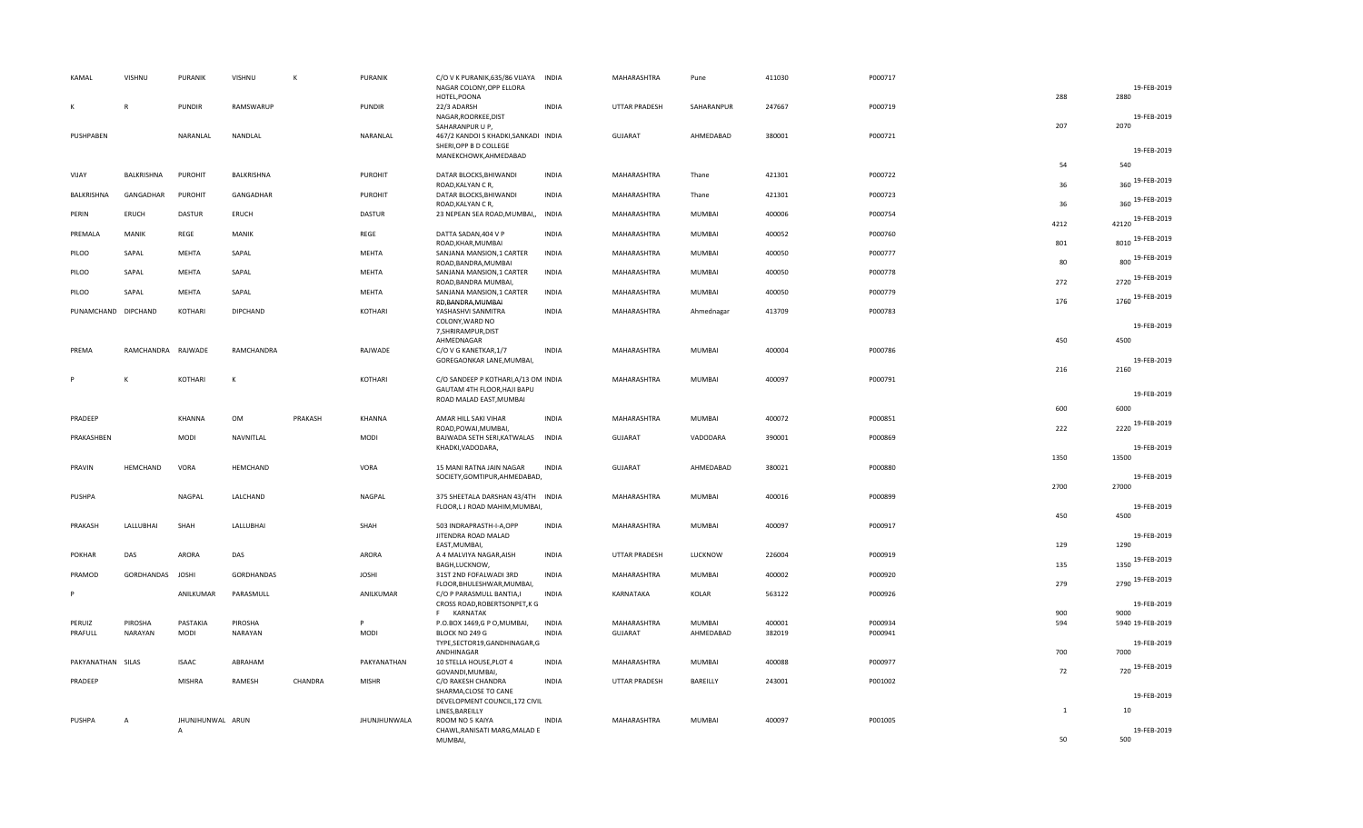| KAMAL | VISHNU | PURANIK | VISHNU | K | PURANIK | C/O V K PURANIK,635/86 VIJAYA NAGAR COLONY,OPP ELLORA HOTEL,POONA | INDIA | MAHARASHTRA | Pune | 411030 | P000717 | 288 | 2880 | 19-FEB-2019 |
|---|---|---|---|---|---|---|---|---|---|---|---|---|---|---|
| K | R | PUNDIR | RAMSWARUP | | PUNDIR | 22/3 ADARSH NAGAR,ROORKEE,DIST SAHARANPUR U P, | INDIA | UTTAR PRADESH | SAHARANPUR | 247667 | P000719 | 207 | 2070 | 19-FEB-2019 |
| PUSHPABEN | | NARANLAL | NANDLAL | | NARANLAL | 467/2 KANDOI S KHADKI,SANKADI SHERI,OPP B D COLLEGE MANEKCHOWK,AHMEDABAD | INDIA | GUJARAT | AHMEDABAD | 380001 | P000721 | 54 | 540 | 19-FEB-2019 |
| VIJAY | BALKRISHNA | PUROHIT | BALKRISHNA | | PUROHIT | DATAR BLOCKS,BHIWANDI ROAD,KALYAN C R, | INDIA | MAHARASHTRA | Thane | 421301 | P000722 | 36 | 360 | 19-FEB-2019 |
| BALKRISHNA | GANGADHAR | PUROHIT | GANGADHAR | | PUROHIT | DATAR BLOCKS,BHIWANDI ROAD,KALYAN C R, | INDIA | MAHARASHTRA | Thane | 421301 | P000723 | 36 | 360 | 19-FEB-2019 |
| PERIN | ERUCH | DASTUR | ERUCH | | DASTUR | 23 NEPEAN SEA ROAD,MUMBAI,, | INDIA | MAHARASHTRA | MUMBAI | 400006 | P000754 | 4212 | 42120 | 19-FEB-2019 |
| PREMALA | MANIK | REGE | MANIK | | REGE | DATTA SADAN,404 V P ROAD,KHAR,MUMBAI | INDIA | MAHARASHTRA | MUMBAI | 400052 | P000760 | 801 | 8010 | 19-FEB-2019 |
| PILOO | SAPAL | MEHTA | SAPAL | | MEHTA | SANJANA MANSION,1 CARTER ROAD,BANDRA,MUMBAI | INDIA | MAHARASHTRA | MUMBAI | 400050 | P000777 | 80 | 800 | 19-FEB-2019 |
| PILOO | SAPAL | MEHTA | SAPAL | | MEHTA | SANJANA MANSION,1 CARTER ROAD,BANDRA MUMBAI, | INDIA | MAHARASHTRA | MUMBAI | 400050 | P000778 | 272 | 2720 | 19-FEB-2019 |
| PILOO | SAPAL | MEHTA | SAPAL | | MEHTA | SANJANA MANSION,1 CARTER RD,BANDRA,MUMBAI | INDIA | MAHARASHTRA | MUMBAI | 400050 | P000779 | 176 | 1760 | 19-FEB-2019 |
| PUNAMCHAND | DIPCHAND | KOTHARI | DIPCHAND | | KOTHARI | YASHASHVI SANMITRA COLONY,WARD NO 7,SHRIRAMPUR,DIST AHMEDNAGAR | INDIA | MAHARASHTRA | Ahmednagar | 413709 | P000783 | 450 | 4500 | 19-FEB-2019 |
| PREMA | RAMCHANDRA | RAJWADE | RAMCHANDRA | | RAJWADE | C/O V G KANETKAR,1/7 GOREGAONKAR LANE,MUMBAI, | INDIA | MAHARASHTRA | MUMBAI | 400004 | P000786 | 216 | 2160 | 19-FEB-2019 |
| P | K | KOTHARI | K | | KOTHARI | C/O SANDEEP P KOTHARI,A/13 OM GAUTAM 4TH FLOOR,HAJI BAPU ROAD MALAD EAST,MUMBAI | INDIA | MAHARASHTRA | MUMBAI | 400097 | P000791 | 600 | 6000 | 19-FEB-2019 |
| PRADEEP | | KHANNA | OM | PRAKASH | KHANNA | AMAR HILL SAKI VIHAR ROAD,POWAI,MUMBAI, | INDIA | MAHARASHTRA | MUMBAI | 400072 | P000851 | 222 | 2220 | 19-FEB-2019 |
| PRAKASHBEN | | MODI | NAVNITLAL | | MODI | BAJWADA SETH SERI,KATWALAS KHADKI,VADODARA, | INDIA | GUJARAT | VADODARA | 390001 | P000869 | 1350 | 13500 | 19-FEB-2019 |
| PRAVIN | HEMCHAND | VORA | HEMCHAND | | VORA | 15 MANI RATNA JAIN NAGAR SOCIETY,GOMTIPUR,AHMEDABAD, | INDIA | GUJARAT | AHMEDABAD | 380021 | P000880 | 2700 | 27000 | 19-FEB-2019 |
| PUSHPA | | NAGPAL | LALCHAND | | NAGPAL | 375 SHEETALA DARSHAN 43/4TH FLOOR,L J ROAD MAHIM,MUMBAI, | INDIA | MAHARASHTRA | MUMBAI | 400016 | P000899 | 450 | 4500 | 19-FEB-2019 |
| PRAKASH | LALLUBHAI | SHAH | LALLUBHAI | | SHAH | 503 INDRAPRASTH-I-A,OPP JITENDRA ROAD MALAD EAST,MUMBAI, | INDIA | MAHARASHTRA | MUMBAI | 400097 | P000917 | 129 | 1290 | 19-FEB-2019 |
| POKHAR | DAS | ARORA | DAS | | ARORA | A 4 MALVIYA NAGAR,AISH BAGH,LUCKNOW, | INDIA | UTTAR PRADESH | LUCKNOW | 226004 | P000919 | 135 | 1350 | 19-FEB-2019 |
| PRAMOD | GORDHANDAS | JOSHI | GORDHANDAS | | JOSHI | 31ST 2ND FOFALWADI 3RD FLOOR,BHULESHWAR,MUMBAI, | INDIA | MAHARASHTRA | MUMBAI | 400002 | P000920 | 279 | 2790 | 19-FEB-2019 |
| P | | ANILKUMAR | PARASMULL | | ANILKUMAR | C/O P PARASMULL BANTIA,I CROSS ROAD,ROBERTSONPET,K G F KARNATAK | INDIA | KARNATAKA | KOLAR | 563122 | P000926 | 900 | 9000 | 19-FEB-2019 |
| PERUIZ | PIROSHA | PASTAKIA | PIROSHA | | P | P.O.BOX 1469,G P O,MUMBAI, | INDIA | MAHARASHTRA | MUMBAI | 400001 | P000934 | 594 | 5940 | 19-FEB-2019 |
| PRAFULL | NARAYAN | MODI | NARAYAN | | MODI | BLOCK NO 249 G TYPE,SECTOR19,GANDHINAGAR,G ANDHINAGAR | INDIA | GUJARAT | AHMEDABAD | 382019 | P000941 | 700 | 7000 | 19-FEB-2019 |
| PAKYANATHAN | SILAS | ISAAC | ABRAHAM | | PAKYANATHAN | 10 STELLA HOUSE,PLOT 4 GOVANDI,MUMBAI, | INDIA | MAHARASHTRA | MUMBAI | 400088 | P000977 | 72 | 720 | 19-FEB-2019 |
| PRADEEP | | MISHRA | RAMESH | CHANDRA | MISHR | C/O RAKESH CHANDRA SHARMA,CLOSE TO CANE DEVELOPMENT COUNCIL,172 CIVIL LINES,BAREILLY | INDIA | UTTAR PRADESH | BAREILLY | 243001 | P001002 | 1 | 10 | 19-FEB-2019 |
| PUSHPA | A | JHUNJHUNWAL A | ARUN | | JHUNJHUNWALA | ROOM NO 5 KAIYA CHAWL,RANISATI MARG,MALAD E MUMBAI, | INDIA | MAHARASHTRA | MUMBAI | 400097 | P001005 | 50 | 500 | 19-FEB-2019 |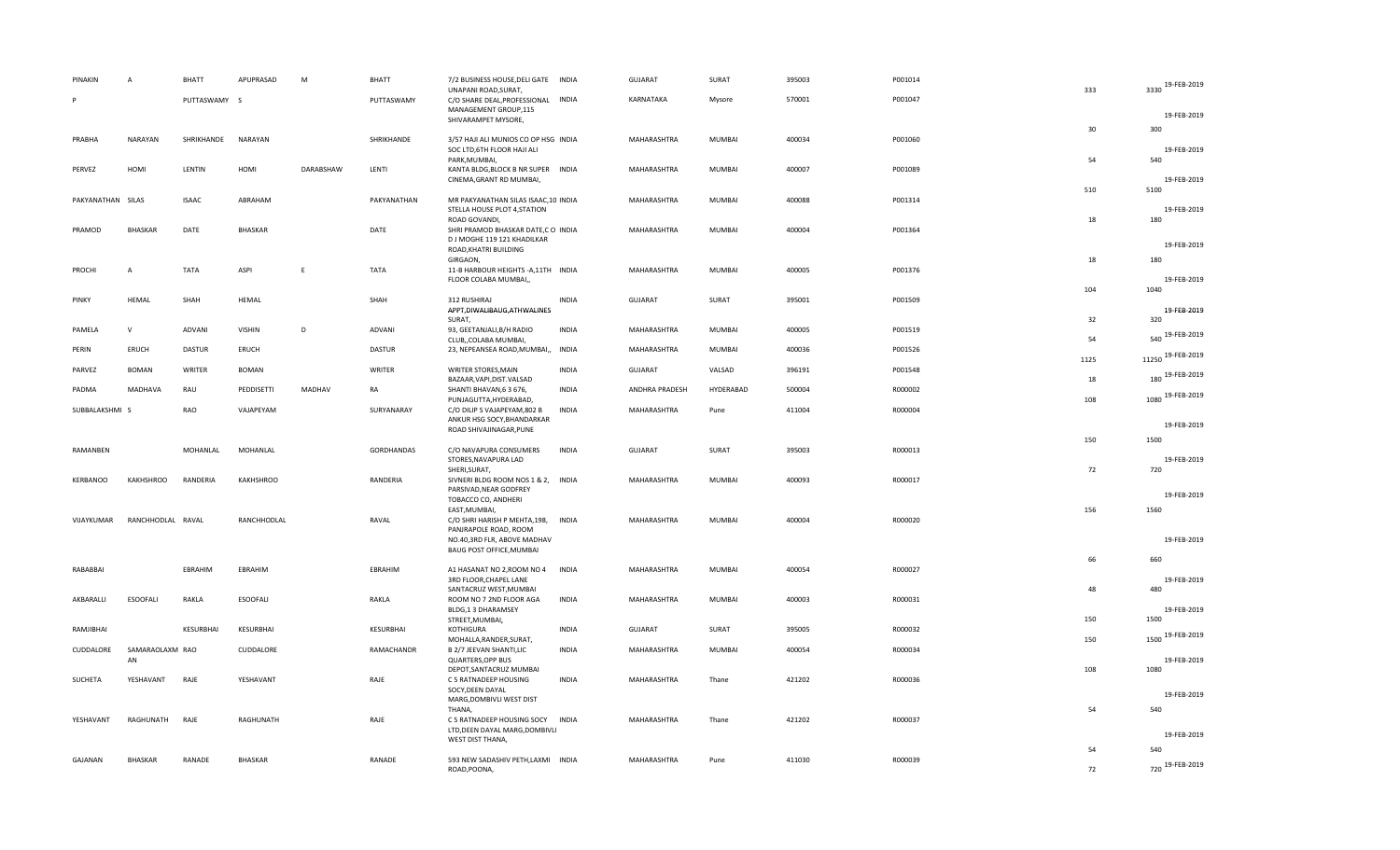| | | | | | | | | | | | | | | | |
|---|---|---|---|---|---|---|---|---|---|---|---|---|---|---|---|
| PINAKIN | A | BHATT | APUPRASAD | M | BHATT | 7/2 BUSINESS HOUSE,DELI GATE UNAPANI ROAD,SURAT, | INDIA | GUJARAT | SURAT | 395003 | P001014 | | 333 | 3330 | 19-FEB-2019 |
| P | | PUTTASWAMY | S | | PUTTASWAMY | C/O SHARE DEAL,PROFESSIONAL MANAGEMENT GROUP,115 SHIVARAMPET MYSORE, | INDIA | KARNATAKA | Mysore | 570001 | P001047 | | 30 | 300 | 19-FEB-2019 |
| PRABHA | NARAYAN | SHRIKHANDE | NARAYAN | | SHRIKHANDE | 3/57 HAJI ALI MUNIOS CO OP HSG SOC LTD,6TH FLOOR HAJI ALI PARK,MUMBAI, | INDIA | MAHARASHTRA | MUMBAI | 400034 | P001060 | | 54 | 540 | 19-FEB-2019 |
| PERVEZ | HOMI | LENTIN | HOMI | DARABSHAW | LENTI | KANTA BLDG,BLOCK B NR SUPER CINEMA,GRANT RD MUMBAI, | INDIA | MAHARASHTRA | MUMBAI | 400007 | P001089 | | 510 | 5100 | 19-FEB-2019 |
| PAKYANATHAN | SILAS | ISAAC | ABRAHAM | | PAKYANATHAN | MR PAKYANATHAN SILAS ISAAC,10 STELLA HOUSE PLOT 4,STATION ROAD GOVANDI, | INDIA | MAHARASHTRA | MUMBAI | 400088 | P001314 | | 18 | 180 | 19-FEB-2019 |
| PRAMOD | BHASKAR | DATE | BHASKAR | | DATE | SHRI PRAMOD BHASKAR DATE,C O D J MOGHE 119 121 KHADILKAR ROAD,KHATRI BUILDING GIRGAON, | INDIA | MAHARASHTRA | MUMBAI | 400004 | P001364 | | 18 | 180 | 19-FEB-2019 |
| PROCHI | A | TATA | ASPI | E | TATA | 11-B HARBOUR HEIGHTS -A,11TH FLOOR COLABA MUMBAI,, | INDIA | MAHARASHTRA | MUMBAI | 400005 | P001376 | | 104 | 1040 | 19-FEB-2019 |
| PINKY | HEMAL | SHAH | HEMAL | | SHAH | 312 RUSHIRAJ APPT,DIWALIBAUG,ATHWALINES SURAT, | INDIA | GUJARAT | SURAT | 395001 | P001509 | | 32 | 320 | 19-FEB-2019 |
| PAMELA | V | ADVANI | VISHIN | D | ADVANI | 93, GEETANJALI,B/H RADIO CLUB,,COLABA MUMBAI, | INDIA | MAHARASHTRA | MUMBAI | 400005 | P001519 | | 54 | 540 | 19-FEB-2019 |
| PERIN | ERUCH | DASTUR | ERUCH | | DASTUR | 23, NEPEANSEA ROAD,MUMBAI,, | INDIA | MAHARASHTRA | MUMBAI | 400036 | P001526 | | 1125 | 11250 | 19-FEB-2019 |
| PARVEZ | BOMAN | WRITER | BOMAN | | WRITER | WRITER STORES,MAIN BAZAAR,VAPI,DIST.VALSAD | INDIA | GUJARAT | VALSAD | 396191 | P001548 | | 18 | 180 | 19-FEB-2019 |
| PADMA | MADHAVA | RAU | PEDDISETTI | MADHAV | RA | SHANTI BHAVAN,6 3 676, PUNJAGUTTA,HYDERABAD, | INDIA | ANDHRA PRADESH | HYDERABAD | 500004 | R000002 | | 108 | 1080 | 19-FEB-2019 |
| SUBBALAKSHMI | S | RAO | VAJAPEYAM | | SURYANARAY | C/O DILIP S VAJAPEYAM,802 B ANKUR HSG SOCY,BHANDARKAR ROAD SHIVAJINAGAR,PUNE | INDIA | MAHARASHTRA | Pune | 411004 | R000004 | | 150 | 1500 | 19-FEB-2019 |
| RAMANBEN | | MOHANLAL | MOHANLAL | | GORDHANDAS | C/O NAVAPURA CONSUMERS STORES,NAVAPURA LAD SHERI,SURAT, | INDIA | GUJARAT | SURAT | 395003 | R000013 | | 72 | 720 | 19-FEB-2019 |
| KERBANOO | KAKHSHROO | RANDERIA | KAKHSHROO | | RANDERIA | SIVNERI BLDG ROOM NOS 1 & 2, PARSIVAD,NEAR GODFREY TOBACCO CO, ANDHERI EAST,MUMBAI, | INDIA | MAHARASHTRA | MUMBAI | 400093 | R000017 | | 156 | 1560 | 19-FEB-2019 |
| VIJAYKUMAR | RANCHHODLAL | RAVAL | RANCHHODLAL | | RAVAL | C/O SHRI HARISH P MEHTA,198, PANJRAPOLE ROAD, ROOM NO.40,3RD FLR, ABOVE MADHAV BAUG POST OFFICE,MUMBAI | INDIA | MAHARASHTRA | MUMBAI | 400004 | R000020 | | 66 | 660 | 19-FEB-2019 |
| RABABBAI | | EBRAHIM | EBRAHIM | | EBRAHIM | A1 HASANAT NO 2,ROOM NO 4 3RD FLOOR,CHAPEL LANE SANTACRUZ WEST,MUMBAI | INDIA | MAHARASHTRA | MUMBAI | 400054 | R000027 | | 48 | 480 | 19-FEB-2019 |
| AKBARALLI | ESOOFALI | RAKLA | ESOOFALI | | RAKLA | ROOM NO 7 2ND FLOOR AGA BLDG,1 3 DHARAMSEY STREET,MUMBAI, | INDIA | MAHARASHTRA | MUMBAI | 400003 | R000031 | | 150 | 1500 | 19-FEB-2019 |
| RAMJIBHAI | | KESURBHAI | KESURBHAI | | KESURBHAI | KOTHIGURA MOHALLA,RANDER,SURAT, | INDIA | GUJARAT | SURAT | 395005 | R000032 | | 150 | 1500 | 19-FEB-2019 |
| CUDDALORE | SAMARAOLAXMAN | RAO | CUDDALORE | | RAMACHANDR | B 2/7 JEEVAN SHANTI,LIC QUARTERS,OPP BUS DEPOT,SANTACRUZ MUMBAI | INDIA | MAHARASHTRA | MUMBAI | 400054 | R000034 | | 108 | 1080 | 19-FEB-2019 |
| SUCHETA | YESHAVANT | RAJE | YESHAVANT | | RAJE | C 5 RATNADEEP HOUSING SOCY,DEEN DAYAL MARG,DOMBIVLI WEST DIST THANA, | INDIA | MAHARASHTRA | Thane | 421202 | R000036 | | 54 | 540 | 19-FEB-2019 |
| YESHAVANT | RAGHUNATH | RAJE | RAGHUNATH | | RAJE | C 5 RATNADEEP HOUSING SOCY LTD,DEEN DAYAL MARG,DOMBIVLI WEST DIST THANA, | INDIA | MAHARASHTRA | Thane | 421202 | R000037 | | 54 | 540 | 19-FEB-2019 |
| GAJANAN | BHASKAR | RANADE | BHASKAR | | RANADE | 593 NEW SADASHIV PETH,LAXMI ROAD,POONA, | INDIA | MAHARASHTRA | Pune | 411030 | R000039 | | 72 | 720 | 19-FEB-2019 |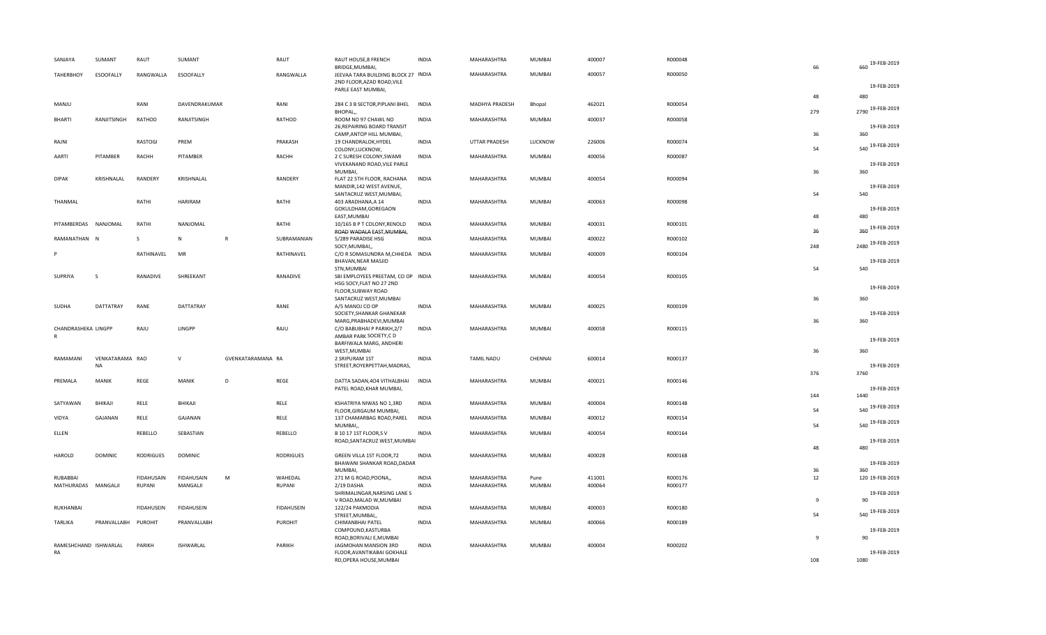| | | | | | | | | | | | | | | | |
|---|---|---|---|---|---|---|---|---|---|---|---|---|---|---|---|
| SANJAYA | SUMANT | RAUT | SUMANT | | RAUT | RAUT HOUSE,8 FRENCH BRIDGE,MUMBAI, | INDIA | MAHARASHTRA | MUMBAI | 400007 | R000048 | | 66 | 660 | 19-FEB-2019 |
| TAHERBHOY | ESOOFALLY | RANGWALLA | ESOOFALLY | | RANGWALLA | JEEVAA TARA BUILDING BLOCK 27 2ND FLOOR,AZAD ROAD,VILE PARLE EAST MUMBAI, | INDIA | MAHARASHTRA | MUMBAI | 400057 | R000050 | | 48 | 480 | 19-FEB-2019 |
| MANJU | | RANI | DAVENDRAKUMAR | | RANI | 284 C 3 B SECTOR,PIPLANI BHEL BHOPAL,, | INDIA | MADHYA PRADESH | Bhopal | 462021 | R000054 | | 279 | 2790 | 19-FEB-2019 |
| BHARTI | RANJITSINGH | RATHOD | RANJITSINGH | | RATHOD | ROOM NO 97 CHAWL NO 26,REPAIRING BOARD TRANSIT CAMP,ANTOP HILL MUMBAI, | INDIA | MAHARASHTRA | MUMBAI | 400037 | R000058 | | 36 | 360 | 19-FEB-2019 |
| RAJNI | | RASTOGI | PREM | | PRAKASH | 19 CHANDRALOK,HYDEL COLONY,LUCKNOW, | INDIA | UTTAR PRADESH | LUCKNOW | 226006 | R000074 | | 54 | 540 | 19-FEB-2019 |
| AARTI | PITAMBER | RACHH | PITAMBER | | RACHH | 2 C SURESH COLONY,SWAMI VIVEKANAND ROAD,VILE PARLE MUMBAI, | INDIA | MAHARASHTRA | MUMBAI | 400056 | R000087 | | 36 | 360 | 19-FEB-2019 |
| DIPAK | KRISHNALAL | RANDERY | KRISHNALAL | | RANDERY | FLAT 22 5TH FLOOR, RACHANA MANDIR,142 WEST AVENUE, SANTACRUZ WEST,MUMBAI, | INDIA | MAHARASHTRA | MUMBAI | 400054 | R000094 | | 54 | 540 | 19-FEB-2019 |
| THANMAL | | RATHI | HARIRAM | | RATHI | 403 ARADHANA,A 14 GOKULDHAM,GOREGAON EAST,MUMBAI | INDIA | MAHARASHTRA | MUMBAI | 400063 | R000098 | | 48 | 480 | 19-FEB-2019 |
| PITAMBERDAS | NANJOMAL | RATHI | NANJOMAL | | RATHI | 10/165 B P T COLONY,RENOLD ROAD WADALA EAST,MUMBAI, | INDIA | MAHARASHTRA | MUMBAI | 400031 | R000101 | | 36 | 360 | 19-FEB-2019 |
| RAMANATHAN | N | S | N | R | SUBRAMANIAN | 5/289 PARADISE HSG SOCY,MUMBAI,, | INDIA | MAHARASHTRA | MUMBAI | 400022 | R000102 | | 248 | 2480 | 19-FEB-2019 |
| P | | RATHINAVEL | MR | | RATHINAVEL | C/O R SOMASUNDRA M,CHHEDA BHAVAN,NEAR MASJID STN,MUMBAI | INDIA | MAHARASHTRA | MUMBAI | 400009 | R000104 | | 54 | 540 | 19-FEB-2019 |
| SUPRIYA | S | RANADIVE | SHREEKANT | | RANADIVE | SBI EMPLOYEES PREETAM, CO OP HSG SOCY,FLAT NO 27 2ND FLOOR,SUBWAY ROAD SANTACRUZ WEST,MUMBAI | INDIA | MAHARASHTRA | MUMBAI | 400054 | R000105 | | 36 | 360 | 19-FEB-2019 |
| SUDHA | DATTATRAY | RANE | DATTATRAY | | RANE | A/5 MANOJ CO OP SOCIETY,SHANKAR GHANEKAR MARG,PRABHADEVI,MUMBAI | INDIA | MAHARASHTRA | MUMBAI | 400025 | R000109 | | 36 | 360 | 19-FEB-2019 |
| CHANDRASHEKA R | LINGPP | RAJU | LINGPP | | RAJU | C/O BABUBHAI P PARIKH,2/7 AMBAR PARK SOCIETY,C D BARFIWALA MARG, ANDHERI WEST,MUMBAI | INDIA | MAHARASHTRA | MUMBAI | 400058 | R000115 | | 36 | 360 | 19-FEB-2019 |
| RAMAMANI | VENKATARAMA NA | RAO | V | GVENKATARAMANA | RA | 2 SRIPURAM 1ST STREET,ROYERPETTAH,MADRAS, | INDIA | TAMIL NADU | CHENNAI | 600014 | R000137 | | 376 | 3760 | 19-FEB-2019 |
| PREMALA | MANIK | REGE | MANIK | D | REGE | DATTA SADAN,4O4 VITHALBHAI PATEL ROAD,KHAR MUMBAI, | INDIA | MAHARASHTRA | MUMBAI | 400021 | R000146 | | 144 | 1440 | 19-FEB-2019 |
| SATYAWAN | BHIKAJI | RELE | BHIKAJI | | RELE | KSHATRIYA NIWAS NO 1,3RD FLOOR,GIRGAUM MUMBAI, | INDIA | MAHARASHTRA | MUMBAI | 400004 | R000148 | | 54 | 540 | 19-FEB-2019 |
| VIDYA | GAJANAN | RELE | GAJANAN | | RELE | 137 CHAMARBAG ROAD,PAREL MUMBAI,, | INDIA | MAHARASHTRA | MUMBAI | 400012 | R000154 | | 54 | 540 | 19-FEB-2019 |
| ELLEN | | REBELLO | SEBASTIAN | | REBELLO | B 10 17 1ST FLOOR,S V ROAD,SANTACRUZ WEST,MUMBAI | INDIA | MAHARASHTRA | MUMBAI | 400054 | R000164 | | 48 | 480 | 19-FEB-2019 |
| HAROLD | DOMINIC | RODRIGUES | DOMINIC | | RODRIGUES | GREEN VILLA 1ST FLOOR,72 BHAWANI SHANKAR ROAD,DADAR MUMBAI, | INDIA | MAHARASHTRA | MUMBAI | 400028 | R000168 | | 36 | 360 | 19-FEB-2019 |
| RUBABBAI | | FIDAHUSAIN | FIDAHUSAIN | M | WAHEDAL | 271 M G ROAD,POONA,, | INDIA | MAHARASHTRA | Pune | 411001 | R000176 | | 12 | 120 | 19-FEB-2019 |
| MATHURADAS | MANGALJI | RUPANI | MANGALJI | | RUPANI | 2/19 DASHA SHRIMALINGAR,NARSING LANE S V ROAD,MALAD W,MUMBAI | INDIA | MAHARASHTRA | MUMBAI | 400064 | R000177 | | 9 | 90 | 19-FEB-2019 |
| RUKHANBAI | | FIDAHUSEIN | FIDAHUSEIN | | FIDAHUSEIN | 122/24 PAKMODIA STREET,MUMBAI,, | INDIA | MAHARASHTRA | MUMBAI | 400003 | R000180 | | 54 | 540 | 19-FEB-2019 |
| TARLIKA | PRANVALLABH | PUROHIT | PRANVALLABH | | PUROHIT | CHIMANBHAI PATEL COMPOUND,KASTURBA ROAD,BORIVALI E,MUMBAI | INDIA | MAHARASHTRA | MUMBAI | 400066 | R000189 | | 9 | 90 | 19-FEB-2019 |
| RAMESHCHAND RA | ISHWARLAL | PARIKH | ISHWARLAL | | PARIKH | JAGMOHAN MANSION 3RD FLOOR,AVANTIKABAI GOKHALE RD,OPERA HOUSE,MUMBAI | INDIA | MAHARASHTRA | MUMBAI | 400004 | R000202 | | 108 | 1080 | 19-FEB-2019 |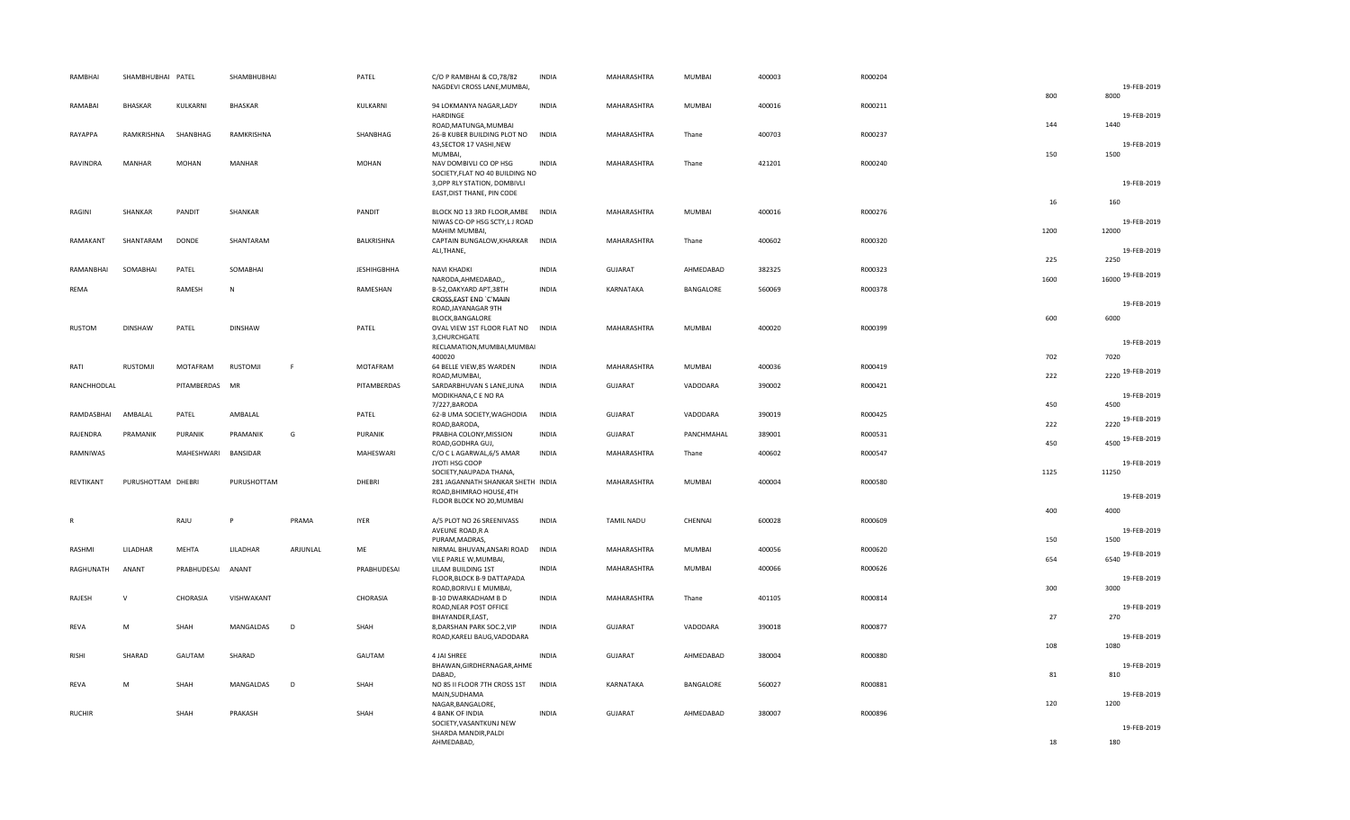| | | | | | | | | | | | | | | | |
|---|---|---|---|---|---|---|---|---|---|---|---|---|---|---|---|
| RAMBHAI | SHAMBHUBHAI | PATEL | SHAMBHUBHAI | | PATEL | C/O P RAMBHAI & CO,78/82 NAGDEVI CROSS LANE,MUMBAI, | INDIA | MAHARASHTRA | MUMBAI | 400003 | R000204 | | 800 | 8000 | 19-FEB-2019 |
| RAMABAI | BHASKAR | KULKARNI | BHASKAR | | KULKARNI | 94 LOKMANYA NAGAR,LADY HARDINGE ROAD,MATUNGA,MUMBAI | INDIA | MAHARASHTRA | MUMBAI | 400016 | R000211 | | 144 | 1440 | 19-FEB-2019 |
| RAYAPPA | RAMKRISHNA | SHANBHAG | RAMKRISHNA | | SHANBHAG | 26-B KUBER BUILDING PLOT NO 43,SECTOR 17 VASHI,NEW MUMBAI, | INDIA | MAHARASHTRA | Thane | 400703 | R000237 | | 150 | 1500 | 19-FEB-2019 |
| RAVINDRA | MANHAR | MOHAN | MANHAR | | MOHAN | NAV DOMBIVLI CO OP HSG SOCIETY,FLAT NO 40 BUILDING NO 3,OPP RLY STATION, DOMBIVLI EAST,DIST THANE, PIN CODE | INDIA | MAHARASHTRA | Thane | 421201 | R000240 | | 16 | 160 | 19-FEB-2019 |
| RAGINI | SHANKAR | PANDIT | SHANKAR | | PANDIT | BLOCK NO 13 3RD FLOOR,AMBE NIWAS CO-OP HSG SCTY,L J ROAD MAHIM MUMBAI, | INDIA | MAHARASHTRA | MUMBAI | 400016 | R000276 | | 1200 | 12000 | 19-FEB-2019 |
| RAMAKANT | SHANTARAM | DONDE | SHANTARAM | | BALKRISHNA | CAPTAIN BUNGALOW,KHARKAR ALI,THANE, | INDIA | MAHARASHTRA | Thane | 400602 | R000320 | | 225 | 2250 | 19-FEB-2019 |
| RAMANBHAI | SOMABHAI | PATEL | SOMABHAI | | JESHIHGBHHA | NAVI KHADKI NARODA,AHMEDABAD,, | INDIA | GUJARAT | AHMEDABAD | 382325 | R000323 | | 1600 | 16000 | 19-FEB-2019 |
| REMA | | RAMESH | N | | RAMESHAN | B-52,OAKYARD APT,38TH CROSS,EAST END `C`MAIN ROAD,JAYANAGAR 9TH BLOCK,BANGALORE | INDIA | KARNATAKA | BANGALORE | 560069 | R000378 | | 600 | 6000 | 19-FEB-2019 |
| RUSTOM | DINSHAW | PATEL | DINSHAW | | PATEL | OVAL VIEW 1ST FLOOR FLAT NO 3,CHURCHGATE RECLAMATION,MUMBAI,MUMBAI 400020 | INDIA | MAHARASHTRA | MUMBAI | 400020 | R000399 | | 702 | 7020 | 19-FEB-2019 |
| RATI | RUSTOMJI | MOTAFRAM | RUSTOMJI | F | MOTAFRAM | 64 BELLE VIEW,85 WARDEN ROAD,MUMBAI, | INDIA | MAHARASHTRA | MUMBAI | 400036 | R000419 | | 222 | 2220 | 19-FEB-2019 |
| RANCHHODLAL | | PITAMBERDAS | MR | | PITAMBERDAS | SARDARBHUVAN S LANE,JUNA MODIKHANA,C E NO RA 7/227,BARODA | INDIA | GUJARAT | VADODARA | 390002 | R000421 | | 450 | 4500 | 19-FEB-2019 |
| RAMDASBHAI | AMBALAL | PATEL | AMBALAL | | PATEL | 62-B UMA SOCIETY,WAGHODIA ROAD,BARODA, | INDIA | GUJARAT | VADODARA | 390019 | R000425 | | 222 | 2220 | 19-FEB-2019 |
| RAJENDRA | PRAMANIK | PURANIK | PRAMANIK | G | PURANIK | PRABHA COLONY,MISSION ROAD,GODHRA GUJ, | INDIA | GUJARAT | PANCHMAHAL | 389001 | R000531 | | 450 | 4500 | 19-FEB-2019 |
| RAMNIWAS | | MAHESHWARI | BANSIDAR | | MAHESWARI | C/O C L AGARWAL,6/5 AMAR JYOTI HSG COOP SOCIETY,NAUPADA THANA, | INDIA | MAHARASHTRA | Thane | 400602 | R000547 | | 1125 | 11250 | 19-FEB-2019 |
| REVTIKANT | PURUSHOTTAM | DHEBRI | PURUSHOTTAM | | DHEBRI | 281 JAGANNATH SHANKAR SHETH ROAD,BHIMRAO HOUSE,4TH FLOOR BLOCK NO 20,MUMBAI | INDIA | MAHARASHTRA | MUMBAI | 400004 | R000580 | | 400 | 4000 | 19-FEB-2019 |
| R | | RAJU | P | PRAMA | IYER | A/5 PLOT NO 26 SREENIVASS AVEUNE ROAD,R A PURAM,MADRAS, | INDIA | TAMIL NADU | CHENNAI | 600028 | R000609 | | 150 | 1500 | 19-FEB-2019 |
| RASHMI | LILADHAR | MEHTA | LILADHAR | ARJUNLAL | ME | NIRMAL BHUVAN,ANSARI ROAD VILE PARLE W,MUMBAI, | INDIA | MAHARASHTRA | MUMBAI | 400056 | R000620 | | 654 | 6540 | 19-FEB-2019 |
| RAGHUNATH | ANANT | PRABHUDESAI | ANANT | | PRABHUDESAI | LILAM BUILDING 1ST FLOOR,BLOCK B-9 DATTAPADA ROAD,BORIVLI E MUMBAI, | INDIA | MAHARASHTRA | MUMBAI | 400066 | R000626 | | 300 | 3000 | 19-FEB-2019 |
| RAJESH | V | CHORASIA | VISHWAKANT | | CHORASIA | B-10 DWARKADHAM B D ROAD,NEAR POST OFFICE BHAYANDER,EAST, | INDIA | MAHARASHTRA | Thane | 401105 | R000814 | | 27 | 270 | 19-FEB-2019 |
| REVA | M | SHAH | MANGALDAS | D | SHAH | 8,DARSHAN PARK SOC.2,VIP ROAD,KARELI BAUG,VADODARA | INDIA | GUJARAT | VADODARA | 390018 | R000877 | | 108 | 1080 | 19-FEB-2019 |
| RISHI | SHARAD | GAUTAM | SHARAD | | GAUTAM | 4 JAI SHREE BHAWAN,GIRDHERNAGAR,AHME DABAD, | INDIA | GUJARAT | AHMEDABAD | 380004 | R000880 | | 81 | 810 | 19-FEB-2019 |
| REVA | M | SHAH | MANGALDAS | D | SHAH | NO 85 II FLOOR 7TH CROSS 1ST MAIN,SUDHAMA NAGAR,BANGALORE, | INDIA | KARNATAKA | BANGALORE | 560027 | R000881 | | 120 | 1200 | 19-FEB-2019 |
| RUCHIR | | SHAH | PRAKASH | | SHAH | 4 BANK OF INDIA SOCIETY,VASANTKUNJ NEW SHARDA MANDIR,PALDI AHMEDABAD, | INDIA | GUJARAT | AHMEDABAD | 380007 | R000896 | | 18 | 180 | 19-FEB-2019 |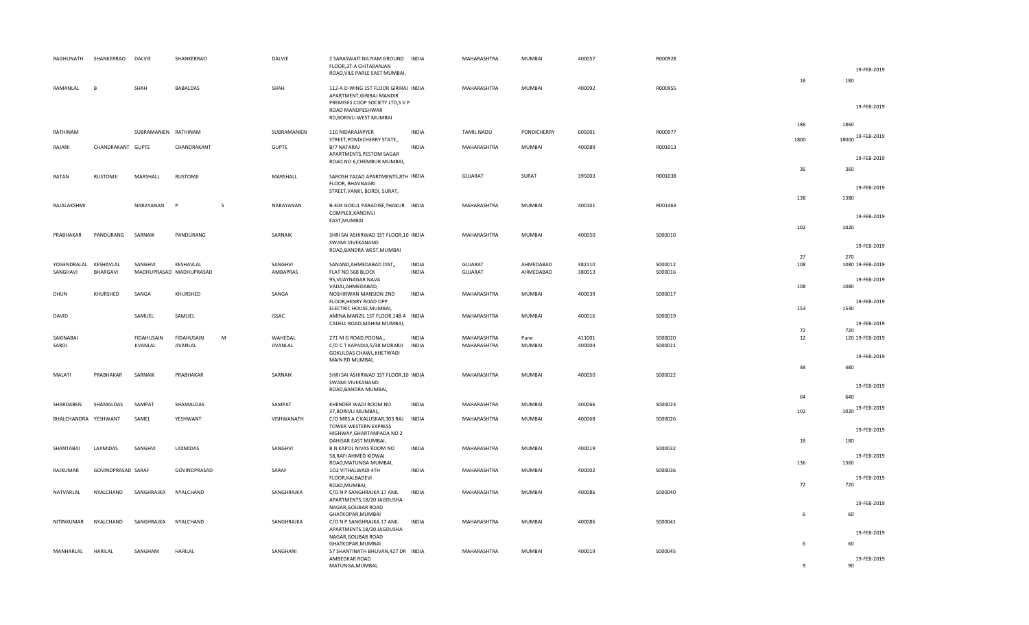| | | | | | | | | | | | | | | |
|---|---|---|---|---|---|---|---|---|---|---|---|---|---|---|
| RAGHUNATH | SHANKERRAO | DALVIE | SHANKERRAO | | DALVIE | 2 SARASWATI NILIYAM GROUND FLOOR,37-A CHITARANJAN ROAD,VILE PARLE EAST MUMBAI, | INDIA | MAHARASHTRA | MUMBAI | 400057 | R000928 | 18 | 180 | 19-FEB-2019 |
| RAMANLAL | B | SHAH | BABALDAS | | SHAH | 112-A D-WING 1ST FLOOR GIRIRAJ APARTMENT,GIRIRAJ MANDIR PREMISES COOP SOCIETY LTD,S V P ROAD MANDPESHWAR RD,BORIVLI WEST MUMBAI | INDIA | MAHARASHTRA | MUMBAI | 400092 | R000955 | 186 | 1860 | 19-FEB-2019 |
| RATHINAM | | SUBRAMANIEN | RATHINAM | | SUBRAMANIEN | 110 NIDARAJAPYER STREET,PONDICHERRY STATE,, | INDIA | TAMIL NADU | PONDICHERRY | 605001 | R000977 | 1800 | 18000 | 19-FEB-2019 |
| RAJANI | CHANDRAKANT | GUPTE | CHANDRAKANT | | GUPTE | B/7 NATARAJ APARTMENTS,PESTOM SAGAR ROAD NO 6,CHEMBUR MUMBAI, | INDIA | MAHARASHTRA | MUMBAI | 400089 | R001013 | 36 | 360 | 19-FEB-2019 |
| RATAN | RUSTOMJI | MARSHALL | RUSTOMJI | | MARSHALL | SAROSH YAZAD APARTMENTS,8TH FLOOR, BHAVNAGRI STREET,VANKI, BORDI, SURAT, | INDIA | GUJARAT | SURAT | 395003 | R001038 | 138 | 1380 | 19-FEB-2019 |
| RAJALAKSHMI | | NARAYANAN | P | S | NARAYANAN | B-404 GOKUL PARADISE,THAKUR COMPLEX,KANDIVLI EAST,MUMBAI | INDIA | MAHARASHTRA | MUMBAI | 400101 | R001463 | 102 | 1020 | 19-FEB-2019 |
| PRABHAKAR | PANDURANG | SARNAIK | PANDURANG | | SARNAIK | SHRI SAI ASHIRWAD 1ST FLOOR,10 SWAMI VIVEKANAND ROAD,BANDRA WEST,MUMBAI | INDIA | MAHARASHTRA | MUMBAI | 400050 | S000010 | 27 | 270 | 19-FEB-2019 |
| YOGENDRALAL | KESHAVLAL | SANGHVI | KESHAVLAL | | SANGHVI | SANAND,AHMEDABAD DIST,, | INDIA | GUJARAT | AHMEDABAD | 382110 | S000012 | 108 | 1080 | 19-FEB-2019 |
| SANGHAVI | BHARGAVI | MADHUPRASAD | MADHUPRASAD | | AMBAPRAS | FLAT NO 568 BLOCK 95,VIJAYNAGAR NAVA VADAJ,AHMEDABAD, | INDIA | GUJARAT | AHMEDABAD | 380013 | S000016 | 108 | 1080 | 19-FEB-2019 |
| DHUN | KHURSHED | SANGA | KHURSHED | | SANGA | NOSHIRWAN MANSION 2ND FLOOR,HENRY ROAD OPP ELECTRIC HOUSE,MUMBAI, | INDIA | MAHARASHTRA | MUMBAI | 400039 | S000017 | 153 | 1530 | 19-FEB-2019 |
| DAVID | | SAMUEL | SAMUEL | | ISSAC | AMINA MANZIL 1ST FLOOR,148 A CADELL ROAD,MAHIM MUMBAI, | INDIA | MAHARASHTRA | MUMBAI | 400016 | S000019 | 72 | 720 | 19-FEB-2019 |
| SAKINABAI | | FIDAHUSAIN | FIDAHUSAIN | M | WAHEDAL | 271 M G ROAD,POONA,, | INDIA | MAHARASHTRA | Pune | 411001 | S000020 | 12 | 120 | 19-FEB-2019 |
| SAROJ | | JIVANLAL | JIVANLAL | | JIVANLAL | C/O C T KAPADIA,5/38 MORARJI GOKULDAS CHAWL,KHETWADI MAIN RD MUMBAI, | INDIA | MAHARASHTRA | MUMBAI | 400004 | S000021 | 48 | 480 | 19-FEB-2019 |
| MALATI | PRABHAKAR | SARNAIK | PRABHAKAR | | SARNAIK | SHRI SAI ASHIRWAD 1ST FLOOR,10 SWAMI VIVEKANAND ROAD,BANDRA MUMBAI, | INDIA | MAHARASHTRA | MUMBAI | 400050 | S000022 | 64 | 640 | 19-FEB-2019 |
| SHARDABEN | SHAMALDAS | SAMPAT | SHAMALDAS | | SAMPAT | KHENDER WADI ROOM NO 37,BORIVLI MUMBAI,, | INDIA | MAHARASHTRA | MUMBAI | 400066 | S000023 | 102 | 1020 | 19-FEB-2019 |
| BHALCHANDRA | YESHWANT | SAMEL | YESHWANT | | VISHWANATH | C/O MRS A C KALUSKAR,303 RAJ TOWER WESTERN EXPRESS HIGHWAY,GHARTANPADA NO 2 DAHISAR EAST MUMBAI, | INDIA | MAHARASHTRA | MUMBAI | 400068 | S000026 | 18 | 180 | 19-FEB-2019 |
| SHANTABAI | LAXMIDAS | SANGHVI | LAXMIDAS | | SANGHVI | B N KAPOL NIVAS ROOM NO 58,RAFI AHMED KIDWAI ROAD,MATUNGA MUMBAI, | INDIA | MAHARASHTRA | MUMBAI | 400019 | S000032 | 136 | 1360 | 19-FEB-2019 |
| RAJKUMAR | GOVINDPRASAD | SARAF | GOVINDPRASAD | | SARAF | 102 VITHALWADI 4TH FLOOR,KALBADEVI ROAD,MUMBAI, | INDIA | MAHARASHTRA | MUMBAI | 400002 | S000036 | 72 | 720 | 19-FEB-2019 |
| NATVARLAL | NYALCHAND | SANGHRAJKA | NYALCHAND | | SANGHRAJKA | C/O N P SANGHRAJKA 17 ANIL APARTMENTS,18/20 JAGDUSHA NAGAR,GOLIBAR ROAD GHATKOPAR,MUMBAI | INDIA | MAHARASHTRA | MUMBAI | 400086 | S000040 | 6 | 60 | 19-FEB-2019 |
| NITINKUMAR | NYALCHAND | SANGHRAJKA | NYALCHAND | | SANGHRAJKA | C/O N P SANGHRAJKA 17 ANIL APARTMENTS,18/20 JAGDUSHA NAGAR,GOLIBAR ROAD GHATKOPAR,MUMBAI | INDIA | MAHARASHTRA | MUMBAI | 400086 | S000041 | 6 | 60 | 19-FEB-2019 |
| MANHARLAL | HARILAL | SANGHANI | HARILAL | | SANGHANI | 57 SHANTINATH BHUVAN,427 DR AMBEDKAR ROAD MATUNGA,MUMBAI, | INDIA | MAHARASHTRA | MUMBAI | 400019 | S000045 | 9 | 90 | 19-FEB-2019 |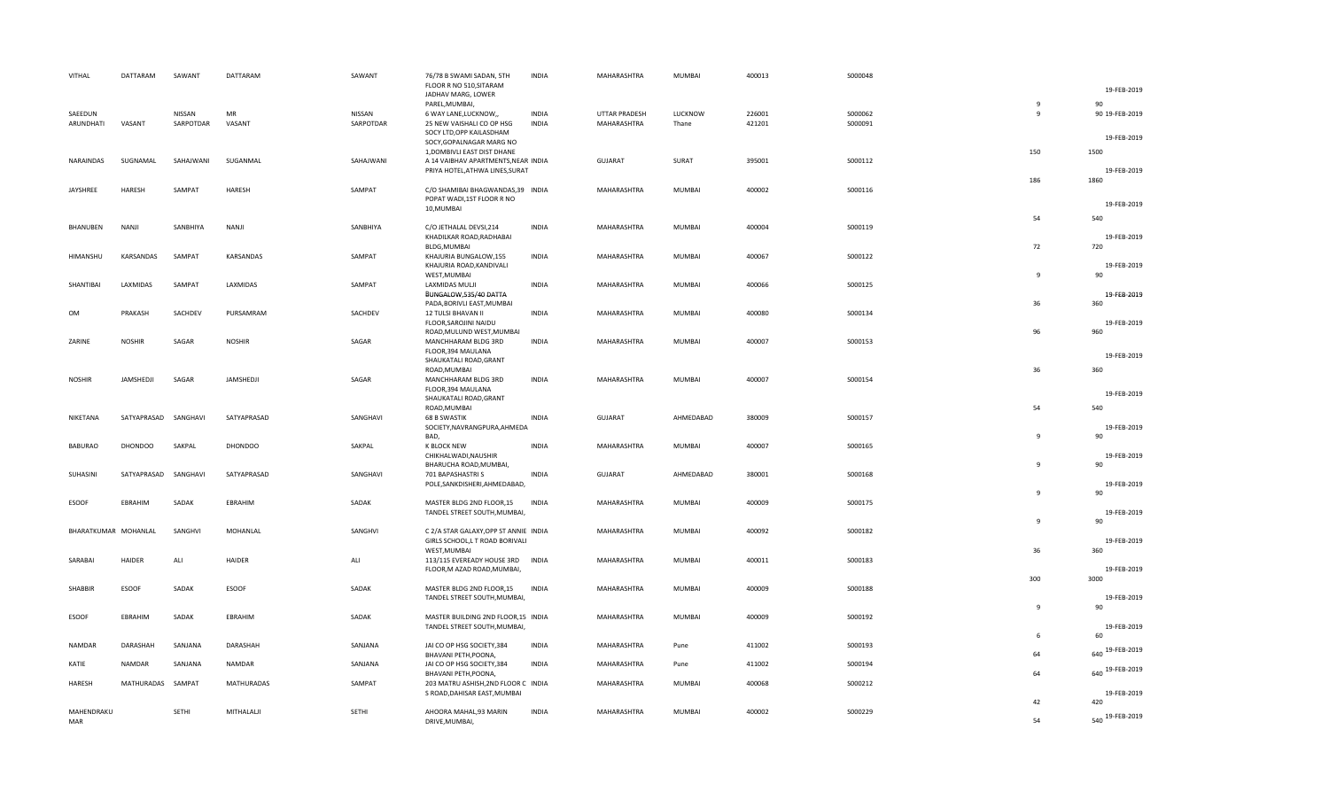| VITHAL | DATTARAM | SAWANT | DATTARAM | SAWANT | 76/78 B SWAMI SADAN, 5TH FLOOR R NO 510,SITARAM JADHAV MARG, LOWER PAREL,MUMBAI, | INDIA | MAHARASHTRA | MUMBAI | 400013 | S000048 | 9 | 90 | 19-FEB-2019 |
|---|---|---|---|---|---|---|---|---|---|---|---|---|---|
| SAEEDUN | | NISSAN | MR | NISSAN | 6 WAY LANE,LUCKNOW,, | INDIA | UTTAR PRADESH | LUCKNOW | 226001 | S000062 | 9 | 90 | 19-FEB-2019 |
| ARUNDHATI | VASANT | SARPOTDAR | VASANT | SARPOTDAR | 25 NEW VAISHALI CO OP HSG SOCY LTD,OPP KAILASDHAM SOCY,GOPALNAGAR MARG NO 1,DOMBIVLI EAST DIST DHANE | INDIA | MAHARASHTRA | Thane | 421201 | S000091 | 150 | 1500 | 19-FEB-2019 |
| NARAINDAS | SUGNAMAL | SAHAJWANI | SUGANMAL | SAHAJWANI | A 14 VAIBHAV APARTMENTS,NEAR PRIYA HOTEL,ATHWA LINES,SURAT | INDIA | GUJARAT | SURAT | 395001 | S000112 | 186 | 1860 | 19-FEB-2019 |
| JAYSHREE | HARESH | SAMPAT | HARESH | SAMPAT | C/O SHAMIBAI BHAGWANDAS,39 POPAT WADI,1ST FLOOR R NO 10,MUMBAI | INDIA | MAHARASHTRA | MUMBAI | 400002 | S000116 | 54 | 540 | 19-FEB-2019 |
| BHANUBEN | NANJI | SANBHIYA | NANJI | SANBHIYA | C/O JETHALAL DEVSI,214 KHADILKAR ROAD,RADHABAI BLDG,MUMBAI | INDIA | MAHARASHTRA | MUMBAI | 400004 | S000119 | 72 | 720 | 19-FEB-2019 |
| HIMANSHU | KARSANDAS | SAMPAT | KARSANDAS | SAMPAT | KHAJURIA BUNGALOW,155 KHAJURIA ROAD,KANDIVALI WEST,MUMBAI | INDIA | MAHARASHTRA | MUMBAI | 400067 | S000122 | 9 | 90 | 19-FEB-2019 |
| SHANTIBAI | LAXMIDAS | SAMPAT | LAXMIDAS | SAMPAT | LAXMIDAS MULJI BUNGALOW,535/40 DATTA PADA,BORIVLI EAST,MUMBAI | INDIA | MAHARASHTRA | MUMBAI | 400066 | S000125 | 36 | 360 | 19-FEB-2019 |
| OM | PRAKASH | SACHDEV | PURSAMRAM | SACHDEV | 12 TULSI BHAVAN II FLOOR,SAROJINI NAIDU ROAD,MULUND WEST,MUMBAI | INDIA | MAHARASHTRA | MUMBAI | 400080 | S000134 | 96 | 960 | 19-FEB-2019 |
| ZARINE | NOSHIR | SAGAR | NOSHIR | SAGAR | MANCHHARAM BLDG 3RD FLOOR,394 MAULANA SHAUKATALI ROAD,GRANT ROAD,MUMBAI | INDIA | MAHARASHTRA | MUMBAI | 400007 | S000153 | 36 | 360 | 19-FEB-2019 |
| NOSHIR | JAMSHEDJI | SAGAR | JAMSHEDJI | SAGAR | MANCHHARAM BLDG 3RD FLOOR,394 MAULANA SHAUKATALI ROAD,GRANT ROAD,MUMBAI | INDIA | MAHARASHTRA | MUMBAI | 400007 | S000154 | 54 | 540 | 19-FEB-2019 |
| NIKETANA | SATYAPRASAD | SANGHAVI | SATYAPRASAD | SANGHAVI | 68 B SWASTIK SOCIETY,NAVRANGPURA,AHMEDABAD, | INDIA | GUJARAT | AHMEDABAD | 380009 | S000157 | 9 | 90 | 19-FEB-2019 |
| BABURAO | DHONDOO | SAKPAL | DHONDOO | SAKPAL | K BLOCK NEW CHIKHALWADI,NAUSHIR BHARUCHA ROAD,MUMBAI, | INDIA | MAHARASHTRA | MUMBAI | 400007 | S000165 | 9 | 90 | 19-FEB-2019 |
| SUHASINI | SATYAPRASAD | SANGHAVI | SATYAPRASAD | SANGHAVI | 701 BAPASHASTRI S POLE,SANKDISHERI,AHMEDABAD, | INDIA | GUJARAT | AHMEDABAD | 380001 | S000168 | 9 | 90 | 19-FEB-2019 |
| ESOOF | EBRAHIM | SADAK | EBRAHIM | SADAK | MASTER BLDG 2ND FLOOR,15 TANDEL STREET SOUTH,MUMBAI, | INDIA | MAHARASHTRA | MUMBAI | 400009 | S000175 | 9 | 90 | 19-FEB-2019 |
| BHARATKUMAR | MOHANLAL | SANGHVI | MOHANLAL | SANGHVI | C 2/A STAR GALAXY,OPP ST ANNIE GIRLS SCHOOL,L T ROAD BORIVALI WEST,MUMBAI | INDIA | MAHARASHTRA | MUMBAI | 400092 | S000182 | 36 | 360 | 19-FEB-2019 |
| SARABAI | HAIDER | ALI | HAIDER | ALI | 113/115 EVEREADY HOUSE 3RD FLOOR,M AZAD ROAD,MUMBAI, | INDIA | MAHARASHTRA | MUMBAI | 400011 | S000183 | 300 | 3000 | 19-FEB-2019 |
| SHABBIR | ESOOF | SADAK | ESOOF | SADAK | MASTER BLDG 2ND FLOOR,15 TANDEL STREET SOUTH,MUMBAI, | INDIA | MAHARASHTRA | MUMBAI | 400009 | S000188 | 9 | 90 | 19-FEB-2019 |
| ESOOF | EBRAHIM | SADAK | EBRAHIM | SADAK | MASTER BUILDING 2ND FLOOR,15 TANDEL STREET SOUTH,MUMBAI, | INDIA | MAHARASHTRA | MUMBAI | 400009 | S000192 | 6 | 60 | 19-FEB-2019 |
| NAMDAR | DARASHAH | SANJANA | DARASHAH | SANJANA | JAI CO OP HSG SOCIETY,384 BHAVANI PETH,POONA, | INDIA | MAHARASHTRA | Pune | 411002 | S000193 | 64 | 640 | 19-FEB-2019 |
| KATIE | NAMDAR | SANJANA | NAMDAR | SANJANA | JAI CO OP HSG SOCIETY,384 BHAVANI PETH,POONA, | INDIA | MAHARASHTRA | Pune | 411002 | S000194 | 64 | 640 | 19-FEB-2019 |
| HARESH | MATHURADAS | SAMPAT | MATHURADAS | SAMPAT | 203 MATRU ASHISH,2ND FLOOR C S ROAD,DAHISAR EAST,MUMBAI | INDIA | MAHARASHTRA | MUMBAI | 400068 | S000212 | 42 | 420 | 19-FEB-2019 |
| MAHENDRAKUMAR | | SETHI | MITHALALJI | SETHI | AHOORA MAHAL,93 MARIN DRIVE,MUMBAI, | INDIA | MAHARASHTRA | MUMBAI | 400002 | S000229 | 54 | 540 | 19-FEB-2019 |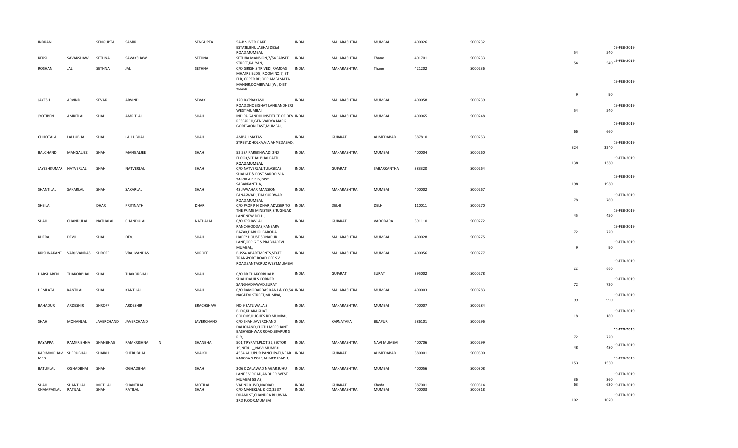| | | | | | | | | | | | | | | | |
|---|---|---|---|---|---|---|---|---|---|---|---|---|---|---|---|
| INDRANI | | SENGUPTA | SAMIR | | SENGUPTA | 5A-B SILVER OAKE ESTATE,BHULABHAI DESAI ROAD,MUMBAI, | INDIA | MAHARASHTRA | MUMBAI | 400026 | S000232 | | 54 | 540 | 19-FEB-2019 |
| KERSI | SAVAKSHAW | SETHNA | SAVAKSHAW | | SETHNA | SETHNA MANSION,7/54 PARSEE STREET,KALYAN, | INDIA | MAHARASHTRA | Thane | 401701 | S000233 | | 54 | 540 | 19-FEB-2019 |
| ROSHAN | JAL | SETHNA | JAL | | SETHNA | C/O GIRISH S TRIVEDI,RAMDAS MHATRE BLDG, ROOM NO.7,IST FLR, COPER RD,OPP.AMBAMATA MANDIR,DOMBIVALI (W), DIST THANE | INDIA | MAHARASHTRA | Thane | 421202 | S000236 | | 9 | 90 | 19-FEB-2019 |
| JAYESH | ARVIND | SEVAK | ARVIND | | SEVAK | 120 JAYPRAKASH ROAD,DHOBIGHAT LANE,ANDHERI WEST,MUMBAI | INDIA | MAHARASHTRA | MUMBAI | 400058 | S000239 | | 54 | 540 | 19-FEB-2019 |
| JYOTIBEN | AMRITLAL | SHAH | AMRITLAL | | SHAH | INDIRA GANDHI INSTITUTE OF DEV RESEARCH,GEN VAIDYA MARG GOREGAON EAST,MUMBAI, | INDIA | MAHARASHTRA | MUMBAI | 400065 | S000248 | | 66 | 660 | 19-FEB-2019 |
| CHHOTALAL | LALLUBHAI | SHAH | LALLUBHAI | | SHAH | AMBAJI MATAS STREET,DHOLKA,VIA AHMEDABAD, | INDIA | GUJARAT | AHMEDABAD | 387810 | S000253 | | 324 | 3240 | 19-FEB-2019 |
| BALCHAND | MANGALJEE | SHAH | MANGALJEE | | SHAH | 52 53A PAREKHWADI 2ND FLOOR,VITHALBHAI PATEL ROAD,MUMBAI, | INDIA | MAHARASHTRA | MUMBAI | 400004 | S000260 | | 138 | 1380 | 19-FEB-2019 |
| JAYESHKUMAR | NATVERLAL | SHAH | NATVERLAL | | SHAH | C/O NATVERLAL TULASIDAS SHAH,AT & POST SARDOI VIA TALOD A P RLY,DIST SABARKANTHA, | INDIA | GUJARAT | SABARKANTHA | 383320 | S000264 | | 198 | 1980 | 19-FEB-2019 |
| SHANTILAL | SAKARLAL | SHAH | SAKARLAL | | SHAH | 43 JAWAHAR MANSION FANASWADI,THAKURDWAR ROAD,MUMBAI, | INDIA | MAHARASHTRA | MUMBAI | 400002 | S000267 | | 78 | 780 | 19-FEB-2019 |
| SHEILA | | DHAR | PRITINATH | | DHAR | C/O PROF P N DHAR,ADVISER TO THE PRIME MINISTER,8 TUGHLAK LANE NEW DELHI, | INDIA | DELHI | DELHI | 110011 | S000270 | | 45 | 450 | 19-FEB-2019 |
| SHAH | CHANDULAL | NATHALAL | CHANDULAL | | NATHALAL | C/O KESHAVLAL RANCHHODDAS,KANSARA BAZAR,DABHOI BARODA, | INDIA | GUJARAT | VADODARA | 391110 | S000272 | | 72 | 720 | 19-FEB-2019 |
| KHERAJ | DEVJI | SHAH | DEVJI | | SHAH | HAPPY HOUSE SONAPUR LANE,OPP G T S PRABHADEVI MUMBAI,, | INDIA | MAHARASHTRA | MUMBAI | 400028 | S000275 | | 9 | 90 | 19-FEB-2019 |
| KRISHNAKANT | VARJIVANDAS | SHROFF | VRAJIVANDAS | | SHROFF | BUSSA APARTMENTS,STATE TRANSPORT ROAD OFF S V ROAD,SANTACRUZ WEST,MUMBAI | INDIA | MAHARASHTRA | MUMBAI | 400056 | S000277 | | 66 | 660 | 19-FEB-2019 |
| HARSHABEN | THAKORBHAI | SHAH | THAKORBHAI | | SHAH | C/O DR THAKORBHAI B SHAH,DAUJI S CORNER SANGHADIAWAD,SURAT, | INDIA | GUJARAT | SURAT | 395002 | S000278 | | 72 | 720 | 19-FEB-2019 |
| HEMLATA | KANTILAL | SHAH | KANTILAL | | SHAH | C/O DAMODARDAS KANJI & CO,54 NAGDEVI STREET,MUMBAI, | INDIA | MAHARASHTRA | MUMBAI | 400003 | S000283 | | 99 | 990 | 19-FEB-2019 |
| BAHADUR | ARDESHIR | SHROFF | ARDESHIR | | ERACHSHAW | NO 9 BATLIWALA S BLDG,KHARAGHAT COLONY,HUGHES RD MUMBAI, | INDIA | MAHARASHTRA | MUMBAI | 400007 | S000284 | | 18 | 180 | 19-FEB-2019 |
| SHAH | MOHANLAL | JAVERCHAND | JAVERCHAND | | JAVERCHAND | C/O SHAH JAVERCHAND DALICHAND,CLOTH MERCHANT BASHVESHWAR ROAD,BIJAPUR S RLY, | INDIA | KARNATAKA | BIJAPUR | 586101 | S000296 | | 72 | 720 | 19-FEB-2019 |
| RAYAPPA | RAMKRISHNA | SHANBHAG | RAMKRISHNA | N | SHANBHA | 501,TIRYPATI,PLOT 32,SECTOR 19,NERUL,,,NAVI MUMBAI | INDIA | MAHARASHTRA | NAVI MUMBAI | 400706 | S000299 | | 48 | 480 | 19-FEB-2019 |
| KARIMMOHAMMED | SHERUBHAI | SHAIKH | SHERUBHAI | | SHAIKH | 4534 KALUPUR PANCHPATI,NEAR KARODA S POLE,AHMEDABAD 1, | INDIA | GUJARAT | AHMEDABAD | 380001 | S000300 | | 153 | 1530 | 19-FEB-2019 |
| BATUKLAL | OGHADBHAI | SHAH | OGHADBHAI | | SHAH | 2O6 D ZALAWAD NAGAR,JUHU LANE S V ROAD,ANDHERI WEST MUMBAI 58 AS, | INDIA | MAHARASHTRA | MUMBAI | 400056 | S000308 | | 36 | 360 | 19-FEB-2019 |
| SHAH | SHANTILAL | MOTILAL | SHANTILAL | | MOTILAL | VADNO KUVO,NADIAD,, | INDIA | GUJARAT | Kheda | 387001 | S000314 | | 63 | 630 | 19-FEB-2019 |
| CHAMPAKLAL | RATILAL | SHAH | RATILAL | | SHAH | C/O MANEKLAL & CO,35 37 DHANJI ST,CHANDRA BHUWAN 3RD FLOOR,MUMBAI | INDIA | MAHARASHTRA | MUMBAI | 400003 | S000318 | | 102 | 1020 | 19-FEB-2019 |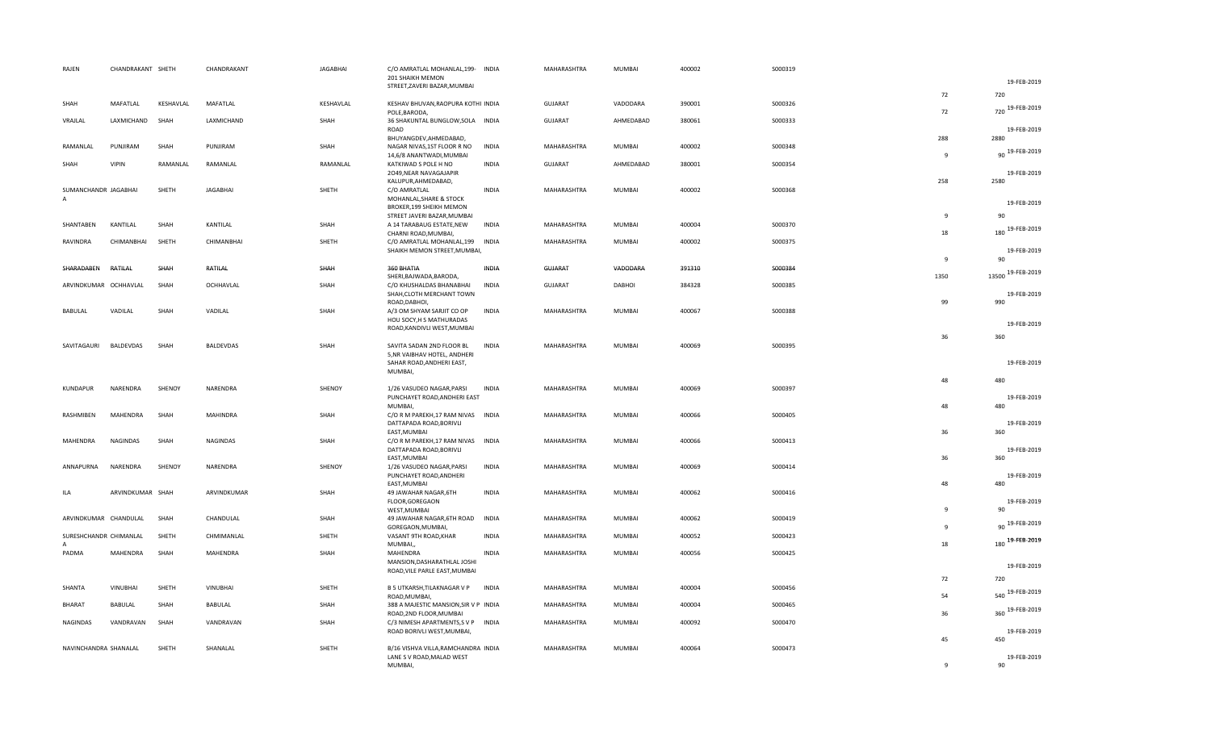| | | | | | | | | | | | | | |
|---|---|---|---|---|---|---|---|---|---|---|---|---|---|
| RAJEN | CHANDRAKANT | SHETH | CHANDRAKANT | JAGABHAI | C/O AMRATLAL MOHANLAL,199-201 SHAIKH MEMON STREET,ZAVERI BAZAR,MUMBAI | INDIA | MAHARASHTRA | MUMBAI | 400002 | S000319 | 72 | 720 | 19-FEB-2019 |
| SHAH | MAFATLAL | KESHAVLAL | MAFATLAL | KESHAVLAL | KESHAV BHUVAN,RAOPURA KOTHI POLE,BARODA, | INDIA | GUJARAT | VADODARA | 390001 | S000326 | 72 | 720 | 19-FEB-2019 |
| VRAJLAL | LAXMICHAND | SHAH | LAXMICHAND | SHAH | 36 SHAKUNTAL BUNGLOW,SOLA ROAD BHUYANGDEV,AHMEDABAD, | INDIA | GUJARAT | AHMEDABAD | 380061 | S000333 | 288 | 2880 | 19-FEB-2019 |
| RAMANLAL | PUNJIRAM | SHAH | PUNJIRAM | SHAH | NAGAR NIVAS,1ST FLOOR R NO 14,6/8 ANANTWADI,MUMBAI | INDIA | MAHARASHTRA | MUMBAI | 400002 | S000348 | 9 | 90 | 19-FEB-2019 |
| SHAH | VIPIN | RAMANLAL | RAMANLAL | RAMANLAL | KATKIWAD S POLE H NO 2049,NEAR NAVAGAJAPIR KALUPUR,AHMEDABAD, | INDIA | GUJARAT | AHMEDABAD | 380001 | S000354 | 258 | 2580 | 19-FEB-2019 |
| SUMANCHANDR A | JAGABHAI | SHETH | JAGABHAI | SHETH | C/O AMRATLAL MOHANLAL,SHARE & STOCK BROKER,199 SHEIKH MEMON STREET JAVERI BAZAR,MUMBAI | INDIA | MAHARASHTRA | MUMBAI | 400002 | S000368 | 9 | 90 | 19-FEB-2019 |
| SHANTABEN | KANTILAL | SHAH | KANTILAL | SHAH | A 14 TARABAUG ESTATE,NEW CHARNI ROAD,MUMBAI, | INDIA | MAHARASHTRA | MUMBAI | 400004 | S000370 | 18 | 180 | 19-FEB-2019 |
| RAVINDRA | CHIMANBHAI | SHETH | CHIMANBHAI | SHETH | C/O AMRATLAL MOHANLAL,199 SHAIKH MEMON STREET,MUMBAI, | INDIA | MAHARASHTRA | MUMBAI | 400002 | S000375 | 9 | 90 | 19-FEB-2019 |
| ~~SHARADABEN~~ | ~~RATILAL~~ | ~~SHAH~~ | ~~RATILAL~~ | ~~SHAH~~ | ~~360 BHATIA~~ SHERI,BAJWADA,BARODA, | ~~INDIA~~ | ~~GUJARAT~~ | ~~VADODARA~~ | ~~391310~~ | ~~S000384~~ | 1350 | 13500 | 19-FEB-2019 |
| ARVINDKUMAR | OCHHAVLAL | SHAH | OCHHAVLAL | SHAH | C/O KHUSHALDAS BHANABHAI SHAH,CLOTH MERCHANT TOWN ROAD,DABHOI, | INDIA | GUJARAT | DABHOI | 384328 | S000385 | 99 | 990 | 19-FEB-2019 |
| BABULAL | VADILAL | SHAH | VADILAL | SHAH | A/3 OM SHYAM SARJIT CO OP HOU SOCY,H S MATHURADAS ROAD,KANDIVLI WEST,MUMBAI | INDIA | MAHARASHTRA | MUMBAI | 400067 | S000388 | 36 | 360 | 19-FEB-2019 |
| SAVITAGAURI | BALDEVDAS | SHAH | BALDEVDAS | SHAH | SAVITA SADAN 2ND FLOOR BL 5,NR VAIBHAV HOTEL, ANDHERI SAHAR ROAD,ANDHERI EAST, MUMBAI, | INDIA | MAHARASHTRA | MUMBAI | 400069 | S000395 | 48 | 480 | 19-FEB-2019 |
| KUNDAPUR | NARENDRA | SHENOY | NARENDRA | SHENOY | 1/26 VASUDEO NAGAR,PARSI PUNCHAYET ROAD,ANDHERI EAST MUMBAI, | INDIA | MAHARASHTRA | MUMBAI | 400069 | S000397 | 48 | 480 | 19-FEB-2019 |
| RASHMIBEN | MAHENDRA | SHAH | MAHINDRA | SHAH | C/O R M PAREKH,17 RAM NIVAS DATTAPADA ROAD,BORIVLI EAST,MUMBAI | INDIA | MAHARASHTRA | MUMBAI | 400066 | S000405 | 36 | 360 | 19-FEB-2019 |
| MAHENDRA | NAGINDAS | SHAH | NAGINDAS | SHAH | C/O R M PAREKH,17 RAM NIVAS DATTAPADA ROAD,BORIVLI EAST,MUMBAI | INDIA | MAHARASHTRA | MUMBAI | 400066 | S000413 | 36 | 360 | 19-FEB-2019 |
| ANNAPURNA | NARENDRA | SHENOY | NARENDRA | SHENOY | 1/26 VASUDEO NAGAR,PARSI PUNCHAYET ROAD,ANDHERI EAST,MUMBAI | INDIA | MAHARASHTRA | MUMBAI | 400069 | S000414 | 48 | 480 | 19-FEB-2019 |
| ILA | ARVINDKUMAR | SHAH | ARVINDKUMAR | SHAH | 49 JAWAHAR NAGAR,6TH FLOOR,GOREGAON WEST,MUMBAI | INDIA | MAHARASHTRA | MUMBAI | 400062 | S000416 | 9 | 90 | 19-FEB-2019 |
| ARVINDKUMAR | CHANDULAL | SHAH | CHANDULAL | SHAH | 49 JAWAHAR NAGAR,6TH ROAD GOREGAON,MUMBAI, | INDIA | MAHARASHTRA | MUMBAI | 400062 | S000419 | 9 | 90 | 19-FEB-2019 |
| SURESHCHANDR A | CHIMANLAL | SHETH | CHMIMANLAL | SHETH | VASANT 9TH ROAD,KHAR MUMBAI,, | INDIA | MAHARASHTRA | MUMBAI | 400052 | S000423 | 18 | 180 | 19-FEB-2019 |
| PADMA | MAHENDRA | SHAH | MAHENDRA | SHAH | MAHENDRA MANSION,DASHARATHLAL JOSHI ROAD,VILE PARLE EAST,MUMBAI | INDIA | MAHARASHTRA | MUMBAI | 400056 | S000425 | 72 | 720 | 19-FEB-2019 |
| SHANTA | VINUBHAI | SHETH | VINUBHAI | SHETH | B 5 UTKARSH,TILAKNAGAR V P ROAD,MUMBAI, | INDIA | MAHARASHTRA | MUMBAI | 400004 | S000456 | 54 | 540 | 19-FEB-2019 |
| BHARAT | BABULAL | SHAH | BABULAL | SHAH | 388 A MAJESTIC MANSION,SIR V P ROAD,2ND FLOOR,MUMBAI | INDIA | MAHARASHTRA | MUMBAI | 400004 | S000465 | 36 | 360 | 19-FEB-2019 |
| NAGINDAS | VANDRAVAN | SHAH | VANDRAVAN | SHAH | C/3 NIMESH APARTMENTS,S V P ROAD BORIVLI WEST,MUMBAI, | INDIA | MAHARASHTRA | MUMBAI | 400092 | S000470 | 45 | 450 | 19-FEB-2019 |
| NAVINCHANDRA | SHANALAL | SHETH | SHANALAL | SHETH | B/16 VISHVA VILLA,RAMCHANDRA LANE S V ROAD,MALAD WEST MUMBAI, | INDIA | MAHARASHTRA | MUMBAI | 400064 | S000473 | 9 | 90 | 19-FEB-2019 |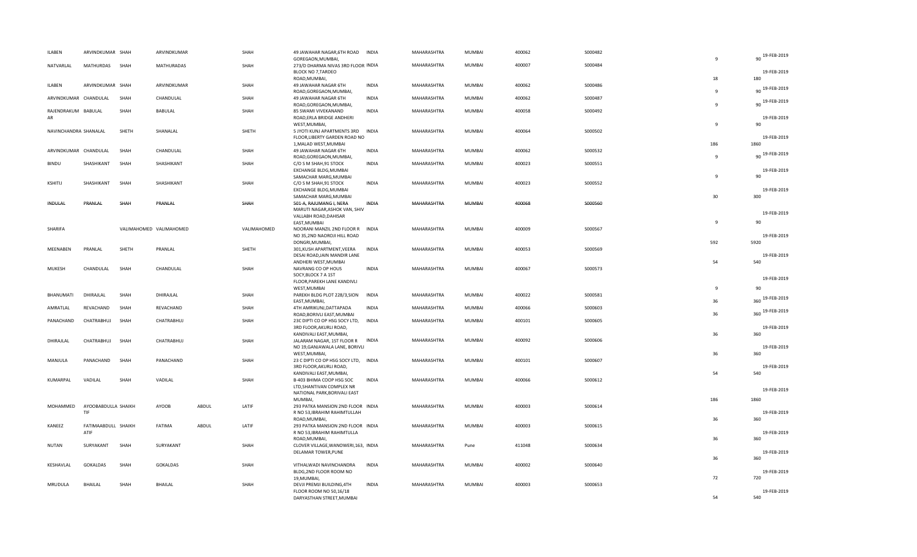| ILABEN | ARVINDKUMAR | SHAH | ARVINDKUMAR | | SHAH | 49 JAWAHAR NAGAR,6TH ROAD GOREGAON,MUMBAI, | INDIA | MAHARASHTRA | MUMBAI | 400062 | S000482 | | 9 | 90 | 19-FEB-2019 |
|---|---|---|---|---|---|---|---|---|---|---|---|---|---|---|---|
| NATVARLAL | MATHURDAS | SHAH | MATHURADAS | | SHAH | 273/D DHARMA NIVAS 3RD FLOOR BLOCK NO 7,TARDEO ROAD,MUMBAI, | INDIA | MAHARASHTRA | MUMBAI | 400007 | S000484 | | 18 | 180 | 19-FEB-2019 |
| ILABEN | ARVINDKUMAR | SHAH | ARVINDKUMAR | | SHAH | 49 JAWAHAR NAGAR 6TH ROAD,GOREGAON,MUMBAI, | INDIA | MAHARASHTRA | MUMBAI | 400062 | S000486 | | 9 | 90 | 19-FEB-2019 |
| ARVINDKUMAR | CHANDULAL | SHAH | CHANDULAL | | SHAH | 49 JAWAHAR NAGAR 6TH ROAD,GOREGAON,MUMBAI, | INDIA | MAHARASHTRA | MUMBAI | 400062 | S000487 | | 9 | 90 | 19-FEB-2019 |
| RAJENDRAKUM AR | BABULAL | SHAH | BABULAL | | SHAH | 85 SWAMI VIVEKANAND ROAD,ERLA BRIDGE ANDHERI WEST,MUMBAI, | INDIA | MAHARASHTRA | MUMBAI | 400058 | S000492 | | 9 | 90 | 19-FEB-2019 |
| NAVINCHANDRA | SHANALAL | SHETH | SHANALAL | | SHETH | 5 JYOTI KUNJ APARTMENTS 3RD FLOOR,LIBERTY GARDEN ROAD NO 1,MALAD WEST,MUMBAI | INDIA | MAHARASHTRA | MUMBAI | 400064 | S000502 | | 186 | 1860 | 19-FEB-2019 |
| ARVINDKUMAR | CHANDULAL | SHAH | CHANDULAL | | SHAH | 49 JAWAHAR NAGAR 6TH ROAD,GOREGAON,MUMBAI, | INDIA | MAHARASHTRA | MUMBAI | 400062 | S000532 | | 9 | 90 | 19-FEB-2019 |
| BINDU | SHASHIKANT | SHAH | SHASHIKANT | | SHAH | C/O S M SHAH,91 STOCK EXCHANGE BLDG,MUMBAI SAMACHAR MARG,MUMBAI | INDIA | MAHARASHTRA | MUMBAI | 400023 | S000551 | | 9 | 90 | 19-FEB-2019 |
| KSHITIJ | SHASHIKANT | SHAH | SHASHIKANT | | SHAH | C/O S M SHAH,91 STOCK EXCHANGE BLDG,MUMBAI SAMACHAR MARG,MUMBAI | INDIA | MAHARASHTRA | MUMBAI | 400023 | S000552 | | 30 | 300 | 19-FEB-2019 |
| ~~INDULAL~~ | ~~PRANLAL~~ | ~~SHAH~~ | ~~PRANLAL~~ | | ~~SHAH~~ | ~~501-A, RAJUMANG I, NERA~~ MARUTI NAGAR,ASHOK VAN, SHIV VALLABH ROAD,DAHISAR EAST,MUMBAI | ~~INDIA~~ | ~~MAHARASHTRA~~ | ~~MUMBAI~~ | ~~400068~~ | ~~S000560~~ | | 9 | 90 | 19-FEB-2019 |
| SHARIFA | | VALIMAHOMED | VALIMAHOMED | | VALIMAHOMED | NOORANI MANZIL 2ND FLOOR R NO 35,2ND NAOROJI HILL ROAD DONGRI,MUMBAI, | INDIA | MAHARASHTRA | MUMBAI | 400009 | S000567 | | 592 | 5920 | 19-FEB-2019 |
| MEENABEN | PRANLAL | SHETH | PRANLAL | | SHETH | 301,KUSH APARTMENT,VEERA DESAI ROAD,JAIN MANDIR LANE ANDHERI WEST,MUMBAI | INDIA | MAHARASHTRA | MUMBAI | 400053 | S000569 | | 54 | 540 | 19-FEB-2019 |
| MUKESH | CHANDULAL | SHAH | CHANDULAL | | SHAH | NAVRANG CO OP HOUS SOCY,BLOCK 7 A 1ST FLOOR,PAREKH LANE KANDIVLI WEST,MUMBAI | INDIA | MAHARASHTRA | MUMBAI | 400067 | S000573 | | 9 | 90 | 19-FEB-2019 |
| BHANUMATI | DHIRAJLAL | SHAH | DHIRAJLAL | | SHAH | PAREKH BLDG PLOT 228/3,SION EAST,MUMBAI, | INDIA | MAHARASHTRA | MUMBAI | 400022 | S000581 | | 36 | 360 | 19-FEB-2019 |
| AMRATLAL | REVACHAND | SHAH | REVACHAND | | SHAH | 4TH AMRIKUNJ,DATTAPADA ROAD,BORIVLI EAST,MUMBAI | INDIA | MAHARASHTRA | MUMBAI | 400066 | S000603 | | 36 | 360 | 19-FEB-2019 |
| PANACHAND | CHATRABHUJ | SHAH | CHATRABHUJ | | SHAH | 23C DIPTI CO OP HSG SOCY LTD, 3RD FLOOR,AKURLI ROAD, KANDIVALI EAST,MUMBAI, | INDIA | MAHARASHTRA | MUMBAI | 400101 | S000605 | | 36 | 360 | 19-FEB-2019 |
| DHIRAJLAL | CHATRABHUJ | SHAH | CHATRABHUJ | | SHAH | JALARAM NAGAR, 1ST FLOOR R NO 19,GANJAWALA LANE, BORIVLI WEST,MUMBAI, | INDIA | MAHARASHTRA | MUMBAI | 400092 | S000606 | | 36 | 360 | 19-FEB-2019 |
| MANJULA | PANACHAND | SHAH | PANACHAND | | SHAH | 23 C DIPTI CO OP HSG SOCY LTD, 3RD FLOOR,AKURLI ROAD, KANDIVALI EAST,MUMBAI, | INDIA | MAHARASHTRA | MUMBAI | 400101 | S000607 | | 54 | 540 | 19-FEB-2019 |
| KUMARPAL | VADILAL | SHAH | VADILAL | | SHAH | B-403 BHIMA COOP HSG SOC LTD,SHANTIVAN COMPLEX NR NATIONAL PARK,BORIVALI EAST MUMBAI, | INDIA | MAHARASHTRA | MUMBAI | 400066 | S000612 | | 186 | 1860 | 19-FEB-2019 |
| MOHAMMED | AYOOBABDULLA TIF | SHAIKH | AYOOB | ABDUL | LATIF | 293 PATKA MANSION 2ND FLOOR R NO 53,IBRAHIM RAHIMTULLAH ROAD,MUMBAI, | INDIA | MAHARASHTRA | MUMBAI | 400003 | S000614 | | 36 | 360 | 19-FEB-2019 |
| KANEEZ | FATIMAABDULL ATIF | SHAIKH | FATIMA | ABDUL | LATIF | 293 PATKA MANSION 2ND FLOOR R NO 53,IBRAHIM RAHIMTULLA ROAD,MUMBAI, | INDIA | MAHARASHTRA | MUMBAI | 400003 | S000615 | | 36 | 360 | 19-FEB-2019 |
| NUTAN | SURYAKANT | SHAH | SURYAKANT | | SHAH | CLOVER VILLAGE,WANOWERI,163, DELAMAR TOWER,PUNE | INDIA | MAHARASHTRA | Pune | 411048 | S000634 | | 36 | 360 | 19-FEB-2019 |
| KESHAVLAL | GOKALDAS | SHAH | GOKALDAS | | SHAH | VITHALWADI NAVINCHANDRA BLDG,2ND FLOOR ROOM NO 19,MUMBAI, | INDIA | MAHARASHTRA | MUMBAI | 400002 | S000640 | | 72 | 720 | 19-FEB-2019 |
| MRUDULA | BHAILAL | SHAH | BHAILAL | | SHAH | DEVJI PREMJI BUILDING,4TH FLOOR ROOM NO 50,16/18 DARYASTHAN STREET,MUMBAI | INDIA | MAHARASHTRA | MUMBAI | 400003 | S000653 | | 54 | 540 | 19-FEB-2019 |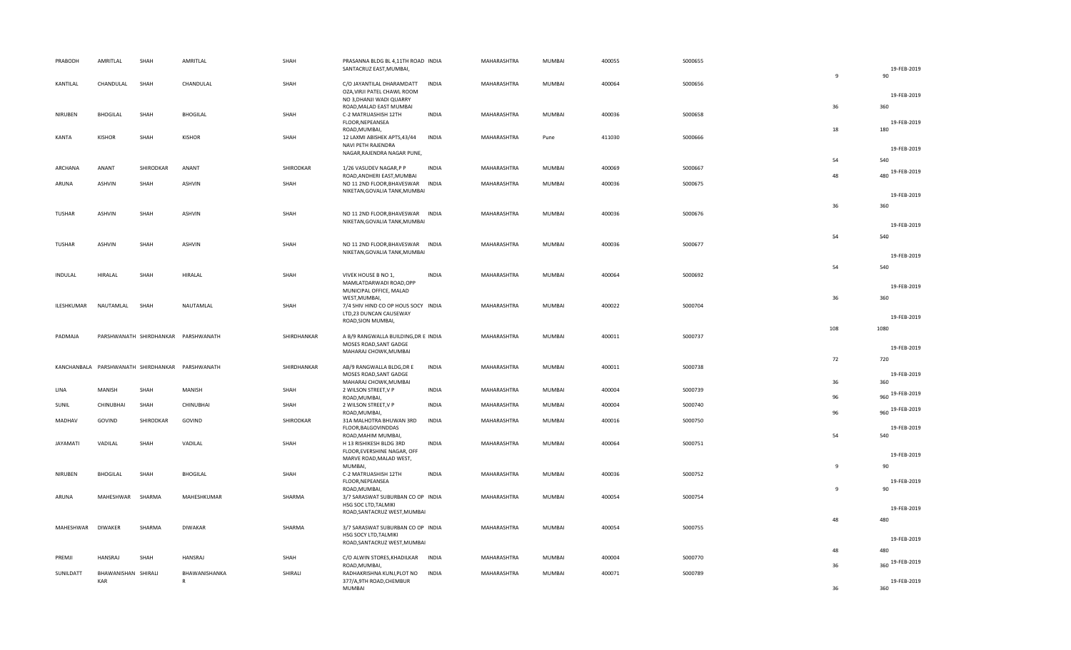| | | | | | | | | | | | | | |
|---|---|---|---|---|---|---|---|---|---|---|---|---|---|
| PRABODH | AMRITLAL | SHAH | AMRITLAL | SHAH | PRASANNA BLDG BL 4,11TH ROAD SANTACRUZ EAST,MUMBAI, | INDIA | MAHARASHTRA | MUMBAI | 400055 | S000655 | 9 | 90 | 19-FEB-2019 |
| KANTILAL | CHANDULAL | SHAH | CHANDULAL | SHAH | C/O JAYANTILAL DHARAMDATT OZA,VIRJI PATEL CHAWL ROOM NO 3,DHANJI WADI QUARRY ROAD,MALAD EAST MUMBAI | INDIA | MAHARASHTRA | MUMBAI | 400064 | S000656 | 36 | 360 | 19-FEB-2019 |
| NIRUBEN | BHOGILAL | SHAH | BHOGILAL | SHAH | C-2 MATRUASHISH 12TH FLOOR,NEPEANSEA ROAD,MUMBAI, | INDIA | MAHARASHTRA | MUMBAI | 400036 | S000658 | 18 | 180 | 19-FEB-2019 |
| KANTA | KISHOR | SHAH | KISHOR | SHAH | 12 LAXMI ABISHEK APTS,43/44 NAVI PETH RAJENDRA NAGAR,RAJENDRA NAGAR PUNE, | INDIA | MAHARASHTRA | Pune | 411030 | S000666 | 54 | 540 | 19-FEB-2019 |
| ARCHANA | ANANT | SHIRODKAR | ANANT | SHIRODKAR | 1/26 VASUDEV NAGAR,P P ROAD,ANDHERI EAST,MUMBAI | INDIA | MAHARASHTRA | MUMBAI | 400069 | S000667 | 48 | 480 | 19-FEB-2019 |
| ARUNA | ASHVIN | SHAH | ASHVIN | SHAH | NO 11 2ND FLOOR,BHAVESWAR NIKETAN,GOVALIA TANK,MUMBAI | INDIA | MAHARASHTRA | MUMBAI | 400036 | S000675 | 36 | 360 | 19-FEB-2019 |
| TUSHAR | ASHVIN | SHAH | ASHVIN | SHAH | NO 11 2ND FLOOR,BHAVESWAR NIKETAN,GOVALIA TANK,MUMBAI | INDIA | MAHARASHTRA | MUMBAI | 400036 | S000676 | 54 | 540 | 19-FEB-2019 |
| TUSHAR | ASHVIN | SHAH | ASHVIN | SHAH | NO 11 2ND FLOOR,BHAVESWAR NIKETAN,GOVALIA TANK,MUMBAI | INDIA | MAHARASHTRA | MUMBAI | 400036 | S000677 | 54 | 540 | 19-FEB-2019 |
| INDULAL | HIRALAL | SHAH | HIRALAL | SHAH | VIVEK HOUSE B NO 1, MAMLATDARWADI ROAD,OPP MUNICIPAL OFFICE, MALAD WEST,MUMBAI, | INDIA | MAHARASHTRA | MUMBAI | 400064 | S000692 | 36 | 360 | 19-FEB-2019 |
| ILESHKUMAR | NAUTAMLAL | SHAH | NAUTAMLAL | SHAH | 7/4 SHIV HIND CO OP HOUS SOCY LTD,23 DUNCAN CAUSEWAY ROAD,SION MUMBAI, | INDIA | MAHARASHTRA | MUMBAI | 400022 | S000704 | 108 | 1080 | 19-FEB-2019 |
| PADMAJA | PARSHWANATH | SHIRDHANKAR | PARSHWANATH | SHIRDHANKAR | A B/9 RANGWALLA BUILDING,DR E MOSES ROAD,SANT GADGE MAHARAJ CHOWK,MUMBAI | INDIA | MAHARASHTRA | MUMBAI | 400011 | S000737 | 72 | 720 | 19-FEB-2019 |
| KANCHANBALA | PARSHWANATH | SHIRDHANKAR | PARSHWANATH | SHIRDHANKAR | AB/9 RANGWALLA BLDG,DR E MOSES ROAD,SANT GADGE MAHARAJ CHOWK,MUMBAI | INDIA | MAHARASHTRA | MUMBAI | 400011 | S000738 | 36 | 360 | 19-FEB-2019 |
| LINA | MANISH | SHAH | MANISH | SHAH | 2 WILSON STREET,V P ROAD,MUMBAI, | INDIA | MAHARASHTRA | MUMBAI | 400004 | S000739 | 96 | 960 | 19-FEB-2019 |
| SUNIL | CHINUBHAI | SHAH | CHINUBHAI | SHAH | 2 WILSON STREET,V P ROAD,MUMBAI, | INDIA | MAHARASHTRA | MUMBAI | 400004 | S000740 | 96 | 960 | 19-FEB-2019 |
| MADHAV | GOVIND | SHIRODKAR | GOVIND | SHIRODKAR | 31A MALHOTRA BHUWAN 3RD FLOOR,BALGOVINDDAS ROAD,MAHIM MUMBAI, | INDIA | MAHARASHTRA | MUMBAI | 400016 | S000750 | 54 | 540 | 19-FEB-2019 |
| JAYAMATI | VADILAL | SHAH | VADILAL | SHAH | H 13 RISHIKESH BLDG 3RD FLOOR,EVERSHINE NAGAR, OFF MARVE ROAD,MALAD WEST, MUMBAI, | INDIA | MAHARASHTRA | MUMBAI | 400064 | S000751 | 9 | 90 | 19-FEB-2019 |
| NIRUBEN | BHOGILAL | SHAH | BHOGILAL | SHAH | C-2 MATRUASHISH 12TH FLOOR,NEPEANSEA ROAD,MUMBAI, | INDIA | MAHARASHTRA | MUMBAI | 400036 | S000752 | 9 | 90 | 19-FEB-2019 |
| ARUNA | MAHESHWAR | SHARMA | MAHESHKUMAR | SHARMA | 3/7 SARASWAT SUBURBAN CO OP HSG SOC LTD,TALMIKI ROAD,SANTACRUZ WEST,MUMBAI | INDIA | MAHARASHTRA | MUMBAI | 400054 | S000754 | 48 | 480 | 19-FEB-2019 |
| MAHESHWAR | DIWAKER | SHARMA | DIWAKAR | SHARMA | 3/7 SARASWAT SUBURBAN CO OP HSG SOCY LTD,TALMIKI ROAD,SANTACRUZ WEST,MUMBAI | INDIA | MAHARASHTRA | MUMBAI | 400054 | S000755 | 48 | 480 | 19-FEB-2019 |
| PREMJI | HANSRAJ | SHAH | HANSRAJ | SHAH | C/O ALWIN STORES,KHADILKAR ROAD,MUMBAI, | INDIA | MAHARASHTRA | MUMBAI | 400004 | S000770 | 36 | 360 | 19-FEB-2019 |
| SUNILDATT | BHAWANISHANKAR | SHIRALI | BHAWANISHANKAR | SHIRALI | RADHAKRISHNA KUNJ,PLOT NO 377/A,9TH ROAD,CHEMBUR MUMBAI | INDIA | MAHARASHTRA | MUMBAI | 400071 | S000789 | 36 | 360 | 19-FEB-2019 |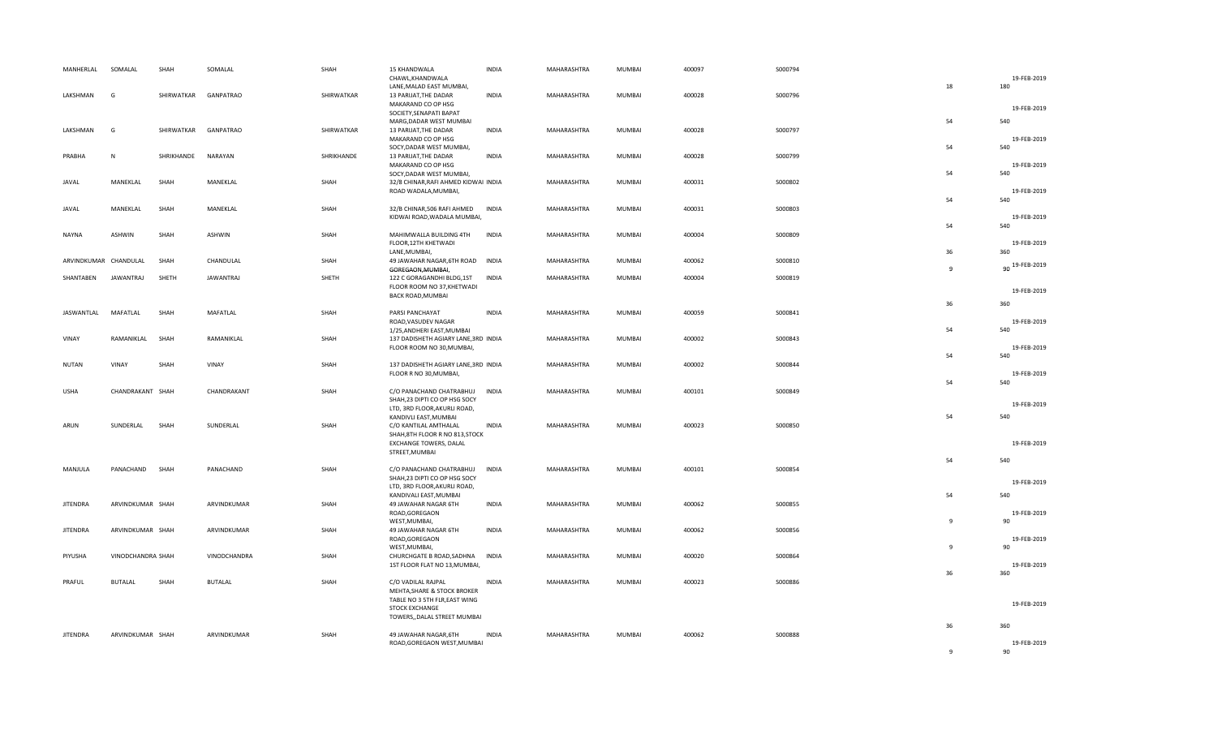| | | | | | | | | | | | | | |
|---|---|---|---|---|---|---|---|---|---|---|---|---|---|
| MANHERLAL | SOMALAL | SHAH | SOMALAL | SHAH | 15 KHANDWALA CHAWL,KHANDWALA LANE,MALAD EAST MUMBAI, | INDIA | MAHARASHTRA | MUMBAI | 400097 | S000794 | 18 | 180 | 19-FEB-2019 |
| LAKSHMAN | G | SHIRWATKAR | GANPATRAO | SHIRWATKAR | 13 PARIJAT,THE DADAR MAKARAND CO OP HSG SOCIETY,SENAPATI BAPAT MARG,DADAR WEST MUMBAI | INDIA | MAHARASHTRA | MUMBAI | 400028 | S000796 | 54 | 540 | 19-FEB-2019 |
| LAKSHMAN | G | SHIRWATKAR | GANPATRAO | SHIRWATKAR | 13 PARIJAT,THE DADAR MAKARAND CO OP HSG SOCY,DADAR WEST MUMBAI, | INDIA | MAHARASHTRA | MUMBAI | 400028 | S000797 | 54 | 540 | 19-FEB-2019 |
| PRABHA | N | SHRIKHANDE | NARAYAN | SHRIKHANDE | 13 PARIJAT,THE DADAR MAKARAND CO OP HSG SOCY,DADAR WEST MUMBAI, | INDIA | MAHARASHTRA | MUMBAI | 400028 | S000799 | 54 | 540 | 19-FEB-2019 |
| JAVAL | MANEKLAL | SHAH | MANEKLAL | SHAH | 32/B CHINAR,RAFI AHMED KIDWAI ROAD WADALA,MUMBAI, | INDIA | MAHARASHTRA | MUMBAI | 400031 | S000802 | 54 | 540 | 19-FEB-2019 |
| JAVAL | MANEKLAL | SHAH | MANEKLAL | SHAH | 32/B CHINAR,506 RAFI AHMED KIDWAI ROAD,WADALA MUMBAI, | INDIA | MAHARASHTRA | MUMBAI | 400031 | S000803 | 54 | 540 | 19-FEB-2019 |
| NAYNA | ASHWIN | SHAH | ASHWIN | SHAH | MAHIMWALLA BUILDING 4TH FLOOR,12TH KHETWADI LANE,MUMBAI, | INDIA | MAHARASHTRA | MUMBAI | 400004 | S000809 | 36 | 360 | 19-FEB-2019 |
| ARVINDKUMAR | CHANDULAL | SHAH | CHANDULAL | SHAH | 49 JAWAHAR NAGAR,6TH ROAD GOREGAON,MUMBAI, | INDIA | MAHARASHTRA | MUMBAI | 400062 | S000810 | 9 | 90 | 19-FEB-2019 |
| SHANTABEN | JAWANTRAJ | SHETH | JAWANTRAJ | SHETH | 122 C GORAGANDHI BLDG,1ST FLOOR ROOM NO 37,KHETWADI BACK ROAD,MUMBAI | INDIA | MAHARASHTRA | MUMBAI | 400004 | S000819 | 36 | 360 | 19-FEB-2019 |
| JASWANTLAL | MAFATLAL | SHAH | MAFATLAL | SHAH | PARSI PANCHAYAT ROAD,VASUDEV NAGAR 1/25,ANDHERI EAST,MUMBAI | INDIA | MAHARASHTRA | MUMBAI | 400059 | S000841 | 54 | 540 | 19-FEB-2019 |
| VINAY | RAMANIKLAL | SHAH | RAMANIKLAL | SHAH | 137 DADISHETH AGIARY LANE,3RD FLOOR ROOM NO 30,MUMBAI, | INDIA | MAHARASHTRA | MUMBAI | 400002 | S000843 | 54 | 540 | 19-FEB-2019 |
| NUTAN | VINAY | SHAH | VINAY | SHAH | 137 DADISHETH AGIARY LANE,3RD FLOOR R NO 30,MUMBAI, | INDIA | MAHARASHTRA | MUMBAI | 400002 | S000844 | 54 | 540 | 19-FEB-2019 |
| USHA | CHANDRAKANT | SHAH | CHANDRAKANT | SHAH | C/O PANACHAND CHATRABHUJ SHAH,23 DIPTI CO OP HSG SOCY LTD, 3RD FLOOR,AKURLI ROAD, KANDIVLI EAST,MUMBAI | INDIA | MAHARASHTRA | MUMBAI | 400101 | S000849 | 54 | 540 | 19-FEB-2019 |
| ARUN | SUNDERLAL | SHAH | SUNDERLAL | SHAH | C/O KANTILAL AMTHALAL SHAH,8TH FLOOR R NO 813,STOCK EXCHANGE TOWERS, DALAL STREET,MUMBAI | INDIA | MAHARASHTRA | MUMBAI | 400023 | S000850 | 54 | 540 | 19-FEB-2019 |
| MANJULA | PANACHAND | SHAH | PANACHAND | SHAH | C/O PANACHAND CHATRABHUJ SHAH,23 DIPTI CO OP HSG SOCY LTD, 3RD FLOOR,AKURLI ROAD, KANDIVALI EAST,MUMBAI | INDIA | MAHARASHTRA | MUMBAI | 400101 | S000854 | 54 | 540 | 19-FEB-2019 |
| JITENDRA | ARVINDKUMAR | SHAH | ARVINDKUMAR | SHAH | 49 JAWAHAR NAGAR 6TH ROAD,GOREGAON WEST,MUMBAI, | INDIA | MAHARASHTRA | MUMBAI | 400062 | S000855 | 9 | 90 | 19-FEB-2019 |
| JITENDRA | ARVINDKUMAR | SHAH | ARVINDKUMAR | SHAH | 49 JAWAHAR NAGAR 6TH ROAD,GOREGAON WEST,MUMBAI, | INDIA | MAHARASHTRA | MUMBAI | 400062 | S000856 | 9 | 90 | 19-FEB-2019 |
| PIYUSHA | VINODCHANDRA | SHAH | VINODCHANDRA | SHAH | CHURCHGATE B ROAD,SADHNA 1ST FLOOR FLAT NO 13,MUMBAI, | INDIA | MAHARASHTRA | MUMBAI | 400020 | S000864 | 36 | 360 | 19-FEB-2019 |
| PRAFUL | BUTALAL | SHAH | BUTALAL | SHAH | C/O VADILAL RAJPAL MEHTA,SHARE & STOCK BROKER TABLE NO 3 5TH FLR,EAST WING STOCK EXCHANGE TOWERS,,DALAL STREET MUMBAI | INDIA | MAHARASHTRA | MUMBAI | 400023 | S000886 | 36 | 360 | 19-FEB-2019 |
| JITENDRA | ARVINDKUMAR | SHAH | ARVINDKUMAR | SHAH | 49 JAWAHAR NAGAR,6TH ROAD,GOREGAON WEST,MUMBAI | INDIA | MAHARASHTRA | MUMBAI | 400062 | S000888 | 9 | 90 | 19-FEB-2019 |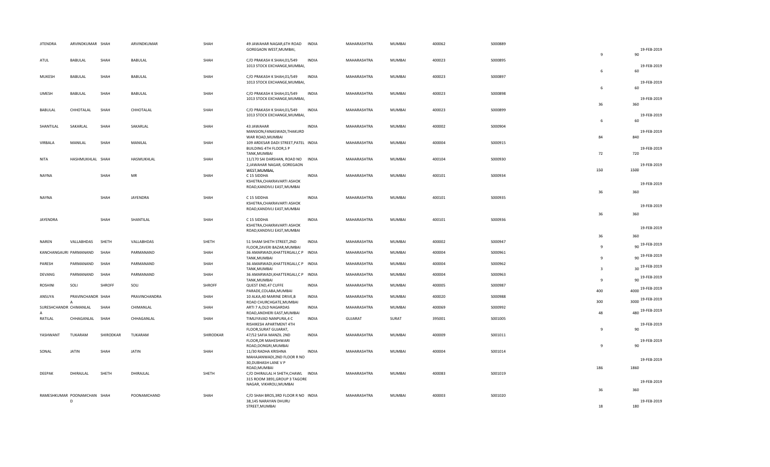| JITENDRA | ARVINDKUMAR | SHAH | ARVINDKUMAR | SHAH | 49 JAWAHAR NAGAR,6TH ROAD GOREGAON WEST,MUMBAI, | INDIA | MAHARASHTRA | MUMBAI | 400062 | S000889 | 9 | 90 | 19-FEB-2019 |
|---|---|---|---|---|---|---|---|---|---|---|---|---|---|
| ATUL | BABULAL | SHAH | BABULAL | SHAH | C/O PRAKASH K SHAH,01/549 1013 STOCK EXCHANGE,MUMBAI, | INDIA | MAHARASHTRA | MUMBAI | 400023 | S000895 | 6 | 60 | 19-FEB-2019 |
| MUKESH | BABULAL | SHAH | BABULAL | SHAH | C/O PRAKASH K SHAH,01/549 1013 STOCK EXCHANGE,MUMBAI, | INDIA | MAHARASHTRA | MUMBAI | 400023 | S000897 | 6 | 60 | 19-FEB-2019 |
| UMESH | BABULAL | SHAH | BABULAL | SHAH | C/O PRAKASH K SHAH,01/549 1013 STOCK EXCHANGE,MUMBAI, | INDIA | MAHARASHTRA | MUMBAI | 400023 | S000898 | 36 | 360 | 19-FEB-2019 |
| BABULAL | CHHOTALAL | SHAH | CHHOTALAL | SHAH | C/O PRAKASH K SHAH,01/549 1013 STOCK EXCHANGE,MUMBAI, | INDIA | MAHARASHTRA | MUMBAI | 400023 | S000899 | 6 | 60 | 19-FEB-2019 |
| SHANTILAL | SAKARLAL | SHAH | SAKARLAL | SHAH | 43 JAWAHAR MANSION,FANASWADI,THAKURD WAR ROAD,MUMBAI | INDIA | MAHARASHTRA | MUMBAI | 400002 | S000904 | 84 | 840 | 19-FEB-2019 |
| VIRBALA | MANILAL | SHAH | MANILAL | SHAH | 109 ARDESAR DADI STREET,PATEL BUILDING 4TH FLOOR,S P TANK,MUMBAI | INDIA | MAHARASHTRA | MUMBAI | 400004 | S000915 | 72 | 720 | 19-FEB-2019 |
| NITA | HASHMUKHLAL | SHAH | HASMUKHLAL | SHAH | 11/170 SAI DARSHAN, ROAD NO 2,JAWAHAR NAGAR, GOREGAON WEST,MUMBAI, | INDIA | MAHARASHTRA | MUMBAI | 400104 | S000930 | 150 | 1500 | 19-FEB-2019 |
| NAYNA | | SHAH | MR | SHAH | C 15 SIDDHA KSHETRA,CHAKRAVARTI ASHOK ROAD,KANDIVLI EAST,MUMBAI | INDIA | MAHARASHTRA | MUMBAI | 400101 | S000934 | 36 | 360 | 19-FEB-2019 |
| NAYNA | | SHAH | JAYENDRA | SHAH | C 15 SIDDHA KSHETRA,CHAKRAVARTI ASHOK ROAD,KANDIVLI EAST,MUMBAI | INDIA | MAHARASHTRA | MUMBAI | 400101 | S000935 | 36 | 360 | 19-FEB-2019 |
| JAYENDRA | | SHAH | SHANTILAL | SHAH | C 15 SIDDHA KSHETRA,CHAKRAVARTI ASHOK ROAD,KANDIVLI EAST,MUMBAI | INDIA | MAHARASHTRA | MUMBAI | 400101 | S000936 | 36 | 360 | 19-FEB-2019 |
| NAREN | VALLABHDAS | SHETH | VALLABHDAS | SHETH | 51 SHAM SHETH STREET,2ND FLOOR,ZAVERI BAZAR,MUMBAI | INDIA | MAHARASHTRA | MUMBAI | 400002 | S000947 | 9 | 90 | 19-FEB-2019 |
| KANCHANGAURI | PARMANAND | SHAH | PARMANAND | SHAH | 36 AMARWADI,KHATTERGALI,C P TANK,MUMBAI | INDIA | MAHARASHTRA | MUMBAI | 400004 | S000961 | 9 | 90 | 19-FEB-2019 |
| PARESH | PARMANAND | SHAH | PARMANAND | SHAH | 36 AMARWADI,KHATTERGALI,C P TANK,MUMBAI | INDIA | MAHARASHTRA | MUMBAI | 400004 | S000962 | 3 | 30 | 19-FEB-2019 |
| DEVANG | PARMANAND | SHAH | PARMANAND | SHAH | 36 AMARWADI,KHATTERGALI,C P TANK,MUMBAI | INDIA | MAHARASHTRA | MUMBAI | 400004 | S000963 | 9 | 90 | 19-FEB-2019 |
| ROSHINI | SOLI | SHROFF | SOLI | SHROFF | QUEST END,47 CUFFE PARADE,COLABA,MUMBAI | INDIA | MAHARASHTRA | MUMBAI | 400005 | S000987 | 400 | 4000 | 19-FEB-2019 |
| ANSUYA | PRAVINCHANDR A | SHAH | PRAVINCHANDRA | SHAH | 10 ALKA,40 MARINE DRIVE,B ROAD CHURCHGATE,MUMBAI | INDIA | MAHARASHTRA | MUMBAI | 400020 | S000988 | 300 | 3000 | 19-FEB-2019 |
| SURESHCHANDR A | CHIMANLAL | SHAH | CHIMANLAL | SHAH | ARTI 7 A,OLD NAGARDAS ROAD,ANDHERI EAST,MUMBAI | INDIA | MAHARASHTRA | MUMBAI | 400069 | S000992 | 48 | 480 | 19-FEB-2019 |
| RATILAL | CHHAGANLAL | SHAH | CHHAGANLAL | SHAH | TIMLIYAVAD NANPURA,4 C RISHIKESH APARTMENT 4TH FLOOR,SURAT GUJARAT, | INDIA | GUJARAT | SURAT | 395001 | S001005 | 9 | 90 | 19-FEB-2019 |
| YASHWANT | TUKARAM | SHIRODKAR | TUKARAM | SHIRODKAR | 47/52 SAFIA MANZIL 2ND FLOOR,DR MAHESHWARI ROAD,DONGRI,MUMBAI | INDIA | MAHARASHTRA | MUMBAI | 400009 | S001011 | 9 | 90 | 19-FEB-2019 |
| SONAL | JATIN | SHAH | JATIN | SHAH | 11/30 RADHA KRISHNA MAHAJANWADI,2ND FLOOR R NO 30,DUBHASH LANE V P ROAD,MUMBAI | INDIA | MAHARASHTRA | MUMBAI | 400004 | S001014 | 186 | 1860 | 19-FEB-2019 |
| DEEPAK | DHIRAJLAL | SHETH | DHIRAJLAL | SHETH | C/O DHIRAJLAL H SHETH,CHAWL 315 ROOM 3891,GROUP 3 TAGORE NAGAR, VIKHROLI,MUMBAI | INDIA | MAHARASHTRA | MUMBAI | 400083 | S001019 | 36 | 360 | 19-FEB-2019 |
| RAMESHKUMAR | POONAMCHAN D | SHAH | POONAMCHAND | SHAH | C/O SHAH BROS,3RD FLOOR R NO 38,145 NARAYAN DHURU STREET,MUMBAI | INDIA | MAHARASHTRA | MUMBAI | 400003 | S001020 | 18 | 180 | 19-FEB-2019 |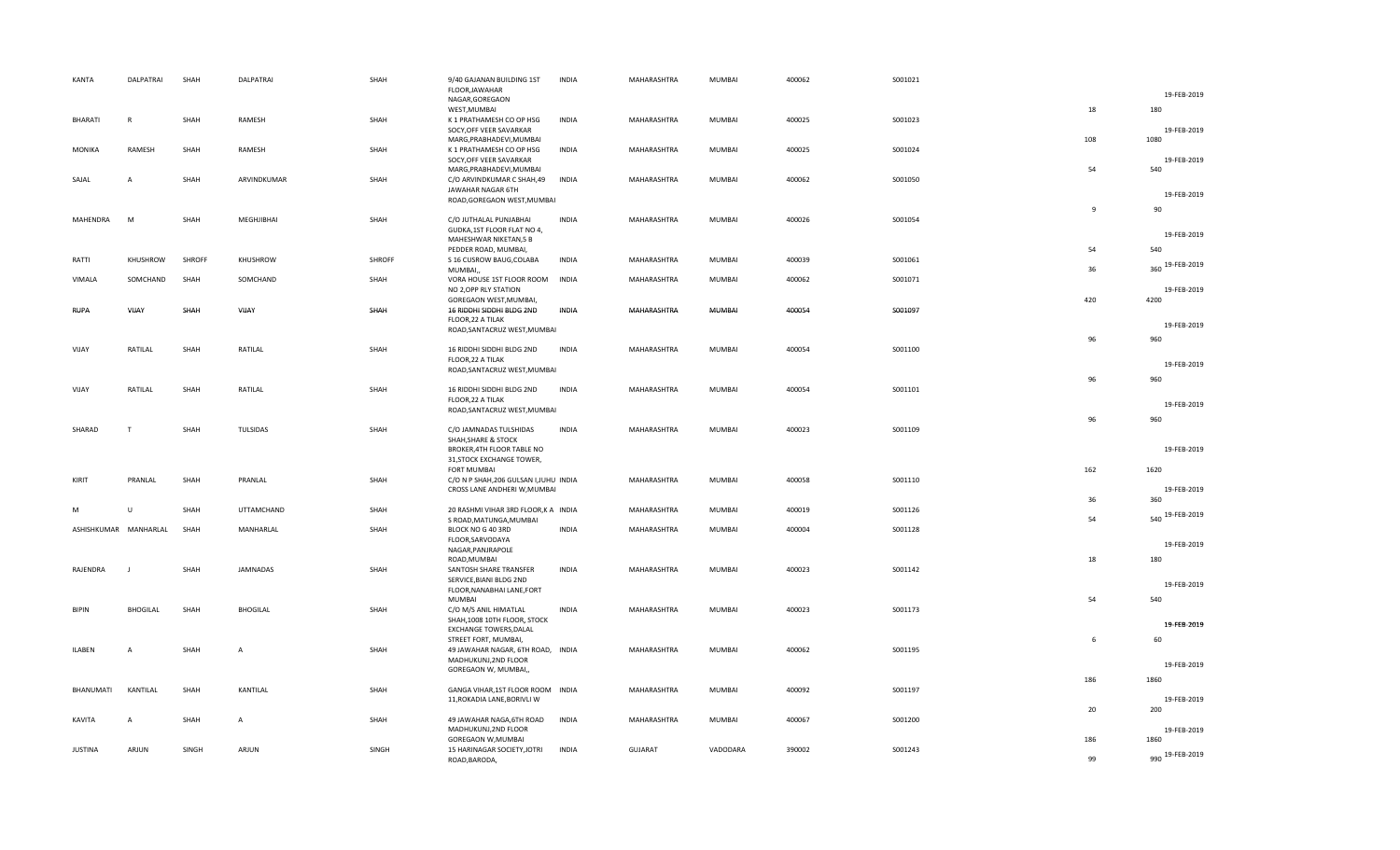| | | | | | | | | | | | | | |
|---|---|---|---|---|---|---|---|---|---|---|---|---|---|
| KANTA | DALPATRAI | SHAH | DALPATRAI | SHAH | 9/40 GAJANAN BUILDING 1ST FLOOR,JAWAHAR NAGAR,GOREGAON WEST,MUMBAI | INDIA | MAHARASHTRA | MUMBAI | 400062 | S001021 | 18 | 180 | 19-FEB-2019 |
| BHARATI | R | SHAH | RAMESH | SHAH | K 1 PRATHAMESH CO OP HSG SOCY,OFF VEER SAVARKAR MARG,PRABHADEVI,MUMBAI | INDIA | MAHARASHTRA | MUMBAI | 400025 | S001023 | 108 | 1080 | 19-FEB-2019 |
| MONIKA | RAMESH | SHAH | RAMESH | SHAH | K 1 PRATHAMESH CO OP HSG SOCY,OFF VEER SAVARKAR MARG,PRABHADEVI,MUMBAI | INDIA | MAHARASHTRA | MUMBAI | 400025 | S001024 | 54 | 540 | 19-FEB-2019 |
| SAJAL | A | SHAH | ARVINDKUMAR | SHAH | C/O ARVINDKUMAR C SHAH,49 JAWAHAR NAGAR 6TH ROAD,GOREGAON WEST,MUMBAI | INDIA | MAHARASHTRA | MUMBAI | 400062 | S001050 | 9 | 90 | 19-FEB-2019 |
| MAHENDRA | M | SHAH | MEGHJIBHAI | SHAH | C/O JUTHALAL PUNJABHAI GUDKA,1ST FLOOR FLAT NO 4, MAHESHWAR NIKETAN,5 B PEDDER ROAD, MUMBAI, | INDIA | MAHARASHTRA | MUMBAI | 400026 | S001054 | 54 | 540 | 19-FEB-2019 |
| RATTI | KHUSHROW | SHROFF | KHUSHROW | SHROFF | S 16 CUSROW BAUG,COLABA MUMBAI,, | INDIA | MAHARASHTRA | MUMBAI | 400039 | S001061 | 36 | 360 | 19-FEB-2019 |
| VIMALA | SOMCHAND | SHAH | SOMCHAND | SHAH | VORA HOUSE 1ST FLOOR ROOM NO 2,OPP RLY STATION GOREGAON WEST,MUMBAI, | INDIA | MAHARASHTRA | MUMBAI | 400062 | S001071 | 420 | 4200 | 19-FEB-2019 |
| RUPA | VIJAY | SHAH | VIJAY | SHAH | 16 RIDDHI SIDDHI BLDG 2ND FLOOR,22 A TILAK ROAD,SANTACRUZ WEST,MUMBAI | INDIA | MAHARASHTRA | MUMBAI | 400054 | S001097 | 96 | 960 | 19-FEB-2019 |
| VIJAY | RATILAL | SHAH | RATILAL | SHAH | 16 RIDDHI SIDDHI BLDG 2ND FLOOR,22 A TILAK ROAD,SANTACRUZ WEST,MUMBAI | INDIA | MAHARASHTRA | MUMBAI | 400054 | S001100 | 96 | 960 | 19-FEB-2019 |
| VIJAY | RATILAL | SHAH | RATILAL | SHAH | 16 RIDDHI SIDDHI BLDG 2ND FLOOR,22 A TILAK ROAD,SANTACRUZ WEST,MUMBAI | INDIA | MAHARASHTRA | MUMBAI | 400054 | S001101 | 96 | 960 | 19-FEB-2019 |
| SHARAD | T | SHAH | TULSIDAS | SHAH | C/O JAMNADAS TULSHIDAS SHAH,SHARE & STOCK BROKER,4TH FLOOR TABLE NO 31,STOCK EXCHANGE TOWER, FORT MUMBAI | INDIA | MAHARASHTRA | MUMBAI | 400023 | S001109 | 162 | 1620 | 19-FEB-2019 |
| KIRIT | PRANLAL | SHAH | PRANLAL | SHAH | C/O N P SHAH,206 GULSAN I,JUHU CROSS LANE ANDHERI W,MUMBAI | INDIA | MAHARASHTRA | MUMBAI | 400058 | S001110 | 36 | 360 | 19-FEB-2019 |
| M | U | SHAH | UTTAMCHAND | SHAH | 20 RASHMI VIHAR 3RD FLOOR,K A S ROAD,MATUNGA,MUMBAI | INDIA | MAHARASHTRA | MUMBAI | 400019 | S001126 | 54 | 540 | 19-FEB-2019 |
| ASHISHKUMAR | MANHARLAL | SHAH | MANHARLAL | SHAH | BLOCK NO G 40 3RD FLOOR,SARVODAYA NAGAR,PANJRAPOLE ROAD,MUMBAI | INDIA | MAHARASHTRA | MUMBAI | 400004 | S001128 | 18 | 180 | 19-FEB-2019 |
| RAJENDRA | J | SHAH | JAMNADAS | SHAH | SANTOSH SHARE TRANSFER SERVICE,BIANI BLDG 2ND FLOOR,NANABHAI LANE,FORT MUMBAI | INDIA | MAHARASHTRA | MUMBAI | 400023 | S001142 | 54 | 540 | 19-FEB-2019 |
| BIPIN | BHOGILAL | SHAH | BHOGILAL | SHAH | C/O M/S ANIL HIMATLAL SHAH,1008 10TH FLOOR, STOCK EXCHANGE TOWERS,DALAL STREET FORT, MUMBAI, | INDIA | MAHARASHTRA | MUMBAI | 400023 | S001173 | 6 | 60 | 19-FEB-2019 |
| ILABEN | A | SHAH | A | SHAH | 49 JAWAHAR NAGAR, 6TH ROAD, MADHUKUNJ,2ND FLOOR GOREGAON W, MUMBAI,, | INDIA | MAHARASHTRA | MUMBAI | 400062 | S001195 | 186 | 1860 | 19-FEB-2019 |
| BHANUMATI | KANTILAL | SHAH | KANTILAL | SHAH | GANGA VIHAR,1ST FLOOR ROOM 11,ROKADIA LANE,BORIVLI W | INDIA | MAHARASHTRA | MUMBAI | 400092 | S001197 | 20 | 200 | 19-FEB-2019 |
| KAVITA | A | SHAH | A | SHAH | 49 JAWAHAR NAGA,6TH ROAD MADHUKUNJ,2ND FLOOR GOREGAON W,MUMBAI | INDIA | MAHARASHTRA | MUMBAI | 400067 | S001200 | 186 | 1860 | 19-FEB-2019 |
| JUSTINA | ARJUN | SINGH | ARJUN | SINGH | 15 HARINAGAR SOCIETY,JOTRI ROAD,BARODA, | INDIA | GUJARAT | VADODARA | 390002 | S001243 | 99 | 990 | 19-FEB-2019 |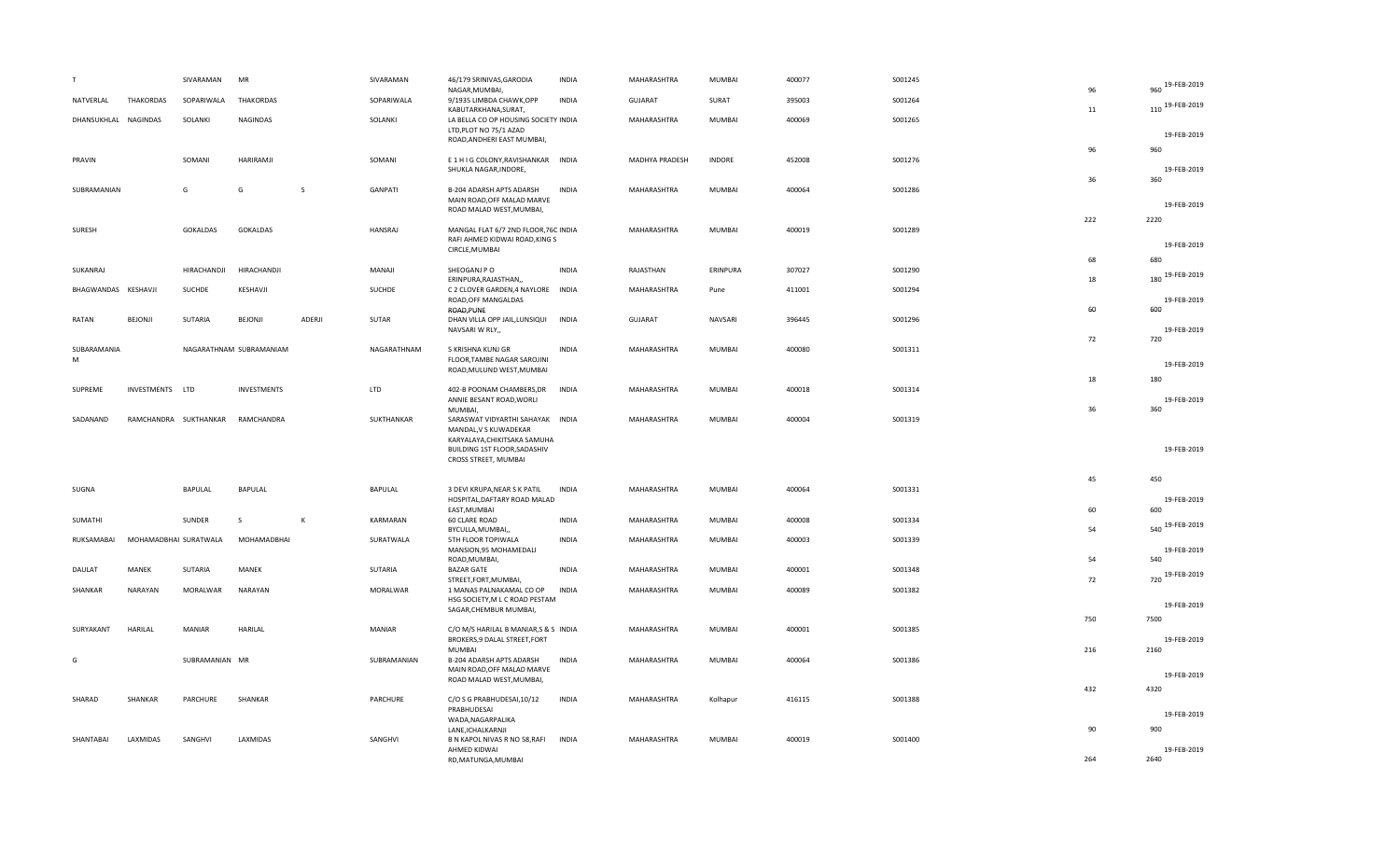| | | | | | | | | | | | | | | | |
|---|---|---|---|---|---|---|---|---|---|---|---|---|---|---|---|
| T | | SIVARAMAN | MR | | SIVARAMAN | 46/179 SRINIVAS,GARODIA NAGAR,MUMBAI, | INDIA | MAHARASHTRA | MUMBAI | 400077 | S001245 | | 96 | 960 | 19-FEB-2019 |
| NATVERLAL | THAKORDAS | SOPARIWALA | THAKORDAS | | SOPARIWALA | 9/1935 LIMBDA CHAWK,OPP KABUTARKHANA,SURAT, | INDIA | GUJARAT | SURAT | 395003 | S001264 | | 11 | 110 | 19-FEB-2019 |
| DHANSUKHLAL | NAGINDAS | SOLANKI | NAGINDAS | | SOLANKI | LA BELLA CO OP HOUSING SOCIETY LTD,PLOT NO 75/1 AZAD ROAD,ANDHERI EAST MUMBAI, | INDIA | MAHARASHTRA | MUMBAI | 400069 | S001265 | | 96 | 960 | 19-FEB-2019 |
| PRAVIN | | SOMANI | HARIRAMJI | | SOMANI | E 1 H I G COLONY,RAVISHANKAR SHUKLA NAGAR,INDORE, | INDIA | MADHYA PRADESH | INDORE | 452008 | S001276 | | 36 | 360 | 19-FEB-2019 |
| SUBRAMANIAN | | G | G | S | GANPATI | B-204 ADARSH APTS ADARSH MAIN ROAD,OFF MALAD MARVE ROAD MALAD WEST,MUMBAI, | INDIA | MAHARASHTRA | MUMBAI | 400064 | S001286 | | 222 | 2220 | 19-FEB-2019 |
| SURESH | | GOKALDAS | GOKALDAS | | HANSRAJ | MANGAL FLAT 6/7 2ND FLOOR,76C RAFI AHMED KIDWAI ROAD,KING S CIRCLE,MUMBAI | INDIA | MAHARASHTRA | MUMBAI | 400019 | S001289 | | 68 | 680 | 19-FEB-2019 |
| SUKANRAJ | | HIRACHANDJI | HIRACHANDJI | | MANAJI | SHEOGANJ P O ERINPURA,RAJASTHAN,, | INDIA | RAJASTHAN | ERINPURA | 307027 | S001290 | | 18 | 180 | 19-FEB-2019 |
| BHAGWANDAS | KESHAVJI | SUCHDE | KESHAVJI | | SUCHDE | C 2 CLOVER GARDEN,4 NAYLORE ROAD,OFF MANGALDAS ROAD,PUNE | INDIA | MAHARASHTRA | Pune | 411001 | S001294 | | 60 | 600 | 19-FEB-2019 |
| RATAN | BEJONJI | SUTARIA | BEJONJI | ADERJI | SUTAR | DHAN VILLA OPP JAIL,LUNSIQUI NAVSARI W RLY,, | INDIA | GUJARAT | NAVSARI | 396445 | S001296 | | 72 | 720 | 19-FEB-2019 |
| SUBARAMANIA M | | NAGARATHNAM | SUBRAMANIAM | | NAGARATHNAM | 5 KRISHNA KUNJ GR FLOOR,TAMBE NAGAR SAROJINI ROAD,MULUND WEST,MUMBAI | INDIA | MAHARASHTRA | MUMBAI | 400080 | S001311 | | 18 | 180 | 19-FEB-2019 |
| SUPREME | INVESTMENTS | LTD | INVESTMENTS | | LTD | 402-B POONAM CHAMBERS,DR ANNIE BESANT ROAD,WORLI MUMBAI, | INDIA | MAHARASHTRA | MUMBAI | 400018 | S001314 | | 36 | 360 | 19-FEB-2019 |
| SADANAND | RAMCHANDRA | SUKTHANKAR | RAMCHANDRA | | SUKTHANKAR | SARASWAT VIDYARTHI SAHAYAK MANDAL,V S KUWADEKAR KARYALAYA,CHIKITSAKA SAMUHA BUILDING 1ST FLOOR,SADASHIV CROSS STREET, MUMBAI | INDIA | MAHARASHTRA | MUMBAI | 400004 | S001319 | | 45 | 450 | 19-FEB-2019 |
| SUGNA | | BAPULAL | BAPULAL | | BAPULAL | 3 DEVI KRUPA,NEAR S K PATIL HOSPITAL,DAFTARY ROAD MALAD EAST,MUMBAI | INDIA | MAHARASHTRA | MUMBAI | 400064 | S001331 | | 60 | 600 | 19-FEB-2019 |
| SUMATHI | | SUNDER | S | K | KARMARAN | 60 CLARE ROAD BYCULLA,MUMBAI,, | INDIA | MAHARASHTRA | MUMBAI | 400008 | S001334 | | 54 | 540 | 19-FEB-2019 |
| RUKSAMABAI | MOHAMADBHAI | SURATWALA | MOHAMADBHAI | | SURATWALA | 5TH FLOOR TOPIWALA MANSION,95 MOHAMEDALI ROAD,MUMBAI, | INDIA | MAHARASHTRA | MUMBAI | 400003 | S001339 | | 54 | 540 | 19-FEB-2019 |
| DAULAT | MANEK | SUTARIA | MANEK | | SUTARIA | BAZAR GATE STREET,FORT,MUMBAI, | INDIA | MAHARASHTRA | MUMBAI | 400001 | S001348 | | 72 | 720 | 19-FEB-2019 |
| SHANKAR | NARAYAN | MORALWAR | NARAYAN | | MORALWAR | 1 MANAS PALNAKAMAL CO OP HSG SOCIETY,M L C ROAD PESTAM SAGAR,CHEMBUR MUMBAI, | INDIA | MAHARASHTRA | MUMBAI | 400089 | S001382 | | 750 | 7500 | 19-FEB-2019 |
| SURYAKANT | HARILAL | MANIAR | HARILAL | | MANIAR | C/O M/S HARILAL B MANIAR,S & S BROKERS,9 DALAL STREET,FORT MUMBAI | INDIA | MAHARASHTRA | MUMBAI | 400001 | S001385 | | 216 | 2160 | 19-FEB-2019 |
| G | | SUBRAMANIAN | MR | | SUBRAMANIAN | B-204 ADARSH APTS ADARSH MAIN ROAD,OFF MALAD MARVE ROAD MALAD WEST,MUMBAI, | INDIA | MAHARASHTRA | MUMBAI | 400064 | S001386 | | 432 | 4320 | 19-FEB-2019 |
| SHARAD | SHANKAR | PARCHURE | SHANKAR | | PARCHURE | C/O S G PRABHUDESAI,10/12 PRABHUDESAI WADA,NAGARPALIKA LANE,ICHALKARNJI | INDIA | MAHARASHTRA | Kolhapur | 416115 | S001388 | | 90 | 900 | 19-FEB-2019 |
| SHANTABAI | LAXMIDAS | SANGHVI | LAXMIDAS | | SANGHVI | B N KAPOL NIVAS R NO 58,RAFI AHMED KIDWAI RD,MATUNGA,MUMBAI | INDIA | MAHARASHTRA | MUMBAI | 400019 | S001400 | | 264 | 2640 | 19-FEB-2019 |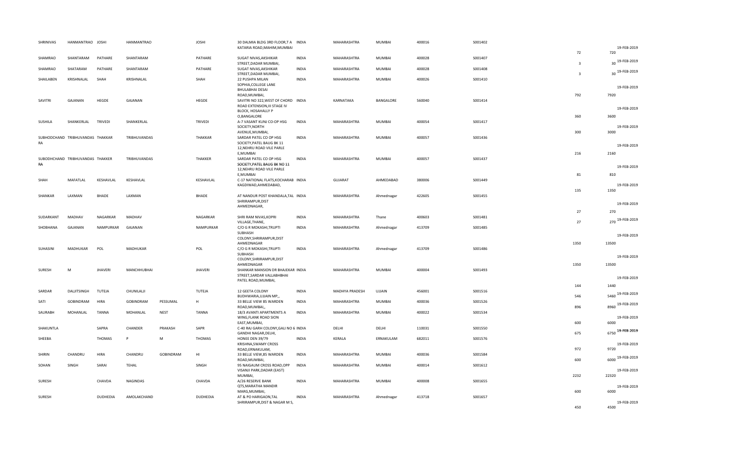| | | | | | | | | | | | | | | |
|---|---|---|---|---|---|---|---|---|---|---|---|---|---|---|
| SHRINIVAS | HANMANTRAO | JOSHI | HANMANTRAO | | JOSHI | 30 DALMIA BLDG 3RD FLOOR,T A KATARIA ROAD,MAHIM,MUMBAI | INDIA | MAHARASHTRA | MUMBAI | 400016 | S001402 | 72 | 720 | 19-FEB-2019 |
| SHAMRAO | SHANTARAM | PATHARE | SHANTARAM | | PATHARE | SUGAT NIVAS,AKSHIKAR STREET,DADAR MUMBAI, | INDIA | MAHARASHTRA | MUMBAI | 400028 | S001407 | 3 | 30 | 19-FEB-2019 |
| SHAMRAO | SHATARAM | PATHARE | SHANTARAM | | PATHARE | SUGAT NIVAS,AKSHIKAR STREET,DADAR MUMBAI, | INDIA | MAHARASHTRA | MUMBAI | 400028 | S001408 | 3 | 30 | 19-FEB-2019 |
| SHAILABEN | KRISHNALAL | SHAH | KRISHNALAL | | SHAH | 22 PUSHPA MILAN SOPHIA,COLLEGE LANE BHULABHAI DESAI ROAD,MUMBAI, | INDIA | MAHARASHTRA | MUMBAI | 400026 | S001410 | 792 | 7920 | 19-FEB-2019 |
| SAVITRI | GAJANAN | HEGDE | GAJANAN | | HEGDE | SAVITRI NO 322,WEST OF CHORD ROAD EXTENSION,III STAGE IV BLOCK, HOSAHALLY P O,BANGALORE | INDIA | KARNATAKA | BANGALORE | 560040 | S001414 | 360 | 3600 | 19-FEB-2019 |
| SUSHILA | SHANKERLAL | TRIVEDI | SHANKERLAL | | TRIVEDI | A-7 VASANT KUNJ CO-OP HSG SOCIETY,NORTH AVENUE,MUMBAI, | INDIA | MAHARASHTRA | MUMBAI | 400054 | S001417 | 300 | 3000 | 19-FEB-2019 |
| SUBHODCHAND RA | TRIBHUVANDAS | THAKKAR | TRIBHUVANDAS | | THAKKAR | SARDAR PATEL CO OP HSG SOCIETY,PATEL BAUG BK 11 12,NEHRU ROAD VILE PARLE E,MUMBAI | INDIA | MAHARASHTRA | MUMBAI | 400057 | S001436 | 216 | 2160 | 19-FEB-2019 |
| SUBODHCHAND RA | TRIBHUVANDAS | THAKKER | TRIBHUVANDAS | | THAKKER | SARDAR PATEL CO OP HSG SOCIETY,PATEL BAUG BK NO 11 12,NEHRU ROAD VILE PARLE E,MUMBAI | INDIA | MAHARASHTRA | MUMBAI | 400057 | S001437 | 81 | 810 | 19-FEB-2019 |
| SHAH | MAFATLAL | KESHAVLAL | KESHAVLAL | | KESHAVLAL | C-17 NATIONAL FLATS,KOCHARAB KAGDIWAD,AHMEDABAD, | INDIA | GUJARAT | AHMEDABAD | 380006 | S001449 | 135 | 1350 | 19-FEB-2019 |
| SHANKAR | LAXMAN | BHADE | LAXMAN | | BHADE | AT NANDUR POST KHANDALA,TAL SHRIRAMPUR,DIST AHMEDNAGAR, | INDIA | MAHARASHTRA | Ahmednagar | 422605 | S001455 | 27 | 270 | 19-FEB-2019 |
| SUDARKANT | MADHAV | NAGARKAR | MADHAV | | NAGARKAR | SHRI RAM NIVAS,KOPRI VILLAGE,THANE, | INDIA | MAHARASHTRA | Thane | 400603 | S001481 | 27 | 270 | 19-FEB-2019 |
| SHOBHANA | GAJANAN | NAMPURKAR | GAJANAN | | NAMPURKAR | C/O G R MOKASHI,TRUPTI SUBHASH COLONY,SHRIRAMPUR,DIST AHMEDNAGAR | INDIA | MAHARASHTRA | Ahmednagar | 413709 | S001485 | 1350 | 13500 | 19-FEB-2019 |
| SUHASINI | MADHUKAR | POL | MADHUKAR | | POL | C/O G R MOKASHI,TRUPTI SUBHASH COLONY,SHRIRAMPUR,DIST AHMEDNAGAR | INDIA | MAHARASHTRA | Ahmednagar | 413709 | S001486 | 1350 | 13500 | 19-FEB-2019 |
| SURESH | M | JHAVERI | MANCHHUBHAI | | JHAVERI | SHANKAR MANSION DR BHAJEKAR STREET,SARDAR VALLABHBHAI PATEL ROAD,MUMBAI, | INDIA | MAHARASHTRA | MUMBAI | 400004 | S001493 | 144 | 1440 | 19-FEB-2019 |
| SARDAR | DALJITSINGH | TUTEJA | CHUNILALJI | | TUTEJA | 12 GEETA COLONY BUDHWARIA,UJJAIN MP,, | INDIA | MADHYA PRADESH | UJJAIN | 456001 | S001516 | 546 | 5460 | 19-FEB-2019 |
| SATI | GOBINDRAM | HIRA | GOBINDRAM | PESSUMAL | H | 33 BELLE VIEW 85 WARDEN ROAD,MUMBAI,, | INDIA | MAHARASHTRA | MUMBAI | 400036 | S001526 | 896 | 8960 | 19-FEB-2019 |
| SAURABH | MOHANLAL | TANNA | MOHANLAL | NEST | TANNA | 18/3 AVANTI APARTMENTS A WING,FLANK ROAD SION EAST,MUMBAI, | INDIA | MAHARASHTRA | MUMBAI | 400022 | S001534 | 600 | 6000 | 19-FEB-2019 |
| SHAKUNTLA | | SAPRA | CHANDER | PRAKASH | SAPR | C-40 RAJ GARH COLONY,GALI NO 6 GANDHI NAGAR,DELHI, | INDIA | DELHI | DELHI | 110031 | S001550 | 675 | 6750 | 19-FEB-2019 |
| SHEEBA | | THOMAS | P | M | THOMAS | HONEE DEN 39/79 KRISHNA,SWAMY CROSS ROAD,ERNAKULAM, | INDIA | KERALA | ERNAKULAM | 682011 | S001576 | 972 | 9720 | 19-FEB-2019 |
| SHIRIN | CHANDRU | HIRA | CHANDRU | GOBINDRAM | HI | 33 BELLE VIEW,85 WARDEN ROAD,MUMBAI, | INDIA | MAHARASHTRA | MUMBAI | 400036 | S001584 | 600 | 6000 | 19-FEB-2019 |
| SOHAN | SINGH | SARAI | TEHAL | | SINGH | 95 NAIGAUM CROSS ROAD,OPP VISANJI PARK,DADAR (EAST) MUMBAI, | INDIA | MAHARASHTRA | MUMBAI | 400014 | S001612 | 2232 | 22320 | 19-FEB-2019 |
| SURESH | | CHAVDA | NAGINDAS | | CHAVDA | A/26 RESERVE BANK QTS,MARATHA MANDIR MARG,MUMBAI, | INDIA | MAHARASHTRA | MUMBAI | 400008 | S001655 | 600 | 6000 | 19-FEB-2019 |
| SURESH | | DUDHEDIA | AMOLAKCHAND | | DUDHEDIA | AT & PO HARIGAON,TAL SHRIRAMPUR,DIST & NAGAR M S, | INDIA | MAHARASHTRA | Ahmednagar | 413718 | S001657 | 450 | 4500 | 19-FEB-2019 |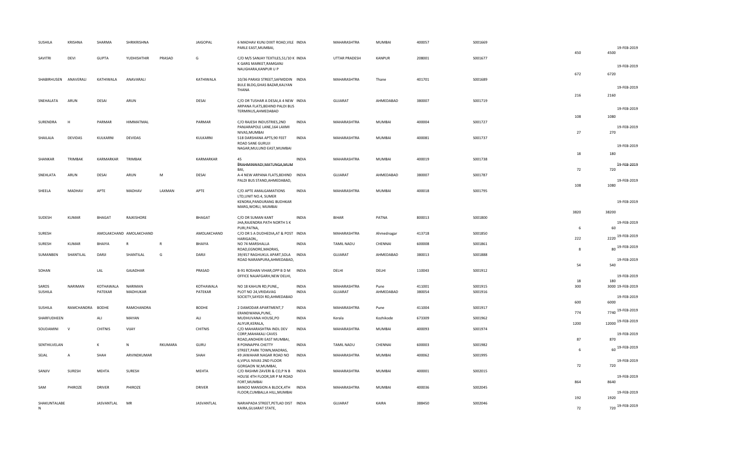| | | | | | | | | | | | | | | | |
|---|---|---|---|---|---|---|---|---|---|---|---|---|---|---|---|
| SUSHILA | KRISHNA | SHARMA | SHRIKRISHNA | | JAIGOPAL | 6 MADHAV KUNJ DIXIT ROAD,VILE PARLE EAST,MUMBAI, | INDIA | MAHARASHTRA | MUMBAI | 400057 | S001669 | | 450 | 4500 | 19-FEB-2019 |
| SAVITRI | DEVI | GUPTA | YUDHISHTHIR | PRASAD | G | C/O M/S SANJAY TEXTILES,51/10 K K GARG MARKET,RAMGANJ NAUGHARA,KANPUR U P | INDIA | UTTAR PRADESH | KANPUR | 208001 | S001677 | | 672 | 6720 | 19-FEB-2019 |
| SHABIRHUSEN | ANAVERALI | KATHIWALA | ANAVARALI | | KATHIWALA | 10/36 PARASI STREET,SAFMDDIN BULE BLDG,GHAS BAZAR,KALYAN THANA | INDIA | MAHARASHTRA | Thane | 401701 | S001689 | | 216 | 2160 | 19-FEB-2019 |
| SNEHALATA | ARUN | DESAI | ARUN | | DESAI | C/O DR TUSHAR A DESAI,A 4 NEW ARPANA FLATS,BEHIND PALDI BUS TERMINUS,AHMEDABAD | INDIA | GUJARAT | AHMEDABAD | 380007 | S001719 | | 108 | 1080 | 19-FEB-2019 |
| SURENDRA | H | PARMAR | HIMMATMAL | | PARMAR | C/O RAJESH INDUSTRIES,2ND PANJARAPOLE LANE,164 LAXMI NIVAS,MUMBAI | INDIA | MAHARASHTRA | MUMBAI | 400004 | S001727 | | 27 | 270 | 19-FEB-2019 |
| SHAILAJA | DEVIDAS | KULKARNI | DEVIDAS | | KULKARNI | 518 DARSHANA APTS,90 FEET ROAD SANE GURUJI NAGAR,MULUND EAST,MUMBAI | INDIA | MAHARASHTRA | MUMBAI | 400081 | S001737 | | 18 | 180 | 19-FEB-2019 |
| SHANKAR | TRIMBAK | KARMARKAR | TRIMBAK | | KARMARKAR | 45 BRAHMINWADI,MATUNGA,MUMBAI, | INDIA | MAHARASHTRA | MUMBAI | 400019 | S001738 | | 72 | 720 | 19-FEB-2019 |
| SNEHLATA | ARUN | DESAI | ARUN | M | DESAI | A-4 NEW ARPANA FLATS,BEHIND PALDI BUS STAND,AHMEDABAD, | INDIA | GUJARAT | AHMEDABAD | 380007 | S001787 | | 108 | 1080 | 19-FEB-2019 |
| SHEELA | MADHAV | APTE | MADHAV | LAXMAN | APTE | C/O APTE AMALGAMATIONS LTD,UNIT NO.4, SUMER KENDRA,PANDURANG BUDHKAR MARG,WORLI, MUMBAI | INDIA | MAHARASHTRA | MUMBAI | 400018 | S001795 | | 3820 | 38200 | 19-FEB-2019 |
| SUDESH | KUMAR | BHAGAT | RAJKISHORE | | BHAGAT | C/O DR SUMAN KANT JHA,RAJENDRA PATH NORTH S K PURI,PATNA, | INDIA | BIHAR | PATNA | 800013 | S001800 | | 6 | 60 | 19-FEB-2019 |
| SURESH | | AMOLAKCHAND | AMOLAKCHAND | | AMOLAKCHAND | C/O DR S A DUDHEDIA,AT & POST HARIGAON,, | INDIA | MAHARASHTRA | Ahmednagar | 413718 | S001850 | | 222 | 2220 | 19-FEB-2019 |
| SURESH | KUMAR | BHAIYA | R | R | BHAIYA | NO 74 MARSHALLA ROAD,EGNORE,MADRAS, | INDIA | TAMIL NADU | CHENNAI | 600008 | S001861 | | 8 | 80 | 19-FEB-2019 |
| SUMANBEN | SHANTILAL | DARJI | SHANTILAL | G | DARJI | 39/457 RAGHUKUL APART,SOLA ROAD NARANPURA,AHMEDABAD, | INDIA | GUJARAT | AHMEDABAD | 380013 | S001888 | | 54 | 540 | 19-FEB-2019 |
| SOHAN | | LAL | GAJADHAR | | PRASAD | B-91 ROSHAN VIHAR,OPP B D M OFFICE NAJAFGARH,NEW DELHI, | INDIA | DELHI | DELHI | 110043 | S001912 | | 18 | 180 | 19-FEB-2019 |
| SAROS | NARIMAN | KOTHAWALA | NARIMAN | | KOTHAWALA | NO 18 KAHUN RD,PUNE,, | INDIA | MAHARASHTRA | Pune | 411001 | S001915 | | 300 | 3000 | 19-FEB-2019 |
| SUSHILA | | PATEKAR | MADHUKAR | | PATEKAR | PLOT NO 24,VRIDAVAG SOCIETY,SAYEDI RD,AHMEDABAD | INDIA | GUJARAT | AHMEDABAD | 380054 | S001916 | | 600 | 6000 | 19-FEB-2019 |
| SUSHILA | RAMCHANDRA | BODHE | RAMCHANDRA | | BODHE | 2 DAMODAR APARTMENT,7 ERANDWANA,PUNE, | INDIA | MAHARASHTRA | Pune | 411004 | S001917 | | 774 | 7740 | 19-FEB-2019 |
| SHARFUDHEEN | | ALI | MAYAN | | ALI | MUDHUVANA HOUSE,PO ALIYUR,KERALA, | INDIA | Kerala | Kozhikode | 673309 | S001962 | | 1200 | 12000 | 19-FEB-2019 |
| SOUDAMINI | V | CHITNIS | VIJAY | | CHITNIS | C/O MAHARASHTRA INDL DEV CORP,MAHAKALI CAVES ROAD,ANDHERI EAST MUMBAI, | INDIA | MAHARASHTRA | MUMBAI | 400093 | S001974 | | 87 | 870 | 19-FEB-2019 |
| SENTHILVELAN | | K | N | RKUMARA | GURU | 8 PONNAPPA CHETTY STREET,PARK TOWN,MADRAS, | INDIA | TAMIL NADU | CHENNAI | 600003 | S001982 | | 6 | 60 | 19-FEB-2019 |
| SEJAL | A | SHAH | ARVINDKUMAR | | SHAH | 49 JAWAHAR NAGAR ROAD NO 6,VIPUL NIVAS 2ND FLOOR GORGAON W,MUMBAI, | INDIA | MAHARASHTRA | MUMBAI | 400062 | S001995 | | 72 | 720 | 19-FEB-2019 |
| SANJIV | SURESH | MEHTA | SURESH | | MEHTA | C/O RASHMI ZAVERI & CO,P N B HOUSE 4TH FLOOR,SIR P M ROAD FORT,MUMBAI | INDIA | MAHARASHTRA | MUMBAI | 400001 | S002015 | | 864 | 8640 | 19-FEB-2019 |
| SAM | PHIROZE | DRIVER | PHIROZE | | DRIVER | BANOO MANSION A BLOCK,4TH FLOOR,CUMBALLA HILL,MUMBAI | INDIA | MAHARASHTRA | MUMBAI | 400036 | S002045 | | 192 | 1920 | 19-FEB-2019 |
| SHAKUNTALABEN | | JASVANTLAL | MR | | JASVANTLAL | NARIAPADA STREET,PETLAD DIST KAIRA,GUJARAT STATE, | INDIA | GUJARAT | KAIRA | 388450 | S002046 | | 72 | 720 | 19-FEB-2019 |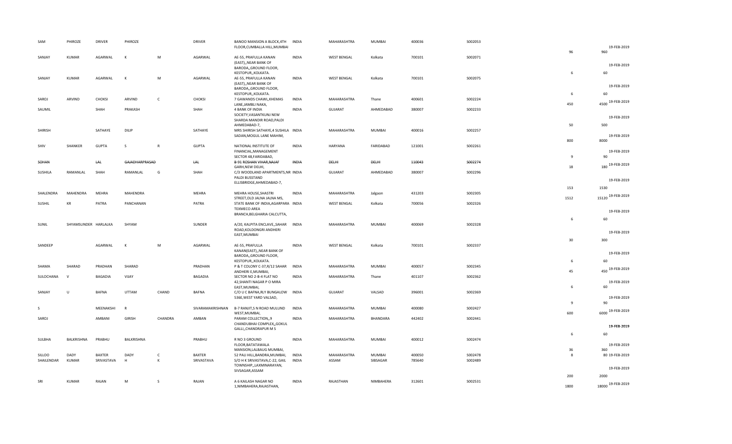| | | | | | | | | | | | | | | |
|---|---|---|---|---|---|---|---|---|---|---|---|---|---|---|
| SAM | PHIROZE | DRIVER | PHIROZE | | DRIVER | BANOO MANSION A BLOCK,4TH FLOOR,CUMBALLA HILL,MUMBAI | INDIA | MAHARASHTRA | MUMBAI | 400036 | S002053 | 96 | 960 | 19-FEB-2019 |
| SANJAY | KUMAR | AGARWAL | K | M | AGARWAL | AE-55, PRAFULLA KANAN (EAST),,NEAR BANK OF BARODA,,GROUND FLOOR, KESTOPUR,,KOLKATA. | INDIA | WEST BENGAL | Kolkata | 700101 | S002071 | 6 | 60 | 19-FEB-2019 |
| SANJAY | KUMAR | AGARWAL | K | M | AGARWAL | AE-55, PRAFULLA KANAN (EAST),,NEAR BANK OF BARODA,,GROUND FLOOR, KESTOPUR,,KOLKATA. | INDIA | WEST BENGAL | Kolkata | 700101 | S002075 | 6 | 60 | 19-FEB-2019 |
| SAROJ | ARVIND | CHOKSI | ARVIND | C | CHOKSI | 7 GAWANDS CHAWL,KHEMAS LANE,JAMBLI NAKA, | INDIA | MAHARASHTRA | Thane | 400601 | S002224 | 450 | 4500 | 19-FEB-2019 |
| SAUMIL | | SHAH | PRAKASH | | SHAH | 4 BANK OF INDIA SOCIETY,VASANTKUNJ NEW SHARDA MANDIR ROAD,PALDI AHMEDABAD-7, | INDIA | GUJARAT | AHMEDABAD | 380007 | S002233 | 50 | 500 | 19-FEB-2019 |
| SHIRISH | | SATHAYE | DILIP | | SATHAYE | MRS SHIRISH SATHAYE,4 SUSHILA SADAN,MOGUL LANE MAHIM, | INDIA | MAHARASHTRA | MUMBAI | 400016 | S002257 | 800 | 8000 | 19-FEB-2019 |
| SHIV | SHANKER | GUPTA | S | R | GUPTA | NATIONAL INSTITUTE OF FINANCIAL,MANAGEMENT SECTOR 48,FARIDABAD, | INDIA | HARYANA | FARIDABAD | 121001 | S002261 | 9 | 90 | 19-FEB-2019 |
| SOHAN | | LAL | GAJADHARPRASAD | | LAL | B-91 ROSHAN VIHAR,NAJAF GARH,NEW DELHI, | INDIA | DELHI | DELHI | 110043 | S002274 | 18 | 180 | 19-FEB-2019 |
| SUSHILA | RAMANLAL | SHAH | RAMANLAL | G | SHAH | C/3 WOODLAND APARTMENTS,NR PALDI BUSSTAND ELLISBRIDGE,AHMEDABAD-7, | INDIA | GUJARAT | AHMEDABAD | 380007 | S002296 | 153 | 1530 | 19-FEB-2019 |
| SHALENDRA | MAHENDRA | MEHRA | MAHENDRA | | MEHRA | MEHRA HOUSE,SHASTRI STREET,OLD JALNA JALNA MS, | INDIA | MAHARASHTRA | Jalgaon | 431203 | S002305 | 1512 | 15120 | 19-FEB-2019 |
| SUSHIL | KR | PATRA | PANCHANAN | | PATRA | STATE BANK OF INDIA,AGARPARA TEXMECO AREA BRANCH,BELGHARIA CALCUTTA, | INDIA | WEST BENGAL | Kolkata | 700056 | S002326 | 6 | 60 | 19-FEB-2019 |
| SUNIL | SHYAMSUNDER | HARLALKA | SHYAM | | SUNDER | A/20, KALPITA ENCLAVE,,SAHAR ROAD,KOLDONGRI ANDHERI EAST,MUMBAI | INDIA | MAHARASHTRA | MUMBAI | 400069 | S002328 | 30 | 300 | 19-FEB-2019 |
| SANDEEP | | AGARWAL | K | M | AGARWAL | AE-55, PRAFULLA KANAN(EAST),,NEAR BANK OF BARODA,,GROUND FLOOR, KESTOPUR,,KOLKATA. | INDIA | WEST BENGAL | Kolkata | 700101 | S002337 | 6 | 60 | 19-FEB-2019 |
| SHAMA | SHARAD | PRADHAN | SHARAD | | PRADHAN | P & T COLONY C-37,R/12 SAHAR ANDHERI E,MUMBAI, | INDIA | MAHARASHTRA | MUMBAI | 400057 | S002345 | 45 | 450 | 19-FEB-2019 |
| SULOCHANA | V | BAGADIA | VIJAY | | BAGADIA | SECTOR NO 2-B-4 FLAT NO 42,SHANTI NAGAR P O MIRA EAST,MUMBAI, | INDIA | MAHARASHTRA | Thane | 401107 | S002362 | 6 | 60 | 19-FEB-2019 |
| SANJAY | U | BAFNA | UTTAM | CHAND | BAFNA | C/O U C BAFNA,RLY BUNGALOW 536E,WEST YARD VALSAD, | INDIA | GUJARAT | VALSAD | 396001 | S002369 | 9 | 90 | 19-FEB-2019 |
| S | | MEENAKSHI | R | | SIVARAMAKRISHNAN | B-7 RANJIT,S N ROAD MULUND WEST,MUMBAI, | INDIA | MAHARASHTRA | MUMBAI | 400080 | S002427 | 600 | 6000 | 19-FEB-2019 |
| SAROJ | | AMBANI | GIRISH | CHANDRA | AMBAN | PARAM COLLECTION,,9 CHANDUBHAI COMPLEX,,GOKUL GALLI,,CHANDRAPUR M S | INDIA | MAHARASHTRA | BHANDARA | 442402 | S002441 | 6 | 60 | 19-FEB-2019 |
| SULBHA | BALKRISHNA | PRABHU | BALKRISHNA | | PRABHU | R NO 3 GROUND FLOOR,BATATAWALA MANSION,LALBAUG MUMBAI, | INDIA | MAHARASHTRA | MUMBAI | 400012 | S002474 | 36 | 360 | 19-FEB-2019 |
| SILLOO | DADY | BAXTER | DADY | C | BAXTER | 52 PALI HILL,BANDRA,MUMBAI, | INDIA | MAHARASHTRA | MUMBAI | 400050 | S002478 | 8 | 80 | 19-FEB-2019 |
| SHAILENDAR | KUMAR | SRIVASTAVA | H | K | SRIVASTAVA | S/O H K SRIVASTAVA,C-22, GAIL TOWNSHIP,,LAXMINARAYAN, SIVSAGAR,ASSAM | INDIA | ASSAM | SIBSAGAR | 785640 | S002489 | 200 | 2000 | 19-FEB-2019 |
| SRI | KUMAR | RAJAN | M | S | RAJAN | A 6 KAILASH NAGAR NO 1,NIMBAHERA,RAJASTHAN, | INDIA | RAJASTHAN | NIMBAHERA | 312601 | S002531 | 1800 | 18000 | 19-FEB-2019 |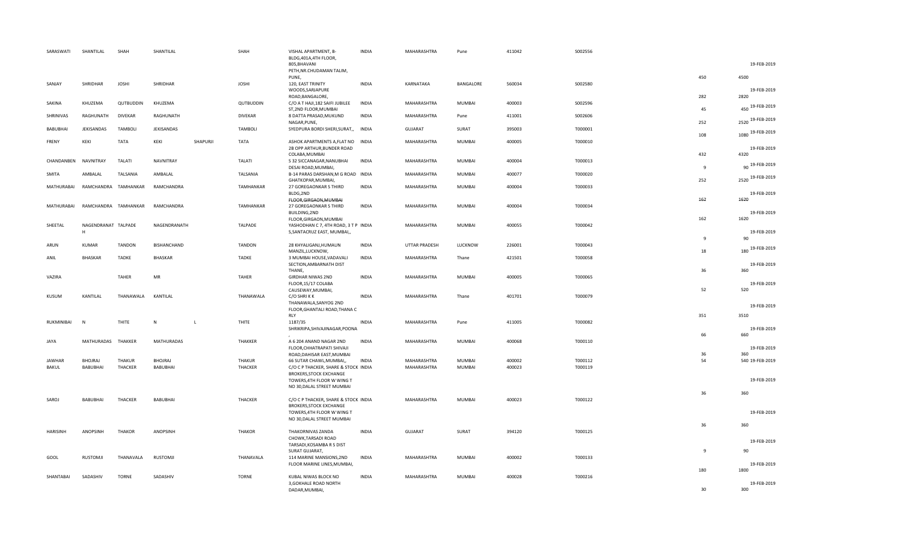| SARASWATI | SHANTILAL | SHAH | SHANTILAL | | SHAH | VISHAL APARTMENT, B-BLDG,401A,4TH FLOOR, 805,BHAVANI PETH,NR.CHUDAMAN TALIM, PUNE, | INDIA | MAHARASHTRA | Pune | 411042 | S002556 | 450 | 4500 | 19-FEB-2019 |
|---|---|---|---|---|---|---|---|---|---|---|---|---|---|---|
| SANJAY | SHRIDHAR | JOSHI | SHRIDHAR | | JOSHI | 120, EAST TRINITY WOODS,SARJAPURE ROAD,BANGALORE, | INDIA | KARNATAKA | BANGALORE | 560034 | S002580 | 282 | 2820 | 19-FEB-2019 |
| SAKINA | KHUZEMA | QUTBUDDIN | KHUZEMA | | QUTBUDDIN | C/O A T HAJI,182 SAIFI JUBILEE ST,2ND FLOOR,MUMBAI | INDIA | MAHARASHTRA | MUMBAI | 400003 | S002596 | 45 | 450 | 19-FEB-2019 |
| SHRINIVAS | RAGHUNATH | DIVEKAR | RAGHUNATH | | DIVEKAR | 8 DATTA PRASAD,MUKUND NAGAR,PUNE, | INDIA | MAHARASHTRA | Pune | 411001 | S002606 | 252 | 2520 | 19-FEB-2019 |
| BABUBHAI | JEKISANDAS | TAMBOLI | JEKISANDAS | | TAMBOLI | SYEDPURA BORDI SHERI,SURAT,, | INDIA | GUJARAT | SURAT | 395003 | T000001 | 108 | 1080 | 19-FEB-2019 |
| FRENY | KEKI | TATA | KEKI | SHAPURJI | TATA | ASHOK APARTMENTS A,FLAT NO 2B OPP ARTHUR,BUNDER ROAD COLABA,MUMBAI | INDIA | MAHARASHTRA | MUMBAI | 400005 | T000010 | 432 | 4320 | 19-FEB-2019 |
| CHANDANBEN | NAVNITRAY | TALATI | NAVNITRAY | | TALATI | S 32 SICCANAGAR,NANUBHAI DESAI ROAD,MUMBAI, | INDIA | MAHARASHTRA | MUMBAI | 400004 | T000013 | 9 | 90 | 19-FEB-2019 |
| SMITA | AMBALAL | TALSANIA | AMBALAL | | TALSANIA | B-14 PARAS DARSHAN,M G ROAD GHATKOPAR,MUMBAI, | INDIA | MAHARASHTRA | MUMBAI | 400077 | T000020 | 252 | 2520 | 19-FEB-2019 |
| MATHURABAI | RAMCHANDRA | TAMHANKAR | RAMCHANDRA | | TAMHANKAR | 27 GOREGAONKAR S THIRD BLDG,2ND FLOOR,GIRGAON,MUMBAI | INDIA | MAHARASHTRA | MUMBAI | 400004 | T000033 | 162 | 1620 | 19-FEB-2019 |
| MATHURABAI | RAMCHANDRA | TAMHANKAR | RAMCHANDRA | | TAMHANKAR | 27 GOREGAONKAR S THIRD BUILDING,2ND FLOOR,GIRGAON,MUMBAI | INDIA | MAHARASHTRA | MUMBAI | 400004 | T000034 | 162 | 1620 | 19-FEB-2019 |
| SHEETAL | NAGENDRANAT H | TALPADE | NAGENDRANATH | | TALPADE | YASHODHAN C 7, 4TH ROAD, 3 T P S,SANTACRUZ EAST, MUMBAI,, | INDIA | MAHARASHTRA | MUMBAI | 400055 | T000042 | 9 | 90 | 19-FEB-2019 |
| ARUN | KUMAR | TANDON | BISHANCHAND | | TANDON | 28 KHYALIGANJ,HUMAUN MANZIL,LUCKNOW, | INDIA | UTTAR PRADESH | LUCKNOW | 226001 | T000043 | 18 | 180 | 19-FEB-2019 |
| ANIL | BHASKAR | TADKE | BHASKAR | | TADKE | 3 MUMBAI HOUSE,VADAVALI SECTION,AMBARNATH DIST THANE, | INDIA | MAHARASHTRA | Thane | 421501 | T000058 | 36 | 360 | 19-FEB-2019 |
| VAZIRA | | TAHER | MR | | TAHER | GIRDHAR NIWAS 2ND FLOOR,15/17 COLABA CAUSEWAY,MUMBAI, | INDIA | MAHARASHTRA | MUMBAI | 400005 | T000065 | 52 | 520 | 19-FEB-2019 |
| KUSUM | KANTILAL | THANAWALA | KANTILAL | | THANAWALA | C/O SHRI K K THANAWALA,SANYOG 2ND FLOOR,GHANTALI ROAD,THANA C RLY | INDIA | MAHARASHTRA | Thane | 401701 | T000079 | 351 | 3510 | 19-FEB-2019 |
| RUKMINIBAI | N | THITE | N | L | THITE | 1187/35 SHRIKRIPA,SHIVAJINAGAR,POONA , | INDIA | MAHARASHTRA | Pune | 411005 | T000082 | 66 | 660 | 19-FEB-2019 |
| JAYA | MATHURADAS | THAKKER | MATHURADAS | | THAKKER | A 6 204 ANAND NAGAR 2ND FLOOR,CHHATRAPATI SHIVAJI ROAD,DAHISAR EAST,MUMBAI | INDIA | MAHARASHTRA | MUMBAI | 400068 | T000110 | 36 | 360 | 19-FEB-2019 |
| JAWHAR | BHOJRAJ | THAKUR | BHOJRAJ | | THAKUR | 66 SUTAR CHAWL,MUMBAI,, | INDIA | MAHARASHTRA | MUMBAI | 400002 | T000112 | 54 | 540 | 19-FEB-2019 |
| BAKUL | BABUBHAI | THACKER | BABUBHAI | | THACKER | C/O C P THACKER, SHARE & STOCK BROKERS,STOCK EXCHANGE TOWERS,4TH FLOOR W WING T NO 30,DALAL STREET MUMBAI | INDIA | MAHARASHTRA | MUMBAI | 400023 | T000119 | 36 | 360 | 19-FEB-2019 |
| SAROJ | BABUBHAI | THACKER | BABUBHAI | | THACKER | C/O C P THACKER, SHARE & STOCK BROKERS,STOCK EXCHANGE TOWERS,4TH FLOOR W WING T NO 30,DALAL STREET MUMBAI | INDIA | MAHARASHTRA | MUMBAI | 400023 | T000122 | 36 | 360 | 19-FEB-2019 |
| HARISINH | ANOPSINH | THAKOR | ANOPSINH | | THAKOR | THAKORNIVAS ZANDA CHOWK,TARSADI ROAD TARSADI,KOSAMBA R S DIST SURAT GUJARAT, | INDIA | GUJARAT | SURAT | 394120 | T000125 | 9 | 90 | 19-FEB-2019 |
| GOOL | RUSTOMJI | THANAVALA | RUSTOMJI | | THANAVALA | 114 MARINE MANSIONS,2ND FLOOR MARINE LINES,MUMBAI, | INDIA | MAHARASHTRA | MUMBAI | 400002 | T000133 | 180 | 1800 | 19-FEB-2019 |
| SHANTABAI | SADASHIV | TORNE | SADASHIV | | TORNE | KUBAL NIWAS BLOCK NO 3,GOKHALE ROAD NORTH DADAR,MUMBAI, | INDIA | MAHARASHTRA | MUMBAI | 400028 | T000216 | 30 | 300 | 19-FEB-2019 |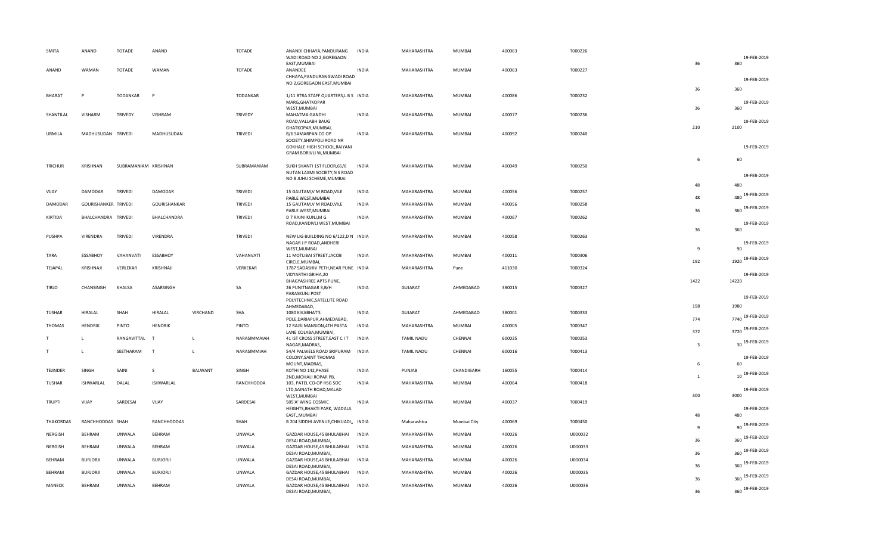| | | | | | | | | | | | | | | |
|---|---|---|---|---|---|---|---|---|---|---|---|---|---|---|
| SMITA | ANAND | TOTADE | ANAND | | TOTADE | ANANDI CHHAYA,PANDURANG WADI ROAD NO 2,GOREGAON EAST,MUMBAI | INDIA | MAHARASHTRA | MUMBAI | 400063 | T000226 | 36 | 360 | 19-FEB-2019 |
| ANAND | WAMAN | TOTADE | WAMAN | | TOTADE | ANANDEE CHHAYA,PANDURANGWADI ROAD NO 2,GOREGAON EAST,MUMBAI | INDIA | MAHARASHTRA | MUMBAI | 400063 | T000227 | 36 | 360 | 19-FEB-2019 |
| BHARAT | P | TODANKAR | P | | TODANKAR | 1/11 BTRA STAFF QUARTERS,L B S MARG,GHATKOPAR WEST,MUMBAI | INDIA | MAHARASHTRA | MUMBAI | 400086 | T000232 | 36 | 360 | 19-FEB-2019 |
| SHANTILAL | VISHARM | TRIVEDY | VISHRAM | | TRIVEDY | MAHATMA GANDHI ROAD,VALLABH BAUG GHATKOPAR,MUMBAI, | INDIA | MAHARASHTRA | MUMBAI | 400077 | T000236 | 210 | 2100 | 19-FEB-2019 |
| URMILA | MADHUSUDAN | TRIVEDI | MADHUSUDAN | | TRIVEDI | B/6 SAMARPAN CO OP SOCIETY,SHIMPOLI ROAD NR GOKHALE HIGH SCHOOL,RAIYANI GRAM BORIVLI W,MUMBAI | INDIA | MAHARASHTRA | MUMBAI | 400092 | T000240 | 6 | 60 | 19-FEB-2019 |
| TRICHUR | KRISHNAN | SUBRAMANIAM | KRISHNAN | | SUBRAMANIAM | SUKH SHANTI 1ST FLOOR,65/6 NUTAN LAXMI SOCIETY,N S ROAD NO 8 JUHU SCHEME,MUMBAI | INDIA | MAHARASHTRA | MUMBAI | 400049 | T000250 | 48 | 480 | 19-FEB-2019 |
| VIJAY | DAMODAR | TRIVEDI | DAMODAR | | TRIVEDI | 15 GAUTAM,V M ROAD,VILE PARLE WEST,MUMBAI | INDIA | MAHARASHTRA | MUMBAI | 400056 | T000257 | 48 | 480 | 19-FEB-2019 |
| DAMODAR | GOURISHANKER | TRIVEDI | GOURISHANKAR | | TRIVEDI | 15 GAUTAM,V M ROAD,VILE PARLE WEST,MUMBAI | INDIA | MAHARASHTRA | MUMBAI | 400056 | T000258 | 36 | 360 | 19-FEB-2019 |
| KIRTIDA | BHALCHANDRA | TRIVEDI | BHALCHANDRA | | TRIVEDI | D 7 RAJNI KUNJ,M G ROAD,KANDIVLI WEST,MUMBAI | INDIA | MAHARASHTRA | MUMBAI | 400067 | T000262 | 36 | 360 | 19-FEB-2019 |
| PUSHPA | VIRENDRA | TRIVEDI | VIRENDRA | | TRIVEDI | NEW LIG BUILDING NO 6/122,D N NAGAR J P ROAD,ANDHERI WEST,MUMBAI | INDIA | MAHARASHTRA | MUMBAI | 400058 | T000263 | 9 | 90 | 19-FEB-2019 |
| TARA | ESSABHOY | VAHANVATI | ESSABHOY | | VAHANVATI | 11 MOTLIBAI STREET,JACOB CIRCLE,MUMBAI, | INDIA | MAHARASHTRA | MUMBAI | 400011 | T000306 | 192 | 1920 | 19-FEB-2019 |
| TEJAPAL | KRISHNAJI | VERLEKAR | KRISHNAJI | | VERKEKAR | 1787 SADASHIV PETH,NEAR PUNE VIDYARTHI GRIHA,20 BHAGYASHREE APTS PUNE, | INDIA | MAHARASHTRA | Pune | 411030 | T000324 | 1422 | 14220 | 19-FEB-2019 |
| TIRLO | CHANSINGH | KHALSA | ASARSINGH | | SA | 26 PUNITNAGAR 3,B/H PARASKUNJ POST POLYTECHNIC,SATELLITE ROAD AHMEDABAD, | INDIA | GUJARAT | AHMEDABAD | 380015 | T000327 | 198 | 1980 | 19-FEB-2019 |
| TUSHAR | HIRALAL | SHAH | HIRALAL | VIRCHAND | SHA | 1080 KIKABHAT'S POLE,DARIAPUR,AHMEDABAD, | INDIA | GUJARAT | AHMEDABAD | 380001 | T000333 | 774 | 7740 | 19-FEB-2019 |
| THOMAS | HENDRIK | PINTO | HENDRIK | | PINTO | 12 RAJSI MANSION,4TH PASTA LANE COLABA,MUMBAI, | INDIA | MAHARASHTRA | MUMBAI | 400005 | T000347 | 372 | 3720 | 19-FEB-2019 |
| T | L | RANGAVITTAL | T | L | NARASIMMAIAH | 41 IST CROSS STREET,EAST C I T NAGAR,MADRAS, | INDIA | TAMIL NADU | CHENNAI | 600035 | T000353 | 3 | 30 | 19-FEB-2019 |
| T | L | SEETHARAM | T | L | NARASIMMIAH | 54/4 PALWELS ROAD SRIPURAM COLONY,SAINT THOMAS MOUNT,MADRAS, | INDIA | TAMIL NADU | CHENNAI | 600016 | T000413 | 6 | 60 | 19-FEB-2019 |
| TEJINDER | SINGH | SAINI | S | BALWANT | SINGH | KOTHI NO 142,PHASE 2ND,MOHALI ROPAR PB, | INDIA | PUNJAB | CHANDIGARH | 160055 | T000414 | 1 | 10 | 19-FEB-2019 |
| TUSHAR | ISHWARLAL | DALAL | ISHWARLAL | | RANCHHODDA | 103, PATEL CO-OP HSG SOC LTD,SAINATH ROAD,MALAD WEST,MUMBAI | INDIA | MAHARASHTRA | MUMBAI | 400064 | T000418 | 300 | 3000 | 19-FEB-2019 |
| TRUPTI | VIJAY | SARDESAI | VIJAY | | SARDESAI | 505'A' WING COSMIC HEIGHTS,BHAKTI PARK, WADALA EAST,,MUMBAI | INDIA | MAHARASHTRA | MUMBAI | 400037 | T000419 | 48 | 480 | 19-FEB-2019 |
| THAKORDAS | RANCHHODDAS | SHAH | RANCHHODDAS | | SHAH | B 204 SIDDHI AVENUE,CHIKUADI,, | INDIA | Maharashtra | Mumbai City | 400069 | T000450 | 9 | 90 | 19-FEB-2019 |
| NERGISH | BEHRAM | UNWALA | BEHRAM | | UNWALA | GAZDAR HOUSE,45 BHULABHAI DESAI ROAD,MUMBAI, | INDIA | MAHARASHTRA | MUMBAI | 400026 | U000032 | 36 | 360 | 19-FEB-2019 |
| NERGISH | BEHRAM | UNWALA | BEHRAM | | UNWALA | GAZDAR HOUSE,45 BHULABHAI DESAI ROAD,MUMBAI, | INDIA | MAHARASHTRA | MUMBAI | 400026 | U000033 | 36 | 360 | 19-FEB-2019 |
| BEHRAM | BURJORJI | UNWALA | BURJORJI | | UNWALA | GAZDAR HOUSE,45 BHULABHAI DESAI ROAD,MUMBAI, | INDIA | MAHARASHTRA | MUMBAI | 400026 | U000034 | 36 | 360 | 19-FEB-2019 |
| BEHRAM | BURJORJI | UNWALA | BURJORJI | | UNWALA | GAZDAR HOUSE,45 BHULABHAI DESAI ROAD,MUMBAI, | INDIA | MAHARASHTRA | MUMBAI | 400026 | U000035 | 36 | 360 | 19-FEB-2019 |
| MANECK | BEHRAM | UNWALA | BEHRAM | | UNWALA | GAZDAR HOUSE,45 BHULABHAI DESAI ROAD,MUMBAI, | INDIA | MAHARASHTRA | MUMBAI | 400026 | U000036 | 36 | 360 | 19-FEB-2019 |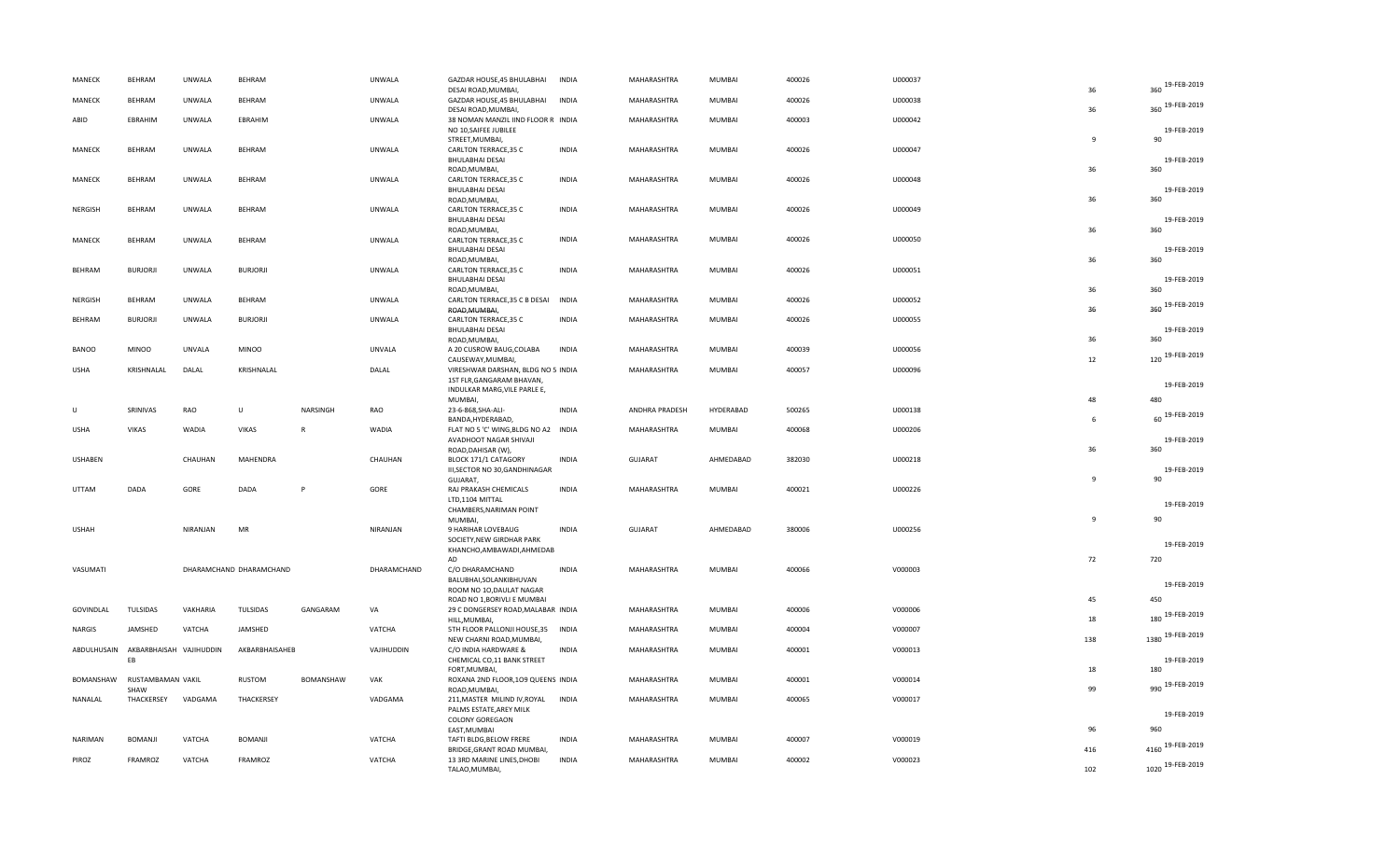| MANECK | BEHRAM | UNWALA | BEHRAM | | UNWALA | GAZDAR HOUSE,45 BHULABHAI DESAI ROAD,MUMBAI, | INDIA | MAHARASHTRA | MUMBAI | 400026 | U000037 | 36 | 360 | 19-FEB-2019 |
|---|---|---|---|---|---|---|---|---|---|---|---|---|---|---|
| MANECK | BEHRAM | UNWALA | BEHRAM | | UNWALA | GAZDAR HOUSE,45 BHULABHAI DESAI ROAD,MUMBAI, | INDIA | MAHARASHTRA | MUMBAI | 400026 | U000038 | 36 | 360 | 19-FEB-2019 |
| ABID | EBRAHIM | UNWALA | EBRAHIM | | UNWALA | 38 NOMAN MANZIL IIND FLOOR R NO 10,SAIFEE JUBILEE STREET,MUMBAI, | INDIA | MAHARASHTRA | MUMBAI | 400003 | U000042 | 9 | 90 | 19-FEB-2019 |
| MANECK | BEHRAM | UNWALA | BEHRAM | | UNWALA | CARLTON TERRACE,35 C BHULABHAI DESAI ROAD,MUMBAI, | INDIA | MAHARASHTRA | MUMBAI | 400026 | U000047 | 36 | 360 | 19-FEB-2019 |
| MANECK | BEHRAM | UNWALA | BEHRAM | | UNWALA | CARLTON TERRACE,35 C BHULABHAI DESAI ROAD,MUMBAI, | INDIA | MAHARASHTRA | MUMBAI | 400026 | U000048 | 36 | 360 | 19-FEB-2019 |
| NERGISH | BEHRAM | UNWALA | BEHRAM | | UNWALA | CARLTON TERRACE,35 C BHULABHAI DESAI ROAD,MUMBAI, | INDIA | MAHARASHTRA | MUMBAI | 400026 | U000049 | 36 | 360 | 19-FEB-2019 |
| MANECK | BEHRAM | UNWALA | BEHRAM | | UNWALA | CARLTON TERRACE,35 C BHULABHAI DESAI ROAD,MUMBAI, | INDIA | MAHARASHTRA | MUMBAI | 400026 | U000050 | 36 | 360 | 19-FEB-2019 |
| BEHRAM | BURJORJI | UNWALA | BURJORJI | | UNWALA | CARLTON TERRACE,35 C BHULABHAI DESAI ROAD,MUMBAI, | INDIA | MAHARASHTRA | MUMBAI | 400026 | U000051 | 36 | 360 | 19-FEB-2019 |
| NERGISH | BEHRAM | UNWALA | BEHRAM | | UNWALA | CARLTON TERRACE,35 C B DESAI ROAD,MUMBAI, | INDIA | MAHARASHTRA | MUMBAI | 400026 | U000052 | 36 | 360 | 19-FEB-2019 |
| BEHRAM | BURJORJI | UNWALA | BURJORJI | | UNWALA | CARLTON TERRACE,35 C BHULABHAI DESAI ROAD,MUMBAI, | INDIA | MAHARASHTRA | MUMBAI | 400026 | U000055 | 36 | 360 | 19-FEB-2019 |
| BANOO | MINOO | UNVALA | MINOO | | UNVALA | A 20 CUSROW BAUG,COLABA CAUSEWAY,MUMBAI, | INDIA | MAHARASHTRA | MUMBAI | 400039 | U000056 | 12 | 120 | 19-FEB-2019 |
| USHA | KRISHNALAL | DALAL | KRISHNALAL | | DALAL | VIRESHWAR DARSHAN, BLDG NO 5 1ST FLR,GANGARAM BHAVAN, INDULKAR MARG,VILE PARLE E, MUMBAI, | INDIA | MAHARASHTRA | MUMBAI | 400057 | U000096 | 48 | 480 | 19-FEB-2019 |
| U | SRINIVAS | RAO | U | NARSINGH | RAO | 23-6-868,SHA-ALI-BANDA,HYDERABAD, | INDIA | ANDHRA PRADESH | HYDERABAD | 500265 | U000138 | 6 | 60 | 19-FEB-2019 |
| USHA | VIKAS | WADIA | VIKAS | R | WADIA | FLAT NO 5 'C' WING,BLDG NO A2 AVADHOOT NAGAR SHIVAJI ROAD,DAHISAR (W), | INDIA | MAHARASHTRA | MUMBAI | 400068 | U000206 | 36 | 360 | 19-FEB-2019 |
| USHABEN | | CHAUHAN | MAHENDRA | | CHAUHAN | BLOCK 171/1 CATAGORY III,SECTOR NO 30,GANDHINAGAR GUJARAT, | INDIA | GUJARAT | AHMEDABAD | 382030 | U000218 | 9 | 90 | 19-FEB-2019 |
| UTTAM | DADA | GORE | DADA | P | GORE | RAJ PRAKASH CHEMICALS LTD,1104 MITTAL CHAMBERS,NARIMAN POINT MUMBAI, | INDIA | MAHARASHTRA | MUMBAI | 400021 | U000226 | 9 | 90 | 19-FEB-2019 |
| USHAH | | NIRANJAN | MR | | NIRANJAN | 9 HARIHAR LOVEBAUG SOCIETY,NEW GIRDHAR PARK KHANCHO,AMBAWADI,AHMEDAB AD | INDIA | GUJARAT | AHMEDABAD | 380006 | U000256 | 72 | 720 | 19-FEB-2019 |
| VASUMATI | | DHARAMCHAND | DHARAMCHAND | | DHARAMCHAND | C/O DHARAMCHAND BALUBHAI,SOLANKIBHUVAN ROOM NO 10,DAULAT NAGAR ROAD NO 1,BORIVLI E MUMBAI | INDIA | MAHARASHTRA | MUMBAI | 400066 | V000003 | 45 | 450 | 19-FEB-2019 |
| GOVINDLAL | TULSIDAS | VAKHARIA | TULSIDAS | GANGARAM | VA | 29 C DONGERSEY ROAD,MALABAR HILL,MUMBAI, | INDIA | MAHARASHTRA | MUMBAI | 400006 | V000006 | 18 | 180 | 19-FEB-2019 |
| NARGIS | JAMSHED | VATCHA | JAMSHED | | VATCHA | 5TH FLOOR PALLONJI HOUSE,35 NEW CHARNI ROAD,MUMBAI, | INDIA | MAHARASHTRA | MUMBAI | 400004 | V000007 | 138 | 1380 | 19-FEB-2019 |
| ABDULHUSAIN | AKBARBHAISAH EB | VAJIHUDDIN | AKBARBHAISAHEB | | VAJIHUDDIN | C/O INDIA HARDWARE & CHEMICAL CO,11 BANK STREET FORT,MUMBAI, | INDIA | MAHARASHTRA | MUMBAI | 400001 | V000013 | 18 | 180 | 19-FEB-2019 |
| BOMANSHAW | RUSTAMBAMAN SHAW | VAKIL | RUSTOM | BOMANSHAW | VAK | ROXANA 2ND FLOOR,109 QUEENS ROAD,MUMBAI, | INDIA | MAHARASHTRA | MUMBAI | 400001 | V000014 | 99 | 990 | 19-FEB-2019 |
| NANALAL | THACKERSEY | VADGAMA | THACKERSEY | | VADGAMA | 211,MASTER MILIND IV,ROYAL PALMS ESTATE,AREY MILK COLONY GOREGAON EAST,MUMBAI | INDIA | MAHARASHTRA | MUMBAI | 400065 | V000017 | 96 | 960 | 19-FEB-2019 |
| NARIMAN | BOMANJI | VATCHA | BOMANJI | | VATCHA | TAFTI BLDG,BELOW FRERE BRIDGE,GRANT ROAD MUMBAI, | INDIA | MAHARASHTRA | MUMBAI | 400007 | V000019 | 416 | 4160 | 19-FEB-2019 |
| PIROZ | FRAMROZ | VATCHA | FRAMROZ | | VATCHA | 13 3RD MARINE LINES,DHOBI TALAO,MUMBAI, | INDIA | MAHARASHTRA | MUMBAI | 400002 | V000023 | 102 | 1020 | 19-FEB-2019 |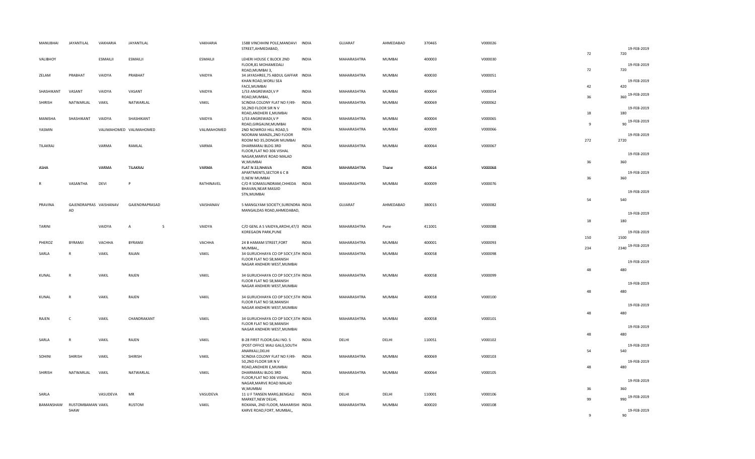| | | | | | | | | | | | | | | | |
|---|---|---|---|---|---|---|---|---|---|---|---|---|---|---|---|
| MANUBHAI | JAYANTILAL | VAKHARIA | JAYANTILAL | | VAKHARIA | 1588 VINCHHINI POLE,MANDAVI STREET,AHMEDABAD, | INDIA | GUJARAT | AHMEDABAD | 370465 | V000026 | | 72 | 720 | 19-FEB-2019 |
| VALIBHOY | | ESMAILJI | ESMAILJI | | ESMAILJI | LEHERI HOUSE C BLOCK 2ND FLOOR,81 MOHAMEDALI ROAD,MUMBAI 3, | INDIA | MAHARASHTRA | MUMBAI | 400003 | V000030 | | 72 | 720 | 19-FEB-2019 |
| ZELAM | PRABHAT | VAIDYA | PRABHAT | | VAIDYA | 34 JAYASHREE,75 ABDUL GAFFAR KHAN ROAD,WORLI SEA FACE,MUMBAI | INDIA | MAHARASHTRA | MUMBAI | 400030 | V000051 | | 42 | 420 | 19-FEB-2019 |
| SHASHIKANT | VASANT | VAIDYA | VASANT | | VAIDYA | 1/53 ANGREWADI,V P ROAD,MUMBAI, | INDIA | MAHARASHTRA | MUMBAI | 400004 | V000054 | | 36 | 360 | 19-FEB-2019 |
| SHIRISH | NATWARLAL | VAKIL | NATWARLAL | | VAKIL | SCINDIA COLONY FLAT NO F/49-50,2ND FLOOR SIR N V ROAD,ANDHERI E,MUMBAI | INDIA | MAHARASHTRA | MUMBAI | 400069 | V000062 | | 18 | 180 | 19-FEB-2019 |
| MANISHA | SHASHIKANT | VAIDYA | SHASHIKANT | | VAIDYA | 1/53 ANGREWADI,V P ROAD,GIRGAUM,MUMBAI | INDIA | MAHARASHTRA | MUMBAI | 400004 | V000065 | | 9 | 90 | 19-FEB-2019 |
| YASMIN | | VALIMAHOMED | VALIMAHOMED | | VALIMAHOMED | 2ND NOWROJI HILL ROAD,5 NOORANI MANZIL,2ND FLOOR ROOM NO 35,DONGRI MUMBAI | INDIA | MAHARASHTRA | MUMBAI | 400009 | V000066 | | 272 | 2720 | 19-FEB-2019 |
| TILAKRAJ | | VARMA | RAMLAL | | VARMA | DHARMARAJ BLDG 3RD FLOOR,FLAT NO 306 VISHAL NAGAR,MARVE ROAD MALAD W,MUMBAI | INDIA | MAHARASHTRA | MUMBAI | 400064 | V000067 | | 36 | 360 | 19-FEB-2019 |
| ASHA | | VARMA | TILAKRAJ | | VARMA | FLAT N 33,NHAVA APARTMENTS,SECTOR 6 C B D,NEW MUMBAI | INDIA | MAHARASHTRA | Thane | 400614 | V000068 | | 36 | 360 | 19-FEB-2019 |
| R | VASANTHA | DEVI | P | | RATHINAVEL | C/O R SOMASUNDRAM,CHHEDA BHAVAN,NEAR MASJID STN,MUMBAI | INDIA | MAHARASHTRA | MUMBAI | 400009 | V000076 | | 54 | 540 | 19-FEB-2019 |
| PRAVINA | GAJENDRAPRAS AD | VAISHANAV | GAJENDRAPRASAD | | VAISHANAV | 5 MANGLYAM SOCIETY,SURENDRA MANGALDAS ROAD,AHMEDABAD, | INDIA | GUJARAT | AHMEDABAD | 380015 | V000082 | | 18 | 180 | 19-FEB-2019 |
| TARINI | | VAIDYA | A | S | VAIDYA | C/O GENL A S VAIDYA,AROHI,47/3 KOREGAON PARK,PUNE | INDIA | MAHARASHTRA | Pune | 411001 | V000088 | | 150 | 1500 | 19-FEB-2019 |
| PHEROZ | BYRAMJI | VACHHA | BYRAMJI | | VACHHA | 24 B HAMAM STREET,FORT MUMBAI,, | INDIA | MAHARASHTRA | MUMBAI | 400001 | V000093 | | 234 | 2340 | 19-FEB-2019 |
| SARLA | R | VAKIL | RAJAN | | VAKIL | 34 GURUCHHAYA CO OP SOCY,5TH FLOOR FLAT NO 58,MANISH NAGAR ANDHERI WEST,MUMBAI | INDIA | MAHARASHTRA | MUMBAI | 400058 | V000098 | | 48 | 480 | 19-FEB-2019 |
| KUNAL | R | VAKIL | RAJEN | | VAKIL | 34 GURUCHHAYA CO OP SOCY,5TH FLOOR FLAT NO 58,MANISH NAGAR ANDHERI WEST,MUMBAI | INDIA | MAHARASHTRA | MUMBAI | 400058 | V000099 | | 48 | 480 | 19-FEB-2019 |
| KUNAL | R | VAKIL | RAJEN | | VAKIL | 34 GURUCHHAYA CO OP SOCY,5TH FLOOR FLAT NO 58,MANISH NAGAR ANDHERI WEST,MUMBAI | INDIA | MAHARASHTRA | MUMBAI | 400058 | V000100 | | 48 | 480 | 19-FEB-2019 |
| RAJEN | C | VAKIL | CHANDRAKANT | | VAKIL | 34 GURUCHHAYA CO OP SOCY,5TH FLOOR FLAT NO 58,MANISH NAGAR ANDHERI WEST,MUMBAI | INDIA | MAHARASHTRA | MUMBAI | 400058 | V000101 | | 48 | 480 | 19-FEB-2019 |
| SARLA | R | VAKIL | RAJEN | | VAKIL | B-28 FIRST FLOOR,GALI NO. 5 (POST OFFICE WALI GALI),SOUTH ANARKALI,DELHI | INDIA | DELHI | DELHI | 110051 | V000102 | | 54 | 540 | 19-FEB-2019 |
| SOHINI | SHIRISH | VAKIL | SHIRISH | | VAKIL | SCINDIA COLONY FLAT NO F/49-50,2ND FLOOR SIR N V ROAD,ANDHERI E,MUMBAI | INDIA | MAHARASHTRA | MUMBAI | 400069 | V000103 | | 48 | 480 | 19-FEB-2019 |
| SHIRISH | NATWARLAL | VAKIL | NATWARLAL | | VAKIL | DHARMARAJ BLDG 3RD FLOOR,FLAT NO 306 VISHAL NAGAR,MARVE ROAD MALAD W,MUMBAI | INDIA | MAHARASHTRA | MUMBAI | 400064 | V000105 | | 36 | 360 | 19-FEB-2019 |
| SARLA | | VASUDEVA | MR | | VASUDEVA | 11 U F TANSEN MARG,BENGALI MARKET,NEW DELHI, | INDIA | DELHI | DELHI | 110001 | V000106 | | 99 | 990 | 19-FEB-2019 |
| BAMANSHAW | RUSTOMBAMAN SHAW | VAKIL | RUSTOM | | VAKIL | ROXANA, 2ND FLOOR, MAHARISHI KARVE ROAD,FORT, MUMBAI,, | INDIA | MAHARASHTRA | MUMBAI | 400020 | V000108 | | 9 | 90 | 19-FEB-2019 |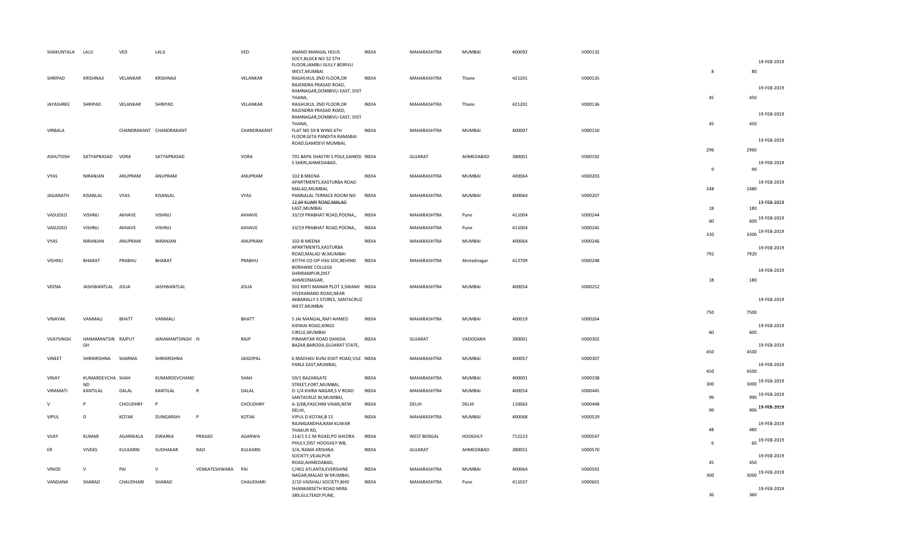| | | | | | | | | | | | | | | |
|---|---|---|---|---|---|---|---|---|---|---|---|---|---|---|
| SHAKUNTALA | LALJI | VED | LALJI | | VED | ANAND MANGAL HOUS SOCY,BLOCK NO 52 5TH FLOOR,JAMBLI GULLY BORIVLI WEST,MUMBAI | INDIA | MAHARASHTRA | MUMBAI | 400092 | V000132 | 8 | 80 | 19-FEB-2019 |
| SHRIPAD | KRISHNAJI | VELANKAR | KRISHNAJI | | VELANKAR | RAGHUKUL 2ND FLOOR,DR RAJENDRA PRASAD ROAD, RAMNAGAR,DOMBIVLI EAST, DIST THANA, | INDIA | MAHARASHTRA | Thane | 421201 | V000135 | 45 | 450 | 19-FEB-2019 |
| JAYASHREE | SHRIPAD | VELANKAR | SHRIPAD | | VELANKAR | RAGHUKUL 2ND FLOOR,DR RAJENDRA PRASAD ROAD, RAMNAGAR,DOMBIVLI EAST, DIST THANA, | INDIA | MAHARASHTRA | Thane | 421201 | V000136 | 45 | 450 | 19-FEB-2019 |
| VIRBALA | | CHANDRAKANT | CHANDRAKANT | | CHANDRAKANT | FLAT NO 59 B WING 6TH FLOOR,GITA PANDITA RAMABAI ROAD,GAMDEVI MUMBAI, | INDIA | MAHARASHTRA | MUMBAI | 400007 | V000150 | 296 | 2960 | 19-FEB-2019 |
| ASHUTOSH | SATYAPRASAD | VORA | SATYAPRASAD | | VORA | 701 BAPA SHASTRI S POLE,SANKDI S SHERI,AHMEDABAD, | INDIA | GUJARAT | AHMEDABAD | 380001 | V000192 | 9 | 90 | 19-FEB-2019 |
| VYAS | NIRANJAN | ANUPRAM | ANUPRAM | | ANUPRAM | 102 B MEENA APARTMENTS,KASTURBA ROAD MALAD,MUMBAI, | INDIA | MAHARASHTRA | MUMBAI | 400064 | V000203 | 248 | 2480 | 19-FEB-2019 |
| JAGANATH | KISANLAL | VYAS | KISANLAL | | VYAS | PANNALAL TERRACE ROOM NO 12,64 KUARI ROAD,MALAD EAST,MUMBAI | INDIA | MAHARASHTRA | MUMBAI | 400064 | V000207 | 18 | 180 | 19-FEB-2019 |
| VASUDEO | VISHNU | AKHAVE | VISHNU | | AKHAVE | 33/19 PRABHAT ROAD,POONA,, | INDIA | MAHARASHTRA | Pune | 411004 | V000244 | 60 | 600 | 19-FEB-2019 |
| VASUDEO | VISHNU | AKHAVE | VISHNU | | AKHAVE | 33/19 PRABHAT ROAD,POONA,, | INDIA | MAHARASHTRA | Pune | 411004 | V000245 | 330 | 3300 | 19-FEB-2019 |
| VYAS | NIRANJAN | ANUPRAM | NIRANJAN | | ANUPRAM | 102-B MEENA APARTMENTS,KASTURBA ROAD,MALAD W,MUMBAI | INDIA | MAHARASHTRA | MUMBAI | 400064 | V000246 | 792 | 7920 | 19-FEB-2019 |
| VISHNU | BHARAT | PRABHU | BHARAT | | PRABHU | ATITHI CO-OP HSG SOC,BEHIND BORAWKE COLLEGE SHRIRAMPUR,DIST AHMEDNAGAR, | INDIA | MAHARASHTRA | Ahmednagar | 413709 | V000248 | 18 | 180 | 19-FEB-2019 |
| VEENA | JASHWANTLAL | JOLIA | JASHWANTLAL | | JOLIA | 502 KIRTI MANAR PLOT 3,SWAMI VIVEKANAND ROAD,NEAR AKBARALLY S STORES, SANTACRUZ WEST,MUMBAI | INDIA | MAHARASHTRA | MUMBAI | 400054 | V000252 | 750 | 7500 | 19-FEB-2019 |
| VINAYAK | VANMALI | BHATT | VANMALI | | BHATT | 5 JAI MANGAL,RAFI AHMED KIDWAI ROAD,KINGS CIRCLE,MUMBAI | INDIA | MAHARASHTRA | MUMBAI | 400019 | V000264 | 60 | 600 | 19-FEB-2019 |
| VIJAYSINGH | HANAMANTSIN GH | RAJPUT | JANAMANTSINGH | N | RAJP | PIRAMITAR ROAD DANDIA BAZAR,BARODA,GUJARAT STATE, | INDIA | GUJARAT | VADODARA | 390001 | V000302 | 450 | 4500 | 19-FEB-2019 |
| VINEET | SHRIKRISHNA | SHARMA | SHRIKRISHNA | | JAIGOPAL | 6 MADHAV KUNJ DIXIT ROAD,VILE PARLE EAST,MUMBAI, | INDIA | MAHARASHTRA | MUMBAI | 400057 | V000307 | 450 | 4500 | 19-FEB-2019 |
| VINAY | KUMARDEVCHA ND | SHAH | KUMARDEVCHAND | | SHAH | 59/1 BAZARGATE STREET,FORT,MUMBAI, | INDIA | MAHARASHTRA | MUMBAI | 400001 | V000338 | 300 | 3000 | 19-FEB-2019 |
| VIRAMATI | KANTILAL | DALAL | KANTILAL | R | DALAL | D-1/4 KHIRA NAGAR,S V ROAD SANTACRUZ W,MUMBAI, | INDIA | MAHARASHTRA | MUMBAI | 400054 | V000445 | 99 | 990 | 19-FEB-2019 |
| V | P | CHOUDHRY | P | | CHOUDHRY | A-3/68,PASCHIM VIHAR,NEW DELHI, | INDIA | DELHI | DELHI | 110063 | V000448 | 99 | 990 | 19-FEB-2019 |
| VIPUL | D | KOTAK | DUNGARSHI | P | KOTAK | VIPUL D KOTAK,B 15 RAJNIGANDHA,RAM KUWAR THAKUR RD, | INDIA | MAHARASHTRA | MUMBAI | 400068 | V000529 | 48 | 480 | 19-FEB-2019 |
| VIJAY | KUMAR | AGARWALA | DWARKA | PRASAD | AGARWA | 114/1 S C M ROAD,PO SHEDRA PHULY,DIST HOOGHLY WB, | INDIA | WEST BENGAL | HOOGHLY | 712223 | V000547 | 6 | 60 | 19-FEB-2019 |
| ER | VIVEKS | KULKARNI | SUDHAKAR | RAO | KULKARN | 3/A, RAMA KRISHNA SOCIETY,VEJALPUR ROAD,AHMEDABAD, | INDIA | GUJARAT | AHMEDABAD | 380051 | V000570 | 45 | 450 | 19-FEB-2019 |
| VINOD | V | PAI | V | VENKATESHWARA | PAI | C/401 ATLANTA,EVERSHINE NAGAR,MALAD W MUMBAI, | INDIA | MAHARASHTRA | MUMBAI | 400064 | V000592 | 300 | 3000 | 19-FEB-2019 |
| VANDANA | SHARAD | CHAUDHARI | SHARAD | | CHAUDHARI | 2/10 VAISHALI SOCIETY,BHD SHANKARSETH ROAD MIRA 389,GULTEKDI PUNE, | INDIA | MAHARASHTRA | Pune | 411037 | V000601 | 36 | 360 | 19-FEB-2019 |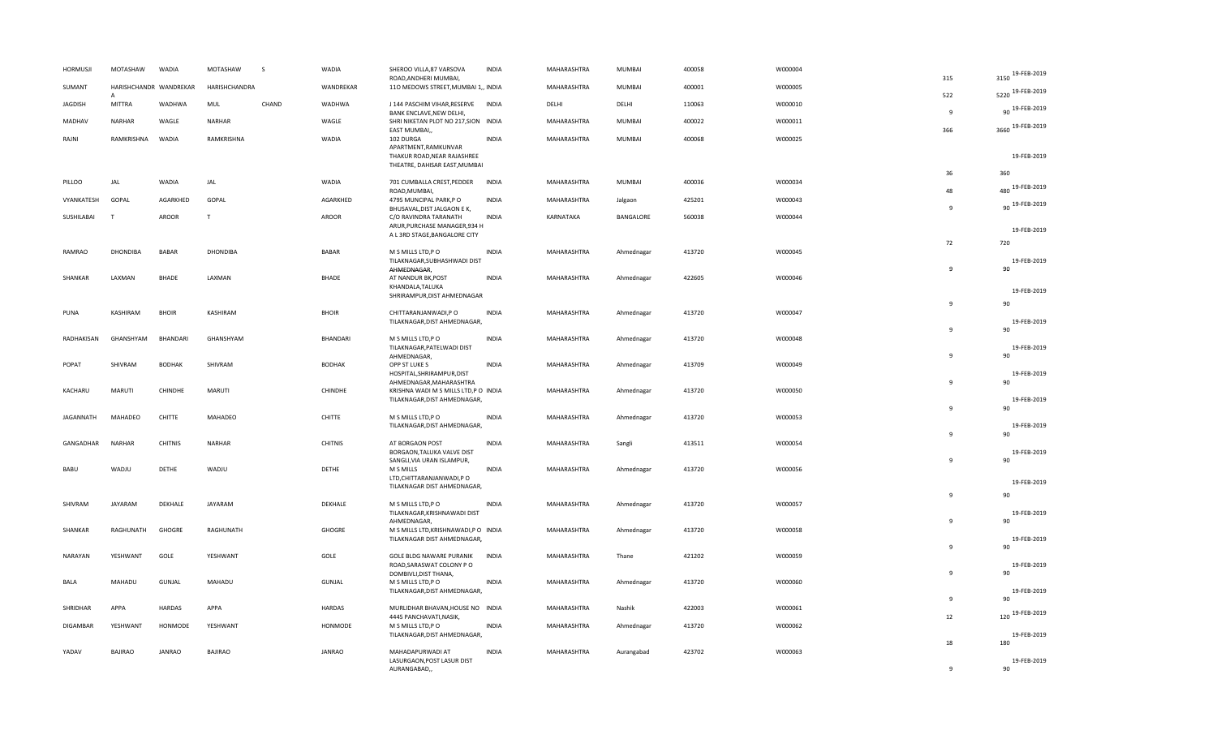| HORMUSJI | MOTASHAW | WADIA | MOTASHAW | S | WADIA | SHEROO VILLA,87 VARSOVA ROAD,ANDHERI MUMBAI, | INDIA | MAHARASHTRA | MUMBAI | 400058 | W000004 | 315 | 3150 | 19-FEB-2019 |
|---|---|---|---|---|---|---|---|---|---|---|---|---|---|---|
| SUMANT | HARISHCHANDR A | WANDREKAR | HARISHCHANDRA | | WANDREKAR | 11O MEDOWS STREET,MUMBAI 1,, | INDIA | MAHARASHTRA | MUMBAI | 400001 | W000005 | 522 | 5220 | 19-FEB-2019 |
| JAGDISH | MITTRA | WADHWA | MUL | CHAND | WADHWA | J 144 PASCHIM VIHAR,RESERVE BANK ENCLAVE,NEW DELHI, | INDIA | DELHI | DELHI | 110063 | W000010 | 9 | 90 | 19-FEB-2019 |
| MADHAV | NARHAR | WAGLE | NARHAR | | WAGLE | SHRI NIKETAN PLOT NO 217,SION EAST MUMBAI,, | INDIA | MAHARASHTRA | MUMBAI | 400022 | W000011 | 366 | 3660 | 19-FEB-2019 |
| RAJNI | RAMKRISHNA | WADIA | RAMKRISHNA | | WADIA | 102 DURGA APARTMENT,RAMKUNVAR THAKUR ROAD,NEAR RAJASHREE THEATRE, DAHISAR EAST,MUMBAI | INDIA | MAHARASHTRA | MUMBAI | 400068 | W000025 | 36 | 360 | 19-FEB-2019 |
| PILLOO | JAL | WADIA | JAL | | WADIA | 701 CUMBALLA CREST,PEDDER ROAD,MUMBAI, | INDIA | MAHARASHTRA | MUMBAI | 400036 | W000034 | 48 | 480 | 19-FEB-2019 |
| VYANKATESH | GOPAL | AGARKHED | GOPAL | | AGARKHED | 4795 MUNCIPAL PARK,P O BHUSAVAL,,DIST JALGAON E K, | INDIA | MAHARASHTRA | Jalgaon | 425201 | W000043 | 9 | 90 | 19-FEB-2019 |
| SUSHILABAI | T | AROOR | T | | AROOR | C/O RAVINDRA TARANATH ARUR,PURCHASE MANAGER,934 H A L 3RD STAGE,BANGALORE CITY | INDIA | KARNATAKA | BANGALORE | 560038 | W000044 | 72 | 720 | 19-FEB-2019 |
| RAMRAO | DHONDIBA | BABAR | DHONDIBA | | BABAR | M S MILLS LTD,P O TILAKNAGAR,SUBHASHWADI DIST AHMEDNAGAR, | INDIA | MAHARASHTRA | Ahmednagar | 413720 | W000045 | 9 | 90 | 19-FEB-2019 |
| SHANKAR | LAXMAN | BHADE | LAXMAN | | BHADE | AT NANDUR BK,POST KHANDALA,TALUKA SHRIRAMPUR,DIST AHMEDNAGAR | INDIA | MAHARASHTRA | Ahmednagar | 422605 | W000046 | 9 | 90 | 19-FEB-2019 |
| PUNA | KASHIRAM | BHOIR | KASHIRAM | | BHOIR | CHITTARANJANWADI,P O TILAKNAGAR,DIST AHMEDNAGAR, | INDIA | MAHARASHTRA | Ahmednagar | 413720 | W000047 | 9 | 90 | 19-FEB-2019 |
| RADHAKISAN | GHANSHYAM | BHANDARI | GHANSHYAM | | BHANDARI | M S MILLS LTD,P O TILAKNAGAR,PATELWADI DIST AHMEDNAGAR, | INDIA | MAHARASHTRA | Ahmednagar | 413720 | W000048 | 9 | 90 | 19-FEB-2019 |
| POPAT | SHIVRAM | BODHAK | SHIVRAM | | BODHAK | OPP ST LUKE S HOSPITAL,SHRIRAMPUR,DIST AHMEDNAGAR,MAHARASHTRA | INDIA | MAHARASHTRA | Ahmednagar | 413709 | W000049 | 9 | 90 | 19-FEB-2019 |
| KACHARU | MARUTI | CHINDHE | MARUTI | | CHINDHE | KRISHNA WADI M S MILLS LTD,P O TILAKNAGAR,DIST AHMEDNAGAR, | INDIA | MAHARASHTRA | Ahmednagar | 413720 | W000050 | 9 | 90 | 19-FEB-2019 |
| JAGANNATH | MAHADEO | CHITTE | MAHADEO | | CHITTE | M S MILLS LTD,P O TILAKNAGAR,DIST AHMEDNAGAR, | INDIA | MAHARASHTRA | Ahmednagar | 413720 | W000053 | 9 | 90 | 19-FEB-2019 |
| GANGADHAR | NARHAR | CHITNIS | NARHAR | | CHITNIS | AT BORGAON POST BORGAON,TALUKA VALVE DIST SANGLI,VIA URAN ISLAMPUR, | INDIA | MAHARASHTRA | Sangli | 413511 | W000054 | 9 | 90 | 19-FEB-2019 |
| BABU | WADJU | DETHE | WADJU | | DETHE | M S MILLS LTD,CHITTARANJANWADI,P O TILAKNAGAR DIST AHMEDNAGAR, | INDIA | MAHARASHTRA | Ahmednagar | 413720 | W000056 | 9 | 90 | 19-FEB-2019 |
| SHIVRAM | JAYARAM | DEKHALE | JAYARAM | | DEKHALE | M S MILLS LTD,P O TILAKNAGAR,KRISHNAWADI DIST AHMEDNAGAR, | INDIA | MAHARASHTRA | Ahmednagar | 413720 | W000057 | 9 | 90 | 19-FEB-2019 |
| SHANKAR | RAGHUNATH | GHOGRE | RAGHUNATH | | GHOGRE | M S MILLS LTD,KRISHNAWADI,P O TILAKNAGAR DIST AHMEDNAGAR, | INDIA | MAHARASHTRA | Ahmednagar | 413720 | W000058 | 9 | 90 | 19-FEB-2019 |
| NARAYAN | YESHWANT | GOLE | YESHWANT | | GOLE | GOLE BLDG NAWARE PURANIK ROAD,SARASWAT COLONY P O DOMBIVLI,DIST THANA, | INDIA | MAHARASHTRA | Thane | 421202 | W000059 | 9 | 90 | 19-FEB-2019 |
| BALA | MAHADU | GUNJAL | MAHADU | | GUNJAL | M S MILLS LTD,P O TILAKNAGAR,DIST AHMEDNAGAR, | INDIA | MAHARASHTRA | Ahmednagar | 413720 | W000060 | 9 | 90 | 19-FEB-2019 |
| SHRIDHAR | APPA | HARDAS | APPA | | HARDAS | MURLIDHAR BHAVAN,HOUSE NO 4445 PANCHAVATI,NASIK, | INDIA | MAHARASHTRA | Nashik | 422003 | W000061 | 12 | 120 | 19-FEB-2019 |
| DIGAMBAR | YESHWANT | HONMODE | YESHWANT | | HONMODE | M S MILLS LTD,P O TILAKNAGAR,DIST AHMEDNAGAR, | INDIA | MAHARASHTRA | Ahmednagar | 413720 | W000062 | 18 | 180 | 19-FEB-2019 |
| YADAV | BAJIRAO | JANRAO | BAJIRAO | | JANRAO | MAHADAPURWADI AT LASURGAON,POST LASUR DIST AURANGABAD,, | INDIA | MAHARASHTRA | Aurangabad | 423702 | W000063 | 9 | 90 | 19-FEB-2019 |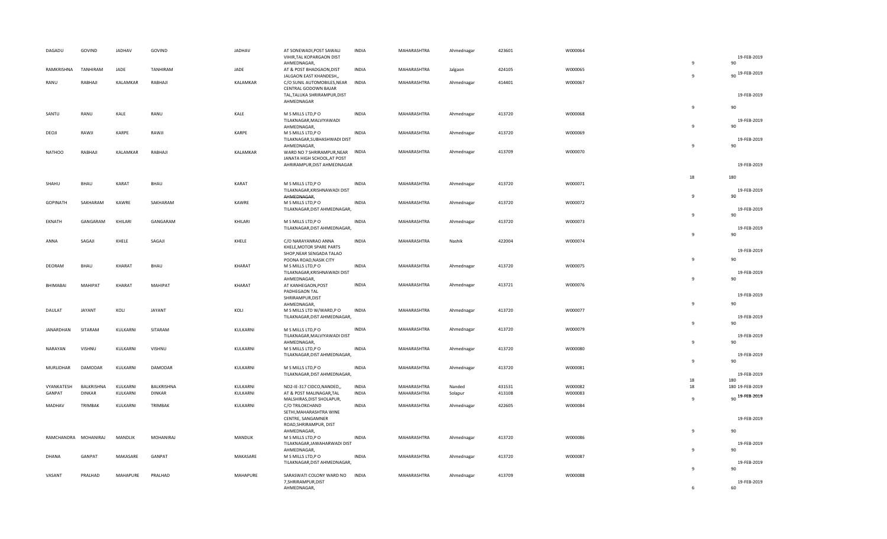| DAGADU | GOVIND | JADHAV | GOVIND | JADHAV | AT SONEWADI,POST SAWALI VIHIR,TAL KOPARGAON DIST AHMEDNAGAR, | INDIA | MAHARASHTRA | Ahmednagar | 423601 | W000064 | 9 | 90 | 19-FEB-2019 |
|---|---|---|---|---|---|---|---|---|---|---|---|---|---|
| RAMKRISHNA | TANHIRAM | JADE | TANHIRAM | JADE | AT & POST BHADGAON,DIST JALGAON EAST KHANDESH,, | INDIA | MAHARASHTRA | Jalgaon | 424105 | W000065 | 9 | 90 | 19-FEB-2019 |
| RANU | RABHAJI | KALAMKAR | RABHAJI | KALAMKAR | C/O SUNIL AUTOMOBILES,NEAR CENTRAL GODOWN BAJAR TAL,TALUKA SHRIRAMPUR,DIST AHMEDNAGAR | INDIA | MAHARASHTRA | Ahmednagar | 414401 | W000067 | 9 | 90 | 19-FEB-2019 |
| SANTU | RANU | KALE | RANU | KALE | M S MILLS LTD,P O TILAKNAGAR,MALVIYAWADI AHMEDNAGAR, | INDIA | MAHARASHTRA | Ahmednagar | 413720 | W000068 | 9 | 90 | 19-FEB-2019 |
| DEOJI | RAWJI | KARPE | RAWJI | KARPE | M S MILLS LTD,P O TILAKNAGAR,SUBHASHWADI DIST AHMEDNAGAR, | INDIA | MAHARASHTRA | Ahmednagar | 413720 | W000069 | 9 | 90 | 19-FEB-2019 |
| NATHOO | RABHAJI | KALAMKAR | RABHAJI | KALAMKAR | WARD NO 7 SHRIRAMPUR,NEAR JANATA HIGH SCHOOL,AT POST AHRIRAMPUR,DIST AHMEDNAGAR | INDIA | MAHARASHTRA | Ahmednagar | 413709 | W000070 | 18 | 180 | 19-FEB-2019 |
| SHAHU | BHAU | KARAT | BHAU | KARAT | M S MILLS LTD,P O TILAKNAGAR,KRISHNAWADI DIST AHMEDNAGAR, | INDIA | MAHARASHTRA | Ahmednagar | 413720 | W000071 | 9 | 90 | 19-FEB-2019 |
| GOPINATH | SAKHARAM | KAWRE | SAKHARAM | KAWRE | M S MILLS LTD,P O TILAKNAGAR,DIST AHMEDNAGAR, | INDIA | MAHARASHTRA | Ahmednagar | 413720 | W000072 | 9 | 90 | 19-FEB-2019 |
| EKNATH | GANGARAM | KHILARI | GANGARAM | KHILARI | M S MILLS LTD,P O TILAKNAGAR,DIST AHMEDNAGAR, | INDIA | MAHARASHTRA | Ahmednagar | 413720 | W000073 | 9 | 90 | 19-FEB-2019 |
| ANNA | SAGAJI | KHELE | SAGAJI | KHELE | C/O NARAYANRAO ANNA KHELE,MOTOR SPARE PARTS SHOP,NEAR SENGADA TALAO POONA ROAD,NASIK CITY | INDIA | MAHARASHTRA | Nashik | 422004 | W000074 | 9 | 90 | 19-FEB-2019 |
| DEORAM | BHAU | KHARAT | BHAU | KHARAT | M S MILLS LTD,P O TILAKNAGAR,KRISHNAWADI DIST AHMEDNAGAR, | INDIA | MAHARASHTRA | Ahmednagar | 413720 | W000075 | 9 | 90 | 19-FEB-2019 |
| BHIMABAI | MAHIPAT | KHARAT | MAHIPAT | KHARAT | AT KANHEGAON,POST PADHEGAON TAL SHRIRAMPUR,DIST AHMEDNAGAR, | INDIA | MAHARASHTRA | Ahmednagar | 413721 | W000076 | 9 | 90 | 19-FEB-2019 |
| DAULAT | JAYANT | KOLI | JAYANT | KOLI | M S MILLS LTD W/WARD,P O TILAKNAGAR,DIST AHMEDNAGAR, | INDIA | MAHARASHTRA | Ahmednagar | 413720 | W000077 | 9 | 90 | 19-FEB-2019 |
| JANARDHAN | SITARAM | KULKARNI | SITARAM | KULKARNI | M S MILLS LTD,P O TILAKNAGAR,MALVIYAWADI DIST AHMEDNAGAR, | INDIA | MAHARASHTRA | Ahmednagar | 413720 | W000079 | 9 | 90 | 19-FEB-2019 |
| NARAYAN | VISHNU | KULKARNI | VISHNU | KULKARNI | M S MILLS LTD,P O TILAKNAGAR,DIST AHMEDNAGAR, | INDIA | MAHARASHTRA | Ahmednagar | 413720 | W000080 | 9 | 90 | 19-FEB-2019 |
| MURLIDHAR | DAMODAR | KULKARNI | DAMODAR | KULKARNI | M S MILLS LTD,P O TILAKNAGAR,DIST AHMEDNAGAR, | INDIA | MAHARASHTRA | Ahmednagar | 413720 | W000081 | 18 | 180 | 19-FEB-2019 |
| VYANKATESH | BALKRISHNA | KULKARNI | BALKRISHNA | KULKARNI | ND2-IE-317 CIDCO,NANDED,, | INDIA | MAHARASHTRA | Nanded | 431531 | W000082 | 18 | 180 | 19-FEB-2019 |
| GANPAT | DINKAR | KULKARNI | DINKAR | KULKARNI | AT & POST MALINAGAR,TAL MALSHIRAS,DIST SHOLAPUR, | INDIA | MAHARASHTRA | Solapur | 413108 | W000083 | 9 | 90 | 19-FEB-2019 |
| MADHAV | TRIMBAK | KULKARNI | TRIMBAK | KULKARNI | C/O TRILOKCHAND SETHI,MAHARASHTRA WINE CENTRE, SANGAMNER ROAD,SHRIRAMPUR, DIST AHMEDNAGAR, | INDIA | MAHARASHTRA | Ahmednagar | 422605 | W000084 | 9 | 90 | 19-FEB-2019 |
| RAMCHANDRA | MOHANIRAJ | MANDLIK | MOHANIRAJ | MANDLIK | M S MILLS LTD,P O TILAKNAGAR,JAWAHARWADI DIST AHMEDNAGAR, | INDIA | MAHARASHTRA | Ahmednagar | 413720 | W000086 | 9 | 90 | 19-FEB-2019 |
| DHANA | GANPAT | MAKASARE | GANPAT | MAKASARE | M S MILLS LTD,P O TILAKNAGAR,DIST AHMEDNAGAR, | INDIA | MAHARASHTRA | Ahmednagar | 413720 | W000087 | 9 | 90 | 19-FEB-2019 |
| VASANT | PRALHAD | MAHAPURE | PRALHAD | MAHAPURE | SARASWATI COLONY WARD NO 7,SHRIRAMPUR,DIST AHMEDNAGAR, | INDIA | MAHARASHTRA | Ahmednagar | 413709 | W000088 | 6 | 60 | 19-FEB-2019 |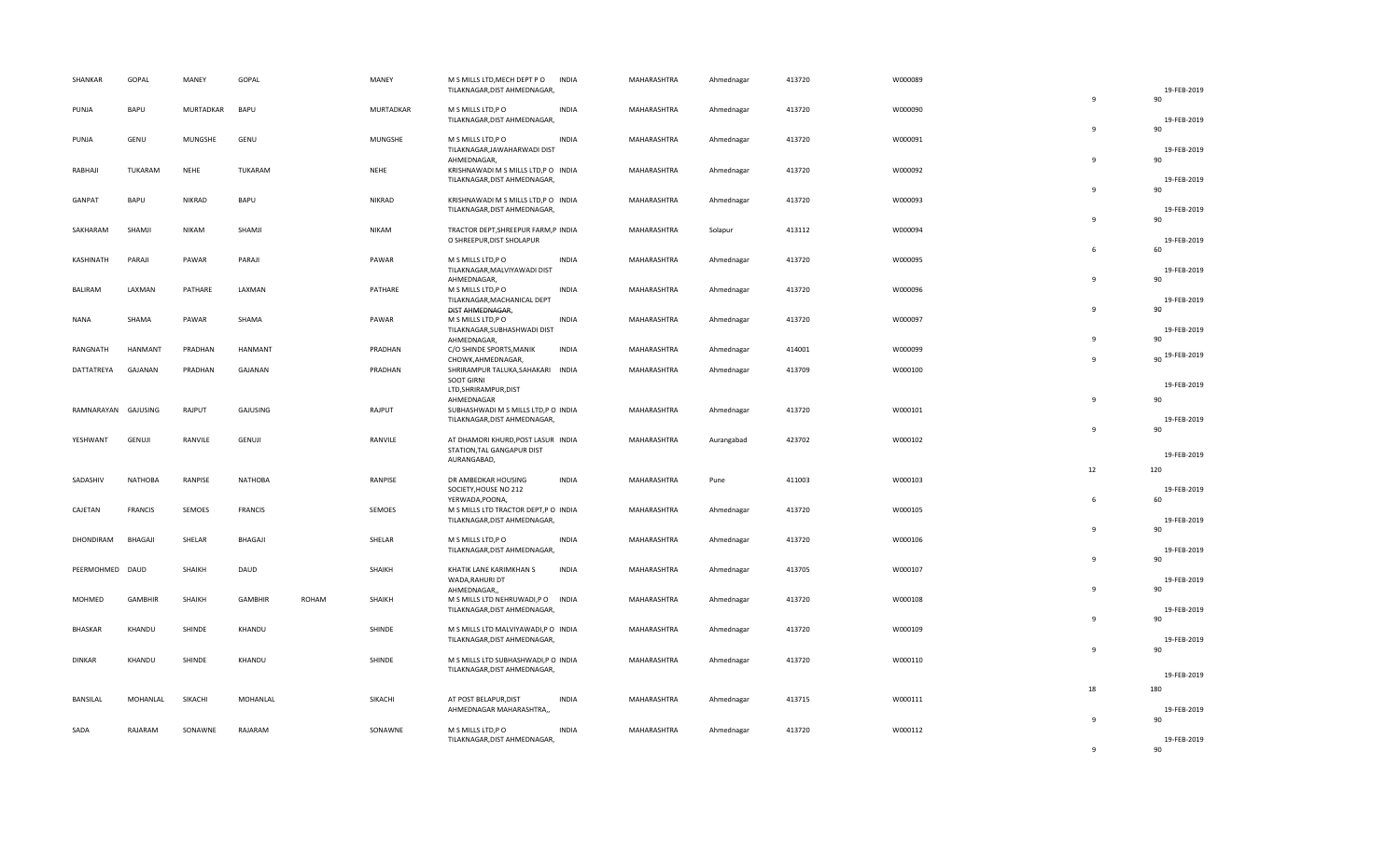| | | | | | | | | | | | | | | |
|---|---|---|---|---|---|---|---|---|---|---|---|---|---|---|
| SHANKAR | GOPAL | MANEY | GOPAL | | MANEY | M S MILLS LTD,MECH DEPT P O TILAKNAGAR,DIST AHMEDNAGAR, | INDIA | MAHARASHTRA | Ahmednagar | 413720 | W000089 | 9 | 90 | 19-FEB-2019 |
| PUNJA | BAPU | MURTADKAR | BAPU | | MURTADKAR | M S MILLS LTD,P O TILAKNAGAR,DIST AHMEDNAGAR, | INDIA | MAHARASHTRA | Ahmednagar | 413720 | W000090 | 9 | 90 | 19-FEB-2019 |
| PUNJA | GENU | MUNGSHE | GENU | | MUNGSHE | M S MILLS LTD,P O TILAKNAGAR,JAWAHARWADI DIST AHMEDNAGAR, | INDIA | MAHARASHTRA | Ahmednagar | 413720 | W000091 | 9 | 90 | 19-FEB-2019 |
| RABHAJI | TUKARAM | NEHE | TUKARAM | | NEHE | KRISHNAWADI M S MILLS LTD,P O TILAKNAGAR,DIST AHMEDNAGAR, | INDIA | MAHARASHTRA | Ahmednagar | 413720 | W000092 | 9 | 90 | 19-FEB-2019 |
| GANPAT | BAPU | NIKRAD | BAPU | | NIKRAD | KRISHNAWADI M S MILLS LTD,P O TILAKNAGAR,DIST AHMEDNAGAR, | INDIA | MAHARASHTRA | Ahmednagar | 413720 | W000093 | 9 | 90 | 19-FEB-2019 |
| SAKHARAM | SHAMJI | NIKAM | SHAMJI | | NIKAM | TRACTOR DEPT,SHREEPUR FARM,P O SHREEPUR,DIST SHOLAPUR | INDIA | MAHARASHTRA | Solapur | 413112 | W000094 | 6 | 60 | 19-FEB-2019 |
| KASHINATH | PARAJI | PAWAR | PARAJI | | PAWAR | M S MILLS LTD,P O TILAKNAGAR,MALVIYAWADI DIST AHMEDNAGAR, | INDIA | MAHARASHTRA | Ahmednagar | 413720 | W000095 | 9 | 90 | 19-FEB-2019 |
| BALIRAM | LAXMAN | PATHARE | LAXMAN | | PATHARE | M S MILLS LTD,P O TILAKNAGAR,MACHANICAL DEPT DIST AHMEDNAGAR, | INDIA | MAHARASHTRA | Ahmednagar | 413720 | W000096 | 9 | 90 | 19-FEB-2019 |
| NANA | SHAMA | PAWAR | SHAMA | | PAWAR | M S MILLS LTD,P O TILAKNAGAR,SUBHASHWADI DIST AHMEDNAGAR, | INDIA | MAHARASHTRA | Ahmednagar | 413720 | W000097 | 9 | 90 | 19-FEB-2019 |
| RANGNATH | HANMANT | PRADHAN | HANMANT | | PRADHAN | C/O SHINDE SPORTS,MANIK CHOWK,AHMEDNAGAR, | INDIA | MAHARASHTRA | Ahmednagar | 414001 | W000099 | 9 | 90 | 19-FEB-2019 |
| DATTATREYA | GAJANAN | PRADHAN | GAJANAN | | PRADHAN | SHRIRAMPUR TALUKA,SAHAKARI SOOT GIRNI LTD,SHRIRAMPUR,DIST AHMEDNAGAR | INDIA | MAHARASHTRA | Ahmednagar | 413709 | W000100 | 9 | 90 | 19-FEB-2019 |
| RAMNARAYAN | GAJUSING | RAJPUT | GAJUSING | | RAJPUT | SUBHASHWADI M S MILLS LTD,P O TILAKNAGAR,DIST AHMEDNAGAR, | INDIA | MAHARASHTRA | Ahmednagar | 413720 | W000101 | 9 | 90 | 19-FEB-2019 |
| YESHWANT | GENUJI | RANVILE | GENUJI | | RANVILE | AT DHAMORI KHURD,POST LASUR STATION,TAL GANGAPUR DIST AURANGABAD, | INDIA | MAHARASHTRA | Aurangabad | 423702 | W000102 | 12 | 120 | 19-FEB-2019 |
| SADASHIV | NATHOBA | RANPISE | NATHOBA | | RANPISE | DR AMBEDKAR HOUSING SOCIETY,HOUSE NO 212 YERWADA,POONA, | INDIA | MAHARASHTRA | Pune | 411003 | W000103 | 6 | 60 | 19-FEB-2019 |
| CAJETAN | FRANCIS | SEMOES | FRANCIS | | SEMOES | M S MILLS LTD TRACTOR DEPT,P O TILAKNAGAR,DIST AHMEDNAGAR, | INDIA | MAHARASHTRA | Ahmednagar | 413720 | W000105 | 9 | 90 | 19-FEB-2019 |
| DHONDIRAM | BHAGAJI | SHELAR | BHAGAJI | | SHELAR | M S MILLS LTD,P O TILAKNAGAR,DIST AHMEDNAGAR, | INDIA | MAHARASHTRA | Ahmednagar | 413720 | W000106 | 9 | 90 | 19-FEB-2019 |
| PEERMOHMED | DAUD | SHAIKH | DAUD | | SHAIKH | KHATIK LANE KARIMKHAN S WADA,RAHURI DT AHMEDNAGAR,, | INDIA | MAHARASHTRA | Ahmednagar | 413705 | W000107 | 9 | 90 | 19-FEB-2019 |
| MOHMED | GAMBHIR | SHAIKH | GAMBHIR | ROHAM | SHAIKH | M S MILLS LTD NEHRUWADI,P O TILAKNAGAR,DIST AHMEDNAGAR, | INDIA | MAHARASHTRA | Ahmednagar | 413720 | W000108 | 9 | 90 | 19-FEB-2019 |
| BHASKAR | KHANDU | SHINDE | KHANDU | | SHINDE | M S MILLS LTD MALVIYAWADI,P O TILAKNAGAR,DIST AHMEDNAGAR, | INDIA | MAHARASHTRA | Ahmednagar | 413720 | W000109 | 9 | 90 | 19-FEB-2019 |
| DINKAR | KHANDU | SHINDE | KHANDU | | SHINDE | M S MILLS LTD SUBHASHWADI,P O TILAKNAGAR,DIST AHMEDNAGAR, | INDIA | MAHARASHTRA | Ahmednagar | 413720 | W000110 | 18 | 180 | 19-FEB-2019 |
| BANSILAL | MOHANLAL | SIKACHI | MOHANLAL | | SIKACHI | AT POST BELAPUR,DIST AHMEDNAGAR MAHARASHTRA,, | INDIA | MAHARASHTRA | Ahmednagar | 413715 | W000111 | 9 | 90 | 19-FEB-2019 |
| SADA | RAJARAM | SONAWNE | RAJARAM | | SONAWNE | M S MILLS LTD,P O TILAKNAGAR,DIST AHMEDNAGAR, | INDIA | MAHARASHTRA | Ahmednagar | 413720 | W000112 | 9 | 90 | 19-FEB-2019 |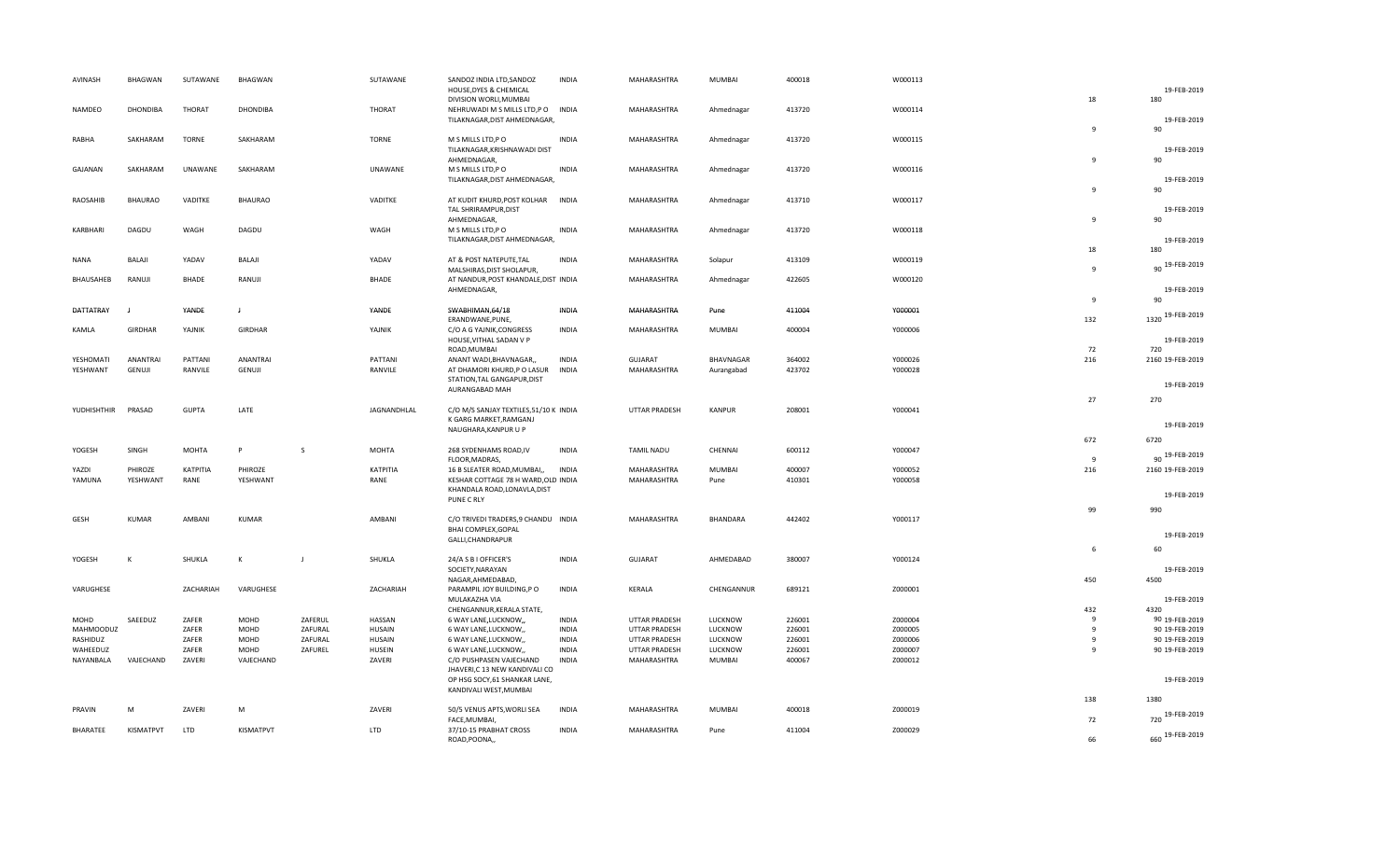| | | | | | | | | | | | | | | |
|---|---|---|---|---|---|---|---|---|---|---|---|---|---|---|
| AVINASH | BHAGWAN | SUTAWANE | BHAGWAN | | SUTAWANE | SANDOZ INDIA LTD,SANDOZ HOUSE,DYES & CHEMICAL DIVISION WORLI,MUMBAI | INDIA | MAHARASHTRA | MUMBAI | 400018 | W000113 | 18 | 180 | 19-FEB-2019 |
| NAMDEO | DHONDIBA | THORAT | DHONDIBA | | THORAT | NEHRUWADI M S MILLS LTD,P O TILAKNAGAR,DIST AHMEDNAGAR, | INDIA | MAHARASHTRA | Ahmednagar | 413720 | W000114 | 9 | 90 | 19-FEB-2019 |
| RABHA | SAKHARAM | TORNE | SAKHARAM | | TORNE | M S MILLS LTD,P O TILAKNAGAR,KRISHNAWADI DIST AHMEDNAGAR, | INDIA | MAHARASHTRA | Ahmednagar | 413720 | W000115 | 9 | 90 | 19-FEB-2019 |
| GAJANAN | SAKHARAM | UNAWANE | SAKHARAM | | UNAWANE | M S MILLS LTD,P O TILAKNAGAR,DIST AHMEDNAGAR, | INDIA | MAHARASHTRA | Ahmednagar | 413720 | W000116 | 9 | 90 | 19-FEB-2019 |
| RAOSAHIB | BHAURAO | VADITKE | BHAURAO | | VADITKE | AT KUDIT KHURD,POST KOLHAR TAL SHRIRAMPUR,DIST AHMEDNAGAR, | INDIA | MAHARASHTRA | Ahmednagar | 413710 | W000117 | 9 | 90 | 19-FEB-2019 |
| KARBHARI | DAGDU | WAGH | DAGDU | | WAGH | M S MILLS LTD,P O TILAKNAGAR,DIST AHMEDNAGAR, | INDIA | MAHARASHTRA | Ahmednagar | 413720 | W000118 | 18 | 180 | 19-FEB-2019 |
| NANA | BALAJI | YADAV | BALAJI | | YADAV | AT & POST NATEPUTE,TAL MALSHIRAS,DIST SHOLAPUR, | INDIA | MAHARASHTRA | Solapur | 413109 | W000119 | 9 | 90 | 19-FEB-2019 |
| BHAUSAHEB | RANUJI | BHADE | RANUJI | | BHADE | AT NANDUR,POST KHANDALE,DIST AHMEDNAGAR, | INDIA | MAHARASHTRA | Ahmednagar | 422605 | W000120 | 9 | 90 | 19-FEB-2019 |
| DATTATRAY | J | YANDE | J | | YANDE | SWABHIMAN,64/18 ERANDWANE,PUNE, | INDIA | MAHARASHTRA | Pune | 411004 | Y000001 | 132 | 1320 | 19-FEB-2019 |
| KAMLA | GIRDHAR | YAJNIK | GIRDHAR | | YAJNIK | C/O A G YAJNIK,CONGRESS HOUSE,VITHAL SADAN V P ROAD,MUMBAI | INDIA | MAHARASHTRA | MUMBAI | 400004 | Y000006 | 72 | 720 | 19-FEB-2019 |
| YESHOMATI | ANANTRAI | PATTANI | ANANTRAI | | PATTANI | ANANT WADI,BHAVNAGAR,, | INDIA | GUJARAT | BHAVNAGAR | 364002 | Y000026 | 216 | 2160 | 19-FEB-2019 |
| YESHWANT | GENUJI | RANVILE | GENUJI | | RANVILE | AT DHAMORI KHURD,P O LASUR STATION,TAL GANGAPUR,DIST AURANGABAD MAH | INDIA | MAHARASHTRA | Aurangabad | 423702 | Y000028 | 27 | 270 | 19-FEB-2019 |
| YUDHISHTHIR | PRASAD | GUPTA | LATE | | JAGNANDHLAL | C/O M/S SANJAY TEXTILES,51/10 K GARG MARKET,RAMGANJ NAUGHARA,KANPUR U P | INDIA | UTTAR PRADESH | KANPUR | 208001 | Y000041 | 672 | 6720 | 19-FEB-2019 |
| YOGESH | SINGH | MOHTA | P | S | MOHTA | 268 SYDENHAMS ROAD,IV FLOOR,MADRAS, | INDIA | TAMIL NADU | CHENNAI | 600112 | Y000047 | 9 | 90 | 19-FEB-2019 |
| YAZDI | PHIROZE | KATPITIA | PHIROZE | | KATPITIA | 16 B SLEATER ROAD,MUMBAI,, | INDIA | MAHARASHTRA | MUMBAI | 400007 | Y000052 | 216 | 2160 | 19-FEB-2019 |
| YAMUNA | YESHWANT | RANE | YESHWANT | | RANE | KESHAR COTTAGE 78 H WARD,OLD KHANDALA ROAD,LONAVLA,DIST PUNE C RLY | INDIA | MAHARASHTRA | Pune | 410301 | Y000058 | 99 | 990 | 19-FEB-2019 |
| GESH | KUMAR | AMBANI | KUMAR | | AMBANI | C/O TRIVEDI TRADERS,9 CHANDU BHAI COMPLEX,GOPAL GALLI,CHANDRAPUR | INDIA | MAHARASHTRA | BHANDARA | 442402 | Y000117 | 6 | 60 | 19-FEB-2019 |
| YOGESH | K | SHUKLA | K | J | SHUKLA | 24/A S B I OFFICER'S SOCIETY,NARAYAN NAGAR,AHMEDABAD, | INDIA | GUJARAT | AHMEDABAD | 380007 | Y000124 | 450 | 4500 | 19-FEB-2019 |
| VARUGHESE | | ZACHARIAH | VARUGHESE | | ZACHARIAH | PARAMPIL JOY BUILDING,P O MULAKAZHA VIA CHENGANNUR,KERALA STATE, | INDIA | KERALA | CHENGANNUR | 689121 | Z000001 | 432 | 4320 | 19-FEB-2019 |
| MOHD | SAEEDUZ | ZAFER | MOHD | ZAFERUL | HASSAN | 6 WAY LANE,LUCKNOW,, | INDIA | UTTAR PRADESH | LUCKNOW | 226001 | Z000004 | 9 | 90 | 19-FEB-2019 |
| MAHMOODUZ | | ZAFER | MOHD | ZAFURAL | HUSAIN | 6 WAY LANE,LUCKNOW,, | INDIA | UTTAR PRADESH | LUCKNOW | 226001 | Z000005 | 9 | 90 | 19-FEB-2019 |
| RASHIDUZ | | ZAFER | MOHD | ZAFURAL | HUSAIN | 6 WAY LANE,LUCKNOW,, | INDIA | UTTAR PRADESH | LUCKNOW | 226001 | Z000006 | 9 | 90 | 19-FEB-2019 |
| WAHEEDUZ | | ZAFER | MOHD | ZAFUREL | HUSEIN | 6 WAY LANE,LUCKNOW,, | INDIA | UTTAR PRADESH | LUCKNOW | 226001 | Z000007 | 9 | 90 | 19-FEB-2019 |
| NAYANBALA | VAJECHAND | ZAVERI | VAJECHAND | | ZAVERI | C/O PUSHPASEN VAJECHAND JHAVERI,C 13 NEW KANDIVALI CO OP HSG SOCY,61 SHANKAR LANE, KANDIVALI WEST,MUMBAI | INDIA | MAHARASHTRA | MUMBAI | 400067 | Z000012 | 138 | 1380 | 19-FEB-2019 |
| PRAVIN | M | ZAVERI | M | | ZAVERI | 50/5 VENUS APTS,WORLI SEA FACE,MUMBAI, | INDIA | MAHARASHTRA | MUMBAI | 400018 | Z000019 | 72 | 720 | 19-FEB-2019 |
| BHARATEE | KISMATPVT | LTD | KISMATPVT | | LTD | 37/10-15 PRABHAT CROSS ROAD,POONA,, | INDIA | MAHARASHTRA | Pune | 411004 | Z000029 | 66 | 660 | 19-FEB-2019 |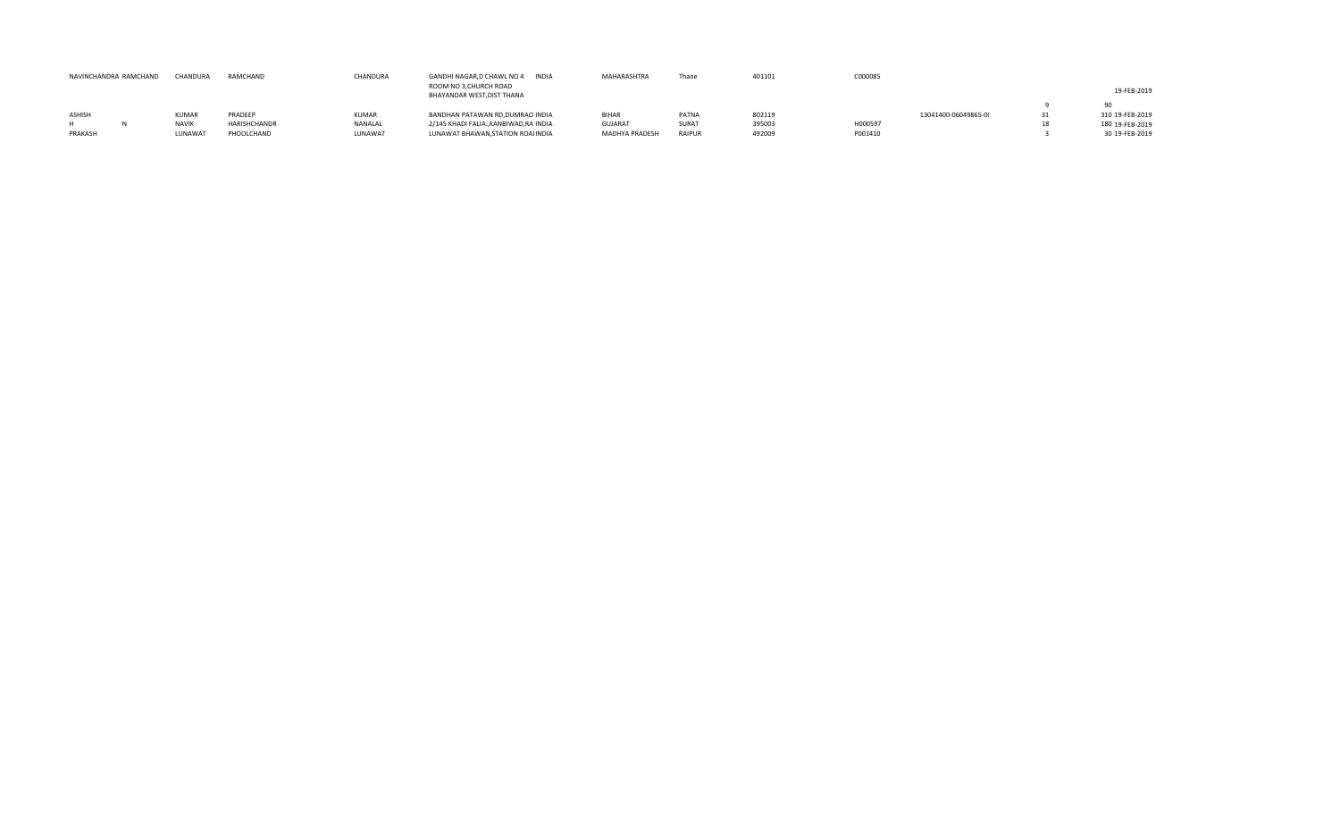| | | | | | | | | | | | | | | | |
|---|---|---|---|---|---|---|---|---|---|---|---|---|---|---|---|
| NAVINCHANDRA | RAMCHAND | CHANDURA | RAMCHAND | | CHANDURA | GANDHI NAGAR,D CHAWL NO 4 ROOM NO 3,CHURCH ROAD BHAYANDAR WEST,DIST THANA | INDIA | MAHARASHTRA | Thane | 401101 | C000085 | | 9 | 90 | 19-FEB-2019 |
| ASHISH | | KUMAR | PRADEEP | | KUMAR | BANDHAN PATAWAN RD,DUMRAO | INDIA | BIHAR | PATNA | 802119 | | 13041400-06049865-0I | 31 | 310 | 19-FEB-2019 |
| H | N | NAVIK | HARISHCHANDR | | NANALAL | 2/145 KHADI FALIA.,KANBIWAD,RA | INDIA | GUJARAT | SURAT | 395003 | H000597 | | 18 | 180 | 19-FEB-2019 |
| PRAKASH | | LUNAWAT | PHOOLCHAND | | LUNAWAT | LUNAWAT BHAWAN,STATION ROAI | INDIA | MADHYA PRADESH | RAIPUR | 492009 | P001410 | | 3 | 30 | 19-FEB-2019 |